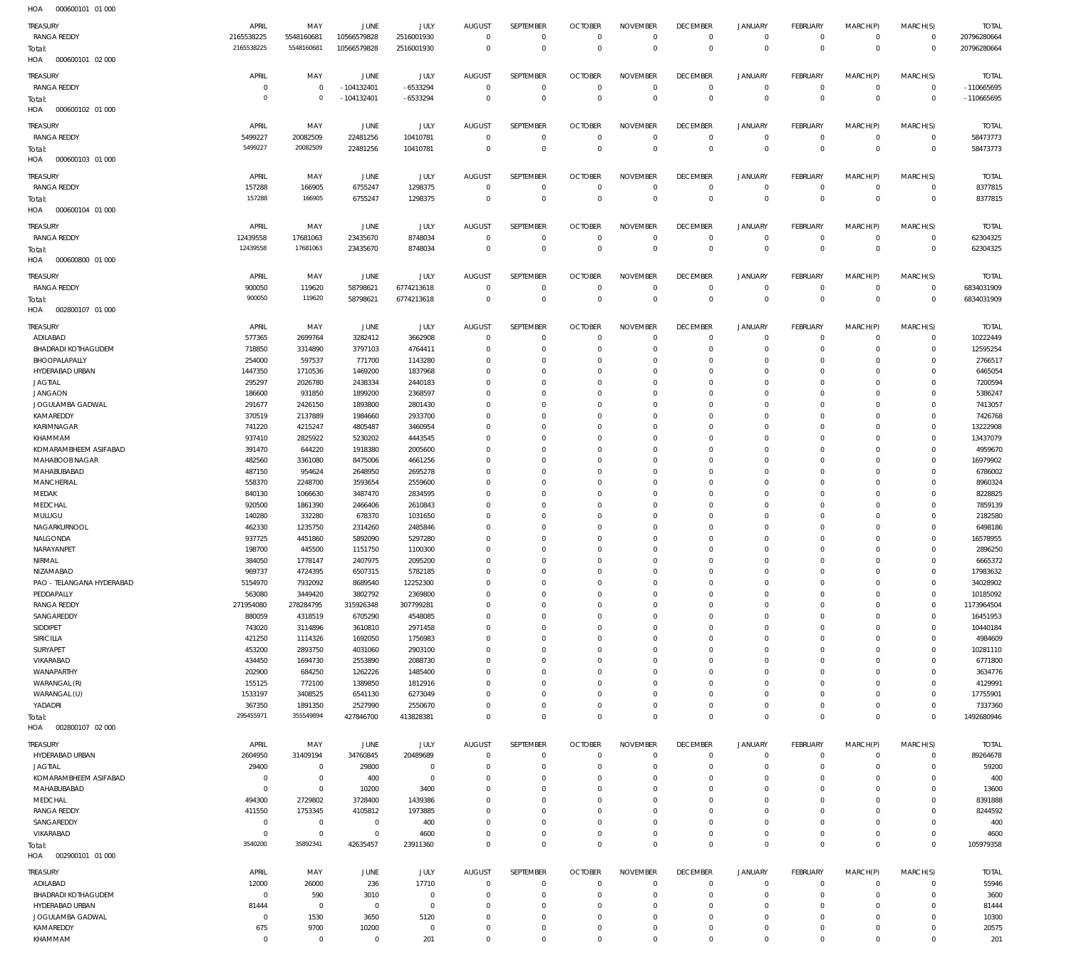HOA 000600101 01 000

| TREASURY | APRIL | MAY | JUNE | JULY | AUGUST | SEPTEMBER | OCTOBER | NOVEMBER | DECEMBER | JANUARY | FEBRUARY | MARCH(P) | MARCH(S) | TOTAL |
|---|---|---|---|---|---|---|---|---|---|---|---|---|---|---|
| RANGA REDDY | 2165538225 | 5548160681 | 10566579828 | 2516001930 | 0 | 0 | 0 | 0 | 0 | 0 | 0 | 0 | 0 | 20796280664 |
| Total: | 2165538225 | 5548160681 | 10566579828 | 2516001930 | 0 | 0 | 0 | 0 | 0 | 0 | 0 | 0 | 0 | 20796280664 |

HOA 000600101 02 000

| TREASURY | APRIL | MAY | JUNE | JULY | AUGUST | SEPTEMBER | OCTOBER | NOVEMBER | DECEMBER | JANUARY | FEBRUARY | MARCH(P) | MARCH(S) | TOTAL |
|---|---|---|---|---|---|---|---|---|---|---|---|---|---|---|
| RANGA REDDY | 0 | 0 | -104132401 | -6533294 | 0 | 0 | 0 | 0 | 0 | 0 | 0 | 0 | 0 | -110665695 |
| Total: | 0 | 0 | -104132401 | -6533294 | 0 | 0 | 0 | 0 | 0 | 0 | 0 | 0 | 0 | -110665695 |

HOA 000600102 01 000

| TREASURY | APRIL | MAY | JUNE | JULY | AUGUST | SEPTEMBER | OCTOBER | NOVEMBER | DECEMBER | JANUARY | FEBRUARY | MARCH(P) | MARCH(S) | TOTAL |
|---|---|---|---|---|---|---|---|---|---|---|---|---|---|---|
| RANGA REDDY | 5499227 | 20082509 | 22481256 | 10410781 | 0 | 0 | 0 | 0 | 0 | 0 | 0 | 0 | 0 | 58473773 |
| Total: | 5499227 | 20082509 | 22481256 | 10410781 | 0 | 0 | 0 | 0 | 0 | 0 | 0 | 0 | 0 | 58473773 |

HOA 000600103 01 000

| TREASURY | APRIL | MAY | JUNE | JULY | AUGUST | SEPTEMBER | OCTOBER | NOVEMBER | DECEMBER | JANUARY | FEBRUARY | MARCH(P) | MARCH(S) | TOTAL |
|---|---|---|---|---|---|---|---|---|---|---|---|---|---|---|
| RANGA REDDY | 157288 | 166905 | 6755247 | 1298375 | 0 | 0 | 0 | 0 | 0 | 0 | 0 | 0 | 0 | 8377815 |
| Total: | 157288 | 166905 | 6755247 | 1298375 | 0 | 0 | 0 | 0 | 0 | 0 | 0 | 0 | 0 | 8377815 |

HOA 000600104 01 000

| TREASURY | APRIL | MAY | JUNE | JULY | AUGUST | SEPTEMBER | OCTOBER | NOVEMBER | DECEMBER | JANUARY | FEBRUARY | MARCH(P) | MARCH(S) | TOTAL |
|---|---|---|---|---|---|---|---|---|---|---|---|---|---|---|
| RANGA REDDY | 12439558 | 17681063 | 23435670 | 8748034 | 0 | 0 | 0 | 0 | 0 | 0 | 0 | 0 | 0 | 62304325 |
| Total: | 12439558 | 17681063 | 23435670 | 8748034 | 0 | 0 | 0 | 0 | 0 | 0 | 0 | 0 | 0 | 62304325 |

HOA 000600800 01 000

| TREASURY | APRIL | MAY | JUNE | JULY | AUGUST | SEPTEMBER | OCTOBER | NOVEMBER | DECEMBER | JANUARY | FEBRUARY | MARCH(P) | MARCH(S) | TOTAL |
|---|---|---|---|---|---|---|---|---|---|---|---|---|---|---|
| RANGA REDDY | 900050 | 119620 | 58798621 | 6774213618 | 0 | 0 | 0 | 0 | 0 | 0 | 0 | 0 | 0 | 6834031909 |
| Total: | 900050 | 119620 | 58798621 | 6774213618 | 0 | 0 | 0 | 0 | 0 | 0 | 0 | 0 | 0 | 6834031909 |

HOA 002800107 01 000

| TREASURY | APRIL | MAY | JUNE | JULY | AUGUST | SEPTEMBER | OCTOBER | NOVEMBER | DECEMBER | JANUARY | FEBRUARY | MARCH(P) | MARCH(S) | TOTAL |
|---|---|---|---|---|---|---|---|---|---|---|---|---|---|---|
| ADILABAD | 577365 | 2699764 | 3282412 | 3662908 | 0 | 0 | 0 | 0 | 0 | 0 | 0 | 0 | 0 | 10222449 |
| BHADRADI KOTHAGUDEM | 718850 | 3314890 | 3797103 | 4764411 | 0 | 0 | 0 | 0 | 0 | 0 | 0 | 0 | 0 | 12595254 |
| BHOOPALAPALLY | 254000 | 597537 | 771700 | 1143280 | 0 | 0 | 0 | 0 | 0 | 0 | 0 | 0 | 0 | 2766517 |
| HYDERABAD URBAN | 1447350 | 1710536 | 1469200 | 1837968 | 0 | 0 | 0 | 0 | 0 | 0 | 0 | 0 | 0 | 6465054 |
| JAGTIAL | 295297 | 2026780 | 2438334 | 2440183 | 0 | 0 | 0 | 0 | 0 | 0 | 0 | 0 | 0 | 7200594 |
| JANGAON | 186600 | 931850 | 1899200 | 2368597 | 0 | 0 | 0 | 0 | 0 | 0 | 0 | 0 | 0 | 5386247 |
| JOGULAMBA GADWAL | 291677 | 2426150 | 1893800 | 2801430 | 0 | 0 | 0 | 0 | 0 | 0 | 0 | 0 | 0 | 7413057 |
| KAMAREDDY | 370519 | 2137889 | 1984660 | 2933700 | 0 | 0 | 0 | 0 | 0 | 0 | 0 | 0 | 0 | 7426768 |
| KARIMNAGAR | 741220 | 4215247 | 4805487 | 3460954 | 0 | 0 | 0 | 0 | 0 | 0 | 0 | 0 | 0 | 13222908 |
| KHAMMAM | 937410 | 2825922 | 5230202 | 4443545 | 0 | 0 | 0 | 0 | 0 | 0 | 0 | 0 | 0 | 13437079 |
| KOMARAMBHEEM ASIFABAD | 391470 | 644220 | 1918380 | 2005600 | 0 | 0 | 0 | 0 | 0 | 0 | 0 | 0 | 0 | 4959670 |
| MAHABOOBNAGAR | 482560 | 3361080 | 8475006 | 4661256 | 0 | 0 | 0 | 0 | 0 | 0 | 0 | 0 | 0 | 16979902 |
| MAHABUBABAD | 487150 | 954624 | 2648950 | 2695278 | 0 | 0 | 0 | 0 | 0 | 0 | 0 | 0 | 0 | 6786002 |
| MANCHERIAL | 558370 | 2248700 | 3593654 | 2559600 | 0 | 0 | 0 | 0 | 0 | 0 | 0 | 0 | 0 | 8960324 |
| MEDAK | 840130 | 1066630 | 3487470 | 2834595 | 0 | 0 | 0 | 0 | 0 | 0 | 0 | 0 | 0 | 8228825 |
| MEDCHAL | 920500 | 1861390 | 2466406 | 2610843 | 0 | 0 | 0 | 0 | 0 | 0 | 0 | 0 | 0 | 7859139 |
| MULUGU | 140280 | 332280 | 678370 | 1031650 | 0 | 0 | 0 | 0 | 0 | 0 | 0 | 0 | 0 | 2182580 |
| NAGARKURNOOL | 462330 | 1235750 | 2314260 | 2485846 | 0 | 0 | 0 | 0 | 0 | 0 | 0 | 0 | 0 | 6498186 |
| NALGONDA | 937725 | 4451860 | 5892090 | 5297280 | 0 | 0 | 0 | 0 | 0 | 0 | 0 | 0 | 0 | 16578955 |
| NARAYANPET | 198700 | 445500 | 1151750 | 1100300 | 0 | 0 | 0 | 0 | 0 | 0 | 0 | 0 | 0 | 2896250 |
| NIRMAL | 384050 | 1778147 | 2407975 | 2095200 | 0 | 0 | 0 | 0 | 0 | 0 | 0 | 0 | 0 | 6665372 |
| NIZAMABAD | 969737 | 4724395 | 6507315 | 5782185 | 0 | 0 | 0 | 0 | 0 | 0 | 0 | 0 | 0 | 17983632 |
| PAO - TELANGANA HYDERABAD | 5154970 | 7932092 | 8689540 | 12252300 | 0 | 0 | 0 | 0 | 0 | 0 | 0 | 0 | 0 | 34028902 |
| PEDDAPALLY | 563080 | 3449420 | 3802792 | 2369800 | 0 | 0 | 0 | 0 | 0 | 0 | 0 | 0 | 0 | 10185092 |
| RANGA REDDY | 271954080 | 278284795 | 315926348 | 307799281 | 0 | 0 | 0 | 0 | 0 | 0 | 0 | 0 | 0 | 1173964504 |
| SANGAREDDY | 880059 | 4318519 | 6705290 | 4548085 | 0 | 0 | 0 | 0 | 0 | 0 | 0 | 0 | 0 | 16451953 |
| SIDDIPET | 743020 | 3114896 | 3610810 | 2971458 | 0 | 0 | 0 | 0 | 0 | 0 | 0 | 0 | 0 | 10440184 |
| SIRICILLA | 421250 | 1114326 | 1692050 | 1756983 | 0 | 0 | 0 | 0 | 0 | 0 | 0 | 0 | 0 | 4984609 |
| SURYAPET | 453200 | 2893750 | 4031060 | 2903100 | 0 | 0 | 0 | 0 | 0 | 0 | 0 | 0 | 0 | 10281110 |
| VIKARABAD | 434450 | 1694730 | 2553890 | 2088730 | 0 | 0 | 0 | 0 | 0 | 0 | 0 | 0 | 0 | 6771800 |
| WANAPARTHY | 202900 | 684250 | 1262226 | 1485400 | 0 | 0 | 0 | 0 | 0 | 0 | 0 | 0 | 0 | 3634776 |
| WARANGAL (R) | 155125 | 772100 | 1389850 | 1812916 | 0 | 0 | 0 | 0 | 0 | 0 | 0 | 0 | 0 | 4129991 |
| WARANGAL (U) | 1533197 | 3408525 | 6541130 | 6273049 | 0 | 0 | 0 | 0 | 0 | 0 | 0 | 0 | 0 | 17755901 |
| YADADRI | 367350 | 1891350 | 2527990 | 2550670 | 0 | 0 | 0 | 0 | 0 | 0 | 0 | 0 | 0 | 7337360 |
| Total: | 295455971 | 355549894 | 427846700 | 413828381 | 0 | 0 | 0 | 0 | 0 | 0 | 0 | 0 | 0 | 1492680946 |

HOA 002800107 02 000

| TREASURY | APRIL | MAY | JUNE | JULY | AUGUST | SEPTEMBER | OCTOBER | NOVEMBER | DECEMBER | JANUARY | FEBRUARY | MARCH(P) | MARCH(S) | TOTAL |
|---|---|---|---|---|---|---|---|---|---|---|---|---|---|---|
| HYDERABAD URBAN | 2604950 | 31409194 | 34760845 | 20489689 | 0 | 0 | 0 | 0 | 0 | 0 | 0 | 0 | 0 | 89264678 |
| JAGTIAL | 29400 | 0 | 29800 | 0 | 0 | 0 | 0 | 0 | 0 | 0 | 0 | 0 | 0 | 59200 |
| KOMARAMBHEEM ASIFABAD | 0 | 0 | 400 | 0 | 0 | 0 | 0 | 0 | 0 | 0 | 0 | 0 | 0 | 400 |
| MAHABUBABAD | 0 | 0 | 10200 | 3400 | 0 | 0 | 0 | 0 | 0 | 0 | 0 | 0 | 0 | 13600 |
| MEDCHAL | 494300 | 2729802 | 3728400 | 1439386 | 0 | 0 | 0 | 0 | 0 | 0 | 0 | 0 | 0 | 8391888 |
| RANGA REDDY | 411550 | 1753345 | 4105812 | 1973885 | 0 | 0 | 0 | 0 | 0 | 0 | 0 | 0 | 0 | 8244592 |
| SANGAREDDY | 0 | 0 | 0 | 400 | 0 | 0 | 0 | 0 | 0 | 0 | 0 | 0 | 0 | 400 |
| VIKARABAD | 0 | 0 | 0 | 4600 | 0 | 0 | 0 | 0 | 0 | 0 | 0 | 0 | 0 | 4600 |
| Total: | 3540200 | 35892341 | 42635457 | 23911360 | 0 | 0 | 0 | 0 | 0 | 0 | 0 | 0 | 0 | 105979358 |

HOA 002900101 01 000

| TREASURY | APRIL | MAY | JUNE | JULY | AUGUST | SEPTEMBER | OCTOBER | NOVEMBER | DECEMBER | JANUARY | FEBRUARY | MARCH(P) | MARCH(S) | TOTAL |
|---|---|---|---|---|---|---|---|---|---|---|---|---|---|---|
| ADILABAD | 12000 | 26000 | 236 | 17710 | 0 | 0 | 0 | 0 | 0 | 0 | 0 | 0 | 0 | 55946 |
| BHADRADI KOTHAGUDEM | 0 | 590 | 3010 | 0 | 0 | 0 | 0 | 0 | 0 | 0 | 0 | 0 | 0 | 3600 |
| HYDERABAD URBAN | 81444 | 0 | 0 | 0 | 0 | 0 | 0 | 0 | 0 | 0 | 0 | 0 | 0 | 81444 |
| JOGULAMBA GADWAL | 0 | 1530 | 3650 | 5120 | 0 | 0 | 0 | 0 | 0 | 0 | 0 | 0 | 0 | 10300 |
| KAMAREDDY | 675 | 9700 | 10200 | 0 | 0 | 0 | 0 | 0 | 0 | 0 | 0 | 0 | 0 | 20575 |
| KHAMMAM | 0 | 0 | 0 | 201 | 0 | 0 | 0 | 0 | 0 | 0 | 0 | 0 | 0 | 201 |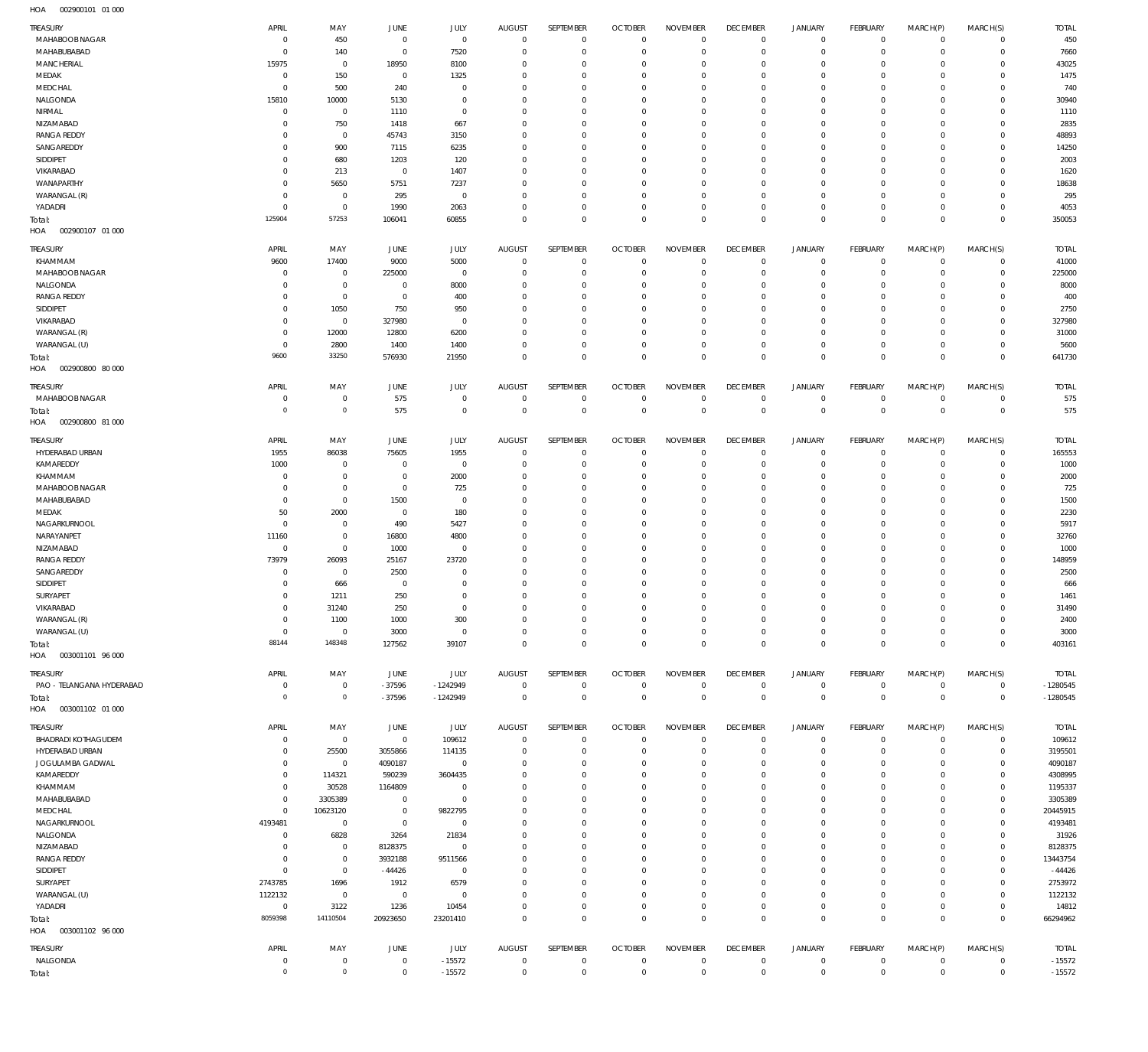HOA 002900101 01 000

| TREASURY | APRIL | MAY | JUNE | JULY | AUGUST | SEPTEMBER | OCTOBER | NOVEMBER | DECEMBER | JANUARY | FEBRUARY | MARCH(P) | MARCH(S) | TOTAL |
|---|---|---|---|---|---|---|---|---|---|---|---|---|---|---|
| MAHABOOB NAGAR | 0 | 450 | 0 | 0 | 0 | 0 | 0 | 0 | 0 | 0 | 0 | 0 | 0 | 450 |
| MAHABUBABAD | 0 | 140 | 0 | 7520 | 0 | 0 | 0 | 0 | 0 | 0 | 0 | 0 | 0 | 7660 |
| MANCHERIAL | 15975 | 0 | 18950 | 8100 | 0 | 0 | 0 | 0 | 0 | 0 | 0 | 0 | 0 | 43025 |
| MEDAK | 0 | 150 | 0 | 1325 | 0 | 0 | 0 | 0 | 0 | 0 | 0 | 0 | 0 | 1475 |
| MEDCHAL | 0 | 500 | 240 | 0 | 0 | 0 | 0 | 0 | 0 | 0 | 0 | 0 | 0 | 740 |
| NALGONDA | 15810 | 10000 | 5130 | 0 | 0 | 0 | 0 | 0 | 0 | 0 | 0 | 0 | 0 | 30940 |
| NIRMAL | 0 | 0 | 1110 | 0 | 0 | 0 | 0 | 0 | 0 | 0 | 0 | 0 | 0 | 1110 |
| NIZAMABAD | 0 | 750 | 1418 | 667 | 0 | 0 | 0 | 0 | 0 | 0 | 0 | 0 | 0 | 2835 |
| RANGA REDDY | 0 | 0 | 45743 | 3150 | 0 | 0 | 0 | 0 | 0 | 0 | 0 | 0 | 0 | 48893 |
| SANGAREDDY | 0 | 900 | 7115 | 6235 | 0 | 0 | 0 | 0 | 0 | 0 | 0 | 0 | 0 | 14250 |
| SIDDIPET | 0 | 680 | 1203 | 120 | 0 | 0 | 0 | 0 | 0 | 0 | 0 | 0 | 0 | 2003 |
| VIKARABAD | 0 | 213 | 0 | 1407 | 0 | 0 | 0 | 0 | 0 | 0 | 0 | 0 | 0 | 1620 |
| WANAPARTHY | 0 | 5650 | 5751 | 7237 | 0 | 0 | 0 | 0 | 0 | 0 | 0 | 0 | 0 | 18638 |
| WARANGAL (R) | 0 | 0 | 295 | 0 | 0 | 0 | 0 | 0 | 0 | 0 | 0 | 0 | 0 | 295 |
| YADADRI | 0 | 0 | 1990 | 2063 | 0 | 0 | 0 | 0 | 0 | 0 | 0 | 0 | 0 | 4053 |
| Total: | 125904 | 57253 | 106041 | 60855 | 0 | 0 | 0 | 0 | 0 | 0 | 0 | 0 | 0 | 350053 |

HOA 002900107 01 000

| TREASURY | APRIL | MAY | JUNE | JULY | AUGUST | SEPTEMBER | OCTOBER | NOVEMBER | DECEMBER | JANUARY | FEBRUARY | MARCH(P) | MARCH(S) | TOTAL |
|---|---|---|---|---|---|---|---|---|---|---|---|---|---|---|
| KHAMMAM | 9600 | 17400 | 9000 | 5000 | 0 | 0 | 0 | 0 | 0 | 0 | 0 | 0 | 0 | 41000 |
| MAHABOOB NAGAR | 0 | 0 | 225000 | 0 | 0 | 0 | 0 | 0 | 0 | 0 | 0 | 0 | 0 | 225000 |
| NALGONDA | 0 | 0 | 0 | 8000 | 0 | 0 | 0 | 0 | 0 | 0 | 0 | 0 | 0 | 8000 |
| RANGA REDDY | 0 | 0 | 0 | 400 | 0 | 0 | 0 | 0 | 0 | 0 | 0 | 0 | 0 | 400 |
| SIDDIPET | 0 | 1050 | 750 | 950 | 0 | 0 | 0 | 0 | 0 | 0 | 0 | 0 | 0 | 2750 |
| VIKARABAD | 0 | 0 | 327980 | 0 | 0 | 0 | 0 | 0 | 0 | 0 | 0 | 0 | 0 | 327980 |
| WARANGAL (R) | 0 | 12000 | 12800 | 6200 | 0 | 0 | 0 | 0 | 0 | 0 | 0 | 0 | 0 | 31000 |
| WARANGAL (U) | 0 | 2800 | 1400 | 1400 | 0 | 0 | 0 | 0 | 0 | 0 | 0 | 0 | 0 | 5600 |
| Total: | 9600 | 33250 | 576930 | 21950 | 0 | 0 | 0 | 0 | 0 | 0 | 0 | 0 | 0 | 641730 |

HOA 002900800 80 000

| TREASURY | APRIL | MAY | JUNE | JULY | AUGUST | SEPTEMBER | OCTOBER | NOVEMBER | DECEMBER | JANUARY | FEBRUARY | MARCH(P) | MARCH(S) | TOTAL |
|---|---|---|---|---|---|---|---|---|---|---|---|---|---|---|
| MAHABOOB NAGAR | 0 | 0 | 575 | 0 | 0 | 0 | 0 | 0 | 0 | 0 | 0 | 0 | 0 | 575 |
| Total: | 0 | 0 | 575 | 0 | 0 | 0 | 0 | 0 | 0 | 0 | 0 | 0 | 0 | 575 |

HOA 002900800 81 000

| TREASURY | APRIL | MAY | JUNE | JULY | AUGUST | SEPTEMBER | OCTOBER | NOVEMBER | DECEMBER | JANUARY | FEBRUARY | MARCH(P) | MARCH(S) | TOTAL |
|---|---|---|---|---|---|---|---|---|---|---|---|---|---|---|
| HYDERABAD URBAN | 1955 | 86038 | 75605 | 1955 | 0 | 0 | 0 | 0 | 0 | 0 | 0 | 0 | 0 | 165553 |
| KAMAREDDY | 1000 | 0 | 0 | 0 | 0 | 0 | 0 | 0 | 0 | 0 | 0 | 0 | 0 | 1000 |
| KHAMMAM | 0 | 0 | 0 | 2000 | 0 | 0 | 0 | 0 | 0 | 0 | 0 | 0 | 0 | 2000 |
| MAHABOOB NAGAR | 0 | 0 | 0 | 725 | 0 | 0 | 0 | 0 | 0 | 0 | 0 | 0 | 0 | 725 |
| MAHABUBABAD | 0 | 0 | 1500 | 0 | 0 | 0 | 0 | 0 | 0 | 0 | 0 | 0 | 0 | 1500 |
| MEDAK | 50 | 2000 | 0 | 180 | 0 | 0 | 0 | 0 | 0 | 0 | 0 | 0 | 0 | 2230 |
| NAGARKURNOOL | 0 | 0 | 490 | 5427 | 0 | 0 | 0 | 0 | 0 | 0 | 0 | 0 | 0 | 5917 |
| NARAYANPET | 11160 | 0 | 16800 | 4800 | 0 | 0 | 0 | 0 | 0 | 0 | 0 | 0 | 0 | 32760 |
| NIZAMABAD | 0 | 0 | 1000 | 0 | 0 | 0 | 0 | 0 | 0 | 0 | 0 | 0 | 0 | 1000 |
| RANGA REDDY | 73979 | 26093 | 25167 | 23720 | 0 | 0 | 0 | 0 | 0 | 0 | 0 | 0 | 0 | 148959 |
| SANGAREDDY | 0 | 0 | 2500 | 0 | 0 | 0 | 0 | 0 | 0 | 0 | 0 | 0 | 0 | 2500 |
| SIDDIPET | 0 | 666 | 0 | 0 | 0 | 0 | 0 | 0 | 0 | 0 | 0 | 0 | 0 | 666 |
| SURYAPET | 0 | 1211 | 250 | 0 | 0 | 0 | 0 | 0 | 0 | 0 | 0 | 0 | 0 | 1461 |
| VIKARABAD | 0 | 31240 | 250 | 0 | 0 | 0 | 0 | 0 | 0 | 0 | 0 | 0 | 0 | 31490 |
| WARANGAL (R) | 0 | 1100 | 1000 | 300 | 0 | 0 | 0 | 0 | 0 | 0 | 0 | 0 | 0 | 2400 |
| WARANGAL (U) | 0 | 0 | 3000 | 0 | 0 | 0 | 0 | 0 | 0 | 0 | 0 | 0 | 0 | 3000 |
| Total: | 88144 | 148348 | 127562 | 39107 | 0 | 0 | 0 | 0 | 0 | 0 | 0 | 0 | 0 | 403161 |

HOA 003001101 96 000

| TREASURY | APRIL | MAY | JUNE | JULY | AUGUST | SEPTEMBER | OCTOBER | NOVEMBER | DECEMBER | JANUARY | FEBRUARY | MARCH(P) | MARCH(S) | TOTAL |
|---|---|---|---|---|---|---|---|---|---|---|---|---|---|---|
| PAO - TELANGANA HYDERABAD | 0 | 0 | -37596 | -1242949 | 0 | 0 | 0 | 0 | 0 | 0 | 0 | 0 | 0 | -1280545 |
| Total: | 0 | 0 | -37596 | -1242949 | 0 | 0 | 0 | 0 | 0 | 0 | 0 | 0 | 0 | -1280545 |

HOA 003001102 01 000

| TREASURY | APRIL | MAY | JUNE | JULY | AUGUST | SEPTEMBER | OCTOBER | NOVEMBER | DECEMBER | JANUARY | FEBRUARY | MARCH(P) | MARCH(S) | TOTAL |
|---|---|---|---|---|---|---|---|---|---|---|---|---|---|---|
| BHADRADI KOTHAGUDEM | 0 | 0 | 0 | 109612 | 0 | 0 | 0 | 0 | 0 | 0 | 0 | 0 | 0 | 109612 |
| HYDERABAD URBAN | 0 | 25500 | 3055866 | 114135 | 0 | 0 | 0 | 0 | 0 | 0 | 0 | 0 | 0 | 3195501 |
| JOGULAMBA GADWAL | 0 | 0 | 4090187 | 0 | 0 | 0 | 0 | 0 | 0 | 0 | 0 | 0 | 0 | 4090187 |
| KAMAREDDY | 0 | 114321 | 590239 | 3604435 | 0 | 0 | 0 | 0 | 0 | 0 | 0 | 0 | 0 | 4308995 |
| KHAMMAM | 0 | 30528 | 1164809 | 0 | 0 | 0 | 0 | 0 | 0 | 0 | 0 | 0 | 0 | 1195337 |
| MAHABUBABAD | 0 | 3305389 | 0 | 0 | 0 | 0 | 0 | 0 | 0 | 0 | 0 | 0 | 0 | 3305389 |
| MEDCHAL | 0 | 10623120 | 0 | 9822795 | 0 | 0 | 0 | 0 | 0 | 0 | 0 | 0 | 0 | 20445915 |
| NAGARKURNOOL | 4193481 | 0 | 0 | 0 | 0 | 0 | 0 | 0 | 0 | 0 | 0 | 0 | 0 | 4193481 |
| NALGONDA | 0 | 6828 | 3264 | 21834 | 0 | 0 | 0 | 0 | 0 | 0 | 0 | 0 | 0 | 31926 |
| NIZAMABAD | 0 | 0 | 8128375 | 0 | 0 | 0 | 0 | 0 | 0 | 0 | 0 | 0 | 0 | 8128375 |
| RANGA REDDY | 0 | 0 | 3932188 | 9511566 | 0 | 0 | 0 | 0 | 0 | 0 | 0 | 0 | 0 | 13443754 |
| SIDDIPET | 0 | 0 | -44426 | 0 | 0 | 0 | 0 | 0 | 0 | 0 | 0 | 0 | 0 | -44426 |
| SURYAPET | 2743785 | 1696 | 1912 | 6579 | 0 | 0 | 0 | 0 | 0 | 0 | 0 | 0 | 0 | 2753972 |
| WARANGAL (U) | 1122132 | 0 | 0 | 0 | 0 | 0 | 0 | 0 | 0 | 0 | 0 | 0 | 0 | 1122132 |
| YADADRI | 0 | 3122 | 1236 | 10454 | 0 | 0 | 0 | 0 | 0 | 0 | 0 | 0 | 0 | 14812 |
| Total: | 8059398 | 14110504 | 20923650 | 23201410 | 0 | 0 | 0 | 0 | 0 | 0 | 0 | 0 | 0 | 66294962 |

HOA 003001102 96 000

| TREASURY | APRIL | MAY | JUNE | JULY | AUGUST | SEPTEMBER | OCTOBER | NOVEMBER | DECEMBER | JANUARY | FEBRUARY | MARCH(P) | MARCH(S) | TOTAL |
|---|---|---|---|---|---|---|---|---|---|---|---|---|---|---|
| NALGONDA | 0 | 0 | 0 | -15572 | 0 | 0 | 0 | 0 | 0 | 0 | 0 | 0 | 0 | -15572 |
| Total: | 0 | 0 | 0 | -15572 | 0 | 0 | 0 | 0 | 0 | 0 | 0 | 0 | 0 | -15572 |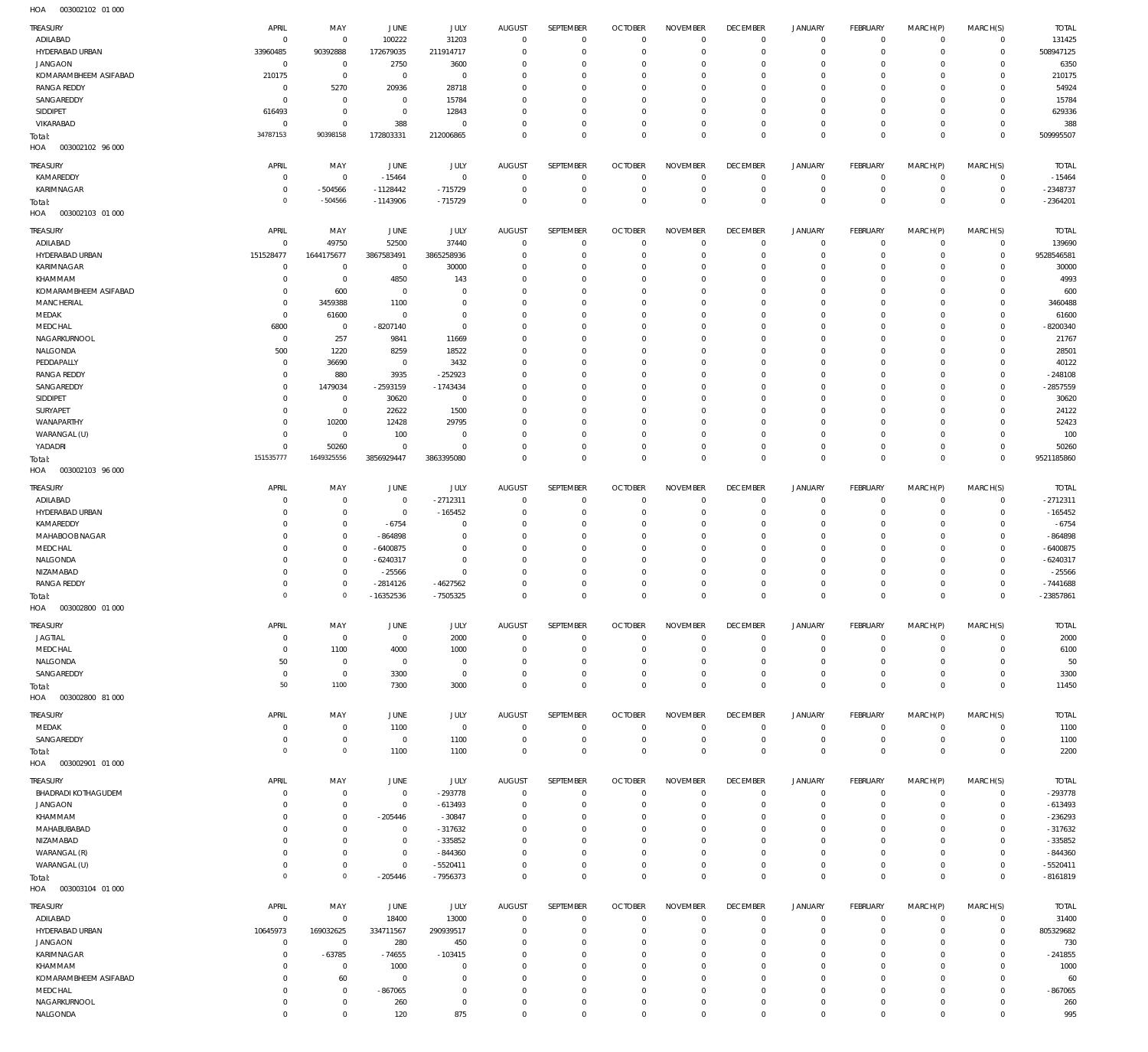HOA 003002102 01 000

| TREASURY | APRIL | MAY | JUNE | JULY | AUGUST | SEPTEMBER | OCTOBER | NOVEMBER | DECEMBER | JANUARY | FEBRUARY | MARCH(P) | MARCH(S) | TOTAL |
|---|---|---|---|---|---|---|---|---|---|---|---|---|---|---|
| ADILABAD | 0 | 0 | 100222 | 31203 | 0 | 0 | 0 | 0 | 0 | 0 | 0 | 0 | 0 | 131425 |
| HYDERABAD URBAN | 33960485 | 90392888 | 172679035 | 211914717 | 0 | 0 | 0 | 0 | 0 | 0 | 0 | 0 | 0 | 508947125 |
| JANGAON | 0 | 0 | 2750 | 3600 | 0 | 0 | 0 | 0 | 0 | 0 | 0 | 0 | 0 | 6350 |
| KOMARAMBHEEM ASIFABAD | 210175 | 0 | 0 | 0 | 0 | 0 | 0 | 0 | 0 | 0 | 0 | 0 | 0 | 210175 |
| RANGA REDDY | 0 | 5270 | 20936 | 28718 | 0 | 0 | 0 | 0 | 0 | 0 | 0 | 0 | 0 | 54924 |
| SANGAREDDY | 0 | 0 | 0 | 15784 | 0 | 0 | 0 | 0 | 0 | 0 | 0 | 0 | 0 | 15784 |
| SIDDIPET | 616493 | 0 | 0 | 12843 | 0 | 0 | 0 | 0 | 0 | 0 | 0 | 0 | 0 | 629336 |
| VIKARABAD | 0 | 0 | 388 | 0 | 0 | 0 | 0 | 0 | 0 | 0 | 0 | 0 | 0 | 388 |
| Total: | 34787153 | 90398158 | 172803331 | 212006865 | 0 | 0 | 0 | 0 | 0 | 0 | 0 | 0 | 0 | 509995507 |

HOA 003002102 96 000

| TREASURY | APRIL | MAY | JUNE | JULY | AUGUST | SEPTEMBER | OCTOBER | NOVEMBER | DECEMBER | JANUARY | FEBRUARY | MARCH(P) | MARCH(S) | TOTAL |
|---|---|---|---|---|---|---|---|---|---|---|---|---|---|---|
| KAMAREDDY | 0 | 0 | -15464 | 0 | 0 | 0 | 0 | 0 | 0 | 0 | 0 | 0 | 0 | -15464 |
| KARIMNAGAR | 0 | -504566 | -1128442 | -715729 | 0 | 0 | 0 | 0 | 0 | 0 | 0 | 0 | 0 | -2348737 |
| Total: | 0 | -504566 | -1143906 | -715729 | 0 | 0 | 0 | 0 | 0 | 0 | 0 | 0 | 0 | -2364201 |

HOA 003002103 01 000

| TREASURY | APRIL | MAY | JUNE | JULY | AUGUST | SEPTEMBER | OCTOBER | NOVEMBER | DECEMBER | JANUARY | FEBRUARY | MARCH(P) | MARCH(S) | TOTAL |
|---|---|---|---|---|---|---|---|---|---|---|---|---|---|---|
| ADILABAD | 0 | 49750 | 52500 | 37440 | 0 | 0 | 0 | 0 | 0 | 0 | 0 | 0 | 0 | 139690 |
| HYDERABAD URBAN | 151528477 | 1644175677 | 3867583491 | 3865258936 | 0 | 0 | 0 | 0 | 0 | 0 | 0 | 0 | 0 | 9528546581 |
| KARIMNAGAR | 0 | 0 | 0 | 30000 | 0 | 0 | 0 | 0 | 0 | 0 | 0 | 0 | 0 | 30000 |
| KHAMMAM | 0 | 0 | 4850 | 143 | 0 | 0 | 0 | 0 | 0 | 0 | 0 | 0 | 0 | 4993 |
| KOMARAMBHEEM ASIFABAD | 0 | 600 | 0 | 0 | 0 | 0 | 0 | 0 | 0 | 0 | 0 | 0 | 0 | 600 |
| MANCHERIAL | 0 | 3459388 | 1100 | 0 | 0 | 0 | 0 | 0 | 0 | 0 | 0 | 0 | 0 | 3460488 |
| MEDAK | 0 | 61600 | 0 | 0 | 0 | 0 | 0 | 0 | 0 | 0 | 0 | 0 | 0 | 61600 |
| MEDCHAL | 6800 | 0 | -8207140 | 0 | 0 | 0 | 0 | 0 | 0 | 0 | 0 | 0 | 0 | -8200340 |
| NAGARKURNOOL | 0 | 257 | 9841 | 11669 | 0 | 0 | 0 | 0 | 0 | 0 | 0 | 0 | 0 | 21767 |
| NALGONDA | 500 | 1220 | 8259 | 18522 | 0 | 0 | 0 | 0 | 0 | 0 | 0 | 0 | 0 | 28501 |
| PEDDAPALLY | 0 | 36690 | 0 | 3432 | 0 | 0 | 0 | 0 | 0 | 0 | 0 | 0 | 0 | 40122 |
| RANGA REDDY | 0 | 880 | 3935 | -252923 | 0 | 0 | 0 | 0 | 0 | 0 | 0 | 0 | 0 | -248108 |
| SANGAREDDY | 0 | 1479034 | -2593159 | -1743434 | 0 | 0 | 0 | 0 | 0 | 0 | 0 | 0 | 0 | -2857559 |
| SIDDIPET | 0 | 0 | 30620 | 0 | 0 | 0 | 0 | 0 | 0 | 0 | 0 | 0 | 0 | 30620 |
| SURYAPET | 0 | 0 | 22622 | 1500 | 0 | 0 | 0 | 0 | 0 | 0 | 0 | 0 | 0 | 24122 |
| WANAPARTHY | 0 | 10200 | 12428 | 29795 | 0 | 0 | 0 | 0 | 0 | 0 | 0 | 0 | 0 | 52423 |
| WARANGAL (U) | 0 | 0 | 100 | 0 | 0 | 0 | 0 | 0 | 0 | 0 | 0 | 0 | 0 | 100 |
| YADADRI | 0 | 50260 | 0 | 0 | 0 | 0 | 0 | 0 | 0 | 0 | 0 | 0 | 0 | 50260 |
| Total: | 151535777 | 1649325556 | 3856929447 | 3863395080 | 0 | 0 | 0 | 0 | 0 | 0 | 0 | 0 | 0 | 9521185860 |

HOA 003002103 96 000

| TREASURY | APRIL | MAY | JUNE | JULY | AUGUST | SEPTEMBER | OCTOBER | NOVEMBER | DECEMBER | JANUARY | FEBRUARY | MARCH(P) | MARCH(S) | TOTAL |
|---|---|---|---|---|---|---|---|---|---|---|---|---|---|---|
| ADILABAD | 0 | 0 | 0 | -2712311 | 0 | 0 | 0 | 0 | 0 | 0 | 0 | 0 | 0 | -2712311 |
| HYDERABAD URBAN | 0 | 0 | 0 | -165452 | 0 | 0 | 0 | 0 | 0 | 0 | 0 | 0 | 0 | -165452 |
| KAMAREDDY | 0 | 0 | -6754 | 0 | 0 | 0 | 0 | 0 | 0 | 0 | 0 | 0 | 0 | -6754 |
| MAHABOOBNAGAR | 0 | 0 | -864898 | 0 | 0 | 0 | 0 | 0 | 0 | 0 | 0 | 0 | 0 | -864898 |
| MEDCHAL | 0 | 0 | -6400875 | 0 | 0 | 0 | 0 | 0 | 0 | 0 | 0 | 0 | 0 | -6400875 |
| NALGONDA | 0 | 0 | -6240317 | 0 | 0 | 0 | 0 | 0 | 0 | 0 | 0 | 0 | 0 | -6240317 |
| NIZAMABAD | 0 | 0 | -25566 | 0 | 0 | 0 | 0 | 0 | 0 | 0 | 0 | 0 | 0 | -25566 |
| RANGA REDDY | 0 | 0 | -2814126 | -4627562 | 0 | 0 | 0 | 0 | 0 | 0 | 0 | 0 | 0 | -7441688 |
| Total: | 0 | 0 | -16352536 | -7505325 | 0 | 0 | 0 | 0 | 0 | 0 | 0 | 0 | 0 | -23857861 |

HOA 003002800 01 000

| TREASURY | APRIL | MAY | JUNE | JULY | AUGUST | SEPTEMBER | OCTOBER | NOVEMBER | DECEMBER | JANUARY | FEBRUARY | MARCH(P) | MARCH(S) | TOTAL |
|---|---|---|---|---|---|---|---|---|---|---|---|---|---|---|
| JAGTIAL | 0 | 0 | 0 | 2000 | 0 | 0 | 0 | 0 | 0 | 0 | 0 | 0 | 0 | 2000 |
| MEDCHAL | 0 | 1100 | 4000 | 1000 | 0 | 0 | 0 | 0 | 0 | 0 | 0 | 0 | 0 | 6100 |
| NALGONDA | 50 | 0 | 0 | 0 | 0 | 0 | 0 | 0 | 0 | 0 | 0 | 0 | 0 | 50 |
| SANGAREDDY | 0 | 0 | 3300 | 0 | 0 | 0 | 0 | 0 | 0 | 0 | 0 | 0 | 0 | 3300 |
| Total: | 50 | 1100 | 7300 | 3000 | 0 | 0 | 0 | 0 | 0 | 0 | 0 | 0 | 0 | 11450 |

HOA 003002800 81 000

| TREASURY | APRIL | MAY | JUNE | JULY | AUGUST | SEPTEMBER | OCTOBER | NOVEMBER | DECEMBER | JANUARY | FEBRUARY | MARCH(P) | MARCH(S) | TOTAL |
|---|---|---|---|---|---|---|---|---|---|---|---|---|---|---|
| MEDAK | 0 | 0 | 1100 | 0 | 0 | 0 | 0 | 0 | 0 | 0 | 0 | 0 | 0 | 1100 |
| SANGAREDDY | 0 | 0 | 0 | 1100 | 0 | 0 | 0 | 0 | 0 | 0 | 0 | 0 | 0 | 1100 |
| Total: | 0 | 0 | 1100 | 1100 | 0 | 0 | 0 | 0 | 0 | 0 | 0 | 0 | 0 | 2200 |

HOA 003002901 01 000

| TREASURY | APRIL | MAY | JUNE | JULY | AUGUST | SEPTEMBER | OCTOBER | NOVEMBER | DECEMBER | JANUARY | FEBRUARY | MARCH(P) | MARCH(S) | TOTAL |
|---|---|---|---|---|---|---|---|---|---|---|---|---|---|---|
| BHADRADI KOTHAGUDEM | 0 | 0 | 0 | -293778 | 0 | 0 | 0 | 0 | 0 | 0 | 0 | 0 | 0 | -293778 |
| JANGAON | 0 | 0 | 0 | -613493 | 0 | 0 | 0 | 0 | 0 | 0 | 0 | 0 | 0 | -613493 |
| KHAMMAM | 0 | 0 | -205446 | -30847 | 0 | 0 | 0 | 0 | 0 | 0 | 0 | 0 | 0 | -236293 |
| MAHABUBABAD | 0 | 0 | 0 | -317632 | 0 | 0 | 0 | 0 | 0 | 0 | 0 | 0 | 0 | -317632 |
| NIZAMABAD | 0 | 0 | 0 | -335852 | 0 | 0 | 0 | 0 | 0 | 0 | 0 | 0 | 0 | -335852 |
| WARANGAL (R) | 0 | 0 | 0 | -844360 | 0 | 0 | 0 | 0 | 0 | 0 | 0 | 0 | 0 | -844360 |
| WARANGAL (U) | 0 | 0 | 0 | -5520411 | 0 | 0 | 0 | 0 | 0 | 0 | 0 | 0 | 0 | -5520411 |
| Total: | 0 | 0 | -205446 | -7956373 | 0 | 0 | 0 | 0 | 0 | 0 | 0 | 0 | 0 | -8161819 |

HOA 003003104 01 000

| TREASURY | APRIL | MAY | JUNE | JULY | AUGUST | SEPTEMBER | OCTOBER | NOVEMBER | DECEMBER | JANUARY | FEBRUARY | MARCH(P) | MARCH(S) | TOTAL |
|---|---|---|---|---|---|---|---|---|---|---|---|---|---|---|
| ADILABAD | 0 | 0 | 18400 | 13000 | 0 | 0 | 0 | 0 | 0 | 0 | 0 | 0 | 0 | 31400 |
| HYDERABAD URBAN | 10645973 | 169032625 | 334711567 | 290939517 | 0 | 0 | 0 | 0 | 0 | 0 | 0 | 0 | 0 | 805329682 |
| JANGAON | 0 | 0 | 280 | 450 | 0 | 0 | 0 | 0 | 0 | 0 | 0 | 0 | 0 | 730 |
| KARIMNAGAR | 0 | -63785 | -74655 | -103415 | 0 | 0 | 0 | 0 | 0 | 0 | 0 | 0 | 0 | -241855 |
| KHAMMAM | 0 | 0 | 1000 | 0 | 0 | 0 | 0 | 0 | 0 | 0 | 0 | 0 | 0 | 1000 |
| KOMARAMBHEEM ASIFABAD | 0 | 60 | 0 | 0 | 0 | 0 | 0 | 0 | 0 | 0 | 0 | 0 | 0 | 60 |
| MEDCHAL | 0 | 0 | -867065 | 0 | 0 | 0 | 0 | 0 | 0 | 0 | 0 | 0 | 0 | -867065 |
| NAGARKURNOOL | 0 | 0 | 260 | 0 | 0 | 0 | 0 | 0 | 0 | 0 | 0 | 0 | 0 | 260 |
| NALGONDA | 0 | 0 | 120 | 875 | 0 | 0 | 0 | 0 | 0 | 0 | 0 | 0 | 0 | 995 |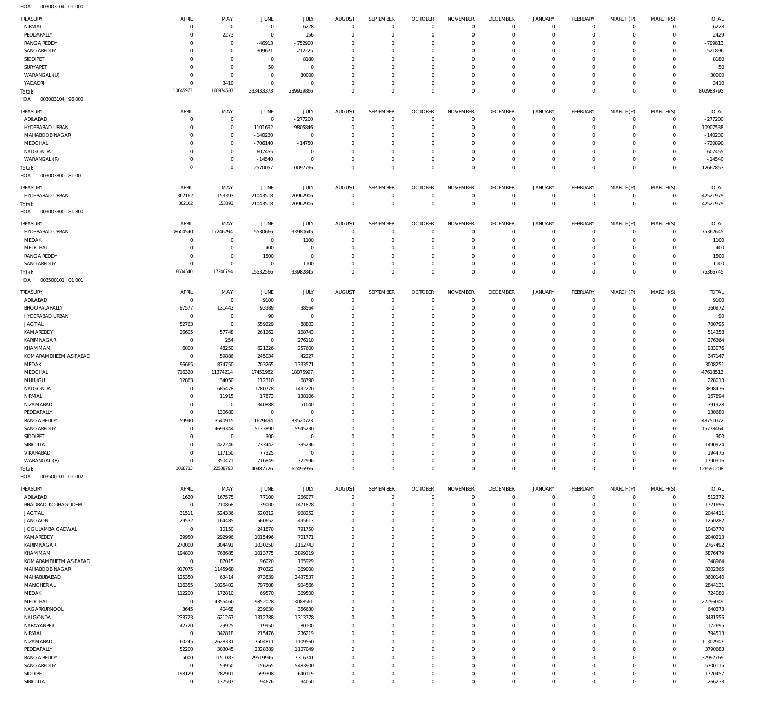HOA 003003104 01 000

| TREASURY | APRIL | MAY | JUNE | JULY | AUGUST | SEPTEMBER | OCTOBER | NOVEMBER | DECEMBER | JANUARY | FEBRUARY | MARCH(P) | MARCH(S) | TOTAL |
|---|---|---|---|---|---|---|---|---|---|---|---|---|---|---|
| NIRMAL | 0 | 0 | 0 | 6228 | 0 | 0 | 0 | 0 | 0 | 0 | 0 | 0 | 0 | 6228 |
| PEDDAPALLY | 0 | 2273 | 0 | 156 | 0 | 0 | 0 | 0 | 0 | 0 | 0 | 0 | 0 | 2429 |
| RANGA REDDY | 0 | 0 | -46913 | -752900 | 0 | 0 | 0 | 0 | 0 | 0 | 0 | 0 | 0 | -799813 |
| SANGAREDDY | 0 | 0 | -309671 | -212225 | 0 | 0 | 0 | 0 | 0 | 0 | 0 | 0 | 0 | -521896 |
| SIDDIPET | 0 | 0 | 0 | 8180 | 0 | 0 | 0 | 0 | 0 | 0 | 0 | 0 | 0 | 8180 |
| SURYAPET | 0 | 0 | 50 | 0 | 0 | 0 | 0 | 0 | 0 | 0 | 0 | 0 | 0 | 50 |
| WARANGAL (U) | 0 | 0 | 0 | 30000 | 0 | 0 | 0 | 0 | 0 | 0 | 0 | 0 | 0 | 30000 |
| YADADRI | 0 | 3410 | 0 | 0 | 0 | 0 | 0 | 0 | 0 | 0 | 0 | 0 | 0 | 3410 |
| Total: | 10645973 | 168974583 | 333433373 | 289929866 | 0 | 0 | 0 | 0 | 0 | 0 | 0 | 0 | 0 | 802983795 |

HOA 003003104 96 000

| TREASURY | APRIL | MAY | JUNE | JULY | AUGUST | SEPTEMBER | OCTOBER | NOVEMBER | DECEMBER | JANUARY | FEBRUARY | MARCH(P) | MARCH(S) | TOTAL |
|---|---|---|---|---|---|---|---|---|---|---|---|---|---|---|
| ADILABAD | 0 | 0 | 0 | -277200 | 0 | 0 | 0 | 0 | 0 | 0 | 0 | 0 | 0 | -277200 |
| HYDERABAD URBAN | 0 | 0 | -1101692 | -9805846 | 0 | 0 | 0 | 0 | 0 | 0 | 0 | 0 | 0 | -10907538 |
| MAHABOOB NAGAR | 0 | 0 | -140230 | 0 | 0 | 0 | 0 | 0 | 0 | 0 | 0 | 0 | 0 | -140230 |
| MEDCHAL | 0 | 0 | -706140 | -14750 | 0 | 0 | 0 | 0 | 0 | 0 | 0 | 0 | 0 | -720890 |
| NALGONDA | 0 | 0 | -607455 | 0 | 0 | 0 | 0 | 0 | 0 | 0 | 0 | 0 | 0 | -607455 |
| WARANGAL (R) | 0 | 0 | -14540 | 0 | 0 | 0 | 0 | 0 | 0 | 0 | 0 | 0 | 0 | -14540 |
| Total: | 0 | 0 | -2570057 | -10097796 | 0 | 0 | 0 | 0 | 0 | 0 | 0 | 0 | 0 | -12667853 |

HOA 003003800 81 001

| TREASURY | APRIL | MAY | JUNE | JULY | AUGUST | SEPTEMBER | OCTOBER | NOVEMBER | DECEMBER | JANUARY | FEBRUARY | MARCH(P) | MARCH(S) | TOTAL |
|---|---|---|---|---|---|---|---|---|---|---|---|---|---|---|
| HYDERABAD URBAN | 362162 | 153393 | 21043518 | 20962906 | 0 | 0 | 0 | 0 | 0 | 0 | 0 | 0 | 0 | 42521979 |
| Total: | 362162 | 153393 | 21043518 | 20962906 | 0 | 0 | 0 | 0 | 0 | 0 | 0 | 0 | 0 | 42521979 |

HOA 003003800 81 800

| TREASURY | APRIL | MAY | JUNE | JULY | AUGUST | SEPTEMBER | OCTOBER | NOVEMBER | DECEMBER | JANUARY | FEBRUARY | MARCH(P) | MARCH(S) | TOTAL |
|---|---|---|---|---|---|---|---|---|---|---|---|---|---|---|
| HYDERABAD URBAN | 8604540 | 17246794 | 15530666 | 33980645 | 0 | 0 | 0 | 0 | 0 | 0 | 0 | 0 | 0 | 75362645 |
| MEDAK | 0 | 0 | 0 | 1100 | 0 | 0 | 0 | 0 | 0 | 0 | 0 | 0 | 0 | 1100 |
| MEDCHAL | 0 | 0 | 400 | 0 | 0 | 0 | 0 | 0 | 0 | 0 | 0 | 0 | 0 | 400 |
| RANGA REDDY | 0 | 0 | 1500 | 0 | 0 | 0 | 0 | 0 | 0 | 0 | 0 | 0 | 0 | 1500 |
| SANGAREDDY | 0 | 0 | 0 | 1100 | 0 | 0 | 0 | 0 | 0 | 0 | 0 | 0 | 0 | 1100 |
| Total: | 8604540 | 17246794 | 15532566 | 33982845 | 0 | 0 | 0 | 0 | 0 | 0 | 0 | 0 | 0 | 75366745 |

HOA 003500101 01 001

| TREASURY | APRIL | MAY | JUNE | JULY | AUGUST | SEPTEMBER | OCTOBER | NOVEMBER | DECEMBER | JANUARY | FEBRUARY | MARCH(P) | MARCH(S) | TOTAL |
|---|---|---|---|---|---|---|---|---|---|---|---|---|---|---|
| ADILABAD | 0 | 0 | 9100 | 0 | 0 | 0 | 0 | 0 | 0 | 0 | 0 | 0 | 0 | 9100 |
| BHOOPALAPALLY | 97577 | 131442 | 93389 | 38564 | 0 | 0 | 0 | 0 | 0 | 0 | 0 | 0 | 0 | 360972 |
| HYDERABAD URBAN | 0 | 0 | 90 | 0 | 0 | 0 | 0 | 0 | 0 | 0 | 0 | 0 | 0 | 90 |
| JAGTIAL | 52763 | 0 | 559229 | 88803 | 0 | 0 | 0 | 0 | 0 | 0 | 0 | 0 | 0 | 700795 |
| KAMAREDDY | 26605 | 57748 | 261262 | 168743 | 0 | 0 | 0 | 0 | 0 | 0 | 0 | 0 | 0 | 514358 |
| KARIMNAGAR | 0 | 254 | 0 | 276110 | 0 | 0 | 0 | 0 | 0 | 0 | 0 | 0 | 0 | 276364 |
| KHAMMAM | 6000 | 48250 | 621226 | 257600 | 0 | 0 | 0 | 0 | 0 | 0 | 0 | 0 | 0 | 933076 |
| KOMARAMBHEEM ASIFABAD | 0 | 59886 | 245034 | 42227 | 0 | 0 | 0 | 0 | 0 | 0 | 0 | 0 | 0 | 347147 |
| MEDAK | 96665 | 874750 | 703265 | 1333571 | 0 | 0 | 0 | 0 | 0 | 0 | 0 | 0 | 0 | 3008251 |
| MEDCHAL | 716320 | 11374214 | 17451982 | 18075997 | 0 | 0 | 0 | 0 | 0 | 0 | 0 | 0 | 0 | 47618513 |
| MULUGU | 12863 | 34050 | 112310 | 68790 | 0 | 0 | 0 | 0 | 0 | 0 | 0 | 0 | 0 | 228013 |
| NALGONDA | 0 | 685478 | 1780778 | 1432220 | 0 | 0 | 0 | 0 | 0 | 0 | 0 | 0 | 0 | 3898476 |
| NIRMAL | 0 | 11915 | 17873 | 138106 | 0 | 0 | 0 | 0 | 0 | 0 | 0 | 0 | 0 | 167894 |
| NIZAMABAD | 0 | 0 | 340888 | 51040 | 0 | 0 | 0 | 0 | 0 | 0 | 0 | 0 | 0 | 391928 |
| PEDDAPALLY | 0 | 130680 | 0 | 0 | 0 | 0 | 0 | 0 | 0 | 0 | 0 | 0 | 0 | 130680 |
| RANGA REDDY | 59940 | 3540915 | 11629494 | 33520723 | 0 | 0 | 0 | 0 | 0 | 0 | 0 | 0 | 0 | 48751072 |
| SANGAREDDY | 0 | 4699344 | 5133890 | 5945230 | 0 | 0 | 0 | 0 | 0 | 0 | 0 | 0 | 0 | 15778464 |
| SIDDIPET | 0 | 0 | 300 | 0 | 0 | 0 | 0 | 0 | 0 | 0 | 0 | 0 | 0 | 300 |
| SIRICILLA | 0 | 422246 | 733442 | 335236 | 0 | 0 | 0 | 0 | 0 | 0 | 0 | 0 | 0 | 1490924 |
| VIKARABAD | 0 | 117150 | 77325 | 0 | 0 | 0 | 0 | 0 | 0 | 0 | 0 | 0 | 0 | 194475 |
| WARANGAL (R) | 0 | 350471 | 716849 | 722996 | 0 | 0 | 0 | 0 | 0 | 0 | 0 | 0 | 0 | 1790316 |
| Total: | 1068733 | 22538793 | 40487726 | 62495956 | 0 | 0 | 0 | 0 | 0 | 0 | 0 | 0 | 0 | 126591208 |

HOA 003500101 01 002

| TREASURY | APRIL | MAY | JUNE | JULY | AUGUST | SEPTEMBER | OCTOBER | NOVEMBER | DECEMBER | JANUARY | FEBRUARY | MARCH(P) | MARCH(S) | TOTAL |
|---|---|---|---|---|---|---|---|---|---|---|---|---|---|---|
| ADILABAD | 1620 | 167575 | 77100 | 266077 | 0 | 0 | 0 | 0 | 0 | 0 | 0 | 0 | 0 | 512372 |
| BHADRADI KOTHAGUDEM | 0 | 210868 | 39000 | 1471828 | 0 | 0 | 0 | 0 | 0 | 0 | 0 | 0 | 0 | 1721696 |
| JAGTIAL | 31511 | 524336 | 520312 | 968252 | 0 | 0 | 0 | 0 | 0 | 0 | 0 | 0 | 0 | 2044411 |
| JANGAON | 29532 | 164485 | 560652 | 495613 | 0 | 0 | 0 | 0 | 0 | 0 | 0 | 0 | 0 | 1250282 |
| JOGULAMBA GADWAL | 0 | 10150 | 241870 | 791750 | 0 | 0 | 0 | 0 | 0 | 0 | 0 | 0 | 0 | 1043770 |
| KAMAREDDY | 29950 | 292996 | 1015496 | 701771 | 0 | 0 | 0 | 0 | 0 | 0 | 0 | 0 | 0 | 2040213 |
| KARIMNAGAR | 270000 | 304491 | 1030258 | 1162743 | 0 | 0 | 0 | 0 | 0 | 0 | 0 | 0 | 0 | 2767492 |
| KHAMMAM | 194800 | 768685 | 1013775 | 3899219 | 0 | 0 | 0 | 0 | 0 | 0 | 0 | 0 | 0 | 5876479 |
| KOMARAMBHEEM ASIFABAD | 0 | 87015 | 96020 | 165929 | 0 | 0 | 0 | 0 | 0 | 0 | 0 | 0 | 0 | 348964 |
| MAHABOOB NAGAR | 917075 | 1145968 | 870322 | 369000 | 0 | 0 | 0 | 0 | 0 | 0 | 0 | 0 | 0 | 3302365 |
| MAHABUBABAD | 125350 | 63414 | 973839 | 2437537 | 0 | 0 | 0 | 0 | 0 | 0 | 0 | 0 | 0 | 3600140 |
| MANCHERIAL | 116355 | 1025402 | 797808 | 904566 | 0 | 0 | 0 | 0 | 0 | 0 | 0 | 0 | 0 | 2844131 |
| MEDAK | 112200 | 172810 | 69570 | 369500 | 0 | 0 | 0 | 0 | 0 | 0 | 0 | 0 | 0 | 724080 |
| MEDCHAL | 0 | 4355460 | 9852028 | 13088561 | 0 | 0 | 0 | 0 | 0 | 0 | 0 | 0 | 0 | 27296049 |
| NAGARKURNOOL | 3645 | 40468 | 239630 | 356630 | 0 | 0 | 0 | 0 | 0 | 0 | 0 | 0 | 0 | 640373 |
| NALGONDA | 233723 | 621267 | 1312788 | 1313778 | 0 | 0 | 0 | 0 | 0 | 0 | 0 | 0 | 0 | 3481556 |
| NARAYANPET | 42720 | 29925 | 19950 | 80100 | 0 | 0 | 0 | 0 | 0 | 0 | 0 | 0 | 0 | 172695 |
| NIRMAL | 0 | 342818 | 215476 | 236219 | 0 | 0 | 0 | 0 | 0 | 0 | 0 | 0 | 0 | 794513 |
| NIZAMABAD | 60245 | 2628331 | 7504811 | 1109560 | 0 | 0 | 0 | 0 | 0 | 0 | 0 | 0 | 0 | 11302947 |
| PEDDAPALLY | 52200 | 303045 | 2328389 | 1107049 | 0 | 0 | 0 | 0 | 0 | 0 | 0 | 0 | 0 | 3790683 |
| RANGA REDDY | 5000 | 1151083 | 29519945 | 7316741 | 0 | 0 | 0 | 0 | 0 | 0 | 0 | 0 | 0 | 37992769 |
| SANGAREDDY | 0 | 59950 | 156265 | 5483900 | 0 | 0 | 0 | 0 | 0 | 0 | 0 | 0 | 0 | 5700115 |
| SIDDIPET | 198129 | 282901 | 599308 | 640119 | 0 | 0 | 0 | 0 | 0 | 0 | 0 | 0 | 0 | 1720457 |
| SIRICILLA | 0 | 137507 | 94676 | 34050 | 0 | 0 | 0 | 0 | 0 | 0 | 0 | 0 | 0 | 266233 |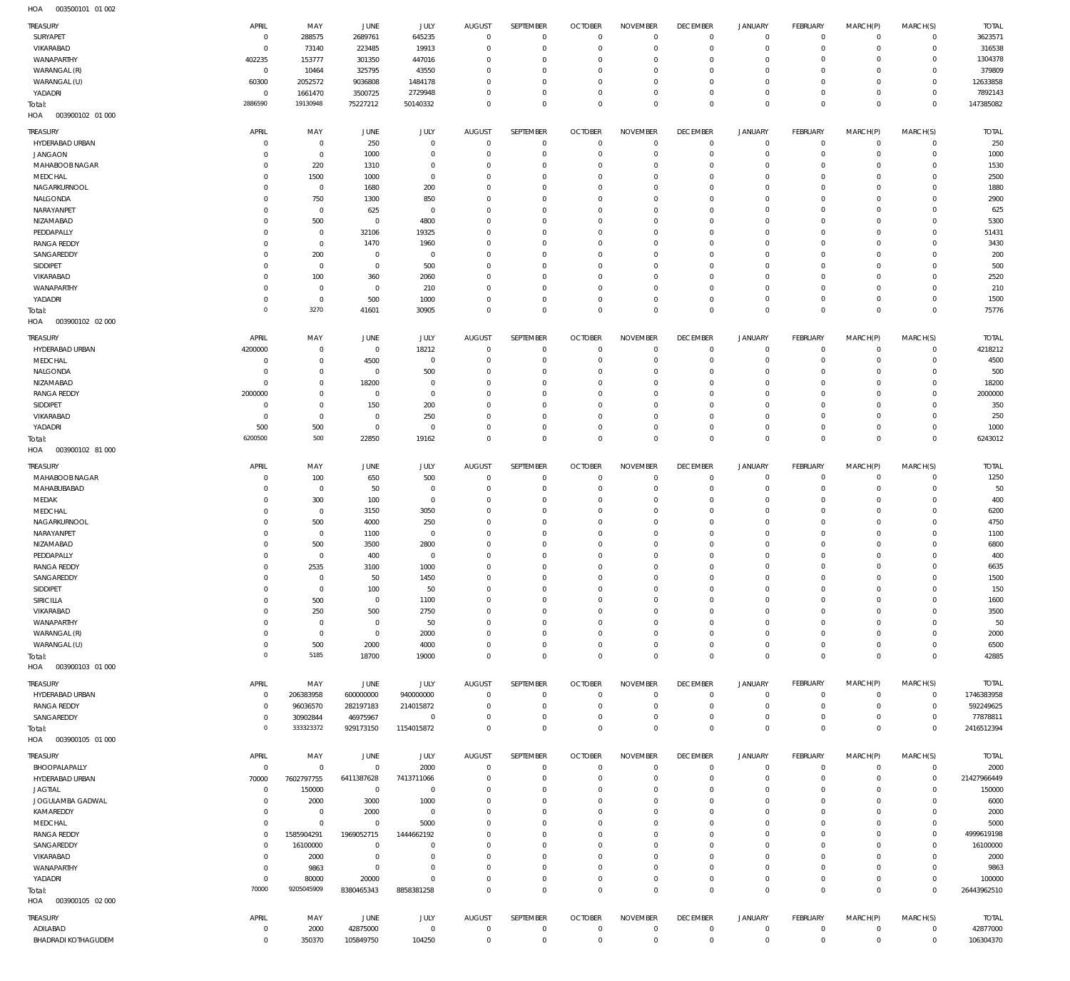HOA 003500101 01 002

| TREASURY | APRIL | MAY | JUNE | JULY | AUGUST | SEPTEMBER | OCTOBER | NOVEMBER | DECEMBER | JANUARY | FEBRUARY | MARCH(P) | MARCH(S) | TOTAL |
|---|---|---|---|---|---|---|---|---|---|---|---|---|---|---|
| SURYAPET | 0 | 288575 | 2689761 | 645235 | 0 | 0 | 0 | 0 | 0 | 0 | 0 | 0 | 0 | 3623571 |
| VIKARABAD | 0 | 73140 | 223485 | 19913 | 0 | 0 | 0 | 0 | 0 | 0 | 0 | 0 | 0 | 316538 |
| WANAPARTHY | 402235 | 153777 | 301350 | 447016 | 0 | 0 | 0 | 0 | 0 | 0 | 0 | 0 | 0 | 1304378 |
| WARANGAL (R) | 0 | 10464 | 325795 | 43550 | 0 | 0 | 0 | 0 | 0 | 0 | 0 | 0 | 0 | 379809 |
| WARANGAL (U) | 60300 | 2052572 | 9036808 | 1484178 | 0 | 0 | 0 | 0 | 0 | 0 | 0 | 0 | 0 | 12633858 |
| YADADRI | 0 | 1661470 | 3500725 | 2729948 | 0 | 0 | 0 | 0 | 0 | 0 | 0 | 0 | 0 | 7892143 |
| Total: | 2886590 | 19130948 | 75227212 | 50140332 | 0 | 0 | 0 | 0 | 0 | 0 | 0 | 0 | 0 | 147385082 |

HOA 003900102 01 000

| TREASURY | APRIL | MAY | JUNE | JULY | AUGUST | SEPTEMBER | OCTOBER | NOVEMBER | DECEMBER | JANUARY | FEBRUARY | MARCH(P) | MARCH(S) | TOTAL |
|---|---|---|---|---|---|---|---|---|---|---|---|---|---|---|
| HYDERABAD URBAN | 0 | 0 | 250 | 0 | 0 | 0 | 0 | 0 | 0 | 0 | 0 | 0 | 0 | 250 |
| JANGAON | 0 | 0 | 1000 | 0 | 0 | 0 | 0 | 0 | 0 | 0 | 0 | 0 | 0 | 1000 |
| MAHABOOB NAGAR | 0 | 220 | 1310 | 0 | 0 | 0 | 0 | 0 | 0 | 0 | 0 | 0 | 0 | 1530 |
| MEDCHAL | 0 | 1500 | 1000 | 0 | 0 | 0 | 0 | 0 | 0 | 0 | 0 | 0 | 0 | 2500 |
| NAGARKURNOOL | 0 | 0 | 1680 | 200 | 0 | 0 | 0 | 0 | 0 | 0 | 0 | 0 | 0 | 1880 |
| NALGONDA | 0 | 750 | 1300 | 850 | 0 | 0 | 0 | 0 | 0 | 0 | 0 | 0 | 0 | 2900 |
| NARAYANPET | 0 | 0 | 625 | 0 | 0 | 0 | 0 | 0 | 0 | 0 | 0 | 0 | 0 | 625 |
| NIZAMABAD | 0 | 500 | 0 | 4800 | 0 | 0 | 0 | 0 | 0 | 0 | 0 | 0 | 0 | 5300 |
| PEDDAPALLY | 0 | 0 | 32106 | 19325 | 0 | 0 | 0 | 0 | 0 | 0 | 0 | 0 | 0 | 51431 |
| RANGA REDDY | 0 | 0 | 1470 | 1960 | 0 | 0 | 0 | 0 | 0 | 0 | 0 | 0 | 0 | 3430 |
| SANGAREDDY | 0 | 200 | 0 | 0 | 0 | 0 | 0 | 0 | 0 | 0 | 0 | 0 | 0 | 200 |
| SIDDIPET | 0 | 0 | 0 | 500 | 0 | 0 | 0 | 0 | 0 | 0 | 0 | 0 | 0 | 500 |
| VIKARABAD | 0 | 100 | 360 | 2060 | 0 | 0 | 0 | 0 | 0 | 0 | 0 | 0 | 0 | 2520 |
| WANAPARTHY | 0 | 0 | 0 | 210 | 0 | 0 | 0 | 0 | 0 | 0 | 0 | 0 | 0 | 210 |
| YADADRI | 0 | 0 | 500 | 1000 | 0 | 0 | 0 | 0 | 0 | 0 | 0 | 0 | 0 | 1500 |
| Total: | 0 | 3270 | 41601 | 30905 | 0 | 0 | 0 | 0 | 0 | 0 | 0 | 0 | 0 | 75776 |

HOA 003900102 02 000

| TREASURY | APRIL | MAY | JUNE | JULY | AUGUST | SEPTEMBER | OCTOBER | NOVEMBER | DECEMBER | JANUARY | FEBRUARY | MARCH(P) | MARCH(S) | TOTAL |
|---|---|---|---|---|---|---|---|---|---|---|---|---|---|---|
| HYDERABAD URBAN | 4200000 | 0 | 0 | 18212 | 0 | 0 | 0 | 0 | 0 | 0 | 0 | 0 | 0 | 4218212 |
| MEDCHAL | 0 | 0 | 4500 | 0 | 0 | 0 | 0 | 0 | 0 | 0 | 0 | 0 | 0 | 4500 |
| NALGONDA | 0 | 0 | 0 | 500 | 0 | 0 | 0 | 0 | 0 | 0 | 0 | 0 | 0 | 500 |
| NIZAMABAD | 0 | 0 | 18200 | 0 | 0 | 0 | 0 | 0 | 0 | 0 | 0 | 0 | 0 | 18200 |
| RANGA REDDY | 2000000 | 0 | 0 | 0 | 0 | 0 | 0 | 0 | 0 | 0 | 0 | 0 | 0 | 2000000 |
| SIDDIPET | 0 | 0 | 150 | 200 | 0 | 0 | 0 | 0 | 0 | 0 | 0 | 0 | 0 | 350 |
| VIKARABAD | 0 | 0 | 0 | 250 | 0 | 0 | 0 | 0 | 0 | 0 | 0 | 0 | 0 | 250 |
| YADADRI | 500 | 500 | 0 | 0 | 0 | 0 | 0 | 0 | 0 | 0 | 0 | 0 | 0 | 1000 |
| Total: | 6200500 | 500 | 22850 | 19162 | 0 | 0 | 0 | 0 | 0 | 0 | 0 | 0 | 0 | 6243012 |

HOA 003900102 81 000

| TREASURY | APRIL | MAY | JUNE | JULY | AUGUST | SEPTEMBER | OCTOBER | NOVEMBER | DECEMBER | JANUARY | FEBRUARY | MARCH(P) | MARCH(S) | TOTAL |
|---|---|---|---|---|---|---|---|---|---|---|---|---|---|---|
| MAHABOOB NAGAR | 0 | 100 | 650 | 500 | 0 | 0 | 0 | 0 | 0 | 0 | 0 | 0 | 0 | 1250 |
| MAHABUBABAD | 0 | 0 | 50 | 0 | 0 | 0 | 0 | 0 | 0 | 0 | 0 | 0 | 0 | 50 |
| MEDAK | 0 | 300 | 100 | 0 | 0 | 0 | 0 | 0 | 0 | 0 | 0 | 0 | 0 | 400 |
| MEDCHAL | 0 | 0 | 3150 | 3050 | 0 | 0 | 0 | 0 | 0 | 0 | 0 | 0 | 0 | 6200 |
| NAGARKURNOOL | 0 | 500 | 4000 | 250 | 0 | 0 | 0 | 0 | 0 | 0 | 0 | 0 | 0 | 4750 |
| NARAYANPET | 0 | 0 | 1100 | 0 | 0 | 0 | 0 | 0 | 0 | 0 | 0 | 0 | 0 | 1100 |
| NIZAMABAD | 0 | 500 | 3500 | 2800 | 0 | 0 | 0 | 0 | 0 | 0 | 0 | 0 | 0 | 6800 |
| PEDDAPALLY | 0 | 0 | 400 | 0 | 0 | 0 | 0 | 0 | 0 | 0 | 0 | 0 | 0 | 400 |
| RANGA REDDY | 0 | 2535 | 3100 | 1000 | 0 | 0 | 0 | 0 | 0 | 0 | 0 | 0 | 0 | 6635 |
| SANGAREDDY | 0 | 0 | 50 | 1450 | 0 | 0 | 0 | 0 | 0 | 0 | 0 | 0 | 0 | 1500 |
| SIDDIPET | 0 | 0 | 100 | 50 | 0 | 0 | 0 | 0 | 0 | 0 | 0 | 0 | 0 | 150 |
| SIRICILLA | 0 | 500 | 0 | 1100 | 0 | 0 | 0 | 0 | 0 | 0 | 0 | 0 | 0 | 1600 |
| VIKARABAD | 0 | 250 | 500 | 2750 | 0 | 0 | 0 | 0 | 0 | 0 | 0 | 0 | 0 | 3500 |
| WANAPARTHY | 0 | 0 | 0 | 50 | 0 | 0 | 0 | 0 | 0 | 0 | 0 | 0 | 0 | 50 |
| WARANGAL (R) | 0 | 0 | 0 | 2000 | 0 | 0 | 0 | 0 | 0 | 0 | 0 | 0 | 0 | 2000 |
| WARANGAL (U) | 0 | 500 | 2000 | 4000 | 0 | 0 | 0 | 0 | 0 | 0 | 0 | 0 | 0 | 6500 |
| Total: | 0 | 5185 | 18700 | 19000 | 0 | 0 | 0 | 0 | 0 | 0 | 0 | 0 | 0 | 42885 |

HOA 003900103 01 000

| TREASURY | APRIL | MAY | JUNE | JULY | AUGUST | SEPTEMBER | OCTOBER | NOVEMBER | DECEMBER | JANUARY | FEBRUARY | MARCH(P) | MARCH(S) | TOTAL |
|---|---|---|---|---|---|---|---|---|---|---|---|---|---|---|
| HYDERABAD URBAN | 0 | 206383958 | 600000000 | 940000000 | 0 | 0 | 0 | 0 | 0 | 0 | 0 | 0 | 0 | 1746383958 |
| RANGA REDDY | 0 | 96036570 | 282197183 | 214015872 | 0 | 0 | 0 | 0 | 0 | 0 | 0 | 0 | 0 | 592249625 |
| SANGAREDDY | 0 | 30902844 | 46975967 | 0 | 0 | 0 | 0 | 0 | 0 | 0 | 0 | 0 | 0 | 77878811 |
| Total: | 0 | 333323372 | 929173150 | 1154015872 | 0 | 0 | 0 | 0 | 0 | 0 | 0 | 0 | 0 | 2416512394 |

HOA 003900105 01 000

| TREASURY | APRIL | MAY | JUNE | JULY | AUGUST | SEPTEMBER | OCTOBER | NOVEMBER | DECEMBER | JANUARY | FEBRUARY | MARCH(P) | MARCH(S) | TOTAL |
|---|---|---|---|---|---|---|---|---|---|---|---|---|---|---|
| BHOOPALAPALLY | 0 | 0 | 0 | 2000 | 0 | 0 | 0 | 0 | 0 | 0 | 0 | 0 | 0 | 2000 |
| HYDERABAD URBAN | 70000 | 7602797755 | 6411387628 | 7413711066 | 0 | 0 | 0 | 0 | 0 | 0 | 0 | 0 | 0 | 21427966449 |
| JAGTIAL | 0 | 150000 | 0 | 0 | 0 | 0 | 0 | 0 | 0 | 0 | 0 | 0 | 0 | 150000 |
| JOGULAMBA GADWAL | 0 | 2000 | 3000 | 1000 | 0 | 0 | 0 | 0 | 0 | 0 | 0 | 0 | 0 | 6000 |
| KAMAREDDY | 0 | 0 | 2000 | 0 | 0 | 0 | 0 | 0 | 0 | 0 | 0 | 0 | 0 | 2000 |
| MEDCHAL | 0 | 0 | 0 | 5000 | 0 | 0 | 0 | 0 | 0 | 0 | 0 | 0 | 0 | 5000 |
| RANGA REDDY | 0 | 1585904291 | 1969052715 | 1444662192 | 0 | 0 | 0 | 0 | 0 | 0 | 0 | 0 | 0 | 4999619198 |
| SANGAREDDY | 0 | 16100000 | 0 | 0 | 0 | 0 | 0 | 0 | 0 | 0 | 0 | 0 | 0 | 16100000 |
| VIKARABAD | 0 | 2000 | 0 | 0 | 0 | 0 | 0 | 0 | 0 | 0 | 0 | 0 | 0 | 2000 |
| WANAPARTHY | 0 | 9863 | 0 | 0 | 0 | 0 | 0 | 0 | 0 | 0 | 0 | 0 | 0 | 9863 |
| YADADRI | 0 | 80000 | 20000 | 0 | 0 | 0 | 0 | 0 | 0 | 0 | 0 | 0 | 0 | 100000 |
| Total: | 70000 | 9205045909 | 8380465343 | 8858381258 | 0 | 0 | 0 | 0 | 0 | 0 | 0 | 0 | 0 | 26443962510 |

HOA 003900105 02 000

| TREASURY | APRIL | MAY | JUNE | JULY | AUGUST | SEPTEMBER | OCTOBER | NOVEMBER | DECEMBER | JANUARY | FEBRUARY | MARCH(P) | MARCH(S) | TOTAL |
|---|---|---|---|---|---|---|---|---|---|---|---|---|---|---|
| ADILABAD | 0 | 2000 | 42875000 | 0 | 0 | 0 | 0 | 0 | 0 | 0 | 0 | 0 | 0 | 42877000 |
| BHADRADI KOTHAGUDEM | 0 | 350370 | 105849750 | 104250 | 0 | 0 | 0 | 0 | 0 | 0 | 0 | 0 | 0 | 106304370 |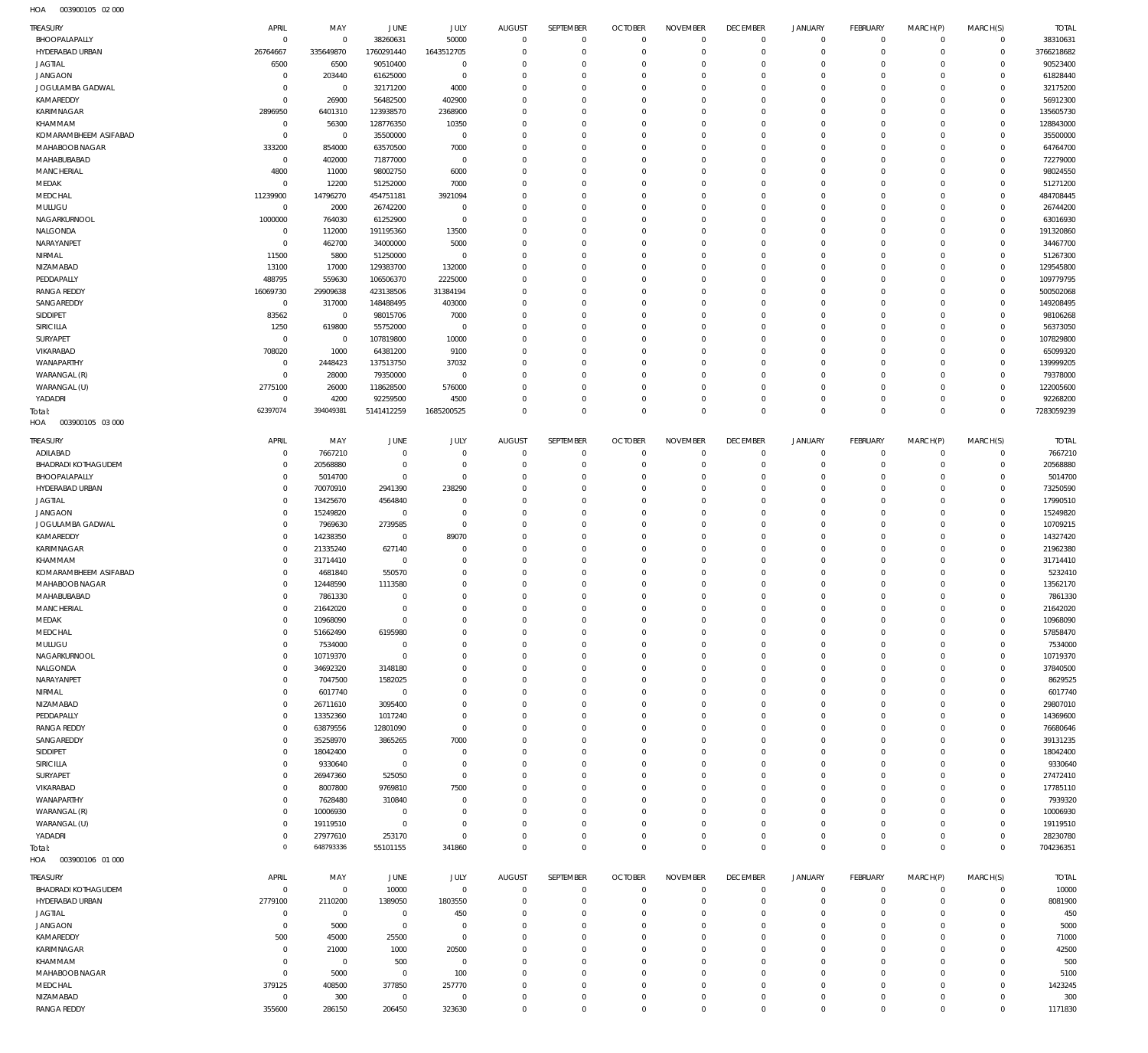HOA 003900105 02 000

| TREASURY | APRIL | MAY | JUNE | JULY | AUGUST | SEPTEMBER | OCTOBER | NOVEMBER | DECEMBER | JANUARY | FEBRUARY | MARCH(P) | MARCH(S) | TOTAL |
|---|---|---|---|---|---|---|---|---|---|---|---|---|---|---|
| BHOOPALAPALLY | 0 | 0 | 38260631 | 50000 | 0 | 0 | 0 | 0 | 0 | 0 | 0 | 0 | 0 | 38310631 |
| HYDERABAD URBAN | 26764667 | 335649870 | 1760291440 | 1643512705 | 0 | 0 | 0 | 0 | 0 | 0 | 0 | 0 | 0 | 3766218682 |
| JAGTIAL | 6500 | 6500 | 90510400 | 0 | 0 | 0 | 0 | 0 | 0 | 0 | 0 | 0 | 0 | 90523400 |
| JANGAON | 0 | 203440 | 61625000 | 0 | 0 | 0 | 0 | 0 | 0 | 0 | 0 | 0 | 0 | 61828440 |
| JOGULAMBA GADWAL | 0 | 0 | 32171200 | 4000 | 0 | 0 | 0 | 0 | 0 | 0 | 0 | 0 | 0 | 32175200 |
| KAMAREDDY | 0 | 26900 | 56482500 | 402900 | 0 | 0 | 0 | 0 | 0 | 0 | 0 | 0 | 0 | 56912300 |
| KARIMNAGAR | 2896950 | 6401310 | 123938570 | 2368900 | 0 | 0 | 0 | 0 | 0 | 0 | 0 | 0 | 0 | 135605730 |
| KHAMMAM | 0 | 56300 | 128776350 | 10350 | 0 | 0 | 0 | 0 | 0 | 0 | 0 | 0 | 0 | 128843000 |
| KOMARAMBHEEM ASIFABAD | 0 | 0 | 35500000 | 0 | 0 | 0 | 0 | 0 | 0 | 0 | 0 | 0 | 0 | 35500000 |
| MAHABOOBNAGAR | 333200 | 854000 | 63570500 | 7000 | 0 | 0 | 0 | 0 | 0 | 0 | 0 | 0 | 0 | 64764700 |
| MAHABUBABAD | 0 | 402000 | 71877000 | 0 | 0 | 0 | 0 | 0 | 0 | 0 | 0 | 0 | 0 | 72279000 |
| MANCHERIAL | 4800 | 11000 | 98002750 | 6000 | 0 | 0 | 0 | 0 | 0 | 0 | 0 | 0 | 0 | 98024550 |
| MEDAK | 0 | 12200 | 51252000 | 7000 | 0 | 0 | 0 | 0 | 0 | 0 | 0 | 0 | 0 | 51271200 |
| MEDCHAL | 11239900 | 14796270 | 454751181 | 3921094 | 0 | 0 | 0 | 0 | 0 | 0 | 0 | 0 | 0 | 484708445 |
| MULUGU | 0 | 2000 | 26742200 | 0 | 0 | 0 | 0 | 0 | 0 | 0 | 0 | 0 | 0 | 26744200 |
| NAGARKURNOOL | 1000000 | 764030 | 61252900 | 0 | 0 | 0 | 0 | 0 | 0 | 0 | 0 | 0 | 0 | 63016930 |
| NALGONDA | 0 | 112000 | 191195360 | 13500 | 0 | 0 | 0 | 0 | 0 | 0 | 0 | 0 | 0 | 191320860 |
| NARAYANPET | 0 | 462700 | 34000000 | 5000 | 0 | 0 | 0 | 0 | 0 | 0 | 0 | 0 | 0 | 34467700 |
| NIRMAL | 11500 | 5800 | 51250000 | 0 | 0 | 0 | 0 | 0 | 0 | 0 | 0 | 0 | 0 | 51267300 |
| NIZAMABAD | 13100 | 17000 | 129383700 | 132000 | 0 | 0 | 0 | 0 | 0 | 0 | 0 | 0 | 0 | 129545800 |
| PEDDAPALLY | 488795 | 559630 | 106506370 | 2225000 | 0 | 0 | 0 | 0 | 0 | 0 | 0 | 0 | 0 | 109779795 |
| RANGA REDDY | 16069730 | 29909638 | 423138506 | 31384194 | 0 | 0 | 0 | 0 | 0 | 0 | 0 | 0 | 0 | 500502068 |
| SANGAREDDY | 0 | 317000 | 148488495 | 403000 | 0 | 0 | 0 | 0 | 0 | 0 | 0 | 0 | 0 | 149208495 |
| SIDDIPET | 83562 | 0 | 98015706 | 7000 | 0 | 0 | 0 | 0 | 0 | 0 | 0 | 0 | 0 | 98106268 |
| SIRICILLA | 1250 | 619800 | 55752000 | 0 | 0 | 0 | 0 | 0 | 0 | 0 | 0 | 0 | 0 | 56373050 |
| SURYAPET | 0 | 0 | 107819800 | 10000 | 0 | 0 | 0 | 0 | 0 | 0 | 0 | 0 | 0 | 107829800 |
| VIKARABAD | 708020 | 1000 | 64381200 | 9100 | 0 | 0 | 0 | 0 | 0 | 0 | 0 | 0 | 0 | 65099320 |
| WANAPARTHY | 0 | 2448423 | 137513750 | 37032 | 0 | 0 | 0 | 0 | 0 | 0 | 0 | 0 | 0 | 139999205 |
| WARANGAL (R) | 0 | 28000 | 79350000 | 0 | 0 | 0 | 0 | 0 | 0 | 0 | 0 | 0 | 0 | 79378000 |
| WARANGAL (U) | 2775100 | 26000 | 118628500 | 576000 | 0 | 0 | 0 | 0 | 0 | 0 | 0 | 0 | 0 | 122005600 |
| YADADRI | 0 | 4200 | 92259500 | 4500 | 0 | 0 | 0 | 0 | 0 | 0 | 0 | 0 | 0 | 92268200 |
| Total: | 62397074 | 394049381 | 5141412259 | 1685200525 | 0 | 0 | 0 | 0 | 0 | 0 | 0 | 0 | 0 | 7283059239 |

HOA 003900105 03 000

| TREASURY | APRIL | MAY | JUNE | JULY | AUGUST | SEPTEMBER | OCTOBER | NOVEMBER | DECEMBER | JANUARY | FEBRUARY | MARCH(P) | MARCH(S) | TOTAL |
|---|---|---|---|---|---|---|---|---|---|---|---|---|---|---|
| ADILABAD | 0 | 7667210 | 0 | 0 | 0 | 0 | 0 | 0 | 0 | 0 | 0 | 0 | 0 | 7667210 |
| BHADRADI KOTHAGUDEM | 0 | 20568880 | 0 | 0 | 0 | 0 | 0 | 0 | 0 | 0 | 0 | 0 | 0 | 20568880 |
| BHOOPALAPALLY | 0 | 5014700 | 0 | 0 | 0 | 0 | 0 | 0 | 0 | 0 | 0 | 0 | 0 | 5014700 |
| HYDERABAD URBAN | 0 | 70070910 | 2941390 | 238290 | 0 | 0 | 0 | 0 | 0 | 0 | 0 | 0 | 0 | 73250590 |
| JAGTIAL | 0 | 13425670 | 4564840 | 0 | 0 | 0 | 0 | 0 | 0 | 0 | 0 | 0 | 0 | 17990510 |
| JANGAON | 0 | 15249820 | 0 | 0 | 0 | 0 | 0 | 0 | 0 | 0 | 0 | 0 | 0 | 15249820 |
| JOGULAMBA GADWAL | 0 | 7969630 | 2739585 | 0 | 0 | 0 | 0 | 0 | 0 | 0 | 0 | 0 | 0 | 10709215 |
| KAMAREDDY | 0 | 14238350 | 0 | 89070 | 0 | 0 | 0 | 0 | 0 | 0 | 0 | 0 | 0 | 14327420 |
| KARIMNAGAR | 0 | 21335240 | 627140 | 0 | 0 | 0 | 0 | 0 | 0 | 0 | 0 | 0 | 0 | 21962380 |
| KHAMMAM | 0 | 31714410 | 0 | 0 | 0 | 0 | 0 | 0 | 0 | 0 | 0 | 0 | 0 | 31714410 |
| KOMARAMBHEEM ASIFABAD | 0 | 4681840 | 550570 | 0 | 0 | 0 | 0 | 0 | 0 | 0 | 0 | 0 | 0 | 5232410 |
| MAHABOOBNAGAR | 0 | 12448590 | 1113580 | 0 | 0 | 0 | 0 | 0 | 0 | 0 | 0 | 0 | 0 | 13562170 |
| MAHABUBABAD | 0 | 7861330 | 0 | 0 | 0 | 0 | 0 | 0 | 0 | 0 | 0 | 0 | 0 | 7861330 |
| MANCHERIAL | 0 | 21642020 | 0 | 0 | 0 | 0 | 0 | 0 | 0 | 0 | 0 | 0 | 0 | 21642020 |
| MEDAK | 0 | 10968090 | 0 | 0 | 0 | 0 | 0 | 0 | 0 | 0 | 0 | 0 | 0 | 10968090 |
| MEDCHAL | 0 | 51662490 | 6195980 | 0 | 0 | 0 | 0 | 0 | 0 | 0 | 0 | 0 | 0 | 57858470 |
| MULUGU | 0 | 7534000 | 0 | 0 | 0 | 0 | 0 | 0 | 0 | 0 | 0 | 0 | 0 | 7534000 |
| NAGARKURNOOL | 0 | 10719370 | 0 | 0 | 0 | 0 | 0 | 0 | 0 | 0 | 0 | 0 | 0 | 10719370 |
| NALGONDA | 0 | 34692320 | 3148180 | 0 | 0 | 0 | 0 | 0 | 0 | 0 | 0 | 0 | 0 | 37840500 |
| NARAYANPET | 0 | 7047500 | 1582025 | 0 | 0 | 0 | 0 | 0 | 0 | 0 | 0 | 0 | 0 | 8629525 |
| NIRMAL | 0 | 6017740 | 0 | 0 | 0 | 0 | 0 | 0 | 0 | 0 | 0 | 0 | 0 | 6017740 |
| NIZAMABAD | 0 | 26711610 | 3095400 | 0 | 0 | 0 | 0 | 0 | 0 | 0 | 0 | 0 | 0 | 29807010 |
| PEDDAPALLY | 0 | 13352360 | 1017240 | 0 | 0 | 0 | 0 | 0 | 0 | 0 | 0 | 0 | 0 | 14369600 |
| RANGA REDDY | 0 | 63879556 | 12801090 | 0 | 0 | 0 | 0 | 0 | 0 | 0 | 0 | 0 | 0 | 76680646 |
| SANGAREDDY | 0 | 35258970 | 3865265 | 7000 | 0 | 0 | 0 | 0 | 0 | 0 | 0 | 0 | 0 | 39131235 |
| SIDDIPET | 0 | 18042400 | 0 | 0 | 0 | 0 | 0 | 0 | 0 | 0 | 0 | 0 | 0 | 18042400 |
| SIRICILLA | 0 | 9330640 | 0 | 0 | 0 | 0 | 0 | 0 | 0 | 0 | 0 | 0 | 0 | 9330640 |
| SURYAPET | 0 | 26947360 | 525050 | 0 | 0 | 0 | 0 | 0 | 0 | 0 | 0 | 0 | 0 | 27472410 |
| VIKARABAD | 0 | 8007800 | 9769810 | 7500 | 0 | 0 | 0 | 0 | 0 | 0 | 0 | 0 | 0 | 17785110 |
| WANAPARTHY | 0 | 7628480 | 310840 | 0 | 0 | 0 | 0 | 0 | 0 | 0 | 0 | 0 | 0 | 7939320 |
| WARANGAL (R) | 0 | 10006930 | 0 | 0 | 0 | 0 | 0 | 0 | 0 | 0 | 0 | 0 | 0 | 10006930 |
| WARANGAL (U) | 0 | 19119510 | 0 | 0 | 0 | 0 | 0 | 0 | 0 | 0 | 0 | 0 | 0 | 19119510 |
| YADADRI | 0 | 27977610 | 253170 | 0 | 0 | 0 | 0 | 0 | 0 | 0 | 0 | 0 | 0 | 28230780 |
| Total: | 0 | 648793336 | 55101155 | 341860 | 0 | 0 | 0 | 0 | 0 | 0 | 0 | 0 | 0 | 704236351 |

HOA 003900106 01 000

| TREASURY | APRIL | MAY | JUNE | JULY | AUGUST | SEPTEMBER | OCTOBER | NOVEMBER | DECEMBER | JANUARY | FEBRUARY | MARCH(P) | MARCH(S) | TOTAL |
|---|---|---|---|---|---|---|---|---|---|---|---|---|---|---|
| BHADRADI KOTHAGUDEM | 0 | 0 | 10000 | 0 | 0 | 0 | 0 | 0 | 0 | 0 | 0 | 0 | 0 | 10000 |
| HYDERABAD URBAN | 2779100 | 2110200 | 1389050 | 1803550 | 0 | 0 | 0 | 0 | 0 | 0 | 0 | 0 | 0 | 8081900 |
| JAGTIAL | 0 | 0 | 0 | 450 | 0 | 0 | 0 | 0 | 0 | 0 | 0 | 0 | 0 | 450 |
| JANGAON | 0 | 5000 | 0 | 0 | 0 | 0 | 0 | 0 | 0 | 0 | 0 | 0 | 0 | 5000 |
| KAMAREDDY | 500 | 45000 | 25500 | 0 | 0 | 0 | 0 | 0 | 0 | 0 | 0 | 0 | 0 | 71000 |
| KARIMNAGAR | 0 | 21000 | 1000 | 20500 | 0 | 0 | 0 | 0 | 0 | 0 | 0 | 0 | 0 | 42500 |
| KHAMMAM | 0 | 0 | 500 | 0 | 0 | 0 | 0 | 0 | 0 | 0 | 0 | 0 | 0 | 500 |
| MAHABOOBNAGAR | 0 | 5000 | 0 | 100 | 0 | 0 | 0 | 0 | 0 | 0 | 0 | 0 | 0 | 5100 |
| MEDCHAL | 379125 | 408500 | 377850 | 257770 | 0 | 0 | 0 | 0 | 0 | 0 | 0 | 0 | 0 | 1423245 |
| NIZAMABAD | 0 | 300 | 0 | 0 | 0 | 0 | 0 | 0 | 0 | 0 | 0 | 0 | 0 | 300 |
| RANGA REDDY | 355600 | 286150 | 206450 | 323630 | 0 | 0 | 0 | 0 | 0 | 0 | 0 | 0 | 0 | 1171830 |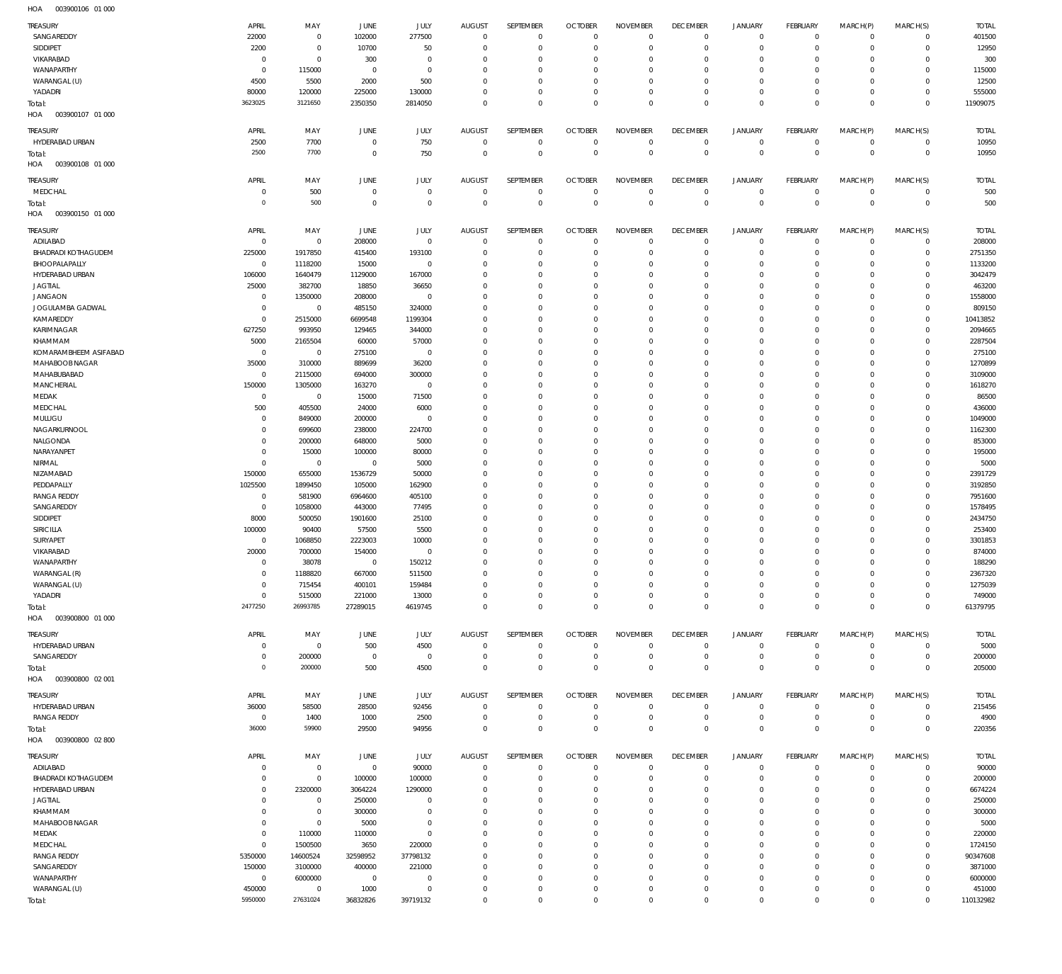HOA 003900106 01 000

| TREASURY | APRIL | MAY | JUNE | JULY | AUGUST | SEPTEMBER | OCTOBER | NOVEMBER | DECEMBER | JANUARY | FEBRUARY | MARCH(P) | MARCH(S) | TOTAL |
|---|---|---|---|---|---|---|---|---|---|---|---|---|---|---|
| SANGAREDDY | 22000 | 0 | 102000 | 277500 | 0 | 0 | 0 | 0 | 0 | 0 | 0 | 0 | 0 | 401500 |
| SIDDIPET | 2200 | 0 | 10700 | 50 | 0 | 0 | 0 | 0 | 0 | 0 | 0 | 0 | 0 | 12950 |
| VIKARABAD | 0 | 0 | 300 | 0 | 0 | 0 | 0 | 0 | 0 | 0 | 0 | 0 | 0 | 300 |
| WANAPARTHY | 0 | 115000 | 0 | 0 | 0 | 0 | 0 | 0 | 0 | 0 | 0 | 0 | 0 | 115000 |
| WARANGAL (U) | 4500 | 5500 | 2000 | 500 | 0 | 0 | 0 | 0 | 0 | 0 | 0 | 0 | 0 | 12500 |
| YADADRI | 80000 | 120000 | 225000 | 130000 | 0 | 0 | 0 | 0 | 0 | 0 | 0 | 0 | 0 | 555000 |
| Total: | 3623025 | 3121650 | 2350350 | 2814050 | 0 | 0 | 0 | 0 | 0 | 0 | 0 | 0 | 0 | 11909075 |

HOA 003900107 01 000

| TREASURY | APRIL | MAY | JUNE | JULY | AUGUST | SEPTEMBER | OCTOBER | NOVEMBER | DECEMBER | JANUARY | FEBRUARY | MARCH(P) | MARCH(S) | TOTAL |
|---|---|---|---|---|---|---|---|---|---|---|---|---|---|---|
| HYDERABAD URBAN | 2500 | 7700 | 0 | 750 | 0 | 0 | 0 | 0 | 0 | 0 | 0 | 0 | 0 | 10950 |
| Total: | 2500 | 7700 | 0 | 750 | 0 | 0 | 0 | 0 | 0 | 0 | 0 | 0 | 0 | 10950 |

HOA 003900108 01 000

| TREASURY | APRIL | MAY | JUNE | JULY | AUGUST | SEPTEMBER | OCTOBER | NOVEMBER | DECEMBER | JANUARY | FEBRUARY | MARCH(P) | MARCH(S) | TOTAL |
|---|---|---|---|---|---|---|---|---|---|---|---|---|---|---|
| MEDCHAL | 0 | 500 | 0 | 0 | 0 | 0 | 0 | 0 | 0 | 0 | 0 | 0 | 0 | 500 |
| Total: | 0 | 500 | 0 | 0 | 0 | 0 | 0 | 0 | 0 | 0 | 0 | 0 | 0 | 500 |

HOA 003900150 01 000

| TREASURY | APRIL | MAY | JUNE | JULY | AUGUST | SEPTEMBER | OCTOBER | NOVEMBER | DECEMBER | JANUARY | FEBRUARY | MARCH(P) | MARCH(S) | TOTAL |
|---|---|---|---|---|---|---|---|---|---|---|---|---|---|---|
| ADILABAD | 0 | 0 | 208000 | 0 | 0 | 0 | 0 | 0 | 0 | 0 | 0 | 0 | 0 | 208000 |
| BHADRADI KOTHAGUDEM | 225000 | 1917850 | 415400 | 193100 | 0 | 0 | 0 | 0 | 0 | 0 | 0 | 0 | 0 | 2751350 |
| BHOOPALAPALLY | 0 | 1118200 | 15000 | 0 | 0 | 0 | 0 | 0 | 0 | 0 | 0 | 0 | 0 | 1133200 |
| HYDERABAD URBAN | 106000 | 1640479 | 1129000 | 167000 | 0 | 0 | 0 | 0 | 0 | 0 | 0 | 0 | 0 | 3042479 |
| JAGTIAL | 25000 | 382700 | 18850 | 36650 | 0 | 0 | 0 | 0 | 0 | 0 | 0 | 0 | 0 | 463200 |
| JANGAON | 0 | 1350000 | 208000 | 0 | 0 | 0 | 0 | 0 | 0 | 0 | 0 | 0 | 0 | 1558000 |
| JOGULAMBA GADWAL | 0 | 0 | 485150 | 324000 | 0 | 0 | 0 | 0 | 0 | 0 | 0 | 0 | 0 | 809150 |
| KAMAREDDY | 0 | 2515000 | 6699548 | 1199304 | 0 | 0 | 0 | 0 | 0 | 0 | 0 | 0 | 0 | 10413852 |
| KARIMNAGAR | 627250 | 993950 | 129465 | 344000 | 0 | 0 | 0 | 0 | 0 | 0 | 0 | 0 | 0 | 2094665 |
| KHAMMAM | 5000 | 2165504 | 60000 | 57000 | 0 | 0 | 0 | 0 | 0 | 0 | 0 | 0 | 0 | 2287504 |
| KOMARAMBHEEM ASIFABAD | 0 | 0 | 275100 | 0 | 0 | 0 | 0 | 0 | 0 | 0 | 0 | 0 | 0 | 275100 |
| MAHABOOB NAGAR | 35000 | 310000 | 889699 | 36200 | 0 | 0 | 0 | 0 | 0 | 0 | 0 | 0 | 0 | 1270899 |
| MAHABUBABAD | 0 | 2115000 | 694000 | 300000 | 0 | 0 | 0 | 0 | 0 | 0 | 0 | 0 | 0 | 3109000 |
| MANCHERIAL | 150000 | 1305000 | 163270 | 0 | 0 | 0 | 0 | 0 | 0 | 0 | 0 | 0 | 0 | 1618270 |
| MEDAK | 0 | 0 | 15000 | 71500 | 0 | 0 | 0 | 0 | 0 | 0 | 0 | 0 | 0 | 86500 |
| MEDCHAL | 500 | 405500 | 24000 | 6000 | 0 | 0 | 0 | 0 | 0 | 0 | 0 | 0 | 0 | 436000 |
| MULUGU | 0 | 849000 | 200000 | 0 | 0 | 0 | 0 | 0 | 0 | 0 | 0 | 0 | 0 | 1049000 |
| NAGARKURNOOL | 0 | 699600 | 238000 | 224700 | 0 | 0 | 0 | 0 | 0 | 0 | 0 | 0 | 0 | 1162300 |
| NALGONDA | 0 | 200000 | 648000 | 5000 | 0 | 0 | 0 | 0 | 0 | 0 | 0 | 0 | 0 | 853000 |
| NARAYANPET | 0 | 15000 | 100000 | 80000 | 0 | 0 | 0 | 0 | 0 | 0 | 0 | 0 | 0 | 195000 |
| NIRMAL | 0 | 0 | 0 | 5000 | 0 | 0 | 0 | 0 | 0 | 0 | 0 | 0 | 0 | 5000 |
| NIZAMABAD | 150000 | 655000 | 1536729 | 50000 | 0 | 0 | 0 | 0 | 0 | 0 | 0 | 0 | 0 | 2391729 |
| PEDDAPALLY | 1025500 | 1899450 | 105000 | 162900 | 0 | 0 | 0 | 0 | 0 | 0 | 0 | 0 | 0 | 3192850 |
| RANGA REDDY | 0 | 581900 | 6964600 | 405100 | 0 | 0 | 0 | 0 | 0 | 0 | 0 | 0 | 0 | 7951600 |
| SANGAREDDY | 0 | 1058000 | 443000 | 77495 | 0 | 0 | 0 | 0 | 0 | 0 | 0 | 0 | 0 | 1578495 |
| SIDDIPET | 8000 | 500050 | 1901600 | 25100 | 0 | 0 | 0 | 0 | 0 | 0 | 0 | 0 | 0 | 2434750 |
| SIRICILLA | 100000 | 90400 | 57500 | 5500 | 0 | 0 | 0 | 0 | 0 | 0 | 0 | 0 | 0 | 253400 |
| SURYAPET | 0 | 1068850 | 2223003 | 10000 | 0 | 0 | 0 | 0 | 0 | 0 | 0 | 0 | 0 | 3301853 |
| VIKARABAD | 20000 | 700000 | 154000 | 0 | 0 | 0 | 0 | 0 | 0 | 0 | 0 | 0 | 0 | 874000 |
| WANAPARTHY | 0 | 38078 | 0 | 150212 | 0 | 0 | 0 | 0 | 0 | 0 | 0 | 0 | 0 | 188290 |
| WARANGAL (R) | 0 | 1188820 | 667000 | 511500 | 0 | 0 | 0 | 0 | 0 | 0 | 0 | 0 | 0 | 2367320 |
| WARANGAL (U) | 0 | 715454 | 400101 | 159484 | 0 | 0 | 0 | 0 | 0 | 0 | 0 | 0 | 0 | 1275039 |
| YADADRI | 0 | 515000 | 221000 | 13000 | 0 | 0 | 0 | 0 | 0 | 0 | 0 | 0 | 0 | 749000 |
| Total: | 2477250 | 26993785 | 27289015 | 4619745 | 0 | 0 | 0 | 0 | 0 | 0 | 0 | 0 | 0 | 61379795 |

HOA 003900800 01 000

| TREASURY | APRIL | MAY | JUNE | JULY | AUGUST | SEPTEMBER | OCTOBER | NOVEMBER | DECEMBER | JANUARY | FEBRUARY | MARCH(P) | MARCH(S) | TOTAL |
|---|---|---|---|---|---|---|---|---|---|---|---|---|---|---|
| HYDERABAD URBAN | 0 | 0 | 500 | 4500 | 0 | 0 | 0 | 0 | 0 | 0 | 0 | 0 | 0 | 5000 |
| SANGAREDDY | 0 | 200000 | 0 | 0 | 0 | 0 | 0 | 0 | 0 | 0 | 0 | 0 | 0 | 200000 |
| Total: | 0 | 200000 | 500 | 4500 | 0 | 0 | 0 | 0 | 0 | 0 | 0 | 0 | 0 | 205000 |

HOA 003900800 02 001

| TREASURY | APRIL | MAY | JUNE | JULY | AUGUST | SEPTEMBER | OCTOBER | NOVEMBER | DECEMBER | JANUARY | FEBRUARY | MARCH(P) | MARCH(S) | TOTAL |
|---|---|---|---|---|---|---|---|---|---|---|---|---|---|---|
| HYDERABAD URBAN | 36000 | 58500 | 28500 | 92456 | 0 | 0 | 0 | 0 | 0 | 0 | 0 | 0 | 0 | 215456 |
| RANGA REDDY | 0 | 1400 | 1000 | 2500 | 0 | 0 | 0 | 0 | 0 | 0 | 0 | 0 | 0 | 4900 |
| Total: | 36000 | 59900 | 29500 | 94956 | 0 | 0 | 0 | 0 | 0 | 0 | 0 | 0 | 0 | 220356 |

HOA 003900800 02 800

| TREASURY | APRIL | MAY | JUNE | JULY | AUGUST | SEPTEMBER | OCTOBER | NOVEMBER | DECEMBER | JANUARY | FEBRUARY | MARCH(P) | MARCH(S) | TOTAL |
|---|---|---|---|---|---|---|---|---|---|---|---|---|---|---|
| ADILABAD | 0 | 0 | 0 | 90000 | 0 | 0 | 0 | 0 | 0 | 0 | 0 | 0 | 0 | 90000 |
| BHADRADI KOTHAGUDEM | 0 | 0 | 100000 | 100000 | 0 | 0 | 0 | 0 | 0 | 0 | 0 | 0 | 0 | 200000 |
| HYDERABAD URBAN | 0 | 2320000 | 3064224 | 1290000 | 0 | 0 | 0 | 0 | 0 | 0 | 0 | 0 | 0 | 6674224 |
| JAGTIAL | 0 | 0 | 250000 | 0 | 0 | 0 | 0 | 0 | 0 | 0 | 0 | 0 | 0 | 250000 |
| KHAMMAM | 0 | 0 | 300000 | 0 | 0 | 0 | 0 | 0 | 0 | 0 | 0 | 0 | 0 | 300000 |
| MAHABOOB NAGAR | 0 | 0 | 5000 | 0 | 0 | 0 | 0 | 0 | 0 | 0 | 0 | 0 | 0 | 5000 |
| MEDAK | 0 | 110000 | 110000 | 0 | 0 | 0 | 0 | 0 | 0 | 0 | 0 | 0 | 0 | 220000 |
| MEDCHAL | 0 | 1500500 | 3650 | 220000 | 0 | 0 | 0 | 0 | 0 | 0 | 0 | 0 | 0 | 1724150 |
| RANGA REDDY | 5350000 | 14600524 | 32598952 | 37798132 | 0 | 0 | 0 | 0 | 0 | 0 | 0 | 0 | 0 | 90347608 |
| SANGAREDDY | 150000 | 3100000 | 400000 | 221000 | 0 | 0 | 0 | 0 | 0 | 0 | 0 | 0 | 0 | 3871000 |
| WANAPARTHY | 0 | 6000000 | 0 | 0 | 0 | 0 | 0 | 0 | 0 | 0 | 0 | 0 | 0 | 6000000 |
| WARANGAL (U) | 450000 | 0 | 1000 | 0 | 0 | 0 | 0 | 0 | 0 | 0 | 0 | 0 | 0 | 451000 |
| Total: | 5950000 | 27631024 | 36832826 | 39719132 | 0 | 0 | 0 | 0 | 0 | 0 | 0 | 0 | 0 | 110132982 |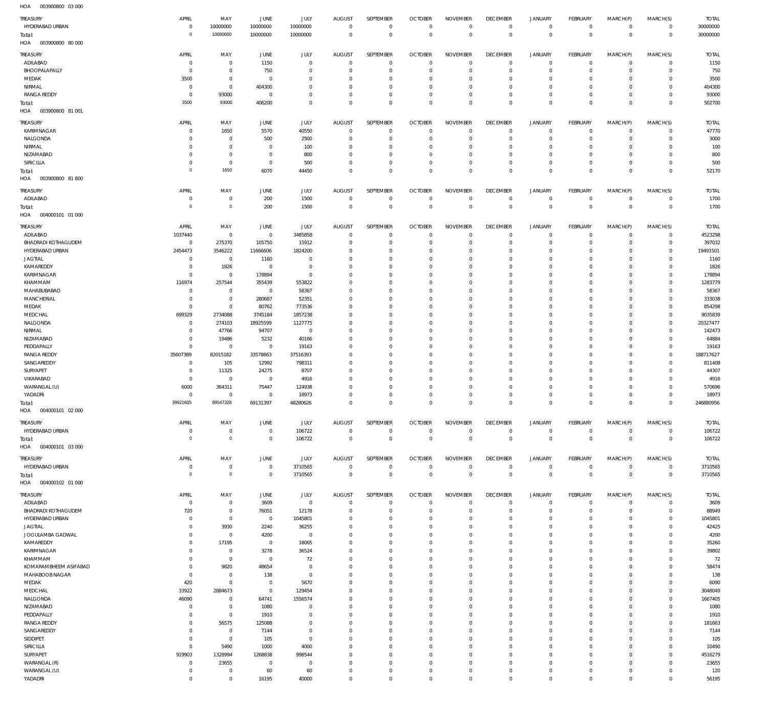HOA 003900800 03 000

| TREASURY | APRIL | MAY | JUNE | JULY | AUGUST | SEPTEMBER | OCTOBER | NOVEMBER | DECEMBER | JANUARY | FEBRUARY | MARCH(P) | MARCH(S) | TOTAL |
|---|---|---|---|---|---|---|---|---|---|---|---|---|---|---|
| HYDERABAD URBAN | 0 | 10000000 | 10000000 | 10000000 | 0 | 0 | 0 | 0 | 0 | 0 | 0 | 0 | 0 | 30000000 |
| Total: | 0 | 10000000 | 10000000 | 10000000 | 0 | 0 | 0 | 0 | 0 | 0 | 0 | 0 | 0 | 30000000 |

HOA 003900800 80 000

| TREASURY | APRIL | MAY | JUNE | JULY | AUGUST | SEPTEMBER | OCTOBER | NOVEMBER | DECEMBER | JANUARY | FEBRUARY | MARCH(P) | MARCH(S) | TOTAL |
|---|---|---|---|---|---|---|---|---|---|---|---|---|---|---|
| ADILABAD | 0 | 0 | 1150 | 0 | 0 | 0 | 0 | 0 | 0 | 0 | 0 | 0 | 0 | 1150 |
| BHOOPALAPALLY | 0 | 0 | 750 | 0 | 0 | 0 | 0 | 0 | 0 | 0 | 0 | 0 | 0 | 750 |
| MEDAK | 3500 | 0 | 0 | 0 | 0 | 0 | 0 | 0 | 0 | 0 | 0 | 0 | 0 | 3500 |
| NIRMAL | 0 | 0 | 404300 | 0 | 0 | 0 | 0 | 0 | 0 | 0 | 0 | 0 | 0 | 404300 |
| RANGA REDDY | 0 | 93000 | 0 | 0 | 0 | 0 | 0 | 0 | 0 | 0 | 0 | 0 | 0 | 93000 |
| Total: | 3500 | 93000 | 406200 | 0 | 0 | 0 | 0 | 0 | 0 | 0 | 0 | 0 | 0 | 502700 |

HOA 003900800 81 001

| TREASURY | APRIL | MAY | JUNE | JULY | AUGUST | SEPTEMBER | OCTOBER | NOVEMBER | DECEMBER | JANUARY | FEBRUARY | MARCH(P) | MARCH(S) | TOTAL |
|---|---|---|---|---|---|---|---|---|---|---|---|---|---|---|
| KARIMNAGAR | 0 | 1650 | 5570 | 40550 | 0 | 0 | 0 | 0 | 0 | 0 | 0 | 0 | 0 | 47770 |
| NALGONDA | 0 | 0 | 500 | 2500 | 0 | 0 | 0 | 0 | 0 | 0 | 0 | 0 | 0 | 3000 |
| NIRMAL | 0 | 0 | 0 | 100 | 0 | 0 | 0 | 0 | 0 | 0 | 0 | 0 | 0 | 100 |
| NIZAMABAD | 0 | 0 | 0 | 800 | 0 | 0 | 0 | 0 | 0 | 0 | 0 | 0 | 0 | 800 |
| SIRICILLA | 0 | 0 | 0 | 500 | 0 | 0 | 0 | 0 | 0 | 0 | 0 | 0 | 0 | 500 |
| Total: | 0 | 1650 | 6070 | 44450 | 0 | 0 | 0 | 0 | 0 | 0 | 0 | 0 | 0 | 52170 |

HOA 003900800 81 800

| TREASURY | APRIL | MAY | JUNE | JULY | AUGUST | SEPTEMBER | OCTOBER | NOVEMBER | DECEMBER | JANUARY | FEBRUARY | MARCH(P) | MARCH(S) | TOTAL |
|---|---|---|---|---|---|---|---|---|---|---|---|---|---|---|
| ADILABAD | 0 | 0 | 200 | 1500 | 0 | 0 | 0 | 0 | 0 | 0 | 0 | 0 | 0 | 1700 |
| Total: | 0 | 0 | 200 | 1500 | 0 | 0 | 0 | 0 | 0 | 0 | 0 | 0 | 0 | 1700 |

HOA 004000101 01 000

| TREASURY | APRIL | MAY | JUNE | JULY | AUGUST | SEPTEMBER | OCTOBER | NOVEMBER | DECEMBER | JANUARY | FEBRUARY | MARCH(P) | MARCH(S) | TOTAL |
|---|---|---|---|---|---|---|---|---|---|---|---|---|---|---|
| ADILABAD | 1037440 | 0 | 0 | 3485858 | 0 | 0 | 0 | 0 | 0 | 0 | 0 | 0 | 0 | 4523298 |
| BHADRADI KOTHAGUDEM | 0 | 275370 | 105750 | 15912 | 0 | 0 | 0 | 0 | 0 | 0 | 0 | 0 | 0 | 397032 |
| HYDERABAD URBAN | 2454473 | 3546222 | 11666606 | 1824200 | 0 | 0 | 0 | 0 | 0 | 0 | 0 | 0 | 0 | 19491501 |
| JAGTIAL | 0 | 0 | 1160 | 0 | 0 | 0 | 0 | 0 | 0 | 0 | 0 | 0 | 0 | 1160 |
| KAMAREDDY | 0 | 1826 | 0 | 0 | 0 | 0 | 0 | 0 | 0 | 0 | 0 | 0 | 0 | 1826 |
| KARIMNAGAR | 0 | 0 | 178894 | 0 | 0 | 0 | 0 | 0 | 0 | 0 | 0 | 0 | 0 | 178894 |
| KHAMMAM | 116974 | 257544 | 355439 | 553822 | 0 | 0 | 0 | 0 | 0 | 0 | 0 | 0 | 0 | 1283779 |
| MAHABUBABAD | 0 | 0 | 0 | 58367 | 0 | 0 | 0 | 0 | 0 | 0 | 0 | 0 | 0 | 58367 |
| MANCHERIAL | 0 | 0 | 280687 | 52351 | 0 | 0 | 0 | 0 | 0 | 0 | 0 | 0 | 0 | 333038 |
| MEDAK | 0 | 0 | 80762 | 773536 | 0 | 0 | 0 | 0 | 0 | 0 | 0 | 0 | 0 | 854298 |
| MEDCHAL | 699329 | 2734088 | 3745184 | 1857238 | 0 | 0 | 0 | 0 | 0 | 0 | 0 | 0 | 0 | 9035839 |
| NALGONDA | 0 | 274103 | 18925599 | 1127775 | 0 | 0 | 0 | 0 | 0 | 0 | 0 | 0 | 0 | 20327477 |
| NIRMAL | 0 | 47766 | 94707 | 0 | 0 | 0 | 0 | 0 | 0 | 0 | 0 | 0 | 0 | 142473 |
| NIZAMABAD | 0 | 19486 | 5232 | 40166 | 0 | 0 | 0 | 0 | 0 | 0 | 0 | 0 | 0 | 64884 |
| PEDDAPALLY | 0 | 0 | 0 | 19163 | 0 | 0 | 0 | 0 | 0 | 0 | 0 | 0 | 0 | 19163 |
| RANGA REDDY | 35607389 | 82015182 | 33578663 | 37516393 | 0 | 0 | 0 | 0 | 0 | 0 | 0 | 0 | 0 | 188717627 |
| SANGAREDDY | 0 | 105 | 12992 | 798311 | 0 | 0 | 0 | 0 | 0 | 0 | 0 | 0 | 0 | 811408 |
| SURYAPET | 0 | 11325 | 24275 | 8707 | 0 | 0 | 0 | 0 | 0 | 0 | 0 | 0 | 0 | 44307 |
| VIKARABAD | 0 | 0 | 0 | 4916 | 0 | 0 | 0 | 0 | 0 | 0 | 0 | 0 | 0 | 4916 |
| WARANGAL (U) | 6000 | 364311 | 75447 | 124938 | 0 | 0 | 0 | 0 | 0 | 0 | 0 | 0 | 0 | 570696 |
| YADADRI | 0 | 0 | 0 | 18973 | 0 | 0 | 0 | 0 | 0 | 0 | 0 | 0 | 0 | 18973 |
| Total: | 39921605 | 89547328 | 69131397 | 48280626 | 0 | 0 | 0 | 0 | 0 | 0 | 0 | 0 | 0 | 246880956 |

HOA 004000101 02 000

| TREASURY | APRIL | MAY | JUNE | JULY | AUGUST | SEPTEMBER | OCTOBER | NOVEMBER | DECEMBER | JANUARY | FEBRUARY | MARCH(P) | MARCH(S) | TOTAL |
|---|---|---|---|---|---|---|---|---|---|---|---|---|---|---|
| HYDERABAD URBAN | 0 | 0 | 0 | 106722 | 0 | 0 | 0 | 0 | 0 | 0 | 0 | 0 | 0 | 106722 |
| Total: | 0 | 0 | 0 | 106722 | 0 | 0 | 0 | 0 | 0 | 0 | 0 | 0 | 0 | 106722 |

HOA 004000101 03 000

| TREASURY | APRIL | MAY | JUNE | JULY | AUGUST | SEPTEMBER | OCTOBER | NOVEMBER | DECEMBER | JANUARY | FEBRUARY | MARCH(P) | MARCH(S) | TOTAL |
|---|---|---|---|---|---|---|---|---|---|---|---|---|---|---|
| HYDERABAD URBAN | 0 | 0 | 0 | 3710565 | 0 | 0 | 0 | 0 | 0 | 0 | 0 | 0 | 0 | 3710565 |
| Total: | 0 | 0 | 0 | 3710565 | 0 | 0 | 0 | 0 | 0 | 0 | 0 | 0 | 0 | 3710565 |

HOA 004000102 01 000

| TREASURY | APRIL | MAY | JUNE | JULY | AUGUST | SEPTEMBER | OCTOBER | NOVEMBER | DECEMBER | JANUARY | FEBRUARY | MARCH(P) | MARCH(S) | TOTAL |
|---|---|---|---|---|---|---|---|---|---|---|---|---|---|---|
| ADILABAD | 0 | 0 | 3609 | 0 | 0 | 0 | 0 | 0 | 0 | 0 | 0 | 0 | 0 | 3609 |
| BHADRADI KOTHAGUDEM | 720 | 0 | 76051 | 12178 | 0 | 0 | 0 | 0 | 0 | 0 | 0 | 0 | 0 | 88949 |
| HYDERABAD URBAN | 0 | 0 | 0 | 1045801 | 0 | 0 | 0 | 0 | 0 | 0 | 0 | 0 | 0 | 1045801 |
| JAGTIAL | 0 | 3930 | 2240 | 36255 | 0 | 0 | 0 | 0 | 0 | 0 | 0 | 0 | 0 | 42425 |
| JOGULAMBA GADWAL | 0 | 0 | 4200 | 0 | 0 | 0 | 0 | 0 | 0 | 0 | 0 | 0 | 0 | 4200 |
| KAMAREDDY | 0 | 17195 | 0 | 18065 | 0 | 0 | 0 | 0 | 0 | 0 | 0 | 0 | 0 | 35260 |
| KARIMNAGAR | 0 | 0 | 3278 | 36524 | 0 | 0 | 0 | 0 | 0 | 0 | 0 | 0 | 0 | 39802 |
| KHAMMAM | 0 | 0 | 0 | 72 | 0 | 0 | 0 | 0 | 0 | 0 | 0 | 0 | 0 | 72 |
| KOMARAMBHEEM ASIFABAD | 0 | 9820 | 48654 | 0 | 0 | 0 | 0 | 0 | 0 | 0 | 0 | 0 | 0 | 58474 |
| MAHABOOBNAGAR | 0 | 0 | 138 | 0 | 0 | 0 | 0 | 0 | 0 | 0 | 0 | 0 | 0 | 138 |
| MEDAK | 420 | 0 | 0 | 5670 | 0 | 0 | 0 | 0 | 0 | 0 | 0 | 0 | 0 | 6090 |
| MEDCHAL | 33922 | 2884673 | 0 | 129454 | 0 | 0 | 0 | 0 | 0 | 0 | 0 | 0 | 0 | 3048049 |
| NALGONDA | 46090 | 0 | 64741 | 1556574 | 0 | 0 | 0 | 0 | 0 | 0 | 0 | 0 | 0 | 1667405 |
| NIZAMABAD | 0 | 0 | 1080 | 0 | 0 | 0 | 0 | 0 | 0 | 0 | 0 | 0 | 0 | 1080 |
| PEDDAPALLY | 0 | 0 | 1910 | 0 | 0 | 0 | 0 | 0 | 0 | 0 | 0 | 0 | 0 | 1910 |
| RANGA REDDY | 0 | 56575 | 125088 | 0 | 0 | 0 | 0 | 0 | 0 | 0 | 0 | 0 | 0 | 181663 |
| SANGAREDDY | 0 | 0 | 7144 | 0 | 0 | 0 | 0 | 0 | 0 | 0 | 0 | 0 | 0 | 7144 |
| SIDDIPET | 0 | 0 | 105 | 0 | 0 | 0 | 0 | 0 | 0 | 0 | 0 | 0 | 0 | 105 |
| SIRICILLA | 0 | 5490 | 1000 | 4000 | 0 | 0 | 0 | 0 | 0 | 0 | 0 | 0 | 0 | 10490 |
| SURYAPET | 919903 | 1328994 | 1268838 | 998544 | 0 | 0 | 0 | 0 | 0 | 0 | 0 | 0 | 0 | 4516279 |
| WARANGAL (R) | 0 | 23655 | 0 | 0 | 0 | 0 | 0 | 0 | 0 | 0 | 0 | 0 | 0 | 23655 |
| WARANGAL (U) | 0 | 0 | 60 | 60 | 0 | 0 | 0 | 0 | 0 | 0 | 0 | 0 | 0 | 120 |
| YADADRI | 0 | 0 | 16195 | 40000 | 0 | 0 | 0 | 0 | 0 | 0 | 0 | 0 | 0 | 56195 |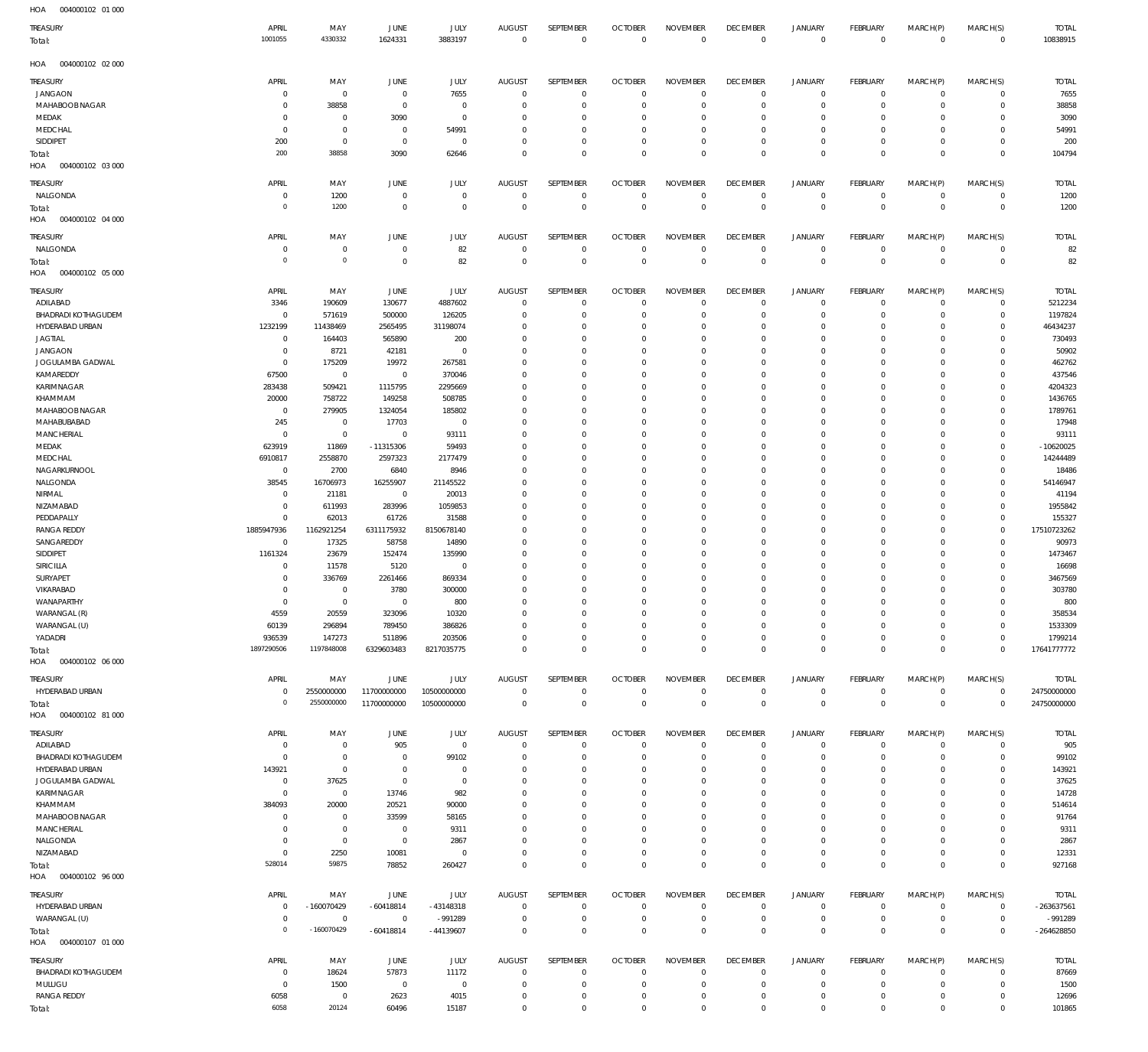HOA 004000102 01 000

| TREASURY | APRIL | MAY | JUNE | JULY | AUGUST | SEPTEMBER | OCTOBER | NOVEMBER | DECEMBER | JANUARY | FEBRUARY | MARCH(P) | MARCH(S) | TOTAL |
|---|---|---|---|---|---|---|---|---|---|---|---|---|---|---|
| Total: | 1001055 | 4330332 | 1624331 | 3883197 | 0 | 0 | 0 | 0 | 0 | 0 | 0 | 0 | 0 | 10838915 |

HOA 004000102 02 000

| TREASURY | APRIL | MAY | JUNE | JULY | AUGUST | SEPTEMBER | OCTOBER | NOVEMBER | DECEMBER | JANUARY | FEBRUARY | MARCH(P) | MARCH(S) | TOTAL |
|---|---|---|---|---|---|---|---|---|---|---|---|---|---|---|
| JANGAON | 0 | 0 | 0 | 7655 | 0 | 0 | 0 | 0 | 0 | 0 | 0 | 0 | 0 | 7655 |
| MAHABOOB NAGAR | 0 | 38858 | 0 | 0 | 0 | 0 | 0 | 0 | 0 | 0 | 0 | 0 | 0 | 38858 |
| MEDAK | 0 | 0 | 3090 | 0 | 0 | 0 | 0 | 0 | 0 | 0 | 0 | 0 | 0 | 3090 |
| MEDCHAL | 0 | 0 | 0 | 54991 | 0 | 0 | 0 | 0 | 0 | 0 | 0 | 0 | 0 | 54991 |
| SIDDIPET | 200 | 0 | 0 | 0 | 0 | 0 | 0 | 0 | 0 | 0 | 0 | 0 | 0 | 200 |
| Total: | 200 | 38858 | 3090 | 62646 | 0 | 0 | 0 | 0 | 0 | 0 | 0 | 0 | 0 | 104794 |

HOA 004000102 03 000

| TREASURY | APRIL | MAY | JUNE | JULY | AUGUST | SEPTEMBER | OCTOBER | NOVEMBER | DECEMBER | JANUARY | FEBRUARY | MARCH(P) | MARCH(S) | TOTAL |
|---|---|---|---|---|---|---|---|---|---|---|---|---|---|---|
| NALGONDA | 0 | 1200 | 0 | 0 | 0 | 0 | 0 | 0 | 0 | 0 | 0 | 0 | 0 | 1200 |
| Total: | 0 | 1200 | 0 | 0 | 0 | 0 | 0 | 0 | 0 | 0 | 0 | 0 | 0 | 1200 |

HOA 004000102 04 000

| TREASURY | APRIL | MAY | JUNE | JULY | AUGUST | SEPTEMBER | OCTOBER | NOVEMBER | DECEMBER | JANUARY | FEBRUARY | MARCH(P) | MARCH(S) | TOTAL |
|---|---|---|---|---|---|---|---|---|---|---|---|---|---|---|
| NALGONDA | 0 | 0 | 0 | 82 | 0 | 0 | 0 | 0 | 0 | 0 | 0 | 0 | 0 | 82 |
| Total: | 0 | 0 | 0 | 82 | 0 | 0 | 0 | 0 | 0 | 0 | 0 | 0 | 0 | 82 |

HOA 004000102 05 000

| TREASURY | APRIL | MAY | JUNE | JULY | AUGUST | SEPTEMBER | OCTOBER | NOVEMBER | DECEMBER | JANUARY | FEBRUARY | MARCH(P) | MARCH(S) | TOTAL |
|---|---|---|---|---|---|---|---|---|---|---|---|---|---|---|
| ADILABAD | 3346 | 190609 | 130677 | 4887602 | 0 | 0 | 0 | 0 | 0 | 0 | 0 | 0 | 0 | 5212234 |
| BHADRADI KOTHAGUDEM | 0 | 571619 | 500000 | 126205 | 0 | 0 | 0 | 0 | 0 | 0 | 0 | 0 | 0 | 1197824 |
| HYDERABAD URBAN | 1232199 | 11438469 | 2565495 | 31198074 | 0 | 0 | 0 | 0 | 0 | 0 | 0 | 0 | 0 | 46434237 |
| JAGTIAL | 0 | 164403 | 565890 | 200 | 0 | 0 | 0 | 0 | 0 | 0 | 0 | 0 | 0 | 730493 |
| JANGAON | 0 | 8721 | 42181 | 0 | 0 | 0 | 0 | 0 | 0 | 0 | 0 | 0 | 0 | 50902 |
| JOGULAMBA GADWAL | 0 | 175209 | 19972 | 267581 | 0 | 0 | 0 | 0 | 0 | 0 | 0 | 0 | 0 | 462762 |
| KAMAREDDY | 67500 | 0 | 0 | 370046 | 0 | 0 | 0 | 0 | 0 | 0 | 0 | 0 | 0 | 437546 |
| KARIMNAGAR | 283438 | 509421 | 1115795 | 2295669 | 0 | 0 | 0 | 0 | 0 | 0 | 0 | 0 | 0 | 4204323 |
| KHAMMAM | 20000 | 758722 | 149258 | 508785 | 0 | 0 | 0 | 0 | 0 | 0 | 0 | 0 | 0 | 1436765 |
| MAHABOOB NAGAR | 0 | 279905 | 1324054 | 185802 | 0 | 0 | 0 | 0 | 0 | 0 | 0 | 0 | 0 | 1789761 |
| MAHABUBABAD | 245 | 0 | 17703 | 0 | 0 | 0 | 0 | 0 | 0 | 0 | 0 | 0 | 0 | 17948 |
| MANCHERIAL | 0 | 0 | 0 | 93111 | 0 | 0 | 0 | 0 | 0 | 0 | 0 | 0 | 0 | 93111 |
| MEDAK | 623919 | 11869 | -11315306 | 59493 | 0 | 0 | 0 | 0 | 0 | 0 | 0 | 0 | 0 | -10620025 |
| MEDCHAL | 6910817 | 2558870 | 2597323 | 2177479 | 0 | 0 | 0 | 0 | 0 | 0 | 0 | 0 | 0 | 14244489 |
| NAGARKURNOOL | 0 | 2700 | 6840 | 8946 | 0 | 0 | 0 | 0 | 0 | 0 | 0 | 0 | 0 | 18486 |
| NALGONDA | 38545 | 16706973 | 16255907 | 21145522 | 0 | 0 | 0 | 0 | 0 | 0 | 0 | 0 | 0 | 54146947 |
| NIRMAL | 0 | 21181 | 0 | 20013 | 0 | 0 | 0 | 0 | 0 | 0 | 0 | 0 | 0 | 41194 |
| NIZAMABAD | 0 | 611993 | 283996 | 1059853 | 0 | 0 | 0 | 0 | 0 | 0 | 0 | 0 | 0 | 1955842 |
| PEDDAPALLY | 0 | 62013 | 61726 | 31588 | 0 | 0 | 0 | 0 | 0 | 0 | 0 | 0 | 0 | 155327 |
| RANGA REDDY | 1885947936 | 1162921254 | 6311175932 | 8150678140 | 0 | 0 | 0 | 0 | 0 | 0 | 0 | 0 | 0 | 17510723262 |
| SANGAREDDY | 0 | 17325 | 58758 | 14890 | 0 | 0 | 0 | 0 | 0 | 0 | 0 | 0 | 0 | 90973 |
| SIDDIPET | 1161324 | 23679 | 152474 | 135990 | 0 | 0 | 0 | 0 | 0 | 0 | 0 | 0 | 0 | 1473467 |
| SIRICILLA | 0 | 11578 | 5120 | 0 | 0 | 0 | 0 | 0 | 0 | 0 | 0 | 0 | 0 | 16698 |
| SURYAPET | 0 | 336769 | 2261466 | 869334 | 0 | 0 | 0 | 0 | 0 | 0 | 0 | 0 | 0 | 3467569 |
| VIKARABAD | 0 | 0 | 3780 | 300000 | 0 | 0 | 0 | 0 | 0 | 0 | 0 | 0 | 0 | 303780 |
| WANAPARTHY | 0 | 0 | 0 | 800 | 0 | 0 | 0 | 0 | 0 | 0 | 0 | 0 | 0 | 800 |
| WARANGAL (R) | 4559 | 20559 | 323096 | 10320 | 0 | 0 | 0 | 0 | 0 | 0 | 0 | 0 | 0 | 358534 |
| WARANGAL (U) | 60139 | 296894 | 789450 | 386826 | 0 | 0 | 0 | 0 | 0 | 0 | 0 | 0 | 0 | 1533309 |
| YADADRI | 936539 | 147273 | 511896 | 203506 | 0 | 0 | 0 | 0 | 0 | 0 | 0 | 0 | 0 | 1799214 |
| Total: | 1897290506 | 1197848008 | 6329603483 | 8217035775 | 0 | 0 | 0 | 0 | 0 | 0 | 0 | 0 | 0 | 17641777772 |

HOA 004000102 06 000

| TREASURY | APRIL | MAY | JUNE | JULY | AUGUST | SEPTEMBER | OCTOBER | NOVEMBER | DECEMBER | JANUARY | FEBRUARY | MARCH(P) | MARCH(S) | TOTAL |
|---|---|---|---|---|---|---|---|---|---|---|---|---|---|---|
| HYDERABAD URBAN | 0 | 2550000000 | 11700000000 | 10500000000 | 0 | 0 | 0 | 0 | 0 | 0 | 0 | 0 | 0 | 24750000000 |
| Total: | 0 | 2550000000 | 11700000000 | 10500000000 | 0 | 0 | 0 | 0 | 0 | 0 | 0 | 0 | 0 | 24750000000 |

HOA 004000102 81 000

| TREASURY | APRIL | MAY | JUNE | JULY | AUGUST | SEPTEMBER | OCTOBER | NOVEMBER | DECEMBER | JANUARY | FEBRUARY | MARCH(P) | MARCH(S) | TOTAL |
|---|---|---|---|---|---|---|---|---|---|---|---|---|---|---|
| ADILABAD | 0 | 0 | 905 | 0 | 0 | 0 | 0 | 0 | 0 | 0 | 0 | 0 | 0 | 905 |
| BHADRADI KOTHAGUDEM | 0 | 0 | 0 | 99102 | 0 | 0 | 0 | 0 | 0 | 0 | 0 | 0 | 0 | 99102 |
| HYDERABAD URBAN | 143921 | 0 | 0 | 0 | 0 | 0 | 0 | 0 | 0 | 0 | 0 | 0 | 0 | 143921 |
| JOGULAMBA GADWAL | 0 | 37625 | 0 | 0 | 0 | 0 | 0 | 0 | 0 | 0 | 0 | 0 | 0 | 37625 |
| KARIMNAGAR | 0 | 0 | 13746 | 982 | 0 | 0 | 0 | 0 | 0 | 0 | 0 | 0 | 0 | 14728 |
| KHAMMAM | 384093 | 20000 | 20521 | 90000 | 0 | 0 | 0 | 0 | 0 | 0 | 0 | 0 | 0 | 514614 |
| MAHABOOB NAGAR | 0 | 0 | 33599 | 58165 | 0 | 0 | 0 | 0 | 0 | 0 | 0 | 0 | 0 | 91764 |
| MANCHERIAL | 0 | 0 | 0 | 9311 | 0 | 0 | 0 | 0 | 0 | 0 | 0 | 0 | 0 | 9311 |
| NALGONDA | 0 | 0 | 0 | 2867 | 0 | 0 | 0 | 0 | 0 | 0 | 0 | 0 | 0 | 2867 |
| NIZAMABAD | 0 | 2250 | 10081 | 0 | 0 | 0 | 0 | 0 | 0 | 0 | 0 | 0 | 0 | 12331 |
| Total: | 528014 | 59875 | 78852 | 260427 | 0 | 0 | 0 | 0 | 0 | 0 | 0 | 0 | 0 | 927168 |

HOA 004000102 96 000

| TREASURY | APRIL | MAY | JUNE | JULY | AUGUST | SEPTEMBER | OCTOBER | NOVEMBER | DECEMBER | JANUARY | FEBRUARY | MARCH(P) | MARCH(S) | TOTAL |
|---|---|---|---|---|---|---|---|---|---|---|---|---|---|---|
| HYDERABAD URBAN | 0 | -160070429 | -60418814 | -43148318 | 0 | 0 | 0 | 0 | 0 | 0 | 0 | 0 | 0 | -263637561 |
| WARANGAL (U) | 0 | 0 | 0 | -991289 | 0 | 0 | 0 | 0 | 0 | 0 | 0 | 0 | 0 | -991289 |
| Total: | 0 | -160070429 | -60418814 | -44139607 | 0 | 0 | 0 | 0 | 0 | 0 | 0 | 0 | 0 | -264628850 |

HOA 004000107 01 000

| TREASURY | APRIL | MAY | JUNE | JULY | AUGUST | SEPTEMBER | OCTOBER | NOVEMBER | DECEMBER | JANUARY | FEBRUARY | MARCH(P) | MARCH(S) | TOTAL |
|---|---|---|---|---|---|---|---|---|---|---|---|---|---|---|
| BHADRADI KOTHAGUDEM | 0 | 18624 | 57873 | 11172 | 0 | 0 | 0 | 0 | 0 | 0 | 0 | 0 | 0 | 87669 |
| MULUGU | 0 | 1500 | 0 | 0 | 0 | 0 | 0 | 0 | 0 | 0 | 0 | 0 | 0 | 1500 |
| RANGA REDDY | 6058 | 0 | 2623 | 4015 | 0 | 0 | 0 | 0 | 0 | 0 | 0 | 0 | 0 | 12696 |
| Total: | 6058 | 20124 | 60496 | 15187 | 0 | 0 | 0 | 0 | 0 | 0 | 0 | 0 | 0 | 101865 |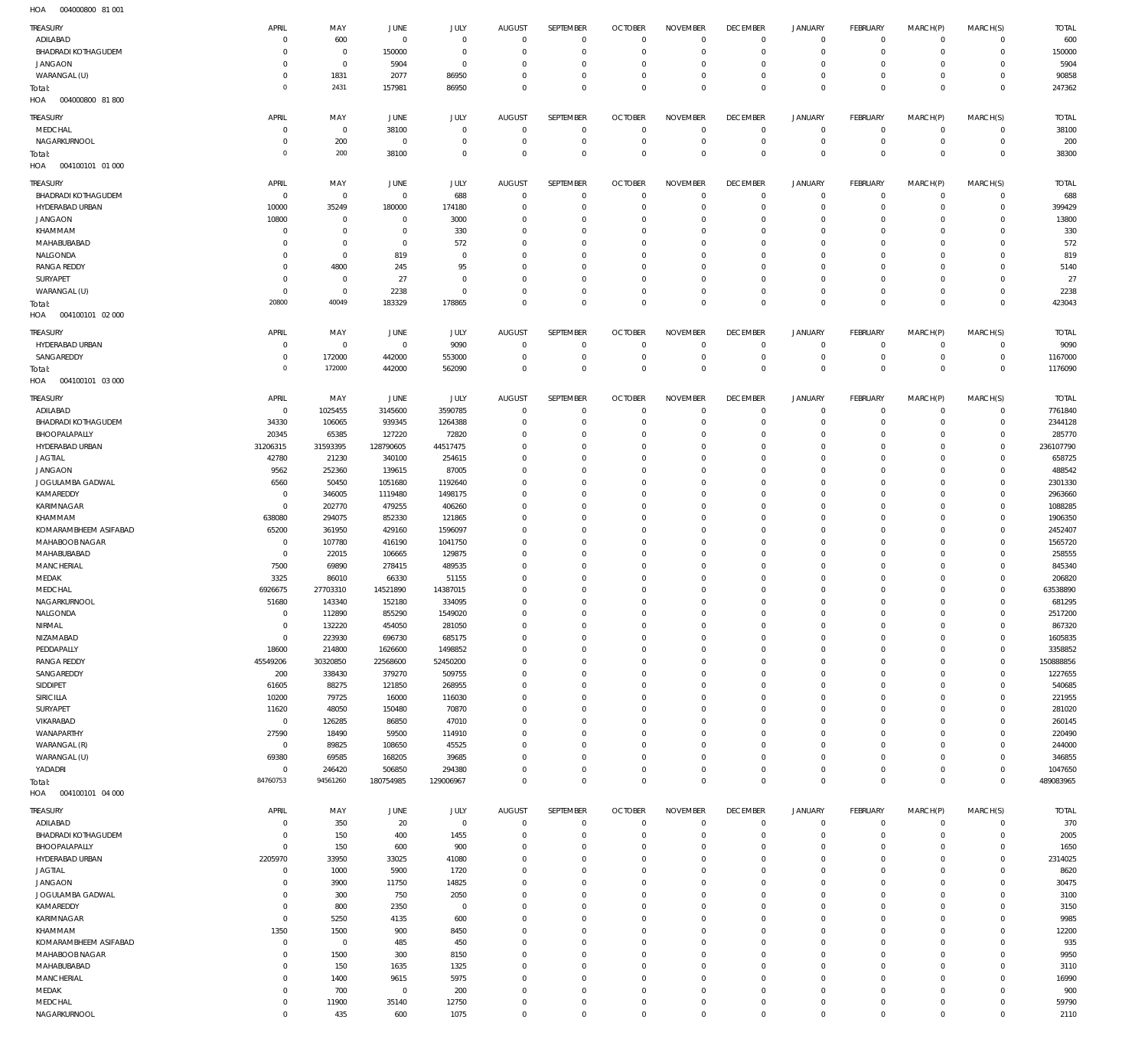HOA 004000800 81 001

| TREASURY | APRIL | MAY | JUNE | JULY | AUGUST | SEPTEMBER | OCTOBER | NOVEMBER | DECEMBER | JANUARY | FEBRUARY | MARCH(P) | MARCH(S) | TOTAL |
|---|---|---|---|---|---|---|---|---|---|---|---|---|---|---|
| ADILABAD | 0 | 600 | 0 | 0 | 0 | 0 | 0 | 0 | 0 | 0 | 0 | 0 | 0 | 600 |
| BHADRADI KOTHAGUDEM | 0 | 0 | 150000 | 0 | 0 | 0 | 0 | 0 | 0 | 0 | 0 | 0 | 0 | 150000 |
| JANGAON | 0 | 0 | 5904 | 0 | 0 | 0 | 0 | 0 | 0 | 0 | 0 | 0 | 0 | 5904 |
| WARANGAL (U) | 0 | 1831 | 2077 | 86950 | 0 | 0 | 0 | 0 | 0 | 0 | 0 | 0 | 0 | 90858 |
| Total: | 0 | 2431 | 157981 | 86950 | 0 | 0 | 0 | 0 | 0 | 0 | 0 | 0 | 0 | 247362 |

HOA 004000800 81 800

| TREASURY | APRIL | MAY | JUNE | JULY | AUGUST | SEPTEMBER | OCTOBER | NOVEMBER | DECEMBER | JANUARY | FEBRUARY | MARCH(P) | MARCH(S) | TOTAL |
|---|---|---|---|---|---|---|---|---|---|---|---|---|---|---|
| MEDCHAL | 0 | 0 | 38100 | 0 | 0 | 0 | 0 | 0 | 0 | 0 | 0 | 0 | 0 | 38100 |
| NAGARKURNOOL | 0 | 200 | 0 | 0 | 0 | 0 | 0 | 0 | 0 | 0 | 0 | 0 | 0 | 200 |
| Total: | 0 | 200 | 38100 | 0 | 0 | 0 | 0 | 0 | 0 | 0 | 0 | 0 | 0 | 38300 |

HOA 004100101 01 000

| TREASURY | APRIL | MAY | JUNE | JULY | AUGUST | SEPTEMBER | OCTOBER | NOVEMBER | DECEMBER | JANUARY | FEBRUARY | MARCH(P) | MARCH(S) | TOTAL |
|---|---|---|---|---|---|---|---|---|---|---|---|---|---|---|
| BHADRADI KOTHAGUDEM | 0 | 0 | 0 | 688 | 0 | 0 | 0 | 0 | 0 | 0 | 0 | 0 | 0 | 688 |
| HYDERABAD URBAN | 10000 | 35249 | 180000 | 174180 | 0 | 0 | 0 | 0 | 0 | 0 | 0 | 0 | 0 | 399429 |
| JANGAON | 10800 | 0 | 0 | 3000 | 0 | 0 | 0 | 0 | 0 | 0 | 0 | 0 | 0 | 13800 |
| KHAMMAM | 0 | 0 | 0 | 330 | 0 | 0 | 0 | 0 | 0 | 0 | 0 | 0 | 0 | 330 |
| MAHABUBABAD | 0 | 0 | 0 | 572 | 0 | 0 | 0 | 0 | 0 | 0 | 0 | 0 | 0 | 572 |
| NALGONDA | 0 | 0 | 819 | 0 | 0 | 0 | 0 | 0 | 0 | 0 | 0 | 0 | 0 | 819 |
| RANGA REDDY | 0 | 4800 | 245 | 95 | 0 | 0 | 0 | 0 | 0 | 0 | 0 | 0 | 0 | 5140 |
| SURYAPET | 0 | 0 | 27 | 0 | 0 | 0 | 0 | 0 | 0 | 0 | 0 | 0 | 0 | 27 |
| WARANGAL (U) | 0 | 0 | 2238 | 0 | 0 | 0 | 0 | 0 | 0 | 0 | 0 | 0 | 0 | 2238 |
| Total: | 20800 | 40049 | 183329 | 178865 | 0 | 0 | 0 | 0 | 0 | 0 | 0 | 0 | 0 | 423043 |

HOA 004100101 02 000

| TREASURY | APRIL | MAY | JUNE | JULY | AUGUST | SEPTEMBER | OCTOBER | NOVEMBER | DECEMBER | JANUARY | FEBRUARY | MARCH(P) | MARCH(S) | TOTAL |
|---|---|---|---|---|---|---|---|---|---|---|---|---|---|---|
| HYDERABAD URBAN | 0 | 0 | 0 | 9090 | 0 | 0 | 0 | 0 | 0 | 0 | 0 | 0 | 0 | 9090 |
| SANGAREDDY | 0 | 172000 | 442000 | 553000 | 0 | 0 | 0 | 0 | 0 | 0 | 0 | 0 | 0 | 1167000 |
| Total: | 0 | 172000 | 442000 | 562090 | 0 | 0 | 0 | 0 | 0 | 0 | 0 | 0 | 0 | 1176090 |

HOA 004100101 03 000

| TREASURY | APRIL | MAY | JUNE | JULY | AUGUST | SEPTEMBER | OCTOBER | NOVEMBER | DECEMBER | JANUARY | FEBRUARY | MARCH(P) | MARCH(S) | TOTAL |
|---|---|---|---|---|---|---|---|---|---|---|---|---|---|---|
| ADILABAD | 0 | 1025455 | 3145600 | 3590785 | 0 | 0 | 0 | 0 | 0 | 0 | 0 | 0 | 0 | 7761840 |
| BHADRADI KOTHAGUDEM | 34330 | 106065 | 939345 | 1264388 | 0 | 0 | 0 | 0 | 0 | 0 | 0 | 0 | 0 | 2344128 |
| BHOOPALAPALLY | 20345 | 65385 | 127220 | 72820 | 0 | 0 | 0 | 0 | 0 | 0 | 0 | 0 | 0 | 285770 |
| HYDERABAD URBAN | 31206315 | 31593395 | 128790605 | 44517475 | 0 | 0 | 0 | 0 | 0 | 0 | 0 | 0 | 0 | 236107790 |
| JAGTIAL | 42780 | 21230 | 340100 | 254615 | 0 | 0 | 0 | 0 | 0 | 0 | 0 | 0 | 0 | 658725 |
| JANGAON | 9562 | 252360 | 139615 | 87005 | 0 | 0 | 0 | 0 | 0 | 0 | 0 | 0 | 0 | 488542 |
| JOGULAMBA GADWAL | 6560 | 50450 | 1051680 | 1192640 | 0 | 0 | 0 | 0 | 0 | 0 | 0 | 0 | 0 | 2301330 |
| KAMAREDDY | 0 | 346005 | 1119480 | 1498175 | 0 | 0 | 0 | 0 | 0 | 0 | 0 | 0 | 0 | 2963660 |
| KARIMNAGAR | 0 | 202770 | 479255 | 406260 | 0 | 0 | 0 | 0 | 0 | 0 | 0 | 0 | 0 | 1088285 |
| KHAMMAM | 638080 | 294075 | 852330 | 121865 | 0 | 0 | 0 | 0 | 0 | 0 | 0 | 0 | 0 | 1906350 |
| KOMARAMBHEEM ASIFABAD | 65200 | 361950 | 429160 | 1596097 | 0 | 0 | 0 | 0 | 0 | 0 | 0 | 0 | 0 | 2452407 |
| MAHABOOB NAGAR | 0 | 107780 | 416190 | 1041750 | 0 | 0 | 0 | 0 | 0 | 0 | 0 | 0 | 0 | 1565720 |
| MAHABUBABAD | 0 | 22015 | 106665 | 129875 | 0 | 0 | 0 | 0 | 0 | 0 | 0 | 0 | 0 | 258555 |
| MANCHERIAL | 7500 | 69890 | 278415 | 489535 | 0 | 0 | 0 | 0 | 0 | 0 | 0 | 0 | 0 | 845340 |
| MEDAK | 3325 | 86010 | 66330 | 51155 | 0 | 0 | 0 | 0 | 0 | 0 | 0 | 0 | 0 | 206820 |
| MEDCHAL | 6926675 | 27703310 | 14521890 | 14387015 | 0 | 0 | 0 | 0 | 0 | 0 | 0 | 0 | 0 | 63538890 |
| NAGARKURNOOL | 51680 | 143340 | 152180 | 334095 | 0 | 0 | 0 | 0 | 0 | 0 | 0 | 0 | 0 | 681295 |
| NALGONDA | 0 | 112890 | 855290 | 1549020 | 0 | 0 | 0 | 0 | 0 | 0 | 0 | 0 | 0 | 2517200 |
| NIRMAL | 0 | 132220 | 454050 | 281050 | 0 | 0 | 0 | 0 | 0 | 0 | 0 | 0 | 0 | 867320 |
| NIZAMABAD | 0 | 223930 | 696730 | 685175 | 0 | 0 | 0 | 0 | 0 | 0 | 0 | 0 | 0 | 1605835 |
| PEDDAPALLY | 18600 | 214800 | 1626600 | 1498852 | 0 | 0 | 0 | 0 | 0 | 0 | 0 | 0 | 0 | 3358852 |
| RANGA REDDY | 45549206 | 30320850 | 22568600 | 52450200 | 0 | 0 | 0 | 0 | 0 | 0 | 0 | 0 | 0 | 150888856 |
| SANGAREDDY | 200 | 338430 | 379270 | 509755 | 0 | 0 | 0 | 0 | 0 | 0 | 0 | 0 | 0 | 1227655 |
| SIDDIPET | 61605 | 88275 | 121850 | 268955 | 0 | 0 | 0 | 0 | 0 | 0 | 0 | 0 | 0 | 540685 |
| SIRICILLA | 10200 | 79725 | 16000 | 116030 | 0 | 0 | 0 | 0 | 0 | 0 | 0 | 0 | 0 | 221955 |
| SURYAPET | 11620 | 48050 | 150480 | 70870 | 0 | 0 | 0 | 0 | 0 | 0 | 0 | 0 | 0 | 281020 |
| VIKARABAD | 0 | 126285 | 86850 | 47010 | 0 | 0 | 0 | 0 | 0 | 0 | 0 | 0 | 0 | 260145 |
| WANAPARTHY | 27590 | 18490 | 59500 | 114910 | 0 | 0 | 0 | 0 | 0 | 0 | 0 | 0 | 0 | 220490 |
| WARANGAL (R) | 0 | 89825 | 108650 | 45525 | 0 | 0 | 0 | 0 | 0 | 0 | 0 | 0 | 0 | 244000 |
| WARANGAL (U) | 69380 | 69585 | 168205 | 39685 | 0 | 0 | 0 | 0 | 0 | 0 | 0 | 0 | 0 | 346855 |
| YADADRI | 0 | 246420 | 506850 | 294380 | 0 | 0 | 0 | 0 | 0 | 0 | 0 | 0 | 0 | 1047650 |
| Total: | 84760753 | 94561260 | 180754985 | 129006967 | 0 | 0 | 0 | 0 | 0 | 0 | 0 | 0 | 0 | 489083965 |

HOA 004100101 04 000

| TREASURY | APRIL | MAY | JUNE | JULY | AUGUST | SEPTEMBER | OCTOBER | NOVEMBER | DECEMBER | JANUARY | FEBRUARY | MARCH(P) | MARCH(S) | TOTAL |
|---|---|---|---|---|---|---|---|---|---|---|---|---|---|---|
| ADILABAD | 0 | 350 | 20 | 0 | 0 | 0 | 0 | 0 | 0 | 0 | 0 | 0 | 0 | 370 |
| BHADRADI KOTHAGUDEM | 0 | 150 | 400 | 1455 | 0 | 0 | 0 | 0 | 0 | 0 | 0 | 0 | 0 | 2005 |
| BHOOPALAPALLY | 0 | 150 | 600 | 900 | 0 | 0 | 0 | 0 | 0 | 0 | 0 | 0 | 0 | 1650 |
| HYDERABAD URBAN | 2205970 | 33950 | 33025 | 41080 | 0 | 0 | 0 | 0 | 0 | 0 | 0 | 0 | 0 | 2314025 |
| JAGTIAL | 0 | 1000 | 5900 | 1720 | 0 | 0 | 0 | 0 | 0 | 0 | 0 | 0 | 0 | 8620 |
| JANGAON | 0 | 3900 | 11750 | 14825 | 0 | 0 | 0 | 0 | 0 | 0 | 0 | 0 | 0 | 30475 |
| JOGULAMBA GADWAL | 0 | 300 | 750 | 2050 | 0 | 0 | 0 | 0 | 0 | 0 | 0 | 0 | 0 | 3100 |
| KAMAREDDY | 0 | 800 | 2350 | 0 | 0 | 0 | 0 | 0 | 0 | 0 | 0 | 0 | 0 | 3150 |
| KARIMNAGAR | 0 | 5250 | 4135 | 600 | 0 | 0 | 0 | 0 | 0 | 0 | 0 | 0 | 0 | 9985 |
| KHAMMAM | 1350 | 1500 | 900 | 8450 | 0 | 0 | 0 | 0 | 0 | 0 | 0 | 0 | 0 | 12200 |
| KOMARAMBHEEM ASIFABAD | 0 | 0 | 485 | 450 | 0 | 0 | 0 | 0 | 0 | 0 | 0 | 0 | 0 | 935 |
| MAHABOOB NAGAR | 0 | 1500 | 300 | 8150 | 0 | 0 | 0 | 0 | 0 | 0 | 0 | 0 | 0 | 9950 |
| MAHABUBABAD | 0 | 150 | 1635 | 1325 | 0 | 0 | 0 | 0 | 0 | 0 | 0 | 0 | 0 | 3110 |
| MANCHERIAL | 0 | 1400 | 9615 | 5975 | 0 | 0 | 0 | 0 | 0 | 0 | 0 | 0 | 0 | 16990 |
| MEDAK | 0 | 700 | 0 | 200 | 0 | 0 | 0 | 0 | 0 | 0 | 0 | 0 | 0 | 900 |
| MEDCHAL | 0 | 11900 | 35140 | 12750 | 0 | 0 | 0 | 0 | 0 | 0 | 0 | 0 | 0 | 59790 |
| NAGARKURNOOL | 0 | 435 | 600 | 1075 | 0 | 0 | 0 | 0 | 0 | 0 | 0 | 0 | 0 | 2110 |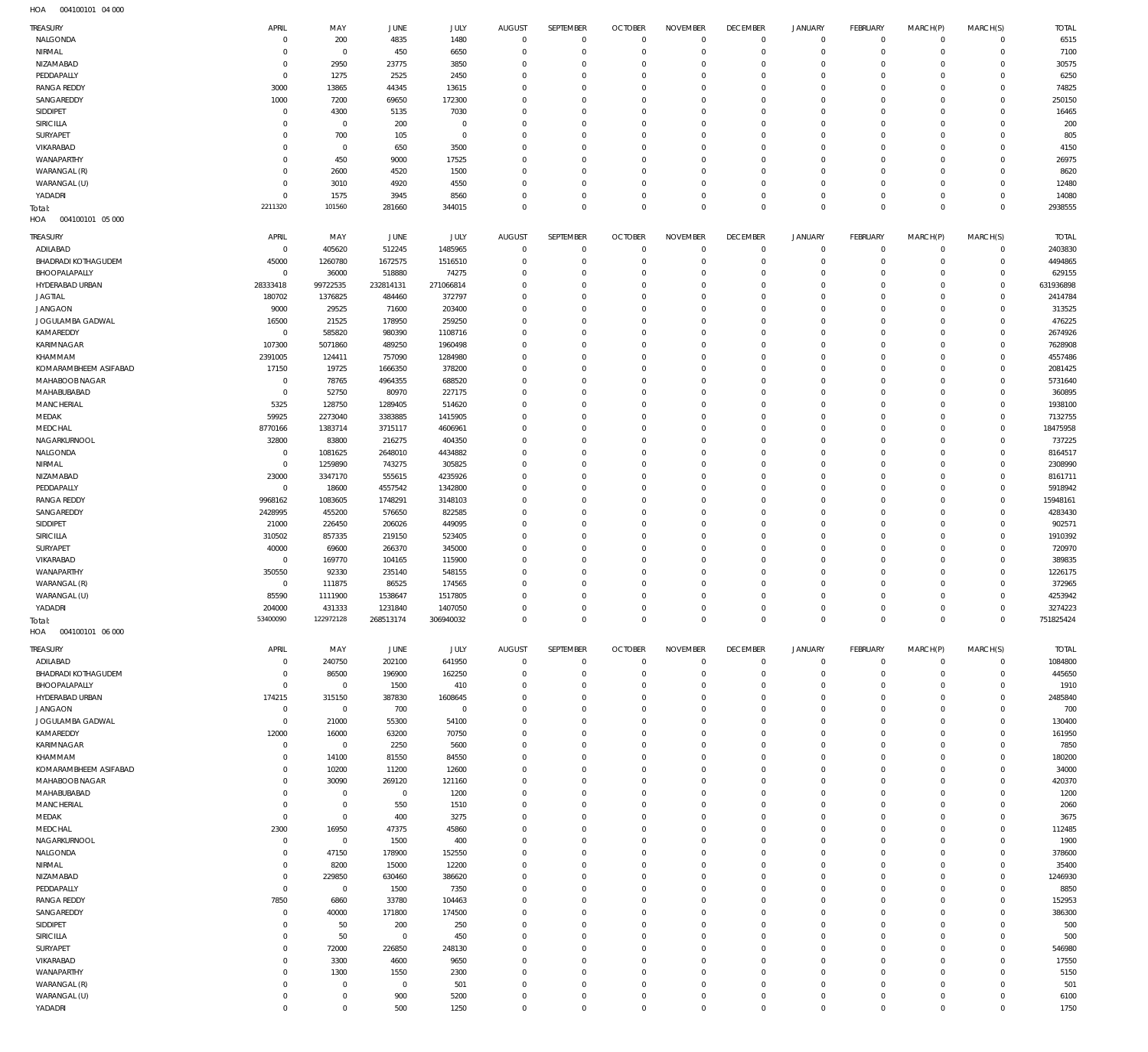HOA 004100101 04 000

| TREASURY | APRIL | MAY | JUNE | JULY | AUGUST | SEPTEMBER | OCTOBER | NOVEMBER | DECEMBER | JANUARY | FEBRUARY | MARCH(P) | MARCH(S) | TOTAL |
|---|---|---|---|---|---|---|---|---|---|---|---|---|---|---|
| NALGONDA | 0 | 200 | 4835 | 1480 | 0 | 0 | 0 | 0 | 0 | 0 | 0 | 0 | 0 | 6515 |
| NIRMAL | 0 | 0 | 450 | 6650 | 0 | 0 | 0 | 0 | 0 | 0 | 0 | 0 | 0 | 7100 |
| NIZAMABAD | 0 | 2950 | 23775 | 3850 | 0 | 0 | 0 | 0 | 0 | 0 | 0 | 0 | 0 | 30575 |
| PEDDAPALLY | 0 | 1275 | 2525 | 2450 | 0 | 0 | 0 | 0 | 0 | 0 | 0 | 0 | 0 | 6250 |
| RANGA REDDY | 3000 | 13865 | 44345 | 13615 | 0 | 0 | 0 | 0 | 0 | 0 | 0 | 0 | 0 | 74825 |
| SANGAREDDY | 1000 | 7200 | 69650 | 172300 | 0 | 0 | 0 | 0 | 0 | 0 | 0 | 0 | 0 | 250150 |
| SIDDIPET | 0 | 4300 | 5135 | 7030 | 0 | 0 | 0 | 0 | 0 | 0 | 0 | 0 | 0 | 16465 |
| SIRICILLA | 0 | 0 | 200 | 0 | 0 | 0 | 0 | 0 | 0 | 0 | 0 | 0 | 0 | 200 |
| SURYAPET | 0 | 700 | 105 | 0 | 0 | 0 | 0 | 0 | 0 | 0 | 0 | 0 | 0 | 805 |
| VIKARABAD | 0 | 0 | 650 | 3500 | 0 | 0 | 0 | 0 | 0 | 0 | 0 | 0 | 0 | 4150 |
| WANAPARTHY | 0 | 450 | 9000 | 17525 | 0 | 0 | 0 | 0 | 0 | 0 | 0 | 0 | 0 | 26975 |
| WARANGAL (R) | 0 | 2600 | 4520 | 1500 | 0 | 0 | 0 | 0 | 0 | 0 | 0 | 0 | 0 | 8620 |
| WARANGAL (U) | 0 | 3010 | 4920 | 4550 | 0 | 0 | 0 | 0 | 0 | 0 | 0 | 0 | 0 | 12480 |
| YADADRI | 0 | 1575 | 3945 | 8560 | 0 | 0 | 0 | 0 | 0 | 0 | 0 | 0 | 0 | 14080 |
| Total: | 2211320 | 101560 | 281660 | 344015 | 0 | 0 | 0 | 0 | 0 | 0 | 0 | 0 | 0 | 2938555 |

HOA 004100101 05 000

| TREASURY | APRIL | MAY | JUNE | JULY | AUGUST | SEPTEMBER | OCTOBER | NOVEMBER | DECEMBER | JANUARY | FEBRUARY | MARCH(P) | MARCH(S) | TOTAL |
|---|---|---|---|---|---|---|---|---|---|---|---|---|---|---|
| ADILABAD | 0 | 405620 | 512245 | 1485965 | 0 | 0 | 0 | 0 | 0 | 0 | 0 | 0 | 0 | 2403830 |
| BHADRADI KOTHAGUDEM | 45000 | 1260780 | 1672575 | 1516510 | 0 | 0 | 0 | 0 | 0 | 0 | 0 | 0 | 0 | 4494865 |
| BHOOPALAPALLY | 0 | 36000 | 518880 | 74275 | 0 | 0 | 0 | 0 | 0 | 0 | 0 | 0 | 0 | 629155 |
| HYDERABAD URBAN | 28333418 | 99722535 | 232814131 | 271066814 | 0 | 0 | 0 | 0 | 0 | 0 | 0 | 0 | 0 | 631936898 |
| JAGTIAL | 180702 | 1376825 | 484460 | 372797 | 0 | 0 | 0 | 0 | 0 | 0 | 0 | 0 | 0 | 2414784 |
| JANGAON | 9000 | 29525 | 71600 | 203400 | 0 | 0 | 0 | 0 | 0 | 0 | 0 | 0 | 0 | 313525 |
| JOGULAMBA GADWAL | 16500 | 21525 | 178950 | 259250 | 0 | 0 | 0 | 0 | 0 | 0 | 0 | 0 | 0 | 476225 |
| KAMAREDDY | 0 | 585820 | 980390 | 1108716 | 0 | 0 | 0 | 0 | 0 | 0 | 0 | 0 | 0 | 2674926 |
| KARIMNAGAR | 107300 | 5071860 | 489250 | 1960498 | 0 | 0 | 0 | 0 | 0 | 0 | 0 | 0 | 0 | 7628908 |
| KHAMMAM | 2391005 | 124411 | 757090 | 1284980 | 0 | 0 | 0 | 0 | 0 | 0 | 0 | 0 | 0 | 4557486 |
| KOMARAMBHEEM ASIFABAD | 17150 | 19725 | 1666350 | 378200 | 0 | 0 | 0 | 0 | 0 | 0 | 0 | 0 | 0 | 2081425 |
| MAHABOOBNAGAR | 0 | 78765 | 4964355 | 688520 | 0 | 0 | 0 | 0 | 0 | 0 | 0 | 0 | 0 | 5731640 |
| MAHABUBABAD | 0 | 52750 | 80970 | 227175 | 0 | 0 | 0 | 0 | 0 | 0 | 0 | 0 | 0 | 360895 |
| MANCHERIAL | 5325 | 128750 | 1289405 | 514620 | 0 | 0 | 0 | 0 | 0 | 0 | 0 | 0 | 0 | 1938100 |
| MEDAK | 59925 | 2273040 | 3383885 | 1415905 | 0 | 0 | 0 | 0 | 0 | 0 | 0 | 0 | 0 | 7132755 |
| MEDCHAL | 8770166 | 1383714 | 3715117 | 4606961 | 0 | 0 | 0 | 0 | 0 | 0 | 0 | 0 | 0 | 18475958 |
| NAGARKURNOOL | 32800 | 83800 | 216275 | 404350 | 0 | 0 | 0 | 0 | 0 | 0 | 0 | 0 | 0 | 737225 |
| NALGONDA | 0 | 1081625 | 2648010 | 4434882 | 0 | 0 | 0 | 0 | 0 | 0 | 0 | 0 | 0 | 8164517 |
| NIRMAL | 0 | 1259890 | 743275 | 305825 | 0 | 0 | 0 | 0 | 0 | 0 | 0 | 0 | 0 | 2308990 |
| NIZAMABAD | 23000 | 3347170 | 555615 | 4235926 | 0 | 0 | 0 | 0 | 0 | 0 | 0 | 0 | 0 | 8161711 |
| PEDDAPALLY | 0 | 18600 | 4557542 | 1342800 | 0 | 0 | 0 | 0 | 0 | 0 | 0 | 0 | 0 | 5918942 |
| RANGA REDDY | 9968162 | 1083605 | 1748291 | 3148103 | 0 | 0 | 0 | 0 | 0 | 0 | 0 | 0 | 0 | 15948161 |
| SANGAREDDY | 2428995 | 455200 | 576650 | 822585 | 0 | 0 | 0 | 0 | 0 | 0 | 0 | 0 | 0 | 4283430 |
| SIDDIPET | 21000 | 226450 | 206026 | 449095 | 0 | 0 | 0 | 0 | 0 | 0 | 0 | 0 | 0 | 902571 |
| SIRICILLA | 310502 | 857335 | 219150 | 523405 | 0 | 0 | 0 | 0 | 0 | 0 | 0 | 0 | 0 | 1910392 |
| SURYAPET | 40000 | 69600 | 266370 | 345000 | 0 | 0 | 0 | 0 | 0 | 0 | 0 | 0 | 0 | 720970 |
| VIKARABAD | 0 | 169770 | 104165 | 115900 | 0 | 0 | 0 | 0 | 0 | 0 | 0 | 0 | 0 | 389835 |
| WANAPARTHY | 350550 | 92330 | 235140 | 548155 | 0 | 0 | 0 | 0 | 0 | 0 | 0 | 0 | 0 | 1226175 |
| WARANGAL (R) | 0 | 111875 | 86525 | 174565 | 0 | 0 | 0 | 0 | 0 | 0 | 0 | 0 | 0 | 372965 |
| WARANGAL (U) | 85590 | 1111900 | 1538647 | 1517805 | 0 | 0 | 0 | 0 | 0 | 0 | 0 | 0 | 0 | 4253942 |
| YADADRI | 204000 | 431333 | 1231840 | 1407050 | 0 | 0 | 0 | 0 | 0 | 0 | 0 | 0 | 0 | 3274223 |
| Total: | 53400090 | 122972128 | 268513174 | 306940032 | 0 | 0 | 0 | 0 | 0 | 0 | 0 | 0 | 0 | 751825424 |

HOA 004100101 06 000

| TREASURY | APRIL | MAY | JUNE | JULY | AUGUST | SEPTEMBER | OCTOBER | NOVEMBER | DECEMBER | JANUARY | FEBRUARY | MARCH(P) | MARCH(S) | TOTAL |
|---|---|---|---|---|---|---|---|---|---|---|---|---|---|---|
| ADILABAD | 0 | 240750 | 202100 | 641950 | 0 | 0 | 0 | 0 | 0 | 0 | 0 | 0 | 0 | 1084800 |
| BHADRADI KOTHAGUDEM | 0 | 86500 | 196900 | 162250 | 0 | 0 | 0 | 0 | 0 | 0 | 0 | 0 | 0 | 445650 |
| BHOOPALAPALLY | 0 | 0 | 1500 | 410 | 0 | 0 | 0 | 0 | 0 | 0 | 0 | 0 | 0 | 1910 |
| HYDERABAD URBAN | 174215 | 315150 | 387830 | 1608645 | 0 | 0 | 0 | 0 | 0 | 0 | 0 | 0 | 0 | 2485840 |
| JANGAON | 0 | 0 | 700 | 0 | 0 | 0 | 0 | 0 | 0 | 0 | 0 | 0 | 0 | 700 |
| JOGULAMBA GADWAL | 0 | 21000 | 55300 | 54100 | 0 | 0 | 0 | 0 | 0 | 0 | 0 | 0 | 0 | 130400 |
| KAMAREDDY | 12000 | 16000 | 63200 | 70750 | 0 | 0 | 0 | 0 | 0 | 0 | 0 | 0 | 0 | 161950 |
| KARIMNAGAR | 0 | 0 | 2250 | 5600 | 0 | 0 | 0 | 0 | 0 | 0 | 0 | 0 | 0 | 7850 |
| KHAMMAM | 0 | 14100 | 81550 | 84550 | 0 | 0 | 0 | 0 | 0 | 0 | 0 | 0 | 0 | 180200 |
| KOMARAMBHEEM ASIFABAD | 0 | 10200 | 11200 | 12600 | 0 | 0 | 0 | 0 | 0 | 0 | 0 | 0 | 0 | 34000 |
| MAHABOOBNAGAR | 0 | 30090 | 269120 | 121160 | 0 | 0 | 0 | 0 | 0 | 0 | 0 | 0 | 0 | 420370 |
| MAHABUBABAD | 0 | 0 | 0 | 1200 | 0 | 0 | 0 | 0 | 0 | 0 | 0 | 0 | 0 | 1200 |
| MANCHERIAL | 0 | 0 | 550 | 1510 | 0 | 0 | 0 | 0 | 0 | 0 | 0 | 0 | 0 | 2060 |
| MEDAK | 0 | 0 | 400 | 3275 | 0 | 0 | 0 | 0 | 0 | 0 | 0 | 0 | 0 | 3675 |
| MEDCHAL | 2300 | 16950 | 47375 | 45860 | 0 | 0 | 0 | 0 | 0 | 0 | 0 | 0 | 0 | 112485 |
| NAGARKURNOOL | 0 | 0 | 1500 | 400 | 0 | 0 | 0 | 0 | 0 | 0 | 0 | 0 | 0 | 1900 |
| NALGONDA | 0 | 47150 | 178900 | 152550 | 0 | 0 | 0 | 0 | 0 | 0 | 0 | 0 | 0 | 378600 |
| NIRMAL | 0 | 8200 | 15000 | 12200 | 0 | 0 | 0 | 0 | 0 | 0 | 0 | 0 | 0 | 35400 |
| NIZAMABAD | 0 | 229850 | 630460 | 386620 | 0 | 0 | 0 | 0 | 0 | 0 | 0 | 0 | 0 | 1246930 |
| PEDDAPALLY | 0 | 0 | 1500 | 7350 | 0 | 0 | 0 | 0 | 0 | 0 | 0 | 0 | 0 | 8850 |
| RANGA REDDY | 7850 | 6860 | 33780 | 104463 | 0 | 0 | 0 | 0 | 0 | 0 | 0 | 0 | 0 | 152953 |
| SANGAREDDY | 0 | 40000 | 171800 | 174500 | 0 | 0 | 0 | 0 | 0 | 0 | 0 | 0 | 0 | 386300 |
| SIDDIPET | 0 | 50 | 200 | 250 | 0 | 0 | 0 | 0 | 0 | 0 | 0 | 0 | 0 | 500 |
| SIRICILLA | 0 | 50 | 0 | 450 | 0 | 0 | 0 | 0 | 0 | 0 | 0 | 0 | 0 | 500 |
| SURYAPET | 0 | 72000 | 226850 | 248130 | 0 | 0 | 0 | 0 | 0 | 0 | 0 | 0 | 0 | 546980 |
| VIKARABAD | 0 | 3300 | 4600 | 9650 | 0 | 0 | 0 | 0 | 0 | 0 | 0 | 0 | 0 | 17550 |
| WANAPARTHY | 0 | 1300 | 1550 | 2300 | 0 | 0 | 0 | 0 | 0 | 0 | 0 | 0 | 0 | 5150 |
| WARANGAL (R) | 0 | 0 | 0 | 501 | 0 | 0 | 0 | 0 | 0 | 0 | 0 | 0 | 0 | 501 |
| WARANGAL (U) | 0 | 0 | 900 | 5200 | 0 | 0 | 0 | 0 | 0 | 0 | 0 | 0 | 0 | 6100 |
| YADADRI | 0 | 0 | 500 | 1250 | 0 | 0 | 0 | 0 | 0 | 0 | 0 | 0 | 0 | 1750 |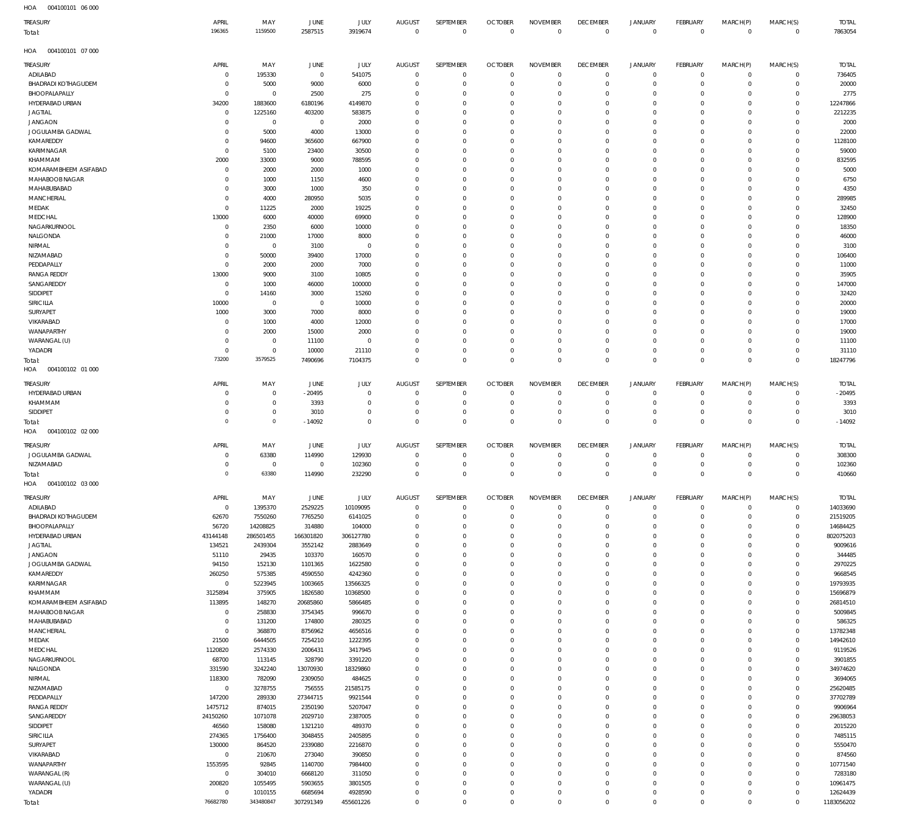HOA 004100101 06 000

| TREASURY | APRIL | MAY | JUNE | JULY | AUGUST | SEPTEMBER | OCTOBER | NOVEMBER | DECEMBER | JANUARY | FEBRUARY | MARCH(P) | MARCH(S) | TOTAL |
|---|---|---|---|---|---|---|---|---|---|---|---|---|---|---|
| Total: | 196365 | 1159500 | 2587515 | 3919674 | 0 | 0 | 0 | 0 | 0 | 0 | 0 | 0 | 0 | 7863054 |

HOA 004100101 07 000

| TREASURY | APRIL | MAY | JUNE | JULY | AUGUST | SEPTEMBER | OCTOBER | NOVEMBER | DECEMBER | JANUARY | FEBRUARY | MARCH(P) | MARCH(S) | TOTAL |
|---|---|---|---|---|---|---|---|---|---|---|---|---|---|---|
| ADILABAD | 0 | 195330 | 0 | 541075 | 0 | 0 | 0 | 0 | 0 | 0 | 0 | 0 | 0 | 736405 |
| BHADRADI KOTHAGUDEM | 0 | 5000 | 9000 | 6000 | 0 | 0 | 0 | 0 | 0 | 0 | 0 | 0 | 0 | 20000 |
| BHOOPALAPALLY | 0 | 0 | 2500 | 275 | 0 | 0 | 0 | 0 | 0 | 0 | 0 | 0 | 0 | 2775 |
| HYDERABAD URBAN | 34200 | 1883600 | 6180196 | 4149870 | 0 | 0 | 0 | 0 | 0 | 0 | 0 | 0 | 0 | 12247866 |
| JAGTIAL | 0 | 1225160 | 403200 | 583875 | 0 | 0 | 0 | 0 | 0 | 0 | 0 | 0 | 0 | 2212235 |
| JANGAON | 0 | 0 | 0 | 2000 | 0 | 0 | 0 | 0 | 0 | 0 | 0 | 0 | 0 | 2000 |
| JOGULAMBA GADWAL | 0 | 5000 | 4000 | 13000 | 0 | 0 | 0 | 0 | 0 | 0 | 0 | 0 | 0 | 22000 |
| KAMAREDDY | 0 | 94600 | 365600 | 667900 | 0 | 0 | 0 | 0 | 0 | 0 | 0 | 0 | 0 | 1128100 |
| KARIMNAGAR | 0 | 5100 | 23400 | 30500 | 0 | 0 | 0 | 0 | 0 | 0 | 0 | 0 | 0 | 59000 |
| KHAMMAM | 2000 | 33000 | 9000 | 788595 | 0 | 0 | 0 | 0 | 0 | 0 | 0 | 0 | 0 | 832595 |
| KOMARAMBHEEM ASIFABAD | 0 | 2000 | 2000 | 1000 | 0 | 0 | 0 | 0 | 0 | 0 | 0 | 0 | 0 | 5000 |
| MAHABOOB NAGAR | 0 | 1000 | 1150 | 4600 | 0 | 0 | 0 | 0 | 0 | 0 | 0 | 0 | 0 | 6750 |
| MAHABUBABAD | 0 | 3000 | 1000 | 350 | 0 | 0 | 0 | 0 | 0 | 0 | 0 | 0 | 0 | 4350 |
| MANCHERIAL | 0 | 4000 | 280950 | 5035 | 0 | 0 | 0 | 0 | 0 | 0 | 0 | 0 | 0 | 289985 |
| MEDAK | 0 | 11225 | 2000 | 19225 | 0 | 0 | 0 | 0 | 0 | 0 | 0 | 0 | 0 | 32450 |
| MEDCHAL | 13000 | 6000 | 40000 | 69900 | 0 | 0 | 0 | 0 | 0 | 0 | 0 | 0 | 0 | 128900 |
| NAGARKURNOOL | 0 | 2350 | 6000 | 10000 | 0 | 0 | 0 | 0 | 0 | 0 | 0 | 0 | 0 | 18350 |
| NALGONDA | 0 | 21000 | 17000 | 8000 | 0 | 0 | 0 | 0 | 0 | 0 | 0 | 0 | 0 | 46000 |
| NIRMAL | 0 | 0 | 3100 | 0 | 0 | 0 | 0 | 0 | 0 | 0 | 0 | 0 | 0 | 3100 |
| NIZAMABAD | 0 | 50000 | 39400 | 17000 | 0 | 0 | 0 | 0 | 0 | 0 | 0 | 0 | 0 | 106400 |
| PEDDAPALLY | 0 | 2000 | 2000 | 7000 | 0 | 0 | 0 | 0 | 0 | 0 | 0 | 0 | 0 | 11000 |
| RANGA REDDY | 13000 | 9000 | 3100 | 10805 | 0 | 0 | 0 | 0 | 0 | 0 | 0 | 0 | 0 | 35905 |
| SANGAREDDY | 0 | 1000 | 46000 | 100000 | 0 | 0 | 0 | 0 | 0 | 0 | 0 | 0 | 0 | 147000 |
| SIDDIPET | 0 | 14160 | 3000 | 15260 | 0 | 0 | 0 | 0 | 0 | 0 | 0 | 0 | 0 | 32420 |
| SIRICILLA | 10000 | 0 | 0 | 10000 | 0 | 0 | 0 | 0 | 0 | 0 | 0 | 0 | 0 | 20000 |
| SURYAPET | 1000 | 3000 | 7000 | 8000 | 0 | 0 | 0 | 0 | 0 | 0 | 0 | 0 | 0 | 19000 |
| VIKARABAD | 0 | 1000 | 4000 | 12000 | 0 | 0 | 0 | 0 | 0 | 0 | 0 | 0 | 0 | 17000 |
| WANAPARTHY | 0 | 2000 | 15000 | 2000 | 0 | 0 | 0 | 0 | 0 | 0 | 0 | 0 | 0 | 19000 |
| WARANGAL (U) | 0 | 0 | 11100 | 0 | 0 | 0 | 0 | 0 | 0 | 0 | 0 | 0 | 0 | 11100 |
| YADADRI | 0 | 0 | 10000 | 21110 | 0 | 0 | 0 | 0 | 0 | 0 | 0 | 0 | 0 | 31110 |
| Total: | 73200 | 3579525 | 7490696 | 7104375 | 0 | 0 | 0 | 0 | 0 | 0 | 0 | 0 | 0 | 18247796 |

HOA 004100102 01 000

| TREASURY | APRIL | MAY | JUNE | JULY | AUGUST | SEPTEMBER | OCTOBER | NOVEMBER | DECEMBER | JANUARY | FEBRUARY | MARCH(P) | MARCH(S) | TOTAL |
|---|---|---|---|---|---|---|---|---|---|---|---|---|---|---|
| HYDERABAD URBAN | 0 | 0 | -20495 | 0 | 0 | 0 | 0 | 0 | 0 | 0 | 0 | 0 | 0 | -20495 |
| KHAMMAM | 0 | 0 | 3393 | 0 | 0 | 0 | 0 | 0 | 0 | 0 | 0 | 0 | 0 | 3393 |
| SIDDIPET | 0 | 0 | 3010 | 0 | 0 | 0 | 0 | 0 | 0 | 0 | 0 | 0 | 0 | 3010 |
| Total: | 0 | 0 | -14092 | 0 | 0 | 0 | 0 | 0 | 0 | 0 | 0 | 0 | 0 | -14092 |

HOA 004100102 02 000

| TREASURY | APRIL | MAY | JUNE | JULY | AUGUST | SEPTEMBER | OCTOBER | NOVEMBER | DECEMBER | JANUARY | FEBRUARY | MARCH(P) | MARCH(S) | TOTAL |
|---|---|---|---|---|---|---|---|---|---|---|---|---|---|---|
| JOGULAMBA GADWAL | 0 | 63380 | 114990 | 129930 | 0 | 0 | 0 | 0 | 0 | 0 | 0 | 0 | 0 | 308300 |
| NIZAMABAD | 0 | 0 | 0 | 102360 | 0 | 0 | 0 | 0 | 0 | 0 | 0 | 0 | 0 | 102360 |
| Total: | 0 | 63380 | 114990 | 232290 | 0 | 0 | 0 | 0 | 0 | 0 | 0 | 0 | 0 | 410660 |

HOA 004100102 03 000

| TREASURY | APRIL | MAY | JUNE | JULY | AUGUST | SEPTEMBER | OCTOBER | NOVEMBER | DECEMBER | JANUARY | FEBRUARY | MARCH(P) | MARCH(S) | TOTAL |
|---|---|---|---|---|---|---|---|---|---|---|---|---|---|---|
| ADILABAD | 0 | 1395370 | 2529225 | 10109095 | 0 | 0 | 0 | 0 | 0 | 0 | 0 | 0 | 0 | 14033690 |
| BHADRADI KOTHAGUDEM | 62670 | 7550260 | 7765250 | 6141025 | 0 | 0 | 0 | 0 | 0 | 0 | 0 | 0 | 0 | 21519205 |
| BHOOPALAPALLY | 56720 | 14208825 | 314880 | 104000 | 0 | 0 | 0 | 0 | 0 | 0 | 0 | 0 | 0 | 14684425 |
| HYDERABAD URBAN | 43144148 | 286501455 | 166301820 | 306127780 | 0 | 0 | 0 | 0 | 0 | 0 | 0 | 0 | 0 | 802075203 |
| JAGTIAL | 134521 | 2439304 | 3552142 | 2883649 | 0 | 0 | 0 | 0 | 0 | 0 | 0 | 0 | 0 | 9009616 |
| JANGAON | 51110 | 29435 | 103370 | 160570 | 0 | 0 | 0 | 0 | 0 | 0 | 0 | 0 | 0 | 344485 |
| JOGULAMBA GADWAL | 94150 | 152130 | 1101365 | 1622580 | 0 | 0 | 0 | 0 | 0 | 0 | 0 | 0 | 0 | 2970225 |
| KAMAREDDY | 260250 | 575385 | 4590550 | 4242360 | 0 | 0 | 0 | 0 | 0 | 0 | 0 | 0 | 0 | 9668545 |
| KARIMNAGAR | 0 | 5223945 | 1003665 | 13566325 | 0 | 0 | 0 | 0 | 0 | 0 | 0 | 0 | 0 | 19793935 |
| KHAMMAM | 3125894 | 375905 | 1826580 | 10368500 | 0 | 0 | 0 | 0 | 0 | 0 | 0 | 0 | 0 | 15696879 |
| KOMARAMBHEEM ASIFABAD | 113895 | 148270 | 20685860 | 5866485 | 0 | 0 | 0 | 0 | 0 | 0 | 0 | 0 | 0 | 26814510 |
| MAHABOOB NAGAR | 0 | 258830 | 3754345 | 996670 | 0 | 0 | 0 | 0 | 0 | 0 | 0 | 0 | 0 | 5009845 |
| MAHABUBABAD | 0 | 131200 | 174800 | 280325 | 0 | 0 | 0 | 0 | 0 | 0 | 0 | 0 | 0 | 586325 |
| MANCHERIAL | 0 | 368870 | 8756962 | 4656516 | 0 | 0 | 0 | 0 | 0 | 0 | 0 | 0 | 0 | 13782348 |
| MEDAK | 21500 | 6444505 | 7254210 | 1222395 | 0 | 0 | 0 | 0 | 0 | 0 | 0 | 0 | 0 | 14942610 |
| MEDCHAL | 1120820 | 2574330 | 2006431 | 3417945 | 0 | 0 | 0 | 0 | 0 | 0 | 0 | 0 | 0 | 9119526 |
| NAGARKURNOOL | 68700 | 113145 | 328790 | 3391220 | 0 | 0 | 0 | 0 | 0 | 0 | 0 | 0 | 0 | 3901855 |
| NALGONDA | 331590 | 3242240 | 13070930 | 18329860 | 0 | 0 | 0 | 0 | 0 | 0 | 0 | 0 | 0 | 34974620 |
| NIRMAL | 118300 | 782090 | 2309050 | 484625 | 0 | 0 | 0 | 0 | 0 | 0 | 0 | 0 | 0 | 3694065 |
| NIZAMABAD | 0 | 3278755 | 756555 | 21585175 | 0 | 0 | 0 | 0 | 0 | 0 | 0 | 0 | 0 | 25620485 |
| PEDDAPALLY | 147200 | 289330 | 27344715 | 9921544 | 0 | 0 | 0 | 0 | 0 | 0 | 0 | 0 | 0 | 37702789 |
| RANGA REDDY | 1475712 | 874015 | 2350190 | 5207047 | 0 | 0 | 0 | 0 | 0 | 0 | 0 | 0 | 0 | 9906964 |
| SANGAREDDY | 24150260 | 1071078 | 2029710 | 2387005 | 0 | 0 | 0 | 0 | 0 | 0 | 0 | 0 | 0 | 29638053 |
| SIDDIPET | 46560 | 158080 | 1321210 | 489370 | 0 | 0 | 0 | 0 | 0 | 0 | 0 | 0 | 0 | 2015220 |
| SIRICILLA | 274365 | 1756400 | 3048455 | 2405895 | 0 | 0 | 0 | 0 | 0 | 0 | 0 | 0 | 0 | 7485115 |
| SURYAPET | 130000 | 864520 | 2339080 | 2216870 | 0 | 0 | 0 | 0 | 0 | 0 | 0 | 0 | 0 | 5550470 |
| VIKARABAD | 0 | 210670 | 273040 | 390850 | 0 | 0 | 0 | 0 | 0 | 0 | 0 | 0 | 0 | 874560 |
| WANAPARTHY | 1553595 | 92845 | 1140700 | 7984400 | 0 | 0 | 0 | 0 | 0 | 0 | 0 | 0 | 0 | 10771540 |
| WARANGAL (R) | 0 | 304010 | 6668120 | 311050 | 0 | 0 | 0 | 0 | 0 | 0 | 0 | 0 | 0 | 7283180 |
| WARANGAL (U) | 200820 | 1055495 | 5903655 | 3801505 | 0 | 0 | 0 | 0 | 0 | 0 | 0 | 0 | 0 | 10961475 |
| YADADRI | 0 | 1010155 | 6685694 | 4928590 | 0 | 0 | 0 | 0 | 0 | 0 | 0 | 0 | 0 | 12624439 |
| Total: | 76682780 | 343480847 | 307291349 | 455601226 | 0 | 0 | 0 | 0 | 0 | 0 | 0 | 0 | 0 | 1183056202 |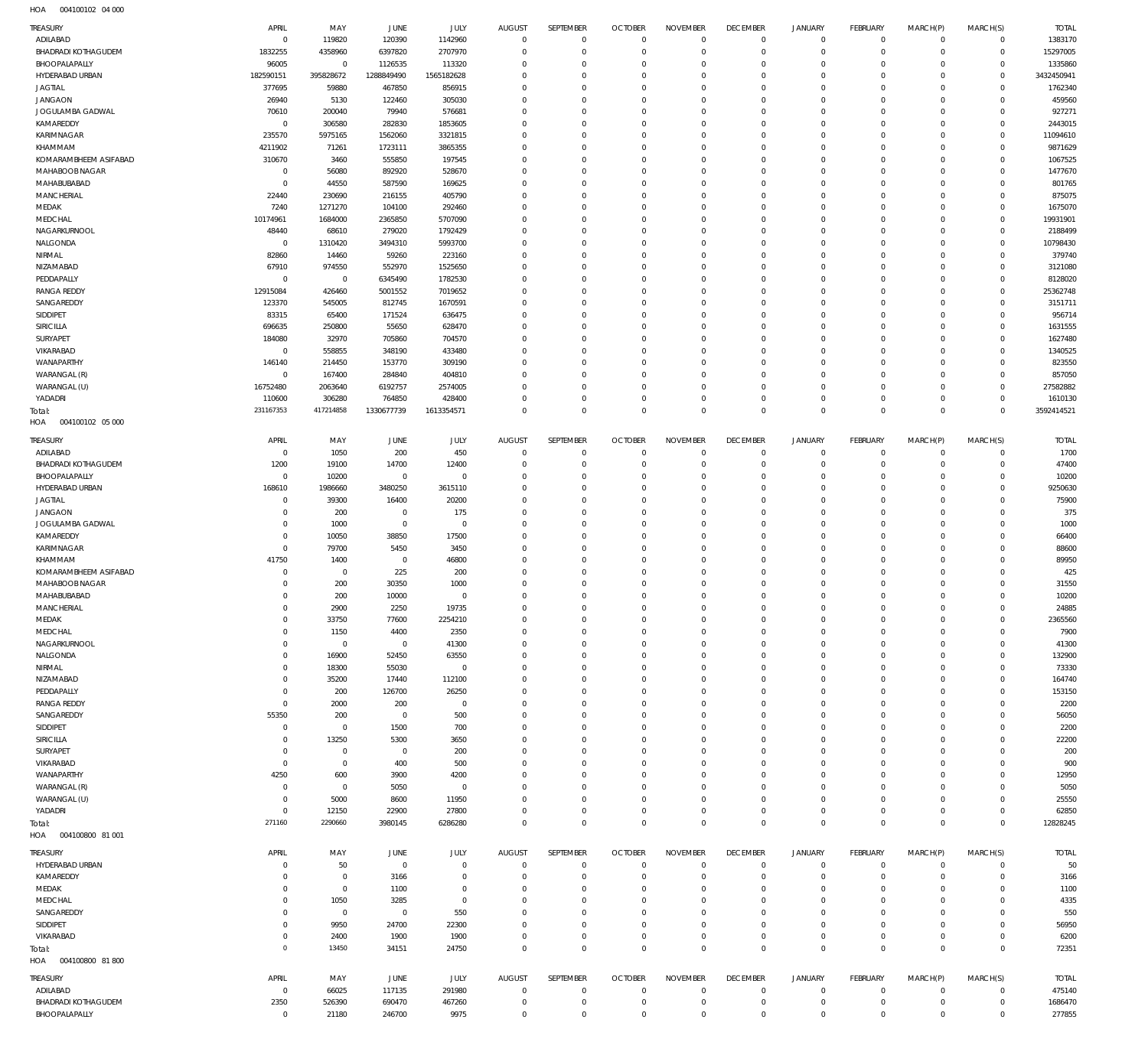HOA 004100102 04 000

| TREASURY | APRIL | MAY | JUNE | JULY | AUGUST | SEPTEMBER | OCTOBER | NOVEMBER | DECEMBER | JANUARY | FEBRUARY | MARCH(P) | MARCH(S) | TOTAL |
|---|---|---|---|---|---|---|---|---|---|---|---|---|---|---|
| ADILABAD | 0 | 119820 | 120390 | 1142960 | 0 | 0 | 0 | 0 | 0 | 0 | 0 | 0 | 0 | 1383170 |
| BHADRADI KOTHAGUDEM | 1832255 | 4358960 | 6397820 | 2707970 | 0 | 0 | 0 | 0 | 0 | 0 | 0 | 0 | 0 | 15297005 |
| BHOOPALAPALLY | 96005 | 0 | 1126535 | 113320 | 0 | 0 | 0 | 0 | 0 | 0 | 0 | 0 | 0 | 1335860 |
| HYDERABAD URBAN | 182590151 | 395828672 | 1288849490 | 1565182628 | 0 | 0 | 0 | 0 | 0 | 0 | 0 | 0 | 0 | 3432450941 |
| JAGTIAL | 377695 | 59880 | 467850 | 856915 | 0 | 0 | 0 | 0 | 0 | 0 | 0 | 0 | 0 | 1762340 |
| JANGAON | 26940 | 5130 | 122460 | 305030 | 0 | 0 | 0 | 0 | 0 | 0 | 0 | 0 | 0 | 459560 |
| JOGULAMBA GADWAL | 70610 | 200040 | 79940 | 576681 | 0 | 0 | 0 | 0 | 0 | 0 | 0 | 0 | 0 | 927271 |
| KAMAREDDY | 0 | 306580 | 282830 | 1853605 | 0 | 0 | 0 | 0 | 0 | 0 | 0 | 0 | 0 | 2443015 |
| KARIMNAGAR | 235570 | 5975165 | 1562060 | 3321815 | 0 | 0 | 0 | 0 | 0 | 0 | 0 | 0 | 0 | 11094610 |
| KHAMMAM | 4211902 | 71261 | 1723111 | 3865355 | 0 | 0 | 0 | 0 | 0 | 0 | 0 | 0 | 0 | 9871629 |
| KOMARAMBHEEM ASIFABAD | 310670 | 3460 | 555850 | 197545 | 0 | 0 | 0 | 0 | 0 | 0 | 0 | 0 | 0 | 1067525 |
| MAHABOOBNAGAR | 0 | 56080 | 892920 | 528670 | 0 | 0 | 0 | 0 | 0 | 0 | 0 | 0 | 0 | 1477670 |
| MAHABUBABAD | 0 | 44550 | 587590 | 169625 | 0 | 0 | 0 | 0 | 0 | 0 | 0 | 0 | 0 | 801765 |
| MANCHERIAL | 22440 | 230690 | 216155 | 405790 | 0 | 0 | 0 | 0 | 0 | 0 | 0 | 0 | 0 | 875075 |
| MEDAK | 7240 | 1271270 | 104100 | 292460 | 0 | 0 | 0 | 0 | 0 | 0 | 0 | 0 | 0 | 1675070 |
| MEDCHAL | 10174961 | 1684000 | 2365850 | 5707090 | 0 | 0 | 0 | 0 | 0 | 0 | 0 | 0 | 0 | 19931901 |
| NAGARKURNOOL | 48440 | 68610 | 279020 | 1792429 | 0 | 0 | 0 | 0 | 0 | 0 | 0 | 0 | 0 | 2188499 |
| NALGONDA | 0 | 1310420 | 3494310 | 5993700 | 0 | 0 | 0 | 0 | 0 | 0 | 0 | 0 | 0 | 10798430 |
| NIRMAL | 82860 | 14460 | 59260 | 223160 | 0 | 0 | 0 | 0 | 0 | 0 | 0 | 0 | 0 | 379740 |
| NIZAMABAD | 67910 | 974550 | 552970 | 1525650 | 0 | 0 | 0 | 0 | 0 | 0 | 0 | 0 | 0 | 3121080 |
| PEDDAPALLY | 0 | 0 | 6345490 | 1782530 | 0 | 0 | 0 | 0 | 0 | 0 | 0 | 0 | 0 | 8128020 |
| RANGA REDDY | 12915084 | 426460 | 5001552 | 7019652 | 0 | 0 | 0 | 0 | 0 | 0 | 0 | 0 | 0 | 25362748 |
| SANGAREDDY | 123370 | 545005 | 812745 | 1670591 | 0 | 0 | 0 | 0 | 0 | 0 | 0 | 0 | 0 | 3151711 |
| SIDDIPET | 83315 | 65400 | 171524 | 636475 | 0 | 0 | 0 | 0 | 0 | 0 | 0 | 0 | 0 | 956714 |
| SIRICILLA | 696635 | 250800 | 55650 | 628470 | 0 | 0 | 0 | 0 | 0 | 0 | 0 | 0 | 0 | 1631555 |
| SURYAPET | 184080 | 32970 | 705860 | 704570 | 0 | 0 | 0 | 0 | 0 | 0 | 0 | 0 | 0 | 1627480 |
| VIKARABAD | 0 | 558855 | 348190 | 433480 | 0 | 0 | 0 | 0 | 0 | 0 | 0 | 0 | 0 | 1340525 |
| WANAPARTHY | 146140 | 214450 | 153770 | 309190 | 0 | 0 | 0 | 0 | 0 | 0 | 0 | 0 | 0 | 823550 |
| WARANGAL (R) | 0 | 167400 | 284840 | 404810 | 0 | 0 | 0 | 0 | 0 | 0 | 0 | 0 | 0 | 857050 |
| WARANGAL (U) | 16752480 | 2063640 | 6192757 | 2574005 | 0 | 0 | 0 | 0 | 0 | 0 | 0 | 0 | 0 | 27582882 |
| YADADRI | 110600 | 306280 | 764850 | 428400 | 0 | 0 | 0 | 0 | 0 | 0 | 0 | 0 | 0 | 1610130 |
| Total: | 231167353 | 417214858 | 1330677739 | 1613354571 | 0 | 0 | 0 | 0 | 0 | 0 | 0 | 0 | 0 | 3592414521 |

HOA 004100102 05 000

| TREASURY | APRIL | MAY | JUNE | JULY | AUGUST | SEPTEMBER | OCTOBER | NOVEMBER | DECEMBER | JANUARY | FEBRUARY | MARCH(P) | MARCH(S) | TOTAL |
|---|---|---|---|---|---|---|---|---|---|---|---|---|---|---|
| ADILABAD | 0 | 1050 | 200 | 450 | 0 | 0 | 0 | 0 | 0 | 0 | 0 | 0 | 0 | 1700 |
| BHADRADI KOTHAGUDEM | 1200 | 19100 | 14700 | 12400 | 0 | 0 | 0 | 0 | 0 | 0 | 0 | 0 | 0 | 47400 |
| BHOOPALAPALLY | 0 | 10200 | 0 | 0 | 0 | 0 | 0 | 0 | 0 | 0 | 0 | 0 | 0 | 10200 |
| HYDERABAD URBAN | 168610 | 1986660 | 3480250 | 3615110 | 0 | 0 | 0 | 0 | 0 | 0 | 0 | 0 | 0 | 9250630 |
| JAGTIAL | 0 | 39300 | 16400 | 20200 | 0 | 0 | 0 | 0 | 0 | 0 | 0 | 0 | 0 | 75900 |
| JANGAON | 0 | 200 | 0 | 175 | 0 | 0 | 0 | 0 | 0 | 0 | 0 | 0 | 0 | 375 |
| JOGULAMBA GADWAL | 0 | 1000 | 0 | 0 | 0 | 0 | 0 | 0 | 0 | 0 | 0 | 0 | 0 | 1000 |
| KAMAREDDY | 0 | 10050 | 38850 | 17500 | 0 | 0 | 0 | 0 | 0 | 0 | 0 | 0 | 0 | 66400 |
| KARIMNAGAR | 0 | 79700 | 5450 | 3450 | 0 | 0 | 0 | 0 | 0 | 0 | 0 | 0 | 0 | 88600 |
| KHAMMAM | 41750 | 1400 | 0 | 46800 | 0 | 0 | 0 | 0 | 0 | 0 | 0 | 0 | 0 | 89950 |
| KOMARAMBHEEM ASIFABAD | 0 | 0 | 225 | 200 | 0 | 0 | 0 | 0 | 0 | 0 | 0 | 0 | 0 | 425 |
| MAHABOOBNAGAR | 0 | 200 | 30350 | 1000 | 0 | 0 | 0 | 0 | 0 | 0 | 0 | 0 | 0 | 31550 |
| MAHABUBABAD | 0 | 200 | 10000 | 0 | 0 | 0 | 0 | 0 | 0 | 0 | 0 | 0 | 0 | 10200 |
| MANCHERIAL | 0 | 2900 | 2250 | 19735 | 0 | 0 | 0 | 0 | 0 | 0 | 0 | 0 | 0 | 24885 |
| MEDAK | 0 | 33750 | 77600 | 2254210 | 0 | 0 | 0 | 0 | 0 | 0 | 0 | 0 | 0 | 2365560 |
| MEDCHAL | 0 | 1150 | 4400 | 2350 | 0 | 0 | 0 | 0 | 0 | 0 | 0 | 0 | 0 | 7900 |
| NAGARKURNOOL | 0 | 0 | 0 | 41300 | 0 | 0 | 0 | 0 | 0 | 0 | 0 | 0 | 0 | 41300 |
| NALGONDA | 0 | 16900 | 52450 | 63550 | 0 | 0 | 0 | 0 | 0 | 0 | 0 | 0 | 0 | 132900 |
| NIRMAL | 0 | 18300 | 55030 | 0 | 0 | 0 | 0 | 0 | 0 | 0 | 0 | 0 | 0 | 73330 |
| NIZAMABAD | 0 | 35200 | 17440 | 112100 | 0 | 0 | 0 | 0 | 0 | 0 | 0 | 0 | 0 | 164740 |
| PEDDAPALLY | 0 | 200 | 126700 | 26250 | 0 | 0 | 0 | 0 | 0 | 0 | 0 | 0 | 0 | 153150 |
| RANGA REDDY | 0 | 2000 | 200 | 0 | 0 | 0 | 0 | 0 | 0 | 0 | 0 | 0 | 0 | 2200 |
| SANGAREDDY | 55350 | 200 | 0 | 500 | 0 | 0 | 0 | 0 | 0 | 0 | 0 | 0 | 0 | 56050 |
| SIDDIPET | 0 | 0 | 1500 | 700 | 0 | 0 | 0 | 0 | 0 | 0 | 0 | 0 | 0 | 2200 |
| SIRICILLA | 0 | 13250 | 5300 | 3650 | 0 | 0 | 0 | 0 | 0 | 0 | 0 | 0 | 0 | 22200 |
| SURYAPET | 0 | 0 | 0 | 200 | 0 | 0 | 0 | 0 | 0 | 0 | 0 | 0 | 0 | 200 |
| VIKARABAD | 0 | 0 | 400 | 500 | 0 | 0 | 0 | 0 | 0 | 0 | 0 | 0 | 0 | 900 |
| WANAPARTHY | 4250 | 600 | 3900 | 4200 | 0 | 0 | 0 | 0 | 0 | 0 | 0 | 0 | 0 | 12950 |
| WARANGAL (R) | 0 | 0 | 5050 | 0 | 0 | 0 | 0 | 0 | 0 | 0 | 0 | 0 | 0 | 5050 |
| WARANGAL (U) | 0 | 5000 | 8600 | 11950 | 0 | 0 | 0 | 0 | 0 | 0 | 0 | 0 | 0 | 25550 |
| YADADRI | 0 | 12150 | 22900 | 27800 | 0 | 0 | 0 | 0 | 0 | 0 | 0 | 0 | 0 | 62850 |
| Total: | 271160 | 2290660 | 3980145 | 6286280 | 0 | 0 | 0 | 0 | 0 | 0 | 0 | 0 | 0 | 12828245 |

HOA 004100800 81 001

| TREASURY | APRIL | MAY | JUNE | JULY | AUGUST | SEPTEMBER | OCTOBER | NOVEMBER | DECEMBER | JANUARY | FEBRUARY | MARCH(P) | MARCH(S) | TOTAL |
|---|---|---|---|---|---|---|---|---|---|---|---|---|---|---|
| HYDERABAD URBAN | 0 | 50 | 0 | 0 | 0 | 0 | 0 | 0 | 0 | 0 | 0 | 0 | 0 | 50 |
| KAMAREDDY | 0 | 0 | 3166 | 0 | 0 | 0 | 0 | 0 | 0 | 0 | 0 | 0 | 0 | 3166 |
| MEDAK | 0 | 0 | 1100 | 0 | 0 | 0 | 0 | 0 | 0 | 0 | 0 | 0 | 0 | 1100 |
| MEDCHAL | 0 | 1050 | 3285 | 0 | 0 | 0 | 0 | 0 | 0 | 0 | 0 | 0 | 0 | 4335 |
| SANGAREDDY | 0 | 0 | 0 | 550 | 0 | 0 | 0 | 0 | 0 | 0 | 0 | 0 | 0 | 550 |
| SIDDIPET | 0 | 9950 | 24700 | 22300 | 0 | 0 | 0 | 0 | 0 | 0 | 0 | 0 | 0 | 56950 |
| VIKARABAD | 0 | 2400 | 1900 | 1900 | 0 | 0 | 0 | 0 | 0 | 0 | 0 | 0 | 0 | 6200 |
| Total: | 0 | 13450 | 34151 | 24750 | 0 | 0 | 0 | 0 | 0 | 0 | 0 | 0 | 0 | 72351 |

HOA 004100800 81 800

| TREASURY | APRIL | MAY | JUNE | JULY | AUGUST | SEPTEMBER | OCTOBER | NOVEMBER | DECEMBER | JANUARY | FEBRUARY | MARCH(P) | MARCH(S) | TOTAL |
|---|---|---|---|---|---|---|---|---|---|---|---|---|---|---|
| ADILABAD | 0 | 66025 | 117135 | 291980 | 0 | 0 | 0 | 0 | 0 | 0 | 0 | 0 | 0 | 475140 |
| BHADRADI KOTHAGUDEM | 2350 | 526390 | 690470 | 467260 | 0 | 0 | 0 | 0 | 0 | 0 | 0 | 0 | 0 | 1686470 |
| BHOOPALAPALLY | 0 | 21180 | 246700 | 9975 | 0 | 0 | 0 | 0 | 0 | 0 | 0 | 0 | 0 | 277855 |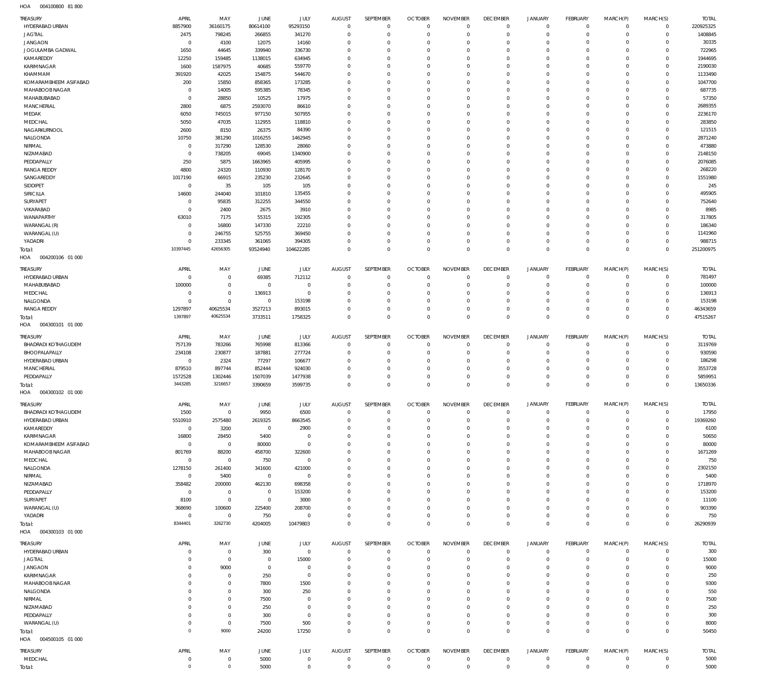HOA 004100800 81 800

| TREASURY | APRIL | MAY | JUNE | JULY | AUGUST | SEPTEMBER | OCTOBER | NOVEMBER | DECEMBER | JANUARY | FEBRUARY | MARCH(P) | MARCH(S) | TOTAL |
|---|---|---|---|---|---|---|---|---|---|---|---|---|---|---|
| HYDERABAD URBAN | 8857900 | 36160175 | 80614100 | 95293150 | 0 | 0 | 0 | 0 | 0 | 0 | 0 | 0 | 0 | 220925325 |
| JAGTIAL | 2475 | 798245 | 266855 | 341270 | 0 | 0 | 0 | 0 | 0 | 0 | 0 | 0 | 0 | 1408845 |
| JANGAON | 0 | 4100 | 12075 | 14160 | 0 | 0 | 0 | 0 | 0 | 0 | 0 | 0 | 0 | 30335 |
| JOGULAMBA GADWAL | 1650 | 44645 | 339940 | 336730 | 0 | 0 | 0 | 0 | 0 | 0 | 0 | 0 | 0 | 722965 |
| KAMAREDDY | 12250 | 159485 | 1138015 | 634945 | 0 | 0 | 0 | 0 | 0 | 0 | 0 | 0 | 0 | 1944695 |
| KARIMNAGAR | 1600 | 1587975 | 40685 | 559770 | 0 | 0 | 0 | 0 | 0 | 0 | 0 | 0 | 0 | 2190030 |
| KHAMMAM | 391920 | 42025 | 154875 | 544670 | 0 | 0 | 0 | 0 | 0 | 0 | 0 | 0 | 0 | 1133490 |
| KOMARAMBHEEM ASIFABAD | 200 | 15850 | 858365 | 173285 | 0 | 0 | 0 | 0 | 0 | 0 | 0 | 0 | 0 | 1047700 |
| MAHABOOBNAGAR | 0 | 14005 | 595385 | 78345 | 0 | 0 | 0 | 0 | 0 | 0 | 0 | 0 | 0 | 687735 |
| MAHABUBABAD | 0 | 28850 | 10525 | 17975 | 0 | 0 | 0 | 0 | 0 | 0 | 0 | 0 | 0 | 57350 |
| MANCHERIAL | 2800 | 6875 | 2593070 | 86610 | 0 | 0 | 0 | 0 | 0 | 0 | 0 | 0 | 0 | 2689355 |
| MEDAK | 6050 | 745015 | 977150 | 507955 | 0 | 0 | 0 | 0 | 0 | 0 | 0 | 0 | 0 | 2236170 |
| MEDCHAL | 5050 | 47035 | 112955 | 118810 | 0 | 0 | 0 | 0 | 0 | 0 | 0 | 0 | 0 | 283850 |
| NAGARKURNOOL | 2600 | 8150 | 26375 | 84390 | 0 | 0 | 0 | 0 | 0 | 0 | 0 | 0 | 0 | 121515 |
| NALGONDA | 10750 | 381290 | 1016255 | 1462945 | 0 | 0 | 0 | 0 | 0 | 0 | 0 | 0 | 0 | 2871240 |
| NIRMAL | 0 | 317290 | 128530 | 28060 | 0 | 0 | 0 | 0 | 0 | 0 | 0 | 0 | 0 | 473880 |
| NIZAMABAD | 0 | 738205 | 69045 | 1340900 | 0 | 0 | 0 | 0 | 0 | 0 | 0 | 0 | 0 | 2148150 |
| PEDDAPALLY | 250 | 5875 | 1663965 | 405995 | 0 | 0 | 0 | 0 | 0 | 0 | 0 | 0 | 0 | 2076085 |
| RANGA REDDY | 4800 | 24320 | 110930 | 128170 | 0 | 0 | 0 | 0 | 0 | 0 | 0 | 0 | 0 | 268220 |
| SANGAREDDY | 1017190 | 66915 | 235230 | 232645 | 0 | 0 | 0 | 0 | 0 | 0 | 0 | 0 | 0 | 1551980 |
| SIDDIPET | 0 | 35 | 105 | 105 | 0 | 0 | 0 | 0 | 0 | 0 | 0 | 0 | 0 | 245 |
| SIRICILLA | 14600 | 244040 | 101810 | 135455 | 0 | 0 | 0 | 0 | 0 | 0 | 0 | 0 | 0 | 495905 |
| SURYAPET | 0 | 95835 | 312255 | 344550 | 0 | 0 | 0 | 0 | 0 | 0 | 0 | 0 | 0 | 752640 |
| VIKARABAD | 0 | 2400 | 2675 | 3910 | 0 | 0 | 0 | 0 | 0 | 0 | 0 | 0 | 0 | 8985 |
| WANAPARTHY | 63010 | 7175 | 55315 | 192305 | 0 | 0 | 0 | 0 | 0 | 0 | 0 | 0 | 0 | 317805 |
| WARANGAL (R) | 0 | 16800 | 147330 | 22210 | 0 | 0 | 0 | 0 | 0 | 0 | 0 | 0 | 0 | 186340 |
| WARANGAL (U) | 0 | 246755 | 525755 | 369450 | 0 | 0 | 0 | 0 | 0 | 0 | 0 | 0 | 0 | 1141960 |
| YADADRI | 0 | 233345 | 361065 | 394305 | 0 | 0 | 0 | 0 | 0 | 0 | 0 | 0 | 0 | 988715 |
| Total: | 10397445 | 42656305 | 93524940 | 104622285 | 0 | 0 | 0 | 0 | 0 | 0 | 0 | 0 | 0 | 251200975 |

HOA 004200106 01 000

| TREASURY | APRIL | MAY | JUNE | JULY | AUGUST | SEPTEMBER | OCTOBER | NOVEMBER | DECEMBER | JANUARY | FEBRUARY | MARCH(P) | MARCH(S) | TOTAL |
|---|---|---|---|---|---|---|---|---|---|---|---|---|---|---|
| HYDERABAD URBAN | 0 | 0 | 69385 | 712112 | 0 | 0 | 0 | 0 | 0 | 0 | 0 | 0 | 0 | 781497 |
| MAHABUBABAD | 100000 | 0 | 0 | 0 | 0 | 0 | 0 | 0 | 0 | 0 | 0 | 0 | 0 | 100000 |
| MEDCHAL | 0 | 0 | 136913 | 0 | 0 | 0 | 0 | 0 | 0 | 0 | 0 | 0 | 0 | 136913 |
| NALGONDA | 0 | 0 | 0 | 153198 | 0 | 0 | 0 | 0 | 0 | 0 | 0 | 0 | 0 | 153198 |
| RANGA REDDY | 1297897 | 40625534 | 3527213 | 893015 | 0 | 0 | 0 | 0 | 0 | 0 | 0 | 0 | 0 | 46343659 |
| Total: | 1397897 | 40625534 | 3733511 | 1758325 | 0 | 0 | 0 | 0 | 0 | 0 | 0 | 0 | 0 | 47515267 |

HOA 004300101 01 000

| TREASURY | APRIL | MAY | JUNE | JULY | AUGUST | SEPTEMBER | OCTOBER | NOVEMBER | DECEMBER | JANUARY | FEBRUARY | MARCH(P) | MARCH(S) | TOTAL |
|---|---|---|---|---|---|---|---|---|---|---|---|---|---|---|
| BHADRADI KOTHAGUDEM | 757139 | 783266 | 765998 | 813366 | 0 | 0 | 0 | 0 | 0 | 0 | 0 | 0 | 0 | 3119769 |
| BHOOPALAPALLY | 234108 | 230877 | 187881 | 277724 | 0 | 0 | 0 | 0 | 0 | 0 | 0 | 0 | 0 | 930590 |
| HYDERABAD URBAN | 0 | 2324 | 77297 | 106677 | 0 | 0 | 0 | 0 | 0 | 0 | 0 | 0 | 0 | 186298 |
| MANCHERIAL | 879510 | 897744 | 852444 | 924030 | 0 | 0 | 0 | 0 | 0 | 0 | 0 | 0 | 0 | 3553728 |
| PEDDAPALLY | 1572528 | 1302446 | 1507039 | 1477938 | 0 | 0 | 0 | 0 | 0 | 0 | 0 | 0 | 0 | 5859951 |
| Total: | 3443285 | 3216657 | 3390659 | 3599735 | 0 | 0 | 0 | 0 | 0 | 0 | 0 | 0 | 0 | 13650336 |

HOA 004300102 01 000

| TREASURY | APRIL | MAY | JUNE | JULY | AUGUST | SEPTEMBER | OCTOBER | NOVEMBER | DECEMBER | JANUARY | FEBRUARY | MARCH(P) | MARCH(S) | TOTAL |
|---|---|---|---|---|---|---|---|---|---|---|---|---|---|---|
| BHADRADI KOTHAGUDEM | 1500 | 0 | 9950 | 6500 | 0 | 0 | 0 | 0 | 0 | 0 | 0 | 0 | 0 | 17950 |
| HYDERABAD URBAN | 5510910 | 2575480 | 2619325 | 8663545 | 0 | 0 | 0 | 0 | 0 | 0 | 0 | 0 | 0 | 19369260 |
| KAMAREDDY | 0 | 3200 | 0 | 2900 | 0 | 0 | 0 | 0 | 0 | 0 | 0 | 0 | 0 | 6100 |
| KARIMNAGAR | 16800 | 28450 | 5400 | 0 | 0 | 0 | 0 | 0 | 0 | 0 | 0 | 0 | 0 | 50650 |
| KOMARAMBHEEM ASIFABAD | 0 | 0 | 80000 | 0 | 0 | 0 | 0 | 0 | 0 | 0 | 0 | 0 | 0 | 80000 |
| MAHABOOBNAGAR | 801769 | 88200 | 458700 | 322600 | 0 | 0 | 0 | 0 | 0 | 0 | 0 | 0 | 0 | 1671269 |
| MEDCHAL | 0 | 0 | 750 | 0 | 0 | 0 | 0 | 0 | 0 | 0 | 0 | 0 | 0 | 750 |
| NALGONDA | 1278150 | 261400 | 341600 | 421000 | 0 | 0 | 0 | 0 | 0 | 0 | 0 | 0 | 0 | 2302150 |
| NIRMAL | 0 | 5400 | 0 | 0 | 0 | 0 | 0 | 0 | 0 | 0 | 0 | 0 | 0 | 5400 |
| NIZAMABAD | 358482 | 200000 | 462130 | 698358 | 0 | 0 | 0 | 0 | 0 | 0 | 0 | 0 | 0 | 1718970 |
| PEDDAPALLY | 0 | 0 | 0 | 153200 | 0 | 0 | 0 | 0 | 0 | 0 | 0 | 0 | 0 | 153200 |
| SURYAPET | 8100 | 0 | 0 | 3000 | 0 | 0 | 0 | 0 | 0 | 0 | 0 | 0 | 0 | 11100 |
| WARANGAL (U) | 368690 | 100600 | 225400 | 208700 | 0 | 0 | 0 | 0 | 0 | 0 | 0 | 0 | 0 | 903390 |
| YADADRI | 0 | 0 | 750 | 0 | 0 | 0 | 0 | 0 | 0 | 0 | 0 | 0 | 0 | 750 |
| Total: | 8344401 | 3262730 | 4204005 | 10479803 | 0 | 0 | 0 | 0 | 0 | 0 | 0 | 0 | 0 | 26290939 |

HOA 004300103 01 000

| TREASURY | APRIL | MAY | JUNE | JULY | AUGUST | SEPTEMBER | OCTOBER | NOVEMBER | DECEMBER | JANUARY | FEBRUARY | MARCH(P) | MARCH(S) | TOTAL |
|---|---|---|---|---|---|---|---|---|---|---|---|---|---|---|
| HYDERABAD URBAN | 0 | 0 | 300 | 0 | 0 | 0 | 0 | 0 | 0 | 0 | 0 | 0 | 0 | 300 |
| JAGTIAL | 0 | 0 | 0 | 15000 | 0 | 0 | 0 | 0 | 0 | 0 | 0 | 0 | 0 | 15000 |
| JANGAON | 0 | 9000 | 0 | 0 | 0 | 0 | 0 | 0 | 0 | 0 | 0 | 0 | 0 | 9000 |
| KARIMNAGAR | 0 | 0 | 250 | 0 | 0 | 0 | 0 | 0 | 0 | 0 | 0 | 0 | 0 | 250 |
| MAHABOOBNAGAR | 0 | 0 | 7800 | 1500 | 0 | 0 | 0 | 0 | 0 | 0 | 0 | 0 | 0 | 9300 |
| NALGONDA | 0 | 0 | 300 | 250 | 0 | 0 | 0 | 0 | 0 | 0 | 0 | 0 | 0 | 550 |
| NIRMAL | 0 | 0 | 7500 | 0 | 0 | 0 | 0 | 0 | 0 | 0 | 0 | 0 | 0 | 7500 |
| NIZAMABAD | 0 | 0 | 250 | 0 | 0 | 0 | 0 | 0 | 0 | 0 | 0 | 0 | 0 | 250 |
| PEDDAPALLY | 0 | 0 | 300 | 0 | 0 | 0 | 0 | 0 | 0 | 0 | 0 | 0 | 0 | 300 |
| WARANGAL (U) | 0 | 0 | 7500 | 500 | 0 | 0 | 0 | 0 | 0 | 0 | 0 | 0 | 0 | 8000 |
| Total: | 0 | 9000 | 24200 | 17250 | 0 | 0 | 0 | 0 | 0 | 0 | 0 | 0 | 0 | 50450 |

HOA 004500105 01 000

| TREASURY | APRIL | MAY | JUNE | JULY | AUGUST | SEPTEMBER | OCTOBER | NOVEMBER | DECEMBER | JANUARY | FEBRUARY | MARCH(P) | MARCH(S) | TOTAL |
|---|---|---|---|---|---|---|---|---|---|---|---|---|---|---|
| MEDCHAL | 0 | 0 | 5000 | 0 | 0 | 0 | 0 | 0 | 0 | 0 | 0 | 0 | 0 | 5000 |
| Total: | 0 | 0 | 5000 | 0 | 0 | 0 | 0 | 0 | 0 | 0 | 0 | 0 | 0 | 5000 |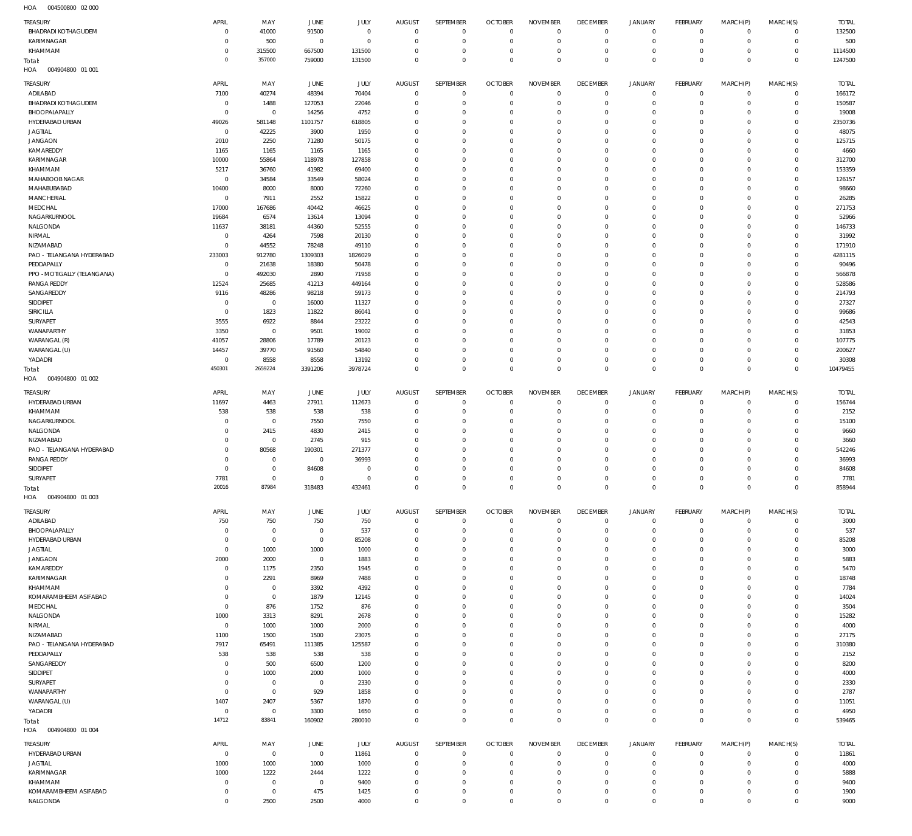HOA 004500800 02 000

| TREASURY | APRIL | MAY | JUNE | JULY | AUGUST | SEPTEMBER | OCTOBER | NOVEMBER | DECEMBER | JANUARY | FEBRUARY | MARCH(P) | MARCH(S) | TOTAL |
|---|---|---|---|---|---|---|---|---|---|---|---|---|---|---|
| BHADRADI KOTHAGUDEM | 0 | 41000 | 91500 | 0 | 0 | 0 | 0 | 0 | 0 | 0 | 0 | 0 | 0 | 132500 |
| KARIMNAGAR | 0 | 500 | 0 | 0 | 0 | 0 | 0 | 0 | 0 | 0 | 0 | 0 | 0 | 500 |
| KHAMMAM | 0 | 315500 | 667500 | 131500 | 0 | 0 | 0 | 0 | 0 | 0 | 0 | 0 | 0 | 1114500 |
| Total: | 0 | 357000 | 759000 | 131500 | 0 | 0 | 0 | 0 | 0 | 0 | 0 | 0 | 0 | 1247500 |

HOA 004904800 01 001

| TREASURY | APRIL | MAY | JUNE | JULY | AUGUST | SEPTEMBER | OCTOBER | NOVEMBER | DECEMBER | JANUARY | FEBRUARY | MARCH(P) | MARCH(S) | TOTAL |
|---|---|---|---|---|---|---|---|---|---|---|---|---|---|---|
| ADILABAD | 7100 | 40274 | 48394 | 70404 | 0 | 0 | 0 | 0 | 0 | 0 | 0 | 0 | 0 | 166172 |
| BHADRADI KOTHAGUDEM | 0 | 1488 | 127053 | 22046 | 0 | 0 | 0 | 0 | 0 | 0 | 0 | 0 | 0 | 150587 |
| BHOOPALAPALLY | 0 | 0 | 14256 | 4752 | 0 | 0 | 0 | 0 | 0 | 0 | 0 | 0 | 0 | 19008 |
| HYDERABAD URBAN | 49026 | 581148 | 1101757 | 618805 | 0 | 0 | 0 | 0 | 0 | 0 | 0 | 0 | 0 | 2350736 |
| JAGTIAL | 0 | 42225 | 3900 | 1950 | 0 | 0 | 0 | 0 | 0 | 0 | 0 | 0 | 0 | 48075 |
| JANGAON | 2010 | 2250 | 71280 | 50175 | 0 | 0 | 0 | 0 | 0 | 0 | 0 | 0 | 0 | 125715 |
| KAMAREDDY | 1165 | 1165 | 1165 | 1165 | 0 | 0 | 0 | 0 | 0 | 0 | 0 | 0 | 0 | 4660 |
| KARIMNAGAR | 10000 | 55864 | 118978 | 127858 | 0 | 0 | 0 | 0 | 0 | 0 | 0 | 0 | 0 | 312700 |
| KHAMMAM | 5217 | 36760 | 41982 | 69400 | 0 | 0 | 0 | 0 | 0 | 0 | 0 | 0 | 0 | 153359 |
| MAHABOOB NAGAR | 0 | 34584 | 33549 | 58024 | 0 | 0 | 0 | 0 | 0 | 0 | 0 | 0 | 0 | 126157 |
| MAHABUBABAD | 10400 | 8000 | 8000 | 72260 | 0 | 0 | 0 | 0 | 0 | 0 | 0 | 0 | 0 | 98660 |
| MANCHERIAL | 0 | 7911 | 2552 | 15822 | 0 | 0 | 0 | 0 | 0 | 0 | 0 | 0 | 0 | 26285 |
| MEDCHAL | 17000 | 167686 | 40442 | 46625 | 0 | 0 | 0 | 0 | 0 | 0 | 0 | 0 | 0 | 271753 |
| NAGARKURNOOL | 19684 | 6574 | 13614 | 13094 | 0 | 0 | 0 | 0 | 0 | 0 | 0 | 0 | 0 | 52966 |
| NALGONDA | 11637 | 38181 | 44360 | 52555 | 0 | 0 | 0 | 0 | 0 | 0 | 0 | 0 | 0 | 146733 |
| NIRMAL | 0 | 4264 | 7598 | 20130 | 0 | 0 | 0 | 0 | 0 | 0 | 0 | 0 | 0 | 31992 |
| NIZAMABAD | 0 | 44552 | 78248 | 49110 | 0 | 0 | 0 | 0 | 0 | 0 | 0 | 0 | 0 | 171910 |
| PAO - TELANGANA HYDERABAD | 233003 | 912780 | 1309303 | 1826029 | 0 | 0 | 0 | 0 | 0 | 0 | 0 | 0 | 0 | 4281115 |
| PEDDAPALLY | 0 | 21638 | 18380 | 50478 | 0 | 0 | 0 | 0 | 0 | 0 | 0 | 0 | 0 | 90496 |
| PPO - MOTIGALLY (TELANGANA) | 0 | 492030 | 2890 | 71958 | 0 | 0 | 0 | 0 | 0 | 0 | 0 | 0 | 0 | 566878 |
| RANGA REDDY | 12524 | 25685 | 41213 | 449164 | 0 | 0 | 0 | 0 | 0 | 0 | 0 | 0 | 0 | 528586 |
| SANGAREDDY | 9116 | 48286 | 98218 | 59173 | 0 | 0 | 0 | 0 | 0 | 0 | 0 | 0 | 0 | 214793 |
| SIDDIPET | 0 | 0 | 16000 | 11327 | 0 | 0 | 0 | 0 | 0 | 0 | 0 | 0 | 0 | 27327 |
| SIRICILLA | 0 | 1823 | 11822 | 86041 | 0 | 0 | 0 | 0 | 0 | 0 | 0 | 0 | 0 | 99686 |
| SURYAPET | 3555 | 6922 | 8844 | 23222 | 0 | 0 | 0 | 0 | 0 | 0 | 0 | 0 | 0 | 42543 |
| WANAPARTHY | 3350 | 0 | 9501 | 19002 | 0 | 0 | 0 | 0 | 0 | 0 | 0 | 0 | 0 | 31853 |
| WARANGAL (R) | 41057 | 28806 | 17789 | 20123 | 0 | 0 | 0 | 0 | 0 | 0 | 0 | 0 | 0 | 107775 |
| WARANGAL (U) | 14457 | 39770 | 91560 | 54840 | 0 | 0 | 0 | 0 | 0 | 0 | 0 | 0 | 0 | 200627 |
| YADADRI | 0 | 8558 | 8558 | 13192 | 0 | 0 | 0 | 0 | 0 | 0 | 0 | 0 | 0 | 30308 |
| Total: | 450301 | 2659224 | 3391206 | 3978724 | 0 | 0 | 0 | 0 | 0 | 0 | 0 | 0 | 0 | 10479455 |

HOA 004904800 01 002

| TREASURY | APRIL | MAY | JUNE | JULY | AUGUST | SEPTEMBER | OCTOBER | NOVEMBER | DECEMBER | JANUARY | FEBRUARY | MARCH(P) | MARCH(S) | TOTAL |
|---|---|---|---|---|---|---|---|---|---|---|---|---|---|---|
| HYDERABAD URBAN | 11697 | 4463 | 27911 | 112673 | 0 | 0 | 0 | 0 | 0 | 0 | 0 | 0 | 0 | 156744 |
| KHAMMAM | 538 | 538 | 538 | 538 | 0 | 0 | 0 | 0 | 0 | 0 | 0 | 0 | 0 | 2152 |
| NAGARKURNOOL | 0 | 0 | 7550 | 7550 | 0 | 0 | 0 | 0 | 0 | 0 | 0 | 0 | 0 | 15100 |
| NALGONDA | 0 | 2415 | 4830 | 2415 | 0 | 0 | 0 | 0 | 0 | 0 | 0 | 0 | 0 | 9660 |
| NIZAMABAD | 0 | 0 | 2745 | 915 | 0 | 0 | 0 | 0 | 0 | 0 | 0 | 0 | 0 | 3660 |
| PAO - TELANGANA HYDERABAD | 0 | 80568 | 190301 | 271377 | 0 | 0 | 0 | 0 | 0 | 0 | 0 | 0 | 0 | 542246 |
| RANGA REDDY | 0 | 0 | 0 | 36993 | 0 | 0 | 0 | 0 | 0 | 0 | 0 | 0 | 0 | 36993 |
| SIDDIPET | 0 | 0 | 84608 | 0 | 0 | 0 | 0 | 0 | 0 | 0 | 0 | 0 | 0 | 84608 |
| SURYAPET | 7781 | 0 | 0 | 0 | 0 | 0 | 0 | 0 | 0 | 0 | 0 | 0 | 0 | 7781 |
| Total: | 20016 | 87984 | 318483 | 432461 | 0 | 0 | 0 | 0 | 0 | 0 | 0 | 0 | 0 | 858944 |

HOA 004904800 01 003

| TREASURY | APRIL | MAY | JUNE | JULY | AUGUST | SEPTEMBER | OCTOBER | NOVEMBER | DECEMBER | JANUARY | FEBRUARY | MARCH(P) | MARCH(S) | TOTAL |
|---|---|---|---|---|---|---|---|---|---|---|---|---|---|---|
| ADILABAD | 750 | 750 | 750 | 750 | 0 | 0 | 0 | 0 | 0 | 0 | 0 | 0 | 0 | 3000 |
| BHOOPALAPALLY | 0 | 0 | 0 | 537 | 0 | 0 | 0 | 0 | 0 | 0 | 0 | 0 | 0 | 537 |
| HYDERABAD URBAN | 0 | 0 | 0 | 85208 | 0 | 0 | 0 | 0 | 0 | 0 | 0 | 0 | 0 | 85208 |
| JAGTIAL | 0 | 1000 | 1000 | 1000 | 0 | 0 | 0 | 0 | 0 | 0 | 0 | 0 | 0 | 3000 |
| JANGAON | 2000 | 2000 | 0 | 1883 | 0 | 0 | 0 | 0 | 0 | 0 | 0 | 0 | 0 | 5883 |
| KAMAREDDY | 0 | 1175 | 2350 | 1945 | 0 | 0 | 0 | 0 | 0 | 0 | 0 | 0 | 0 | 5470 |
| KARIMNAGAR | 0 | 2291 | 8969 | 7488 | 0 | 0 | 0 | 0 | 0 | 0 | 0 | 0 | 0 | 18748 |
| KHAMMAM | 0 | 0 | 3392 | 4392 | 0 | 0 | 0 | 0 | 0 | 0 | 0 | 0 | 0 | 7784 |
| KOMARAMBHEEM ASIFABAD | 0 | 0 | 1879 | 12145 | 0 | 0 | 0 | 0 | 0 | 0 | 0 | 0 | 0 | 14024 |
| MEDCHAL | 0 | 876 | 1752 | 876 | 0 | 0 | 0 | 0 | 0 | 0 | 0 | 0 | 0 | 3504 |
| NALGONDA | 1000 | 3313 | 8291 | 2678 | 0 | 0 | 0 | 0 | 0 | 0 | 0 | 0 | 0 | 15282 |
| NIRMAL | 0 | 1000 | 1000 | 2000 | 0 | 0 | 0 | 0 | 0 | 0 | 0 | 0 | 0 | 4000 |
| NIZAMABAD | 1100 | 1500 | 1500 | 23075 | 0 | 0 | 0 | 0 | 0 | 0 | 0 | 0 | 0 | 27175 |
| PAO - TELANGANA HYDERABAD | 7917 | 65491 | 111385 | 125587 | 0 | 0 | 0 | 0 | 0 | 0 | 0 | 0 | 0 | 310380 |
| PEDDAPALLY | 538 | 538 | 538 | 538 | 0 | 0 | 0 | 0 | 0 | 0 | 0 | 0 | 0 | 2152 |
| SANGAREDDY | 0 | 500 | 6500 | 1200 | 0 | 0 | 0 | 0 | 0 | 0 | 0 | 0 | 0 | 8200 |
| SIDDIPET | 0 | 1000 | 2000 | 1000 | 0 | 0 | 0 | 0 | 0 | 0 | 0 | 0 | 0 | 4000 |
| SURYAPET | 0 | 0 | 0 | 2330 | 0 | 0 | 0 | 0 | 0 | 0 | 0 | 0 | 0 | 2330 |
| WANAPARTHY | 0 | 0 | 929 | 1858 | 0 | 0 | 0 | 0 | 0 | 0 | 0 | 0 | 0 | 2787 |
| WARANGAL (U) | 1407 | 2407 | 5367 | 1870 | 0 | 0 | 0 | 0 | 0 | 0 | 0 | 0 | 0 | 11051 |
| YADADRI | 0 | 0 | 3300 | 1650 | 0 | 0 | 0 | 0 | 0 | 0 | 0 | 0 | 0 | 4950 |
| Total: | 14712 | 83841 | 160902 | 280010 | 0 | 0 | 0 | 0 | 0 | 0 | 0 | 0 | 0 | 539465 |

HOA 004904800 01 004

| TREASURY | APRIL | MAY | JUNE | JULY | AUGUST | SEPTEMBER | OCTOBER | NOVEMBER | DECEMBER | JANUARY | FEBRUARY | MARCH(P) | MARCH(S) | TOTAL |
|---|---|---|---|---|---|---|---|---|---|---|---|---|---|---|
| HYDERABAD URBAN | 0 | 0 | 0 | 11861 | 0 | 0 | 0 | 0 | 0 | 0 | 0 | 0 | 0 | 11861 |
| JAGTIAL | 1000 | 1000 | 1000 | 1000 | 0 | 0 | 0 | 0 | 0 | 0 | 0 | 0 | 0 | 4000 |
| KARIMNAGAR | 1000 | 1222 | 2444 | 1222 | 0 | 0 | 0 | 0 | 0 | 0 | 0 | 0 | 0 | 5888 |
| KHAMMAM | 0 | 0 | 0 | 9400 | 0 | 0 | 0 | 0 | 0 | 0 | 0 | 0 | 0 | 9400 |
| KOMARAMBHEEM ASIFABAD | 0 | 0 | 475 | 1425 | 0 | 0 | 0 | 0 | 0 | 0 | 0 | 0 | 0 | 1900 |
| NALGONDA | 0 | 2500 | 2500 | 4000 | 0 | 0 | 0 | 0 | 0 | 0 | 0 | 0 | 0 | 9000 |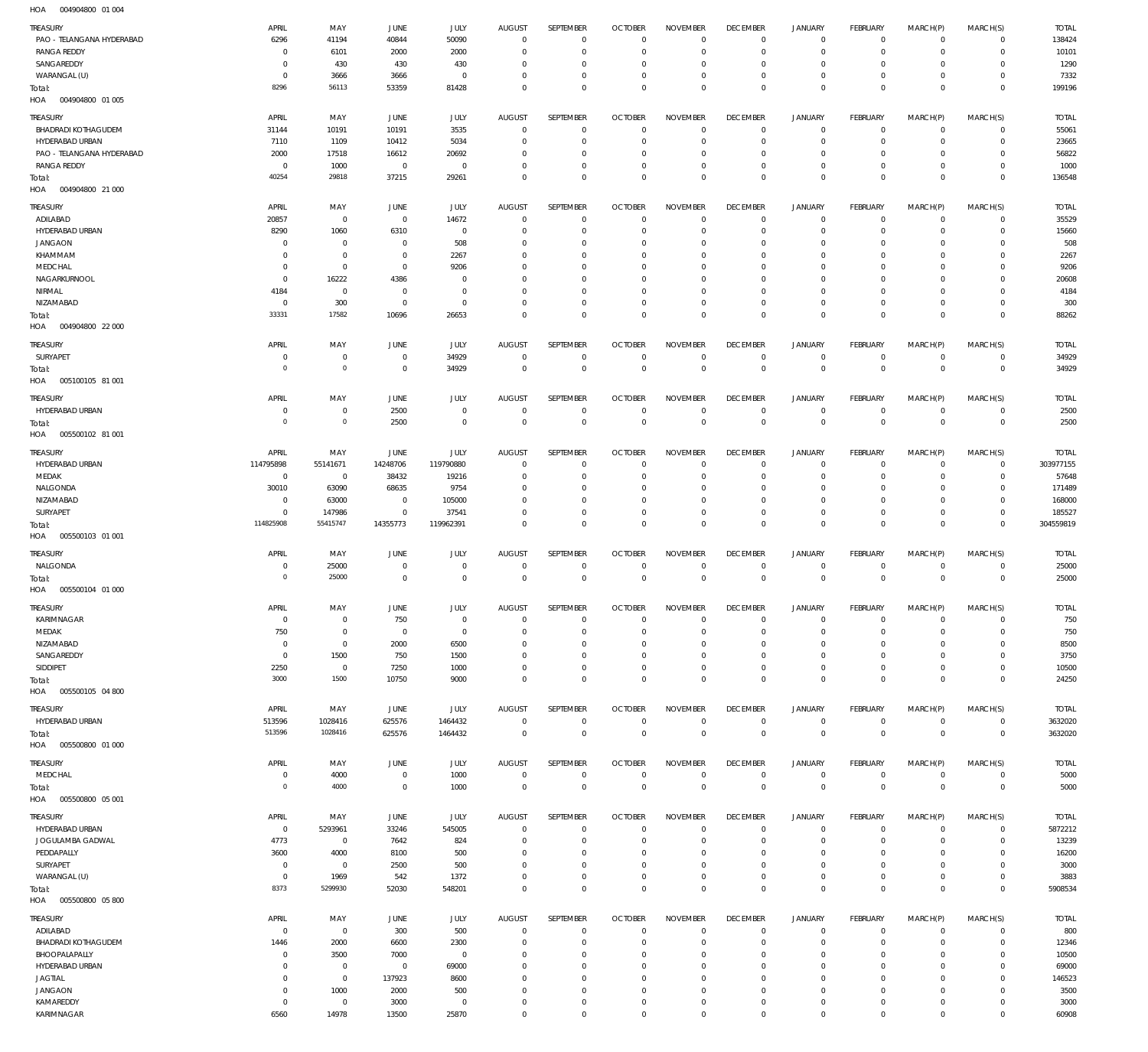HOA 004904800 01 004

| TREASURY | APRIL | MAY | JUNE | JULY | AUGUST | SEPTEMBER | OCTOBER | NOVEMBER | DECEMBER | JANUARY | FEBRUARY | MARCH(P) | MARCH(S) | TOTAL |
|---|---|---|---|---|---|---|---|---|---|---|---|---|---|---|
| PAO - TELANGANA HYDERABAD | 6296 | 41194 | 40844 | 50090 | 0 | 0 | 0 | 0 | 0 | 0 | 0 | 0 | 0 | 138424 |
| RANGA REDDY | 0 | 6101 | 2000 | 2000 | 0 | 0 | 0 | 0 | 0 | 0 | 0 | 0 | 0 | 10101 |
| SANGAREDDY | 0 | 430 | 430 | 430 | 0 | 0 | 0 | 0 | 0 | 0 | 0 | 0 | 0 | 1290 |
| WARANGAL (U) | 0 | 3666 | 3666 | 0 | 0 | 0 | 0 | 0 | 0 | 0 | 0 | 0 | 0 | 7332 |
| Total: | 8296 | 56113 | 53359 | 81428 | 0 | 0 | 0 | 0 | 0 | 0 | 0 | 0 | 0 | 199196 |

HOA 004904800 01 005

| TREASURY | APRIL | MAY | JUNE | JULY | AUGUST | SEPTEMBER | OCTOBER | NOVEMBER | DECEMBER | JANUARY | FEBRUARY | MARCH(P) | MARCH(S) | TOTAL |
|---|---|---|---|---|---|---|---|---|---|---|---|---|---|---|
| BHADRADI KOTHAGUDEM | 31144 | 10191 | 10191 | 3535 | 0 | 0 | 0 | 0 | 0 | 0 | 0 | 0 | 0 | 55061 |
| HYDERABAD URBAN | 7110 | 1109 | 10412 | 5034 | 0 | 0 | 0 | 0 | 0 | 0 | 0 | 0 | 0 | 23665 |
| PAO - TELANGANA HYDERABAD | 2000 | 17518 | 16612 | 20692 | 0 | 0 | 0 | 0 | 0 | 0 | 0 | 0 | 0 | 56822 |
| RANGA REDDY | 0 | 1000 | 0 | 0 | 0 | 0 | 0 | 0 | 0 | 0 | 0 | 0 | 0 | 1000 |
| Total: | 40254 | 29818 | 37215 | 29261 | 0 | 0 | 0 | 0 | 0 | 0 | 0 | 0 | 0 | 136548 |

HOA 004904800 21 000

| TREASURY | APRIL | MAY | JUNE | JULY | AUGUST | SEPTEMBER | OCTOBER | NOVEMBER | DECEMBER | JANUARY | FEBRUARY | MARCH(P) | MARCH(S) | TOTAL |
|---|---|---|---|---|---|---|---|---|---|---|---|---|---|---|
| ADILABAD | 20857 | 0 | 0 | 14672 | 0 | 0 | 0 | 0 | 0 | 0 | 0 | 0 | 0 | 35529 |
| HYDERABAD URBAN | 8290 | 1060 | 6310 | 0 | 0 | 0 | 0 | 0 | 0 | 0 | 0 | 0 | 0 | 15660 |
| JANGAON | 0 | 0 | 0 | 508 | 0 | 0 | 0 | 0 | 0 | 0 | 0 | 0 | 0 | 508 |
| KHAMMAM | 0 | 0 | 0 | 2267 | 0 | 0 | 0 | 0 | 0 | 0 | 0 | 0 | 0 | 2267 |
| MEDCHAL | 0 | 0 | 0 | 9206 | 0 | 0 | 0 | 0 | 0 | 0 | 0 | 0 | 0 | 9206 |
| NAGARKURNOOL | 0 | 16222 | 4386 | 0 | 0 | 0 | 0 | 0 | 0 | 0 | 0 | 0 | 0 | 20608 |
| NIRMAL | 4184 | 0 | 0 | 0 | 0 | 0 | 0 | 0 | 0 | 0 | 0 | 0 | 0 | 4184 |
| NIZAMABAD | 0 | 300 | 0 | 0 | 0 | 0 | 0 | 0 | 0 | 0 | 0 | 0 | 0 | 300 |
| Total: | 33331 | 17582 | 10696 | 26653 | 0 | 0 | 0 | 0 | 0 | 0 | 0 | 0 | 0 | 88262 |

HOA 004904800 22 000

| TREASURY | APRIL | MAY | JUNE | JULY | AUGUST | SEPTEMBER | OCTOBER | NOVEMBER | DECEMBER | JANUARY | FEBRUARY | MARCH(P) | MARCH(S) | TOTAL |
|---|---|---|---|---|---|---|---|---|---|---|---|---|---|---|
| SURYAPET | 0 | 0 | 0 | 34929 | 0 | 0 | 0 | 0 | 0 | 0 | 0 | 0 | 0 | 34929 |
| Total: | 0 | 0 | 0 | 34929 | 0 | 0 | 0 | 0 | 0 | 0 | 0 | 0 | 0 | 34929 |

HOA 005100105 81 001

| TREASURY | APRIL | MAY | JUNE | JULY | AUGUST | SEPTEMBER | OCTOBER | NOVEMBER | DECEMBER | JANUARY | FEBRUARY | MARCH(P) | MARCH(S) | TOTAL |
|---|---|---|---|---|---|---|---|---|---|---|---|---|---|---|
| HYDERABAD URBAN | 0 | 0 | 2500 | 0 | 0 | 0 | 0 | 0 | 0 | 0 | 0 | 0 | 0 | 2500 |
| Total: | 0 | 0 | 2500 | 0 | 0 | 0 | 0 | 0 | 0 | 0 | 0 | 0 | 0 | 2500 |

HOA 005500102 81 001

| TREASURY | APRIL | MAY | JUNE | JULY | AUGUST | SEPTEMBER | OCTOBER | NOVEMBER | DECEMBER | JANUARY | FEBRUARY | MARCH(P) | MARCH(S) | TOTAL |
|---|---|---|---|---|---|---|---|---|---|---|---|---|---|---|
| HYDERABAD URBAN | 114795898 | 55141671 | 14248706 | 119790880 | 0 | 0 | 0 | 0 | 0 | 0 | 0 | 0 | 0 | 303977155 |
| MEDAK | 0 | 0 | 38432 | 19216 | 0 | 0 | 0 | 0 | 0 | 0 | 0 | 0 | 0 | 57648 |
| NALGONDA | 30010 | 63090 | 68635 | 9754 | 0 | 0 | 0 | 0 | 0 | 0 | 0 | 0 | 0 | 171489 |
| NIZAMABAD | 0 | 63000 | 0 | 105000 | 0 | 0 | 0 | 0 | 0 | 0 | 0 | 0 | 0 | 168000 |
| SURYAPET | 0 | 147986 | 0 | 37541 | 0 | 0 | 0 | 0 | 0 | 0 | 0 | 0 | 0 | 185527 |
| Total: | 114825908 | 55415747 | 14355773 | 119962391 | 0 | 0 | 0 | 0 | 0 | 0 | 0 | 0 | 0 | 304559819 |

HOA 005500103 01 001

| TREASURY | APRIL | MAY | JUNE | JULY | AUGUST | SEPTEMBER | OCTOBER | NOVEMBER | DECEMBER | JANUARY | FEBRUARY | MARCH(P) | MARCH(S) | TOTAL |
|---|---|---|---|---|---|---|---|---|---|---|---|---|---|---|
| NALGONDA | 0 | 25000 | 0 | 0 | 0 | 0 | 0 | 0 | 0 | 0 | 0 | 0 | 0 | 25000 |
| Total: | 0 | 25000 | 0 | 0 | 0 | 0 | 0 | 0 | 0 | 0 | 0 | 0 | 0 | 25000 |

HOA 005500104 01 000

| TREASURY | APRIL | MAY | JUNE | JULY | AUGUST | SEPTEMBER | OCTOBER | NOVEMBER | DECEMBER | JANUARY | FEBRUARY | MARCH(P) | MARCH(S) | TOTAL |
|---|---|---|---|---|---|---|---|---|---|---|---|---|---|---|
| KARIMNAGAR | 0 | 0 | 750 | 0 | 0 | 0 | 0 | 0 | 0 | 0 | 0 | 0 | 0 | 750 |
| MEDAK | 750 | 0 | 0 | 0 | 0 | 0 | 0 | 0 | 0 | 0 | 0 | 0 | 0 | 750 |
| NIZAMABAD | 0 | 0 | 2000 | 6500 | 0 | 0 | 0 | 0 | 0 | 0 | 0 | 0 | 0 | 8500 |
| SANGAREDDY | 0 | 1500 | 750 | 1500 | 0 | 0 | 0 | 0 | 0 | 0 | 0 | 0 | 0 | 3750 |
| SIDDIPET | 2250 | 0 | 7250 | 1000 | 0 | 0 | 0 | 0 | 0 | 0 | 0 | 0 | 0 | 10500 |
| Total: | 3000 | 1500 | 10750 | 9000 | 0 | 0 | 0 | 0 | 0 | 0 | 0 | 0 | 0 | 24250 |

HOA 005500105 04 800

| TREASURY | APRIL | MAY | JUNE | JULY | AUGUST | SEPTEMBER | OCTOBER | NOVEMBER | DECEMBER | JANUARY | FEBRUARY | MARCH(P) | MARCH(S) | TOTAL |
|---|---|---|---|---|---|---|---|---|---|---|---|---|---|---|
| HYDERABAD URBAN | 513596 | 1028416 | 625576 | 1464432 | 0 | 0 | 0 | 0 | 0 | 0 | 0 | 0 | 0 | 3632020 |
| Total: | 513596 | 1028416 | 625576 | 1464432 | 0 | 0 | 0 | 0 | 0 | 0 | 0 | 0 | 0 | 3632020 |

HOA 005500800 01 000

| TREASURY | APRIL | MAY | JUNE | JULY | AUGUST | SEPTEMBER | OCTOBER | NOVEMBER | DECEMBER | JANUARY | FEBRUARY | MARCH(P) | MARCH(S) | TOTAL |
|---|---|---|---|---|---|---|---|---|---|---|---|---|---|---|
| MEDCHAL | 0 | 4000 | 0 | 1000 | 0 | 0 | 0 | 0 | 0 | 0 | 0 | 0 | 0 | 5000 |
| Total: | 0 | 4000 | 0 | 1000 | 0 | 0 | 0 | 0 | 0 | 0 | 0 | 0 | 0 | 5000 |

HOA 005500800 05 001

| TREASURY | APRIL | MAY | JUNE | JULY | AUGUST | SEPTEMBER | OCTOBER | NOVEMBER | DECEMBER | JANUARY | FEBRUARY | MARCH(P) | MARCH(S) | TOTAL |
|---|---|---|---|---|---|---|---|---|---|---|---|---|---|---|
| HYDERABAD URBAN | 0 | 5293961 | 33246 | 545005 | 0 | 0 | 0 | 0 | 0 | 0 | 0 | 0 | 0 | 5872212 |
| JOGULAMBA GADWAL | 4773 | 0 | 7642 | 824 | 0 | 0 | 0 | 0 | 0 | 0 | 0 | 0 | 0 | 13239 |
| PEDDAPALLY | 3600 | 4000 | 8100 | 500 | 0 | 0 | 0 | 0 | 0 | 0 | 0 | 0 | 0 | 16200 |
| SURYAPET | 0 | 0 | 2500 | 500 | 0 | 0 | 0 | 0 | 0 | 0 | 0 | 0 | 0 | 3000 |
| WARANGAL (U) | 0 | 1969 | 542 | 1372 | 0 | 0 | 0 | 0 | 0 | 0 | 0 | 0 | 0 | 3883 |
| Total: | 8373 | 5299930 | 52030 | 548201 | 0 | 0 | 0 | 0 | 0 | 0 | 0 | 0 | 0 | 5908534 |

HOA 005500800 05 800

| TREASURY | APRIL | MAY | JUNE | JULY | AUGUST | SEPTEMBER | OCTOBER | NOVEMBER | DECEMBER | JANUARY | FEBRUARY | MARCH(P) | MARCH(S) | TOTAL |
|---|---|---|---|---|---|---|---|---|---|---|---|---|---|---|
| ADILABAD | 0 | 0 | 300 | 500 | 0 | 0 | 0 | 0 | 0 | 0 | 0 | 0 | 0 | 800 |
| BHADRADI KOTHAGUDEM | 1446 | 2000 | 6600 | 2300 | 0 | 0 | 0 | 0 | 0 | 0 | 0 | 0 | 0 | 12346 |
| BHOOPALAPALLY | 0 | 3500 | 7000 | 0 | 0 | 0 | 0 | 0 | 0 | 0 | 0 | 0 | 0 | 10500 |
| HYDERABAD URBAN | 0 | 0 | 0 | 69000 | 0 | 0 | 0 | 0 | 0 | 0 | 0 | 0 | 0 | 69000 |
| JAGTIAL | 0 | 0 | 137923 | 8600 | 0 | 0 | 0 | 0 | 0 | 0 | 0 | 0 | 0 | 146523 |
| JANGAON | 0 | 1000 | 2000 | 500 | 0 | 0 | 0 | 0 | 0 | 0 | 0 | 0 | 0 | 3500 |
| KAMAREDDY | 0 | 0 | 3000 | 0 | 0 | 0 | 0 | 0 | 0 | 0 | 0 | 0 | 0 | 3000 |
| KARIMNAGAR | 6560 | 14978 | 13500 | 25870 | 0 | 0 | 0 | 0 | 0 | 0 | 0 | 0 | 0 | 60908 |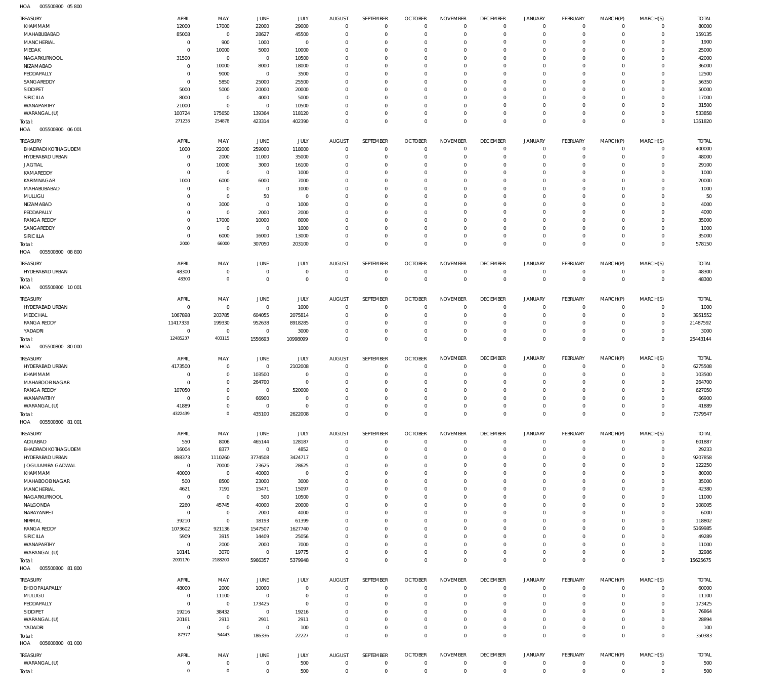HOA 005500800 05 800

| TREASURY | APRIL | MAY | JUNE | JULY | AUGUST | SEPTEMBER | OCTOBER | NOVEMBER | DECEMBER | JANUARY | FEBRUARY | MARCH(P) | MARCH(S) | TOTAL |
|---|---|---|---|---|---|---|---|---|---|---|---|---|---|---|
| KHAMMAM | 12000 | 17000 | 22000 | 29000 | 0 | 0 | 0 | 0 | 0 | 0 | 0 | 0 | 0 | 80000 |
| MAHABUBABAD | 85008 | 0 | 28627 | 45500 | 0 | 0 | 0 | 0 | 0 | 0 | 0 | 0 | 0 | 159135 |
| MANCHERIAL | 0 | 900 | 1000 | 0 | 0 | 0 | 0 | 0 | 0 | 0 | 0 | 0 | 0 | 1900 |
| MEDAK | 0 | 10000 | 5000 | 10000 | 0 | 0 | 0 | 0 | 0 | 0 | 0 | 0 | 0 | 25000 |
| NAGARKURNOOL | 31500 | 0 | 0 | 10500 | 0 | 0 | 0 | 0 | 0 | 0 | 0 | 0 | 0 | 42000 |
| NIZAMABAD | 0 | 10000 | 8000 | 18000 | 0 | 0 | 0 | 0 | 0 | 0 | 0 | 0 | 0 | 36000 |
| PEDDAPALLY | 0 | 9000 | 0 | 3500 | 0 | 0 | 0 | 0 | 0 | 0 | 0 | 0 | 0 | 12500 |
| SANGAREDDY | 0 | 5850 | 25000 | 25500 | 0 | 0 | 0 | 0 | 0 | 0 | 0 | 0 | 0 | 56350 |
| SIDDIPET | 5000 | 5000 | 20000 | 20000 | 0 | 0 | 0 | 0 | 0 | 0 | 0 | 0 | 0 | 50000 |
| SIRICILLA | 8000 | 0 | 4000 | 5000 | 0 | 0 | 0 | 0 | 0 | 0 | 0 | 0 | 0 | 17000 |
| WANAPARTHY | 21000 | 0 | 0 | 10500 | 0 | 0 | 0 | 0 | 0 | 0 | 0 | 0 | 0 | 31500 |
| WARANGAL (U) | 100724 | 175650 | 139364 | 118120 | 0 | 0 | 0 | 0 | 0 | 0 | 0 | 0 | 0 | 533858 |
| Total: | 271238 | 254878 | 423314 | 402390 | 0 | 0 | 0 | 0 | 0 | 0 | 0 | 0 | 0 | 1351820 |

HOA 005500800 06 001

| TREASURY | APRIL | MAY | JUNE | JULY | AUGUST | SEPTEMBER | OCTOBER | NOVEMBER | DECEMBER | JANUARY | FEBRUARY | MARCH(P) | MARCH(S) | TOTAL |
|---|---|---|---|---|---|---|---|---|---|---|---|---|---|---|
| BHADRADI KOTHAGUDEM | 1000 | 22000 | 259000 | 118000 | 0 | 0 | 0 | 0 | 0 | 0 | 0 | 0 | 0 | 400000 |
| HYDERABAD URBAN | 0 | 2000 | 11000 | 35000 | 0 | 0 | 0 | 0 | 0 | 0 | 0 | 0 | 0 | 48000 |
| JAGTIAL | 0 | 10000 | 3000 | 16100 | 0 | 0 | 0 | 0 | 0 | 0 | 0 | 0 | 0 | 29100 |
| KAMAREDDY | 0 | 0 | 0 | 1000 | 0 | 0 | 0 | 0 | 0 | 0 | 0 | 0 | 0 | 1000 |
| KARIMNAGAR | 1000 | 6000 | 6000 | 7000 | 0 | 0 | 0 | 0 | 0 | 0 | 0 | 0 | 0 | 20000 |
| MAHABUBABAD | 0 | 0 | 0 | 1000 | 0 | 0 | 0 | 0 | 0 | 0 | 0 | 0 | 0 | 1000 |
| MULUGU | 0 | 0 | 50 | 0 | 0 | 0 | 0 | 0 | 0 | 0 | 0 | 0 | 0 | 50 |
| NIZAMABAD | 0 | 3000 | 0 | 1000 | 0 | 0 | 0 | 0 | 0 | 0 | 0 | 0 | 0 | 4000 |
| PEDDAPALLY | 0 | 0 | 2000 | 2000 | 0 | 0 | 0 | 0 | 0 | 0 | 0 | 0 | 0 | 4000 |
| RANGA REDDY | 0 | 17000 | 10000 | 8000 | 0 | 0 | 0 | 0 | 0 | 0 | 0 | 0 | 0 | 35000 |
| SANGAREDDY | 0 | 0 | 0 | 1000 | 0 | 0 | 0 | 0 | 0 | 0 | 0 | 0 | 0 | 1000 |
| SIRICILLA | 0 | 6000 | 16000 | 13000 | 0 | 0 | 0 | 0 | 0 | 0 | 0 | 0 | 0 | 35000 |
| Total: | 2000 | 66000 | 307050 | 203100 | 0 | 0 | 0 | 0 | 0 | 0 | 0 | 0 | 0 | 578150 |

HOA 005500800 08 800

| TREASURY | APRIL | MAY | JUNE | JULY | AUGUST | SEPTEMBER | OCTOBER | NOVEMBER | DECEMBER | JANUARY | FEBRUARY | MARCH(P) | MARCH(S) | TOTAL |
|---|---|---|---|---|---|---|---|---|---|---|---|---|---|---|
| HYDERABAD URBAN | 48300 | 0 | 0 | 0 | 0 | 0 | 0 | 0 | 0 | 0 | 0 | 0 | 0 | 48300 |
| Total: | 48300 | 0 | 0 | 0 | 0 | 0 | 0 | 0 | 0 | 0 | 0 | 0 | 0 | 48300 |

HOA 005500800 10 001

| TREASURY | APRIL | MAY | JUNE | JULY | AUGUST | SEPTEMBER | OCTOBER | NOVEMBER | DECEMBER | JANUARY | FEBRUARY | MARCH(P) | MARCH(S) | TOTAL |
|---|---|---|---|---|---|---|---|---|---|---|---|---|---|---|
| HYDERABAD URBAN | 0 | 0 | 0 | 1000 | 0 | 0 | 0 | 0 | 0 | 0 | 0 | 0 | 0 | 1000 |
| MEDCHAL | 1067898 | 203785 | 604055 | 2075814 | 0 | 0 | 0 | 0 | 0 | 0 | 0 | 0 | 0 | 3951552 |
| RANGA REDDY | 11417339 | 199330 | 952638 | 8918285 | 0 | 0 | 0 | 0 | 0 | 0 | 0 | 0 | 0 | 21487592 |
| YADADRI | 0 | 0 | 0 | 3000 | 0 | 0 | 0 | 0 | 0 | 0 | 0 | 0 | 0 | 3000 |
| Total: | 12485237 | 403115 | 1556693 | 10998099 | 0 | 0 | 0 | 0 | 0 | 0 | 0 | 0 | 0 | 25443144 |

HOA 005500800 80 000

| TREASURY | APRIL | MAY | JUNE | JULY | AUGUST | SEPTEMBER | OCTOBER | NOVEMBER | DECEMBER | JANUARY | FEBRUARY | MARCH(P) | MARCH(S) | TOTAL |
|---|---|---|---|---|---|---|---|---|---|---|---|---|---|---|
| HYDERABAD URBAN | 4173500 | 0 | 0 | 2102008 | 0 | 0 | 0 | 0 | 0 | 0 | 0 | 0 | 0 | 6275508 |
| KHAMMAM | 0 | 0 | 103500 | 0 | 0 | 0 | 0 | 0 | 0 | 0 | 0 | 0 | 0 | 103500 |
| MAHABOOB NAGAR | 0 | 0 | 264700 | 0 | 0 | 0 | 0 | 0 | 0 | 0 | 0 | 0 | 0 | 264700 |
| RANGA REDDY | 107050 | 0 | 0 | 520000 | 0 | 0 | 0 | 0 | 0 | 0 | 0 | 0 | 0 | 627050 |
| WANAPARTHY | 0 | 0 | 66900 | 0 | 0 | 0 | 0 | 0 | 0 | 0 | 0 | 0 | 0 | 66900 |
| WARANGAL (U) | 41889 | 0 | 0 | 0 | 0 | 0 | 0 | 0 | 0 | 0 | 0 | 0 | 0 | 41889 |
| Total: | 4322439 | 0 | 435100 | 2622008 | 0 | 0 | 0 | 0 | 0 | 0 | 0 | 0 | 0 | 7379547 |

HOA 005500800 81 001

| TREASURY | APRIL | MAY | JUNE | JULY | AUGUST | SEPTEMBER | OCTOBER | NOVEMBER | DECEMBER | JANUARY | FEBRUARY | MARCH(P) | MARCH(S) | TOTAL |
|---|---|---|---|---|---|---|---|---|---|---|---|---|---|---|
| ADILABAD | 550 | 8006 | 465144 | 128187 | 0 | 0 | 0 | 0 | 0 | 0 | 0 | 0 | 0 | 601887 |
| BHADRADI KOTHAGUDEM | 16004 | 8377 | 0 | 4852 | 0 | 0 | 0 | 0 | 0 | 0 | 0 | 0 | 0 | 29233 |
| HYDERABAD URBAN | 898373 | 1110260 | 3774508 | 3424717 | 0 | 0 | 0 | 0 | 0 | 0 | 0 | 0 | 0 | 9207858 |
| JOGULAMBA GADWAL | 0 | 70000 | 23625 | 28625 | 0 | 0 | 0 | 0 | 0 | 0 | 0 | 0 | 0 | 122250 |
| KHAMMAM | 40000 | 0 | 40000 | 0 | 0 | 0 | 0 | 0 | 0 | 0 | 0 | 0 | 0 | 80000 |
| MAHABOOB NAGAR | 500 | 8500 | 23000 | 3000 | 0 | 0 | 0 | 0 | 0 | 0 | 0 | 0 | 0 | 35000 |
| MANCHERIAL | 4621 | 7191 | 15471 | 15097 | 0 | 0 | 0 | 0 | 0 | 0 | 0 | 0 | 0 | 42380 |
| NAGARKURNOOL | 0 | 0 | 500 | 10500 | 0 | 0 | 0 | 0 | 0 | 0 | 0 | 0 | 0 | 11000 |
| NALGONDA | 2260 | 45745 | 40000 | 20000 | 0 | 0 | 0 | 0 | 0 | 0 | 0 | 0 | 0 | 108005 |
| NARAYANPET | 0 | 0 | 2000 | 4000 | 0 | 0 | 0 | 0 | 0 | 0 | 0 | 0 | 0 | 6000 |
| NIRMAL | 39210 | 0 | 18193 | 61399 | 0 | 0 | 0 | 0 | 0 | 0 | 0 | 0 | 0 | 118802 |
| RANGA REDDY | 1073602 | 921136 | 1547507 | 1627740 | 0 | 0 | 0 | 0 | 0 | 0 | 0 | 0 | 0 | 5169985 |
| SIRICILLA | 5909 | 3915 | 14409 | 25056 | 0 | 0 | 0 | 0 | 0 | 0 | 0 | 0 | 0 | 49289 |
| WANAPARTHY | 0 | 2000 | 2000 | 7000 | 0 | 0 | 0 | 0 | 0 | 0 | 0 | 0 | 0 | 11000 |
| WARANGAL (U) | 10141 | 3070 | 0 | 19775 | 0 | 0 | 0 | 0 | 0 | 0 | 0 | 0 | 0 | 32986 |
| Total: | 2091170 | 2188200 | 5966357 | 5379948 | 0 | 0 | 0 | 0 | 0 | 0 | 0 | 0 | 0 | 15625675 |

HOA 005500800 81 800

| TREASURY | APRIL | MAY | JUNE | JULY | AUGUST | SEPTEMBER | OCTOBER | NOVEMBER | DECEMBER | JANUARY | FEBRUARY | MARCH(P) | MARCH(S) | TOTAL |
|---|---|---|---|---|---|---|---|---|---|---|---|---|---|---|
| BHOOPALAPALLY | 48000 | 2000 | 10000 | 0 | 0 | 0 | 0 | 0 | 0 | 0 | 0 | 0 | 0 | 60000 |
| MULUGU | 0 | 11100 | 0 | 0 | 0 | 0 | 0 | 0 | 0 | 0 | 0 | 0 | 0 | 11100 |
| PEDDAPALLY | 0 | 0 | 173425 | 0 | 0 | 0 | 0 | 0 | 0 | 0 | 0 | 0 | 0 | 173425 |
| SIDDIPET | 19216 | 38432 | 0 | 19216 | 0 | 0 | 0 | 0 | 0 | 0 | 0 | 0 | 0 | 76864 |
| WARANGAL (U) | 20161 | 2911 | 2911 | 2911 | 0 | 0 | 0 | 0 | 0 | 0 | 0 | 0 | 0 | 28894 |
| YADADRI | 0 | 0 | 0 | 100 | 0 | 0 | 0 | 0 | 0 | 0 | 0 | 0 | 0 | 100 |
| Total: | 87377 | 54443 | 186336 | 22227 | 0 | 0 | 0 | 0 | 0 | 0 | 0 | 0 | 0 | 350383 |

HOA 005600800 01 000

| TREASURY | APRIL | MAY | JUNE | JULY | AUGUST | SEPTEMBER | OCTOBER | NOVEMBER | DECEMBER | JANUARY | FEBRUARY | MARCH(P) | MARCH(S) | TOTAL |
|---|---|---|---|---|---|---|---|---|---|---|---|---|---|---|
| WARANGAL (U) | 0 | 0 | 0 | 500 | 0 | 0 | 0 | 0 | 0 | 0 | 0 | 0 | 0 | 500 |
| Total: | 0 | 0 | 0 | 500 | 0 | 0 | 0 | 0 | 0 | 0 | 0 | 0 | 0 | 500 |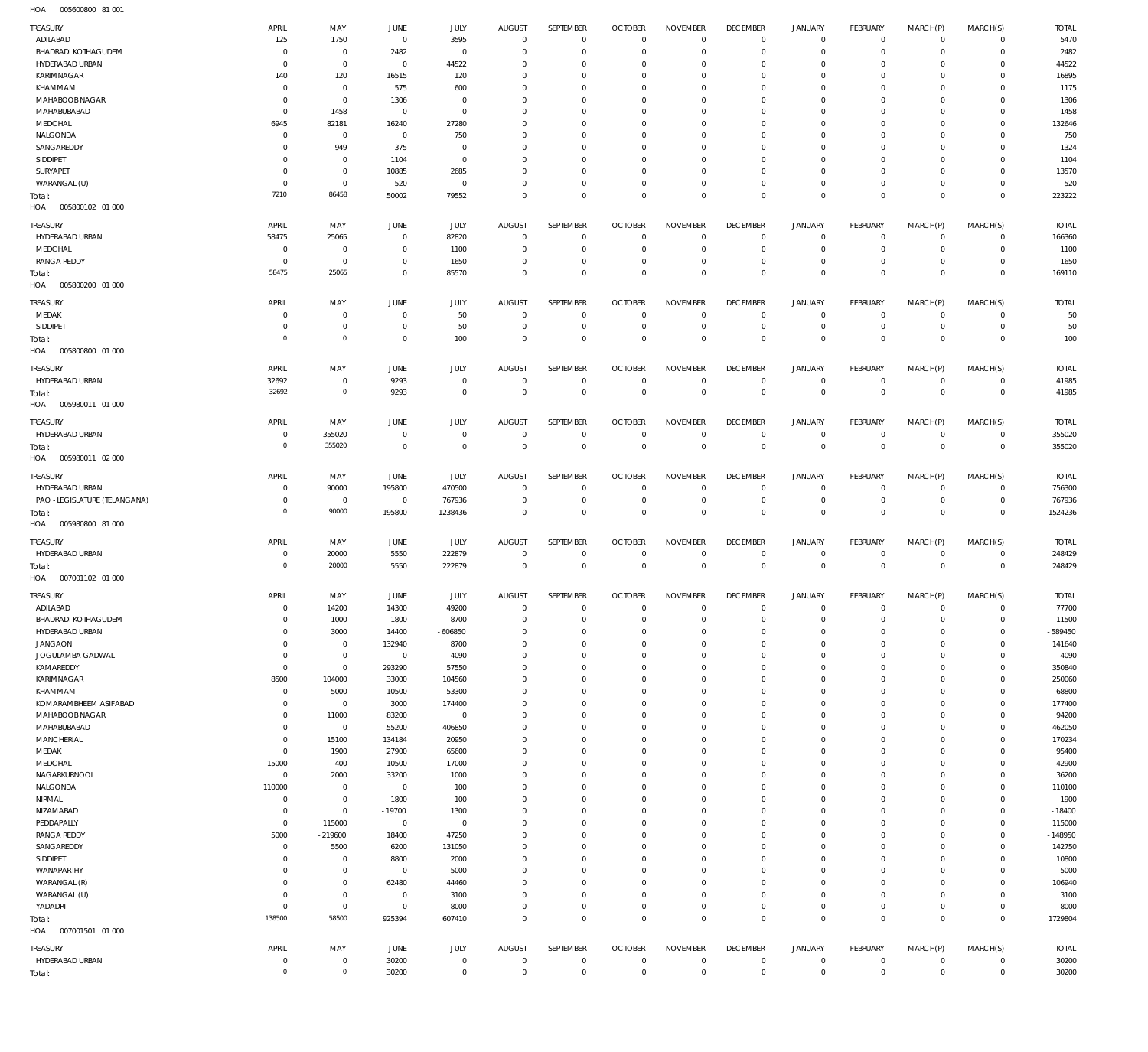HOA 005600800 81 001

| TREASURY | APRIL | MAY | JUNE | JULY | AUGUST | SEPTEMBER | OCTOBER | NOVEMBER | DECEMBER | JANUARY | FEBRUARY | MARCH(P) | MARCH(S) | TOTAL |
|---|---|---|---|---|---|---|---|---|---|---|---|---|---|---|
| ADILABAD | 125 | 1750 | 0 | 3595 | 0 | 0 | 0 | 0 | 0 | 0 | 0 | 0 | 0 | 5470 |
| BHADRADI KOTHAGUDEM | 0 | 0 | 2482 | 0 | 0 | 0 | 0 | 0 | 0 | 0 | 0 | 0 | 0 | 2482 |
| HYDERABAD URBAN | 0 | 0 | 0 | 44522 | 0 | 0 | 0 | 0 | 0 | 0 | 0 | 0 | 0 | 44522 |
| KARIMNAGAR | 140 | 120 | 16515 | 120 | 0 | 0 | 0 | 0 | 0 | 0 | 0 | 0 | 0 | 16895 |
| KHAMMAM | 0 | 0 | 575 | 600 | 0 | 0 | 0 | 0 | 0 | 0 | 0 | 0 | 0 | 1175 |
| MAHABOOB NAGAR | 0 | 0 | 1306 | 0 | 0 | 0 | 0 | 0 | 0 | 0 | 0 | 0 | 0 | 1306 |
| MAHABUBABAD | 0 | 1458 | 0 | 0 | 0 | 0 | 0 | 0 | 0 | 0 | 0 | 0 | 0 | 1458 |
| MEDCHAL | 6945 | 82181 | 16240 | 27280 | 0 | 0 | 0 | 0 | 0 | 0 | 0 | 0 | 0 | 132646 |
| NALGONDA | 0 | 0 | 0 | 750 | 0 | 0 | 0 | 0 | 0 | 0 | 0 | 0 | 0 | 750 |
| SANGAREDDY | 0 | 949 | 375 | 0 | 0 | 0 | 0 | 0 | 0 | 0 | 0 | 0 | 0 | 1324 |
| SIDDIPET | 0 | 0 | 1104 | 0 | 0 | 0 | 0 | 0 | 0 | 0 | 0 | 0 | 0 | 1104 |
| SURYAPET | 0 | 0 | 10885 | 2685 | 0 | 0 | 0 | 0 | 0 | 0 | 0 | 0 | 0 | 13570 |
| WARANGAL (U) | 0 | 0 | 520 | 0 | 0 | 0 | 0 | 0 | 0 | 0 | 0 | 0 | 0 | 520 |
| Total: | 7210 | 86458 | 50002 | 79552 | 0 | 0 | 0 | 0 | 0 | 0 | 0 | 0 | 0 | 223222 |

HOA 005800102 01 000

| TREASURY | APRIL | MAY | JUNE | JULY | AUGUST | SEPTEMBER | OCTOBER | NOVEMBER | DECEMBER | JANUARY | FEBRUARY | MARCH(P) | MARCH(S) | TOTAL |
|---|---|---|---|---|---|---|---|---|---|---|---|---|---|---|
| HYDERABAD URBAN | 58475 | 25065 | 0 | 82820 | 0 | 0 | 0 | 0 | 0 | 0 | 0 | 0 | 0 | 166360 |
| MEDCHAL | 0 | 0 | 0 | 1100 | 0 | 0 | 0 | 0 | 0 | 0 | 0 | 0 | 0 | 1100 |
| RANGA REDDY | 0 | 0 | 0 | 1650 | 0 | 0 | 0 | 0 | 0 | 0 | 0 | 0 | 0 | 1650 |
| Total: | 58475 | 25065 | 0 | 85570 | 0 | 0 | 0 | 0 | 0 | 0 | 0 | 0 | 0 | 169110 |

HOA 005800200 01 000

| TREASURY | APRIL | MAY | JUNE | JULY | AUGUST | SEPTEMBER | OCTOBER | NOVEMBER | DECEMBER | JANUARY | FEBRUARY | MARCH(P) | MARCH(S) | TOTAL |
|---|---|---|---|---|---|---|---|---|---|---|---|---|---|---|
| MEDAK | 0 | 0 | 0 | 50 | 0 | 0 | 0 | 0 | 0 | 0 | 0 | 0 | 0 | 50 |
| SIDDIPET | 0 | 0 | 0 | 50 | 0 | 0 | 0 | 0 | 0 | 0 | 0 | 0 | 0 | 50 |
| Total: | 0 | 0 | 0 | 100 | 0 | 0 | 0 | 0 | 0 | 0 | 0 | 0 | 0 | 100 |

HOA 005800800 01 000

| TREASURY | APRIL | MAY | JUNE | JULY | AUGUST | SEPTEMBER | OCTOBER | NOVEMBER | DECEMBER | JANUARY | FEBRUARY | MARCH(P) | MARCH(S) | TOTAL |
|---|---|---|---|---|---|---|---|---|---|---|---|---|---|---|
| HYDERABAD URBAN | 32692 | 0 | 9293 | 0 | 0 | 0 | 0 | 0 | 0 | 0 | 0 | 0 | 0 | 41985 |
| Total: | 32692 | 0 | 9293 | 0 | 0 | 0 | 0 | 0 | 0 | 0 | 0 | 0 | 0 | 41985 |

HOA 005980011 01 000

| TREASURY | APRIL | MAY | JUNE | JULY | AUGUST | SEPTEMBER | OCTOBER | NOVEMBER | DECEMBER | JANUARY | FEBRUARY | MARCH(P) | MARCH(S) | TOTAL |
|---|---|---|---|---|---|---|---|---|---|---|---|---|---|---|
| HYDERABAD URBAN | 0 | 355020 | 0 | 0 | 0 | 0 | 0 | 0 | 0 | 0 | 0 | 0 | 0 | 355020 |
| Total: | 0 | 355020 | 0 | 0 | 0 | 0 | 0 | 0 | 0 | 0 | 0 | 0 | 0 | 355020 |

HOA 005980011 02 000

| TREASURY | APRIL | MAY | JUNE | JULY | AUGUST | SEPTEMBER | OCTOBER | NOVEMBER | DECEMBER | JANUARY | FEBRUARY | MARCH(P) | MARCH(S) | TOTAL |
|---|---|---|---|---|---|---|---|---|---|---|---|---|---|---|
| HYDERABAD URBAN | 0 | 90000 | 195800 | 470500 | 0 | 0 | 0 | 0 | 0 | 0 | 0 | 0 | 0 | 756300 |
| PAO - LEGISLATURE (TELANGANA) | 0 | 0 | 0 | 767936 | 0 | 0 | 0 | 0 | 0 | 0 | 0 | 0 | 0 | 767936 |
| Total: | 0 | 90000 | 195800 | 1238436 | 0 | 0 | 0 | 0 | 0 | 0 | 0 | 0 | 0 | 1524236 |

HOA 005980800 81 000

| TREASURY | APRIL | MAY | JUNE | JULY | AUGUST | SEPTEMBER | OCTOBER | NOVEMBER | DECEMBER | JANUARY | FEBRUARY | MARCH(P) | MARCH(S) | TOTAL |
|---|---|---|---|---|---|---|---|---|---|---|---|---|---|---|
| HYDERABAD URBAN | 0 | 20000 | 5550 | 222879 | 0 | 0 | 0 | 0 | 0 | 0 | 0 | 0 | 0 | 248429 |
| Total: | 0 | 20000 | 5550 | 222879 | 0 | 0 | 0 | 0 | 0 | 0 | 0 | 0 | 0 | 248429 |

HOA 007001102 01 000

| TREASURY | APRIL | MAY | JUNE | JULY | AUGUST | SEPTEMBER | OCTOBER | NOVEMBER | DECEMBER | JANUARY | FEBRUARY | MARCH(P) | MARCH(S) | TOTAL |
|---|---|---|---|---|---|---|---|---|---|---|---|---|---|---|
| ADILABAD | 0 | 14200 | 14300 | 49200 | 0 | 0 | 0 | 0 | 0 | 0 | 0 | 0 | 0 | 77700 |
| BHADRADI KOTHAGUDEM | 0 | 1000 | 1800 | 8700 | 0 | 0 | 0 | 0 | 0 | 0 | 0 | 0 | 0 | 11500 |
| HYDERABAD URBAN | 0 | 3000 | 14400 | -606850 | 0 | 0 | 0 | 0 | 0 | 0 | 0 | 0 | 0 | -589450 |
| JANGAON | 0 | 0 | 132940 | 8700 | 0 | 0 | 0 | 0 | 0 | 0 | 0 | 0 | 0 | 141640 |
| JOGULAMBA GADWAL | 0 | 0 | 0 | 4090 | 0 | 0 | 0 | 0 | 0 | 0 | 0 | 0 | 0 | 4090 |
| KAMAREDDY | 0 | 0 | 293290 | 57550 | 0 | 0 | 0 | 0 | 0 | 0 | 0 | 0 | 0 | 350840 |
| KARIMNAGAR | 8500 | 104000 | 33000 | 104560 | 0 | 0 | 0 | 0 | 0 | 0 | 0 | 0 | 0 | 250060 |
| KHAMMAM | 0 | 5000 | 10500 | 53300 | 0 | 0 | 0 | 0 | 0 | 0 | 0 | 0 | 0 | 68800 |
| KOMARAMBHEEM ASIFABAD | 0 | 0 | 3000 | 174400 | 0 | 0 | 0 | 0 | 0 | 0 | 0 | 0 | 0 | 177400 |
| MAHABOOB NAGAR | 0 | 11000 | 83200 | 0 | 0 | 0 | 0 | 0 | 0 | 0 | 0 | 0 | 0 | 94200 |
| MAHABUBABAD | 0 | 0 | 55200 | 406850 | 0 | 0 | 0 | 0 | 0 | 0 | 0 | 0 | 0 | 462050 |
| MANCHERIAL | 0 | 15100 | 134184 | 20950 | 0 | 0 | 0 | 0 | 0 | 0 | 0 | 0 | 0 | 170234 |
| MEDAK | 0 | 1900 | 27900 | 65600 | 0 | 0 | 0 | 0 | 0 | 0 | 0 | 0 | 0 | 95400 |
| MEDCHAL | 15000 | 400 | 10500 | 17000 | 0 | 0 | 0 | 0 | 0 | 0 | 0 | 0 | 0 | 42900 |
| NAGARKURNOOL | 0 | 2000 | 33200 | 1000 | 0 | 0 | 0 | 0 | 0 | 0 | 0 | 0 | 0 | 36200 |
| NALGONDA | 110000 | 0 | 0 | 100 | 0 | 0 | 0 | 0 | 0 | 0 | 0 | 0 | 0 | 110100 |
| NIRMAL | 0 | 0 | 1800 | 100 | 0 | 0 | 0 | 0 | 0 | 0 | 0 | 0 | 0 | 1900 |
| NIZAMABAD | 0 | 0 | -19700 | 1300 | 0 | 0 | 0 | 0 | 0 | 0 | 0 | 0 | 0 | -18400 |
| PEDDAPALLY | 0 | 115000 | 0 | 0 | 0 | 0 | 0 | 0 | 0 | 0 | 0 | 0 | 0 | 115000 |
| RANGA REDDY | 5000 | -219600 | 18400 | 47250 | 0 | 0 | 0 | 0 | 0 | 0 | 0 | 0 | 0 | -148950 |
| SANGAREDDY | 0 | 5500 | 6200 | 131050 | 0 | 0 | 0 | 0 | 0 | 0 | 0 | 0 | 0 | 142750 |
| SIDDIPET | 0 | 0 | 8800 | 2000 | 0 | 0 | 0 | 0 | 0 | 0 | 0 | 0 | 0 | 10800 |
| WANAPARTHY | 0 | 0 | 0 | 5000 | 0 | 0 | 0 | 0 | 0 | 0 | 0 | 0 | 0 | 5000 |
| WARANGAL (R) | 0 | 0 | 62480 | 44460 | 0 | 0 | 0 | 0 | 0 | 0 | 0 | 0 | 0 | 106940 |
| WARANGAL (U) | 0 | 0 | 0 | 3100 | 0 | 0 | 0 | 0 | 0 | 0 | 0 | 0 | 0 | 3100 |
| YADADRI | 0 | 0 | 0 | 8000 | 0 | 0 | 0 | 0 | 0 | 0 | 0 | 0 | 0 | 8000 |
| Total: | 138500 | 58500 | 925394 | 607410 | 0 | 0 | 0 | 0 | 0 | 0 | 0 | 0 | 0 | 1729804 |

HOA 007001501 01 000

| TREASURY | APRIL | MAY | JUNE | JULY | AUGUST | SEPTEMBER | OCTOBER | NOVEMBER | DECEMBER | JANUARY | FEBRUARY | MARCH(P) | MARCH(S) | TOTAL |
|---|---|---|---|---|---|---|---|---|---|---|---|---|---|---|
| HYDERABAD URBAN | 0 | 0 | 30200 | 0 | 0 | 0 | 0 | 0 | 0 | 0 | 0 | 0 | 0 | 30200 |
| Total: | 0 | 0 | 30200 | 0 | 0 | 0 | 0 | 0 | 0 | 0 | 0 | 0 | 0 | 30200 |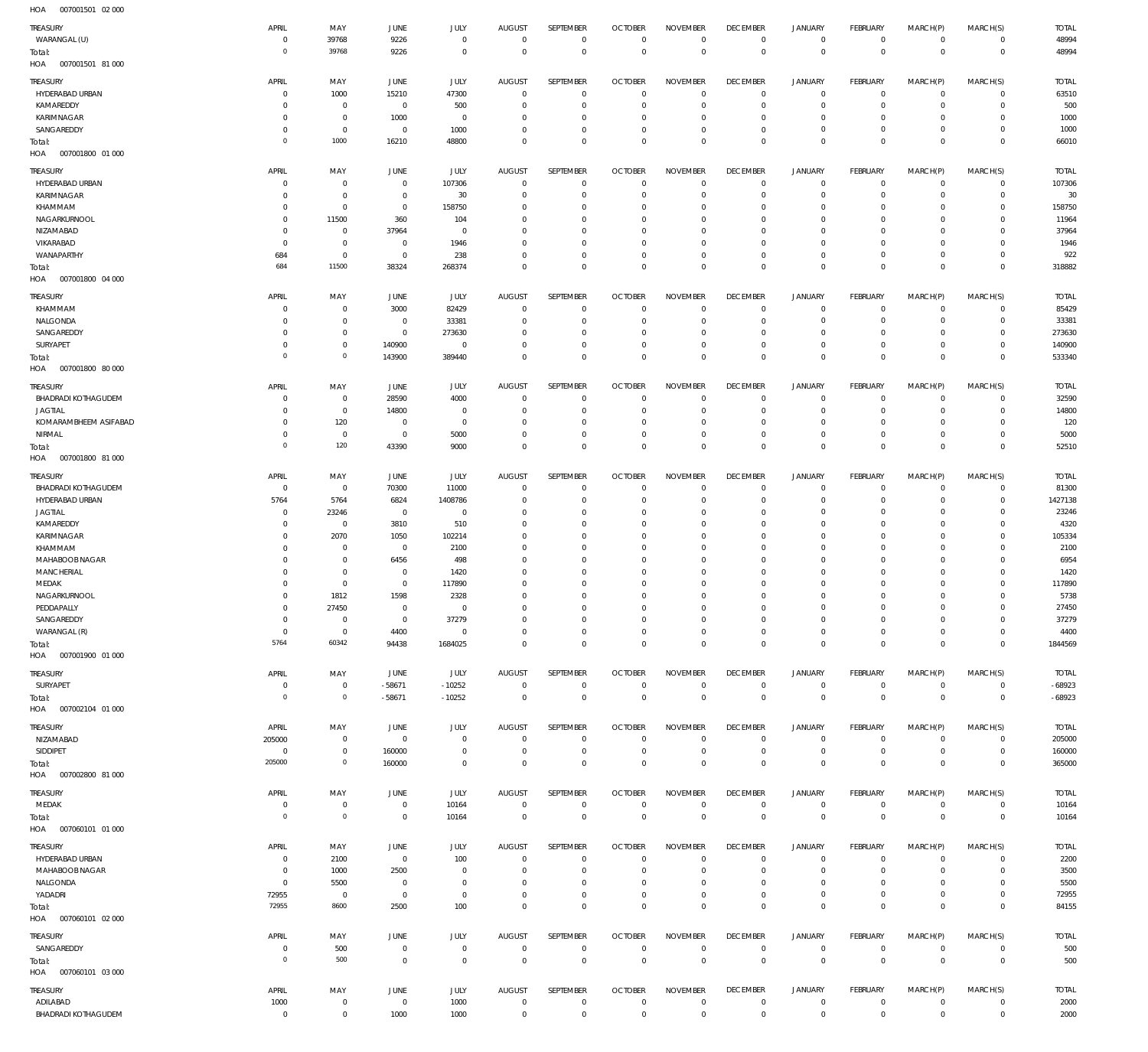HOA 007001501 02 000

| TREASURY | APRIL | MAY | JUNE | JULY | AUGUST | SEPTEMBER | OCTOBER | NOVEMBER | DECEMBER | JANUARY | FEBRUARY | MARCH(P) | MARCH(S) | TOTAL |
|---|---|---|---|---|---|---|---|---|---|---|---|---|---|---|
| WARANGAL (U) | 0 | 39768 | 9226 | 0 | 0 | 0 | 0 | 0 | 0 | 0 | 0 | 0 | 0 | 48994 |
| Total: | 0 | 39768 | 9226 | 0 | 0 | 0 | 0 | 0 | 0 | 0 | 0 | 0 | 0 | 48994 |

HOA 007001501 81 000

| TREASURY | APRIL | MAY | JUNE | JULY | AUGUST | SEPTEMBER | OCTOBER | NOVEMBER | DECEMBER | JANUARY | FEBRUARY | MARCH(P) | MARCH(S) | TOTAL |
|---|---|---|---|---|---|---|---|---|---|---|---|---|---|---|
| HYDERABAD URBAN | 0 | 1000 | 15210 | 47300 | 0 | 0 | 0 | 0 | 0 | 0 | 0 | 0 | 0 | 63510 |
| KAMAREDDY | 0 | 0 | 0 | 500 | 0 | 0 | 0 | 0 | 0 | 0 | 0 | 0 | 0 | 500 |
| KARIMNAGAR | 0 | 0 | 1000 | 0 | 0 | 0 | 0 | 0 | 0 | 0 | 0 | 0 | 0 | 1000 |
| SANGAREDDY | 0 | 0 | 0 | 1000 | 0 | 0 | 0 | 0 | 0 | 0 | 0 | 0 | 0 | 1000 |
| Total: | 0 | 1000 | 16210 | 48800 | 0 | 0 | 0 | 0 | 0 | 0 | 0 | 0 | 0 | 66010 |

HOA 007001800 01 000

| TREASURY | APRIL | MAY | JUNE | JULY | AUGUST | SEPTEMBER | OCTOBER | NOVEMBER | DECEMBER | JANUARY | FEBRUARY | MARCH(P) | MARCH(S) | TOTAL |
|---|---|---|---|---|---|---|---|---|---|---|---|---|---|---|
| HYDERABAD URBAN | 0 | 0 | 0 | 107306 | 0 | 0 | 0 | 0 | 0 | 0 | 0 | 0 | 0 | 107306 |
| KARIMNAGAR | 0 | 0 | 0 | 30 | 0 | 0 | 0 | 0 | 0 | 0 | 0 | 0 | 0 | 30 |
| KHAMMAM | 0 | 0 | 0 | 158750 | 0 | 0 | 0 | 0 | 0 | 0 | 0 | 0 | 0 | 158750 |
| NAGARKURNOOL | 0 | 11500 | 360 | 104 | 0 | 0 | 0 | 0 | 0 | 0 | 0 | 0 | 0 | 11964 |
| NIZAMABAD | 0 | 0 | 37964 | 0 | 0 | 0 | 0 | 0 | 0 | 0 | 0 | 0 | 0 | 37964 |
| VIKARABAD | 0 | 0 | 0 | 1946 | 0 | 0 | 0 | 0 | 0 | 0 | 0 | 0 | 0 | 1946 |
| WANAPARTHY | 684 | 0 | 0 | 238 | 0 | 0 | 0 | 0 | 0 | 0 | 0 | 0 | 0 | 922 |
| Total: | 684 | 11500 | 38324 | 268374 | 0 | 0 | 0 | 0 | 0 | 0 | 0 | 0 | 0 | 318882 |

HOA 007001800 04 000

| TREASURY | APRIL | MAY | JUNE | JULY | AUGUST | SEPTEMBER | OCTOBER | NOVEMBER | DECEMBER | JANUARY | FEBRUARY | MARCH(P) | MARCH(S) | TOTAL |
|---|---|---|---|---|---|---|---|---|---|---|---|---|---|---|
| KHAMMAM | 0 | 0 | 3000 | 82429 | 0 | 0 | 0 | 0 | 0 | 0 | 0 | 0 | 0 | 85429 |
| NALGONDA | 0 | 0 | 0 | 33381 | 0 | 0 | 0 | 0 | 0 | 0 | 0 | 0 | 0 | 33381 |
| SANGAREDDY | 0 | 0 | 0 | 273630 | 0 | 0 | 0 | 0 | 0 | 0 | 0 | 0 | 0 | 273630 |
| SURYAPET | 0 | 0 | 140900 | 0 | 0 | 0 | 0 | 0 | 0 | 0 | 0 | 0 | 0 | 140900 |
| Total: | 0 | 0 | 143900 | 389440 | 0 | 0 | 0 | 0 | 0 | 0 | 0 | 0 | 0 | 533340 |

HOA 007001800 80 000

| TREASURY | APRIL | MAY | JUNE | JULY | AUGUST | SEPTEMBER | OCTOBER | NOVEMBER | DECEMBER | JANUARY | FEBRUARY | MARCH(P) | MARCH(S) | TOTAL |
|---|---|---|---|---|---|---|---|---|---|---|---|---|---|---|
| BHADRADI KOTHAGUDEM | 0 | 0 | 28590 | 4000 | 0 | 0 | 0 | 0 | 0 | 0 | 0 | 0 | 0 | 32590 |
| JAGTIAL | 0 | 0 | 14800 | 0 | 0 | 0 | 0 | 0 | 0 | 0 | 0 | 0 | 0 | 14800 |
| KOMARAMBHEEM ASIFABAD | 0 | 120 | 0 | 0 | 0 | 0 | 0 | 0 | 0 | 0 | 0 | 0 | 0 | 120 |
| NIRMAL | 0 | 0 | 0 | 5000 | 0 | 0 | 0 | 0 | 0 | 0 | 0 | 0 | 0 | 5000 |
| Total: | 0 | 120 | 43390 | 9000 | 0 | 0 | 0 | 0 | 0 | 0 | 0 | 0 | 0 | 52510 |

HOA 007001800 81 000

| TREASURY | APRIL | MAY | JUNE | JULY | AUGUST | SEPTEMBER | OCTOBER | NOVEMBER | DECEMBER | JANUARY | FEBRUARY | MARCH(P) | MARCH(S) | TOTAL |
|---|---|---|---|---|---|---|---|---|---|---|---|---|---|---|
| BHADRADI KOTHAGUDEM | 0 | 0 | 70300 | 11000 | 0 | 0 | 0 | 0 | 0 | 0 | 0 | 0 | 0 | 81300 |
| HYDERABAD URBAN | 5764 | 5764 | 6824 | 1408786 | 0 | 0 | 0 | 0 | 0 | 0 | 0 | 0 | 0 | 1427138 |
| JAGTIAL | 0 | 23246 | 0 | 0 | 0 | 0 | 0 | 0 | 0 | 0 | 0 | 0 | 0 | 23246 |
| KAMAREDDY | 0 | 0 | 3810 | 510 | 0 | 0 | 0 | 0 | 0 | 0 | 0 | 0 | 0 | 4320 |
| KARIMNAGAR | 0 | 2070 | 1050 | 102214 | 0 | 0 | 0 | 0 | 0 | 0 | 0 | 0 | 0 | 105334 |
| KHAMMAM | 0 | 0 | 0 | 2100 | 0 | 0 | 0 | 0 | 0 | 0 | 0 | 0 | 0 | 2100 |
| MAHABOOBNAGAR | 0 | 0 | 6456 | 498 | 0 | 0 | 0 | 0 | 0 | 0 | 0 | 0 | 0 | 6954 |
| MANCHERIAL | 0 | 0 | 0 | 1420 | 0 | 0 | 0 | 0 | 0 | 0 | 0 | 0 | 0 | 1420 |
| MEDAK | 0 | 0 | 0 | 117890 | 0 | 0 | 0 | 0 | 0 | 0 | 0 | 0 | 0 | 117890 |
| NAGARKURNOOL | 0 | 1812 | 1598 | 2328 | 0 | 0 | 0 | 0 | 0 | 0 | 0 | 0 | 0 | 5738 |
| PEDDAPALLY | 0 | 27450 | 0 | 0 | 0 | 0 | 0 | 0 | 0 | 0 | 0 | 0 | 0 | 27450 |
| SANGAREDDY | 0 | 0 | 0 | 37279 | 0 | 0 | 0 | 0 | 0 | 0 | 0 | 0 | 0 | 37279 |
| WARANGAL (R) | 0 | 0 | 4400 | 0 | 0 | 0 | 0 | 0 | 0 | 0 | 0 | 0 | 0 | 4400 |
| Total: | 5764 | 60342 | 94438 | 1684025 | 0 | 0 | 0 | 0 | 0 | 0 | 0 | 0 | 0 | 1844569 |

HOA 007001900 01 000

| TREASURY | APRIL | MAY | JUNE | JULY | AUGUST | SEPTEMBER | OCTOBER | NOVEMBER | DECEMBER | JANUARY | FEBRUARY | MARCH(P) | MARCH(S) | TOTAL |
|---|---|---|---|---|---|---|---|---|---|---|---|---|---|---|
| SURYAPET | 0 | 0 | -58671 | -10252 | 0 | 0 | 0 | 0 | 0 | 0 | 0 | 0 | 0 | -68923 |
| Total: | 0 | 0 | -58671 | -10252 | 0 | 0 | 0 | 0 | 0 | 0 | 0 | 0 | 0 | -68923 |

HOA 007002104 01 000

| TREASURY | APRIL | MAY | JUNE | JULY | AUGUST | SEPTEMBER | OCTOBER | NOVEMBER | DECEMBER | JANUARY | FEBRUARY | MARCH(P) | MARCH(S) | TOTAL |
|---|---|---|---|---|---|---|---|---|---|---|---|---|---|---|
| NIZAMABAD | 205000 | 0 | 0 | 0 | 0 | 0 | 0 | 0 | 0 | 0 | 0 | 0 | 0 | 205000 |
| SIDDIPET | 0 | 0 | 160000 | 0 | 0 | 0 | 0 | 0 | 0 | 0 | 0 | 0 | 0 | 160000 |
| Total: | 205000 | 0 | 160000 | 0 | 0 | 0 | 0 | 0 | 0 | 0 | 0 | 0 | 0 | 365000 |

HOA 007002800 81 000

| TREASURY | APRIL | MAY | JUNE | JULY | AUGUST | SEPTEMBER | OCTOBER | NOVEMBER | DECEMBER | JANUARY | FEBRUARY | MARCH(P) | MARCH(S) | TOTAL |
|---|---|---|---|---|---|---|---|---|---|---|---|---|---|---|
| MEDAK | 0 | 0 | 0 | 10164 | 0 | 0 | 0 | 0 | 0 | 0 | 0 | 0 | 0 | 10164 |
| Total: | 0 | 0 | 0 | 10164 | 0 | 0 | 0 | 0 | 0 | 0 | 0 | 0 | 0 | 10164 |

HOA 007060101 01 000

| TREASURY | APRIL | MAY | JUNE | JULY | AUGUST | SEPTEMBER | OCTOBER | NOVEMBER | DECEMBER | JANUARY | FEBRUARY | MARCH(P) | MARCH(S) | TOTAL |
|---|---|---|---|---|---|---|---|---|---|---|---|---|---|---|
| HYDERABAD URBAN | 0 | 2100 | 0 | 100 | 0 | 0 | 0 | 0 | 0 | 0 | 0 | 0 | 0 | 2200 |
| MAHABOOBNAGAR | 0 | 1000 | 2500 | 0 | 0 | 0 | 0 | 0 | 0 | 0 | 0 | 0 | 0 | 3500 |
| NALGONDA | 0 | 5500 | 0 | 0 | 0 | 0 | 0 | 0 | 0 | 0 | 0 | 0 | 0 | 5500 |
| YADADRI | 72955 | 0 | 0 | 0 | 0 | 0 | 0 | 0 | 0 | 0 | 0 | 0 | 0 | 72955 |
| Total: | 72955 | 8600 | 2500 | 100 | 0 | 0 | 0 | 0 | 0 | 0 | 0 | 0 | 0 | 84155 |

HOA 007060101 02 000

| TREASURY | APRIL | MAY | JUNE | JULY | AUGUST | SEPTEMBER | OCTOBER | NOVEMBER | DECEMBER | JANUARY | FEBRUARY | MARCH(P) | MARCH(S) | TOTAL |
|---|---|---|---|---|---|---|---|---|---|---|---|---|---|---|
| SANGAREDDY | 0 | 500 | 0 | 0 | 0 | 0 | 0 | 0 | 0 | 0 | 0 | 0 | 0 | 500 |
| Total: | 0 | 500 | 0 | 0 | 0 | 0 | 0 | 0 | 0 | 0 | 0 | 0 | 0 | 500 |

HOA 007060101 03 000

| TREASURY | APRIL | MAY | JUNE | JULY | AUGUST | SEPTEMBER | OCTOBER | NOVEMBER | DECEMBER | JANUARY | FEBRUARY | MARCH(P) | MARCH(S) | TOTAL |
|---|---|---|---|---|---|---|---|---|---|---|---|---|---|---|
| ADILABAD | 1000 | 0 | 0 | 1000 | 0 | 0 | 0 | 0 | 0 | 0 | 0 | 0 | 0 | 2000 |
| BHADRADI KOTHAGUDEM | 0 | 0 | 1000 | 1000 | 0 | 0 | 0 | 0 | 0 | 0 | 0 | 0 | 0 | 2000 |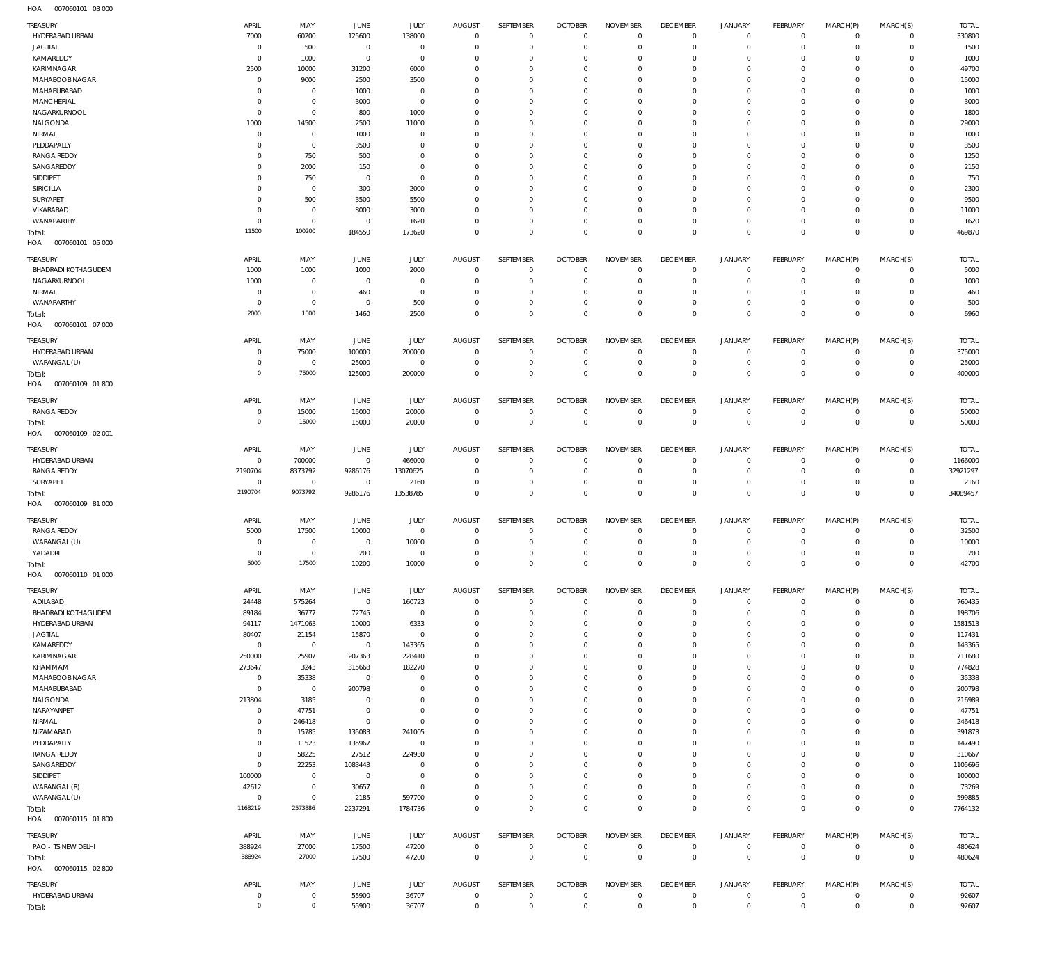HOA 007060101 03 000

| TREASURY | APRIL | MAY | JUNE | JULY | AUGUST | SEPTEMBER | OCTOBER | NOVEMBER | DECEMBER | JANUARY | FEBRUARY | MARCH(P) | MARCH(S) | TOTAL |
|---|---|---|---|---|---|---|---|---|---|---|---|---|---|---|
| HYDERABAD URBAN | 7000 | 60200 | 125600 | 138000 | 0 | 0 | 0 | 0 | 0 | 0 | 0 | 0 | 0 | 330800 |
| JAGTIAL | 0 | 1500 | 0 | 0 | 0 | 0 | 0 | 0 | 0 | 0 | 0 | 0 | 0 | 1500 |
| KAMAREDDY | 0 | 1000 | 0 | 0 | 0 | 0 | 0 | 0 | 0 | 0 | 0 | 0 | 0 | 1000 |
| KARIMNAGAR | 2500 | 10000 | 31200 | 6000 | 0 | 0 | 0 | 0 | 0 | 0 | 0 | 0 | 0 | 49700 |
| MAHABOOB NAGAR | 0 | 9000 | 2500 | 3500 | 0 | 0 | 0 | 0 | 0 | 0 | 0 | 0 | 0 | 15000 |
| MAHABUBABAD | 0 | 0 | 1000 | 0 | 0 | 0 | 0 | 0 | 0 | 0 | 0 | 0 | 0 | 1000 |
| MANCHERIAL | 0 | 0 | 3000 | 0 | 0 | 0 | 0 | 0 | 0 | 0 | 0 | 0 | 0 | 3000 |
| NAGARKURNOOL | 0 | 0 | 800 | 1000 | 0 | 0 | 0 | 0 | 0 | 0 | 0 | 0 | 0 | 1800 |
| NALGONDA | 1000 | 14500 | 2500 | 11000 | 0 | 0 | 0 | 0 | 0 | 0 | 0 | 0 | 0 | 29000 |
| NIRMAL | 0 | 0 | 1000 | 0 | 0 | 0 | 0 | 0 | 0 | 0 | 0 | 0 | 0 | 1000 |
| PEDDAPALLY | 0 | 0 | 3500 | 0 | 0 | 0 | 0 | 0 | 0 | 0 | 0 | 0 | 0 | 3500 |
| RANGA REDDY | 0 | 750 | 500 | 0 | 0 | 0 | 0 | 0 | 0 | 0 | 0 | 0 | 0 | 1250 |
| SANGAREDDY | 0 | 2000 | 150 | 0 | 0 | 0 | 0 | 0 | 0 | 0 | 0 | 0 | 0 | 2150 |
| SIDDIPET | 0 | 750 | 0 | 0 | 0 | 0 | 0 | 0 | 0 | 0 | 0 | 0 | 0 | 750 |
| SIRICILLA | 0 | 0 | 300 | 2000 | 0 | 0 | 0 | 0 | 0 | 0 | 0 | 0 | 0 | 2300 |
| SURYAPET | 0 | 500 | 3500 | 5500 | 0 | 0 | 0 | 0 | 0 | 0 | 0 | 0 | 0 | 9500 |
| VIKARABAD | 0 | 0 | 8000 | 3000 | 0 | 0 | 0 | 0 | 0 | 0 | 0 | 0 | 0 | 11000 |
| WANAPARTHY | 0 | 0 | 0 | 1620 | 0 | 0 | 0 | 0 | 0 | 0 | 0 | 0 | 0 | 1620 |
| Total: | 11500 | 100200 | 184550 | 173620 | 0 | 0 | 0 | 0 | 0 | 0 | 0 | 0 | 0 | 469870 |

HOA 007060101 05 000

| TREASURY | APRIL | MAY | JUNE | JULY | AUGUST | SEPTEMBER | OCTOBER | NOVEMBER | DECEMBER | JANUARY | FEBRUARY | MARCH(P) | MARCH(S) | TOTAL |
|---|---|---|---|---|---|---|---|---|---|---|---|---|---|---|
| BHADRADI KOTHAGUDEM | 1000 | 1000 | 1000 | 2000 | 0 | 0 | 0 | 0 | 0 | 0 | 0 | 0 | 0 | 5000 |
| NAGARKURNOOL | 1000 | 0 | 0 | 0 | 0 | 0 | 0 | 0 | 0 | 0 | 0 | 0 | 0 | 1000 |
| NIRMAL | 0 | 0 | 460 | 0 | 0 | 0 | 0 | 0 | 0 | 0 | 0 | 0 | 0 | 460 |
| WANAPARTHY | 0 | 0 | 0 | 500 | 0 | 0 | 0 | 0 | 0 | 0 | 0 | 0 | 0 | 500 |
| Total: | 2000 | 1000 | 1460 | 2500 | 0 | 0 | 0 | 0 | 0 | 0 | 0 | 0 | 0 | 6960 |

HOA 007060101 07 000

| TREASURY | APRIL | MAY | JUNE | JULY | AUGUST | SEPTEMBER | OCTOBER | NOVEMBER | DECEMBER | JANUARY | FEBRUARY | MARCH(P) | MARCH(S) | TOTAL |
|---|---|---|---|---|---|---|---|---|---|---|---|---|---|---|
| HYDERABAD URBAN | 0 | 75000 | 100000 | 200000 | 0 | 0 | 0 | 0 | 0 | 0 | 0 | 0 | 0 | 375000 |
| WARANGAL (U) | 0 | 0 | 25000 | 0 | 0 | 0 | 0 | 0 | 0 | 0 | 0 | 0 | 0 | 25000 |
| Total: | 0 | 75000 | 125000 | 200000 | 0 | 0 | 0 | 0 | 0 | 0 | 0 | 0 | 0 | 400000 |

HOA 007060109 01 800

| TREASURY | APRIL | MAY | JUNE | JULY | AUGUST | SEPTEMBER | OCTOBER | NOVEMBER | DECEMBER | JANUARY | FEBRUARY | MARCH(P) | MARCH(S) | TOTAL |
|---|---|---|---|---|---|---|---|---|---|---|---|---|---|---|
| RANGA REDDY | 0 | 15000 | 15000 | 20000 | 0 | 0 | 0 | 0 | 0 | 0 | 0 | 0 | 0 | 50000 |
| Total: | 0 | 15000 | 15000 | 20000 | 0 | 0 | 0 | 0 | 0 | 0 | 0 | 0 | 0 | 50000 |

HOA 007060109 02 001

| TREASURY | APRIL | MAY | JUNE | JULY | AUGUST | SEPTEMBER | OCTOBER | NOVEMBER | DECEMBER | JANUARY | FEBRUARY | MARCH(P) | MARCH(S) | TOTAL |
|---|---|---|---|---|---|---|---|---|---|---|---|---|---|---|
| HYDERABAD URBAN | 0 | 700000 | 0 | 466000 | 0 | 0 | 0 | 0 | 0 | 0 | 0 | 0 | 0 | 1166000 |
| RANGA REDDY | 2190704 | 8373792 | 9286176 | 13070625 | 0 | 0 | 0 | 0 | 0 | 0 | 0 | 0 | 0 | 32921297 |
| SURYAPET | 0 | 0 | 0 | 2160 | 0 | 0 | 0 | 0 | 0 | 0 | 0 | 0 | 0 | 2160 |
| Total: | 2190704 | 9073792 | 9286176 | 13538785 | 0 | 0 | 0 | 0 | 0 | 0 | 0 | 0 | 0 | 34089457 |

HOA 007060109 81 000

| TREASURY | APRIL | MAY | JUNE | JULY | AUGUST | SEPTEMBER | OCTOBER | NOVEMBER | DECEMBER | JANUARY | FEBRUARY | MARCH(P) | MARCH(S) | TOTAL |
|---|---|---|---|---|---|---|---|---|---|---|---|---|---|---|
| RANGA REDDY | 5000 | 17500 | 10000 | 0 | 0 | 0 | 0 | 0 | 0 | 0 | 0 | 0 | 0 | 32500 |
| WARANGAL (U) | 0 | 0 | 0 | 10000 | 0 | 0 | 0 | 0 | 0 | 0 | 0 | 0 | 0 | 10000 |
| YADADRI | 0 | 0 | 200 | 0 | 0 | 0 | 0 | 0 | 0 | 0 | 0 | 0 | 0 | 200 |
| Total: | 5000 | 17500 | 10200 | 10000 | 0 | 0 | 0 | 0 | 0 | 0 | 0 | 0 | 0 | 42700 |

HOA 007060110 01 000

| TREASURY | APRIL | MAY | JUNE | JULY | AUGUST | SEPTEMBER | OCTOBER | NOVEMBER | DECEMBER | JANUARY | FEBRUARY | MARCH(P) | MARCH(S) | TOTAL |
|---|---|---|---|---|---|---|---|---|---|---|---|---|---|---|
| ADILABAD | 24448 | 575264 | 0 | 160723 | 0 | 0 | 0 | 0 | 0 | 0 | 0 | 0 | 0 | 760435 |
| BHADRADI KOTHAGUDEM | 89184 | 36777 | 72745 | 0 | 0 | 0 | 0 | 0 | 0 | 0 | 0 | 0 | 0 | 198706 |
| HYDERABAD URBAN | 94117 | 1471063 | 10000 | 6333 | 0 | 0 | 0 | 0 | 0 | 0 | 0 | 0 | 0 | 1581513 |
| JAGTIAL | 80407 | 21154 | 15870 | 0 | 0 | 0 | 0 | 0 | 0 | 0 | 0 | 0 | 0 | 117431 |
| KAMAREDDY | 0 | 0 | 0 | 143365 | 0 | 0 | 0 | 0 | 0 | 0 | 0 | 0 | 0 | 143365 |
| KARIMNAGAR | 250000 | 25907 | 207363 | 228410 | 0 | 0 | 0 | 0 | 0 | 0 | 0 | 0 | 0 | 711680 |
| KHAMMAM | 273647 | 3243 | 315668 | 182270 | 0 | 0 | 0 | 0 | 0 | 0 | 0 | 0 | 0 | 774828 |
| MAHABOOB NAGAR | 0 | 35338 | 0 | 0 | 0 | 0 | 0 | 0 | 0 | 0 | 0 | 0 | 0 | 35338 |
| MAHABUBABAD | 0 | 0 | 200798 | 0 | 0 | 0 | 0 | 0 | 0 | 0 | 0 | 0 | 0 | 200798 |
| NALGONDA | 213804 | 3185 | 0 | 0 | 0 | 0 | 0 | 0 | 0 | 0 | 0 | 0 | 0 | 216989 |
| NARAYANPET | 0 | 47751 | 0 | 0 | 0 | 0 | 0 | 0 | 0 | 0 | 0 | 0 | 0 | 47751 |
| NIRMAL | 0 | 246418 | 0 | 0 | 0 | 0 | 0 | 0 | 0 | 0 | 0 | 0 | 0 | 246418 |
| NIZAMABAD | 0 | 15785 | 135083 | 241005 | 0 | 0 | 0 | 0 | 0 | 0 | 0 | 0 | 0 | 391873 |
| PEDDAPALLY | 0 | 11523 | 135967 | 0 | 0 | 0 | 0 | 0 | 0 | 0 | 0 | 0 | 0 | 147490 |
| RANGA REDDY | 0 | 58225 | 27512 | 224930 | 0 | 0 | 0 | 0 | 0 | 0 | 0 | 0 | 0 | 310667 |
| SANGAREDDY | 0 | 22253 | 1083443 | 0 | 0 | 0 | 0 | 0 | 0 | 0 | 0 | 0 | 0 | 1105696 |
| SIDDIPET | 100000 | 0 | 0 | 0 | 0 | 0 | 0 | 0 | 0 | 0 | 0 | 0 | 0 | 100000 |
| WARANGAL (R) | 42612 | 0 | 30657 | 0 | 0 | 0 | 0 | 0 | 0 | 0 | 0 | 0 | 0 | 73269 |
| WARANGAL (U) | 0 | 0 | 2185 | 597700 | 0 | 0 | 0 | 0 | 0 | 0 | 0 | 0 | 0 | 599885 |
| Total: | 1168219 | 2573886 | 2237291 | 1784736 | 0 | 0 | 0 | 0 | 0 | 0 | 0 | 0 | 0 | 7764132 |

HOA 007060115 01 800

| TREASURY | APRIL | MAY | JUNE | JULY | AUGUST | SEPTEMBER | OCTOBER | NOVEMBER | DECEMBER | JANUARY | FEBRUARY | MARCH(P) | MARCH(S) | TOTAL |
|---|---|---|---|---|---|---|---|---|---|---|---|---|---|---|
| PAO - TS NEW DELHI | 388924 | 27000 | 17500 | 47200 | 0 | 0 | 0 | 0 | 0 | 0 | 0 | 0 | 0 | 480624 |
| Total: | 388924 | 27000 | 17500 | 47200 | 0 | 0 | 0 | 0 | 0 | 0 | 0 | 0 | 0 | 480624 |

HOA 007060115 02 800

| TREASURY | APRIL | MAY | JUNE | JULY | AUGUST | SEPTEMBER | OCTOBER | NOVEMBER | DECEMBER | JANUARY | FEBRUARY | MARCH(P) | MARCH(S) | TOTAL |
|---|---|---|---|---|---|---|---|---|---|---|---|---|---|---|
| HYDERABAD URBAN | 0 | 0 | 55900 | 36707 | 0 | 0 | 0 | 0 | 0 | 0 | 0 | 0 | 0 | 92607 |
| Total: | 0 | 0 | 55900 | 36707 | 0 | 0 | 0 | 0 | 0 | 0 | 0 | 0 | 0 | 92607 |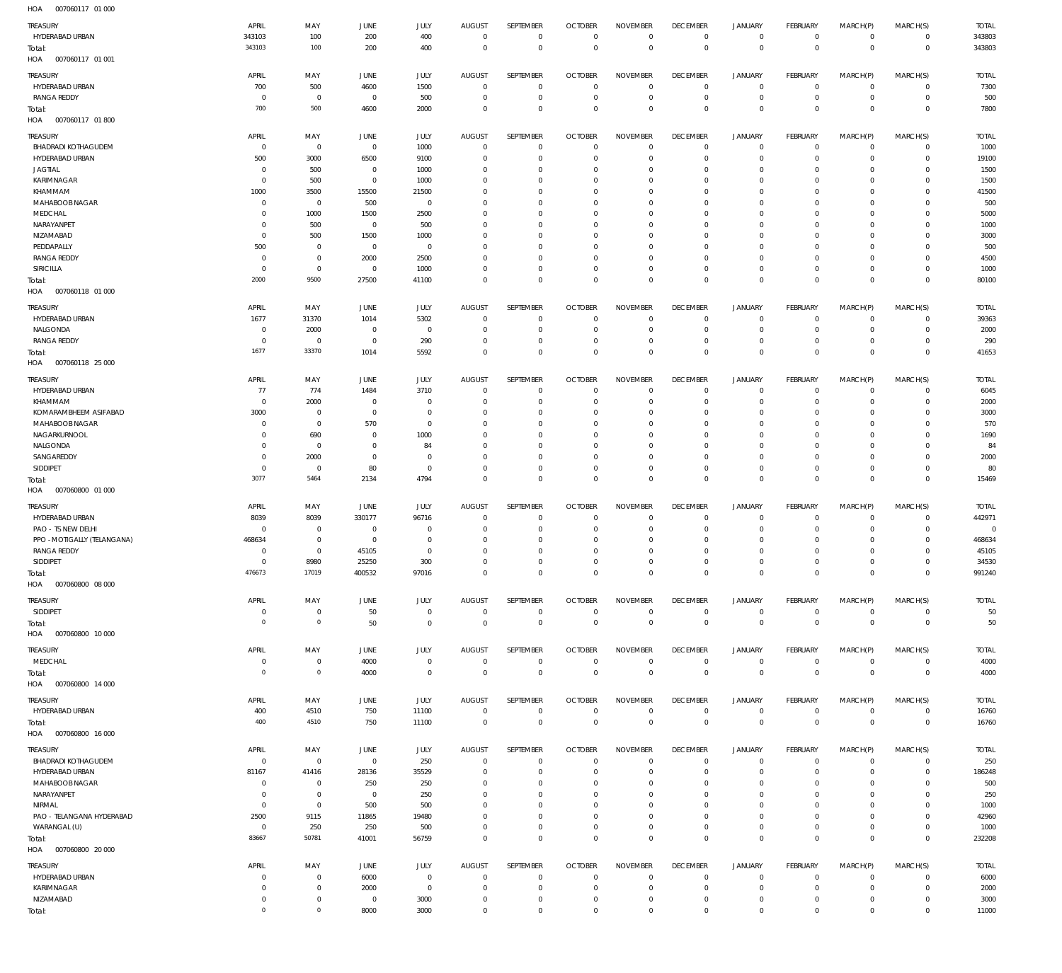HOA 007060117 01 000

| TREASURY | APRIL | MAY | JUNE | JULY | AUGUST | SEPTEMBER | OCTOBER | NOVEMBER | DECEMBER | JANUARY | FEBRUARY | MARCH(P) | MARCH(S) | TOTAL |
|---|---|---|---|---|---|---|---|---|---|---|---|---|---|---|
| HYDERABAD URBAN | 343103 | 100 | 200 | 400 | 0 | 0 | 0 | 0 | 0 | 0 | 0 | 0 | 0 | 343803 |
| Total: | 343103 | 100 | 200 | 400 | 0 | 0 | 0 | 0 | 0 | 0 | 0 | 0 | 0 | 343803 |

HOA 007060117 01 001

| TREASURY | APRIL | MAY | JUNE | JULY | AUGUST | SEPTEMBER | OCTOBER | NOVEMBER | DECEMBER | JANUARY | FEBRUARY | MARCH(P) | MARCH(S) | TOTAL |
|---|---|---|---|---|---|---|---|---|---|---|---|---|---|---|
| HYDERABAD URBAN | 700 | 500 | 4600 | 1500 | 0 | 0 | 0 | 0 | 0 | 0 | 0 | 0 | 0 | 7300 |
| RANGA REDDY | 0 | 0 | 0 | 500 | 0 | 0 | 0 | 0 | 0 | 0 | 0 | 0 | 0 | 500 |
| Total: | 700 | 500 | 4600 | 2000 | 0 | 0 | 0 | 0 | 0 | 0 | 0 | 0 | 0 | 7800 |

HOA 007060117 01 800

| TREASURY | APRIL | MAY | JUNE | JULY | AUGUST | SEPTEMBER | OCTOBER | NOVEMBER | DECEMBER | JANUARY | FEBRUARY | MARCH(P) | MARCH(S) | TOTAL |
|---|---|---|---|---|---|---|---|---|---|---|---|---|---|---|
| BHADRADI KOTHAGUDEM | 0 | 0 | 0 | 1000 | 0 | 0 | 0 | 0 | 0 | 0 | 0 | 0 | 0 | 1000 |
| HYDERABAD URBAN | 500 | 3000 | 6500 | 9100 | 0 | 0 | 0 | 0 | 0 | 0 | 0 | 0 | 0 | 19100 |
| JAGTIAL | 0 | 500 | 0 | 1000 | 0 | 0 | 0 | 0 | 0 | 0 | 0 | 0 | 0 | 1500 |
| KARIMNAGAR | 0 | 500 | 0 | 1000 | 0 | 0 | 0 | 0 | 0 | 0 | 0 | 0 | 0 | 1500 |
| KHAMMAM | 1000 | 3500 | 15500 | 21500 | 0 | 0 | 0 | 0 | 0 | 0 | 0 | 0 | 0 | 41500 |
| MAHABOOB NAGAR | 0 | 0 | 500 | 0 | 0 | 0 | 0 | 0 | 0 | 0 | 0 | 0 | 0 | 500 |
| MEDCHAL | 0 | 1000 | 1500 | 2500 | 0 | 0 | 0 | 0 | 0 | 0 | 0 | 0 | 0 | 5000 |
| NARAYANPET | 0 | 500 | 0 | 500 | 0 | 0 | 0 | 0 | 0 | 0 | 0 | 0 | 0 | 1000 |
| NIZAMABAD | 0 | 500 | 1500 | 1000 | 0 | 0 | 0 | 0 | 0 | 0 | 0 | 0 | 0 | 3000 |
| PEDDAPALLY | 500 | 0 | 0 | 0 | 0 | 0 | 0 | 0 | 0 | 0 | 0 | 0 | 0 | 500 |
| RANGA REDDY | 0 | 0 | 2000 | 2500 | 0 | 0 | 0 | 0 | 0 | 0 | 0 | 0 | 0 | 4500 |
| SIRICILLA | 0 | 0 | 0 | 1000 | 0 | 0 | 0 | 0 | 0 | 0 | 0 | 0 | 0 | 1000 |
| Total: | 2000 | 9500 | 27500 | 41100 | 0 | 0 | 0 | 0 | 0 | 0 | 0 | 0 | 0 | 80100 |

HOA 007060118 01 000

| TREASURY | APRIL | MAY | JUNE | JULY | AUGUST | SEPTEMBER | OCTOBER | NOVEMBER | DECEMBER | JANUARY | FEBRUARY | MARCH(P) | MARCH(S) | TOTAL |
|---|---|---|---|---|---|---|---|---|---|---|---|---|---|---|
| HYDERABAD URBAN | 1677 | 31370 | 1014 | 5302 | 0 | 0 | 0 | 0 | 0 | 0 | 0 | 0 | 0 | 39363 |
| NALGONDA | 0 | 2000 | 0 | 0 | 0 | 0 | 0 | 0 | 0 | 0 | 0 | 0 | 0 | 2000 |
| RANGA REDDY | 0 | 0 | 0 | 290 | 0 | 0 | 0 | 0 | 0 | 0 | 0 | 0 | 0 | 290 |
| Total: | 1677 | 33370 | 1014 | 5592 | 0 | 0 | 0 | 0 | 0 | 0 | 0 | 0 | 0 | 41653 |

HOA 007060118 25 000

| TREASURY | APRIL | MAY | JUNE | JULY | AUGUST | SEPTEMBER | OCTOBER | NOVEMBER | DECEMBER | JANUARY | FEBRUARY | MARCH(P) | MARCH(S) | TOTAL |
|---|---|---|---|---|---|---|---|---|---|---|---|---|---|---|
| HYDERABAD URBAN | 77 | 774 | 1484 | 3710 | 0 | 0 | 0 | 0 | 0 | 0 | 0 | 0 | 0 | 6045 |
| KHAMMAM | 0 | 2000 | 0 | 0 | 0 | 0 | 0 | 0 | 0 | 0 | 0 | 0 | 0 | 2000 |
| KOMARAMBHEEM ASIFABAD | 3000 | 0 | 0 | 0 | 0 | 0 | 0 | 0 | 0 | 0 | 0 | 0 | 0 | 3000 |
| MAHABOOB NAGAR | 0 | 0 | 570 | 0 | 0 | 0 | 0 | 0 | 0 | 0 | 0 | 0 | 0 | 570 |
| NAGARKURNOOL | 0 | 690 | 0 | 1000 | 0 | 0 | 0 | 0 | 0 | 0 | 0 | 0 | 0 | 1690 |
| NALGONDA | 0 | 0 | 0 | 84 | 0 | 0 | 0 | 0 | 0 | 0 | 0 | 0 | 0 | 84 |
| SANGAREDDY | 0 | 2000 | 0 | 0 | 0 | 0 | 0 | 0 | 0 | 0 | 0 | 0 | 0 | 2000 |
| SIDDIPET | 0 | 0 | 80 | 0 | 0 | 0 | 0 | 0 | 0 | 0 | 0 | 0 | 0 | 80 |
| Total: | 3077 | 5464 | 2134 | 4794 | 0 | 0 | 0 | 0 | 0 | 0 | 0 | 0 | 0 | 15469 |

HOA 007060800 01 000

| TREASURY | APRIL | MAY | JUNE | JULY | AUGUST | SEPTEMBER | OCTOBER | NOVEMBER | DECEMBER | JANUARY | FEBRUARY | MARCH(P) | MARCH(S) | TOTAL |
|---|---|---|---|---|---|---|---|---|---|---|---|---|---|---|
| HYDERABAD URBAN | 8039 | 8039 | 330177 | 96716 | 0 | 0 | 0 | 0 | 0 | 0 | 0 | 0 | 0 | 442971 |
| PAO - TS NEW DELHI | 0 | 0 | 0 | 0 | 0 | 0 | 0 | 0 | 0 | 0 | 0 | 0 | 0 | 0 |
| PPO - MOTIGALLY (TELANGANA) | 468634 | 0 | 0 | 0 | 0 | 0 | 0 | 0 | 0 | 0 | 0 | 0 | 0 | 468634 |
| RANGA REDDY | 0 | 0 | 45105 | 0 | 0 | 0 | 0 | 0 | 0 | 0 | 0 | 0 | 0 | 45105 |
| SIDDIPET | 0 | 8980 | 25250 | 300 | 0 | 0 | 0 | 0 | 0 | 0 | 0 | 0 | 0 | 34530 |
| Total: | 476673 | 17019 | 400532 | 97016 | 0 | 0 | 0 | 0 | 0 | 0 | 0 | 0 | 0 | 991240 |

HOA 007060800 08 000

| TREASURY | APRIL | MAY | JUNE | JULY | AUGUST | SEPTEMBER | OCTOBER | NOVEMBER | DECEMBER | JANUARY | FEBRUARY | MARCH(P) | MARCH(S) | TOTAL |
|---|---|---|---|---|---|---|---|---|---|---|---|---|---|---|
| SIDDIPET | 0 | 0 | 50 | 0 | 0 | 0 | 0 | 0 | 0 | 0 | 0 | 0 | 0 | 50 |
| Total: | 0 | 0 | 50 | 0 | 0 | 0 | 0 | 0 | 0 | 0 | 0 | 0 | 0 | 50 |

HOA 007060800 10 000

| TREASURY | APRIL | MAY | JUNE | JULY | AUGUST | SEPTEMBER | OCTOBER | NOVEMBER | DECEMBER | JANUARY | FEBRUARY | MARCH(P) | MARCH(S) | TOTAL |
|---|---|---|---|---|---|---|---|---|---|---|---|---|---|---|
| MEDCHAL | 0 | 0 | 4000 | 0 | 0 | 0 | 0 | 0 | 0 | 0 | 0 | 0 | 0 | 4000 |
| Total: | 0 | 0 | 4000 | 0 | 0 | 0 | 0 | 0 | 0 | 0 | 0 | 0 | 0 | 4000 |

HOA 007060800 14 000

| TREASURY | APRIL | MAY | JUNE | JULY | AUGUST | SEPTEMBER | OCTOBER | NOVEMBER | DECEMBER | JANUARY | FEBRUARY | MARCH(P) | MARCH(S) | TOTAL |
|---|---|---|---|---|---|---|---|---|---|---|---|---|---|---|
| HYDERABAD URBAN | 400 | 4510 | 750 | 11100 | 0 | 0 | 0 | 0 | 0 | 0 | 0 | 0 | 0 | 16760 |
| Total: | 400 | 4510 | 750 | 11100 | 0 | 0 | 0 | 0 | 0 | 0 | 0 | 0 | 0 | 16760 |

HOA 007060800 16 000

| TREASURY | APRIL | MAY | JUNE | JULY | AUGUST | SEPTEMBER | OCTOBER | NOVEMBER | DECEMBER | JANUARY | FEBRUARY | MARCH(P) | MARCH(S) | TOTAL |
|---|---|---|---|---|---|---|---|---|---|---|---|---|---|---|
| BHADRADI KOTHAGUDEM | 0 | 0 | 0 | 250 | 0 | 0 | 0 | 0 | 0 | 0 | 0 | 0 | 0 | 250 |
| HYDERABAD URBAN | 81167 | 41416 | 28136 | 35529 | 0 | 0 | 0 | 0 | 0 | 0 | 0 | 0 | 0 | 186248 |
| MAHABOOB NAGAR | 0 | 0 | 250 | 250 | 0 | 0 | 0 | 0 | 0 | 0 | 0 | 0 | 0 | 500 |
| NARAYANPET | 0 | 0 | 0 | 250 | 0 | 0 | 0 | 0 | 0 | 0 | 0 | 0 | 0 | 250 |
| NIRMAL | 0 | 0 | 500 | 500 | 0 | 0 | 0 | 0 | 0 | 0 | 0 | 0 | 0 | 1000 |
| PAO - TELANGANA HYDERABAD | 2500 | 9115 | 11865 | 19480 | 0 | 0 | 0 | 0 | 0 | 0 | 0 | 0 | 0 | 42960 |
| WARANGAL (U) | 0 | 250 | 250 | 500 | 0 | 0 | 0 | 0 | 0 | 0 | 0 | 0 | 0 | 1000 |
| Total: | 83667 | 50781 | 41001 | 56759 | 0 | 0 | 0 | 0 | 0 | 0 | 0 | 0 | 0 | 232208 |

HOA 007060800 20 000

| TREASURY | APRIL | MAY | JUNE | JULY | AUGUST | SEPTEMBER | OCTOBER | NOVEMBER | DECEMBER | JANUARY | FEBRUARY | MARCH(P) | MARCH(S) | TOTAL |
|---|---|---|---|---|---|---|---|---|---|---|---|---|---|---|
| HYDERABAD URBAN | 0 | 0 | 6000 | 0 | 0 | 0 | 0 | 0 | 0 | 0 | 0 | 0 | 0 | 6000 |
| KARIMNAGAR | 0 | 0 | 2000 | 0 | 0 | 0 | 0 | 0 | 0 | 0 | 0 | 0 | 0 | 2000 |
| NIZAMABAD | 0 | 0 | 0 | 3000 | 0 | 0 | 0 | 0 | 0 | 0 | 0 | 0 | 0 | 3000 |
| Total: | 0 | 0 | 8000 | 3000 | 0 | 0 | 0 | 0 | 0 | 0 | 0 | 0 | 0 | 11000 |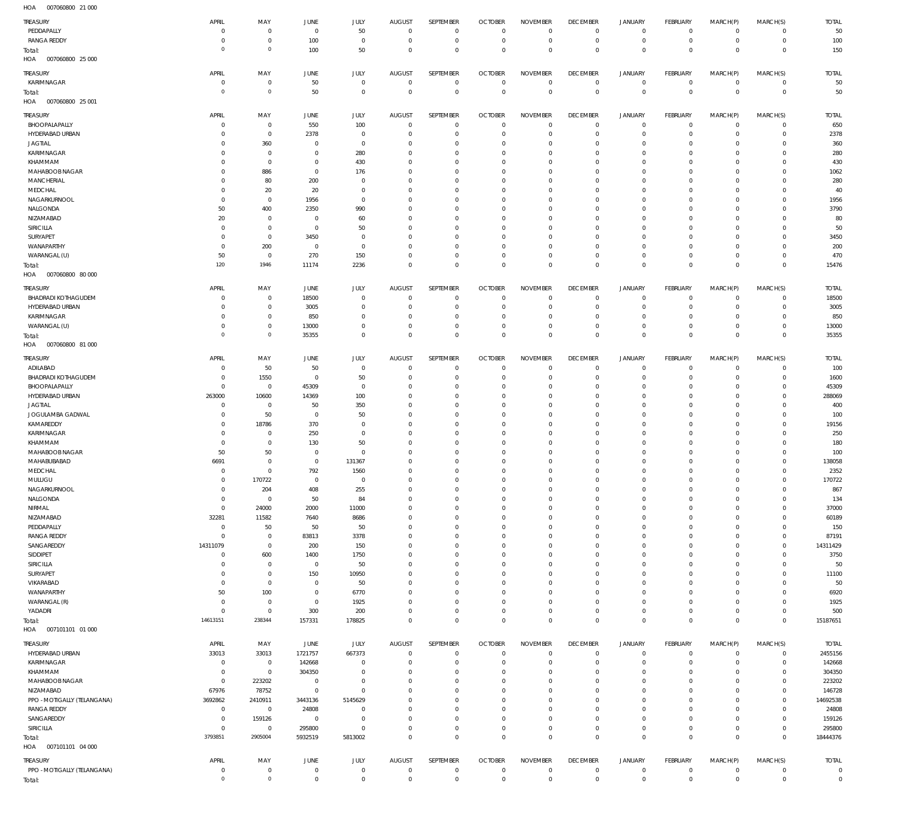HOA 007060800 21 000

| TREASURY | APRIL | MAY | JUNE | JULY | AUGUST | SEPTEMBER | OCTOBER | NOVEMBER | DECEMBER | JANUARY | FEBRUARY | MARCH(P) | MARCH(S) | TOTAL |
|---|---|---|---|---|---|---|---|---|---|---|---|---|---|---|
| PEDDAPALLY | 0 | 0 | 0 | 50 | 0 | 0 | 0 | 0 | 0 | 0 | 0 | 0 | 0 | 50 |
| RANGA REDDY | 0 | 0 | 100 | 0 | 0 | 0 | 0 | 0 | 0 | 0 | 0 | 0 | 0 | 100 |
| Total: | 0 | 0 | 100 | 50 | 0 | 0 | 0 | 0 | 0 | 0 | 0 | 0 | 0 | 150 |

HOA 007060800 25 000

| TREASURY | APRIL | MAY | JUNE | JULY | AUGUST | SEPTEMBER | OCTOBER | NOVEMBER | DECEMBER | JANUARY | FEBRUARY | MARCH(P) | MARCH(S) | TOTAL |
|---|---|---|---|---|---|---|---|---|---|---|---|---|---|---|
| KARIMNAGAR | 0 | 0 | 50 | 0 | 0 | 0 | 0 | 0 | 0 | 0 | 0 | 0 | 0 | 50 |
| Total: | 0 | 0 | 50 | 0 | 0 | 0 | 0 | 0 | 0 | 0 | 0 | 0 | 0 | 50 |

HOA 007060800 25 001

| TREASURY | APRIL | MAY | JUNE | JULY | AUGUST | SEPTEMBER | OCTOBER | NOVEMBER | DECEMBER | JANUARY | FEBRUARY | MARCH(P) | MARCH(S) | TOTAL |
|---|---|---|---|---|---|---|---|---|---|---|---|---|---|---|
| BHOOPALAPALLY | 0 | 0 | 550 | 100 | 0 | 0 | 0 | 0 | 0 | 0 | 0 | 0 | 0 | 650 |
| HYDERABAD URBAN | 0 | 0 | 2378 | 0 | 0 | 0 | 0 | 0 | 0 | 0 | 0 | 0 | 0 | 2378 |
| JAGTIAL | 0 | 360 | 0 | 0 | 0 | 0 | 0 | 0 | 0 | 0 | 0 | 0 | 0 | 360 |
| KARIMNAGAR | 0 | 0 | 0 | 280 | 0 | 0 | 0 | 0 | 0 | 0 | 0 | 0 | 0 | 280 |
| KHAMMAM | 0 | 0 | 0 | 430 | 0 | 0 | 0 | 0 | 0 | 0 | 0 | 0 | 0 | 430 |
| MAHABOOBNAGAR | 0 | 886 | 0 | 176 | 0 | 0 | 0 | 0 | 0 | 0 | 0 | 0 | 0 | 1062 |
| MANCHERIAL | 0 | 80 | 200 | 0 | 0 | 0 | 0 | 0 | 0 | 0 | 0 | 0 | 0 | 280 |
| MEDCHAL | 0 | 20 | 20 | 0 | 0 | 0 | 0 | 0 | 0 | 0 | 0 | 0 | 0 | 40 |
| NAGARKURNOOL | 0 | 0 | 1956 | 0 | 0 | 0 | 0 | 0 | 0 | 0 | 0 | 0 | 0 | 1956 |
| NALGONDA | 50 | 400 | 2350 | 990 | 0 | 0 | 0 | 0 | 0 | 0 | 0 | 0 | 0 | 3790 |
| NIZAMABAD | 20 | 0 | 0 | 60 | 0 | 0 | 0 | 0 | 0 | 0 | 0 | 0 | 0 | 80 |
| SIRICILLA | 0 | 0 | 0 | 50 | 0 | 0 | 0 | 0 | 0 | 0 | 0 | 0 | 0 | 50 |
| SURYAPET | 0 | 0 | 3450 | 0 | 0 | 0 | 0 | 0 | 0 | 0 | 0 | 0 | 0 | 3450 |
| WANAPARTHY | 0 | 200 | 0 | 0 | 0 | 0 | 0 | 0 | 0 | 0 | 0 | 0 | 0 | 200 |
| WARANGAL (U) | 50 | 0 | 270 | 150 | 0 | 0 | 0 | 0 | 0 | 0 | 0 | 0 | 0 | 470 |
| Total: | 120 | 1946 | 11174 | 2236 | 0 | 0 | 0 | 0 | 0 | 0 | 0 | 0 | 0 | 15476 |

HOA 007060800 80 000

| TREASURY | APRIL | MAY | JUNE | JULY | AUGUST | SEPTEMBER | OCTOBER | NOVEMBER | DECEMBER | JANUARY | FEBRUARY | MARCH(P) | MARCH(S) | TOTAL |
|---|---|---|---|---|---|---|---|---|---|---|---|---|---|---|
| BHADRADI KOTHAGUDEM | 0 | 0 | 18500 | 0 | 0 | 0 | 0 | 0 | 0 | 0 | 0 | 0 | 0 | 18500 |
| HYDERABAD URBAN | 0 | 0 | 3005 | 0 | 0 | 0 | 0 | 0 | 0 | 0 | 0 | 0 | 0 | 3005 |
| KARIMNAGAR | 0 | 0 | 850 | 0 | 0 | 0 | 0 | 0 | 0 | 0 | 0 | 0 | 0 | 850 |
| WARANGAL (U) | 0 | 0 | 13000 | 0 | 0 | 0 | 0 | 0 | 0 | 0 | 0 | 0 | 0 | 13000 |
| Total: | 0 | 0 | 35355 | 0 | 0 | 0 | 0 | 0 | 0 | 0 | 0 | 0 | 0 | 35355 |

HOA 007060800 81 000

| TREASURY | APRIL | MAY | JUNE | JULY | AUGUST | SEPTEMBER | OCTOBER | NOVEMBER | DECEMBER | JANUARY | FEBRUARY | MARCH(P) | MARCH(S) | TOTAL |
|---|---|---|---|---|---|---|---|---|---|---|---|---|---|---|
| ADILABAD | 0 | 50 | 50 | 0 | 0 | 0 | 0 | 0 | 0 | 0 | 0 | 0 | 0 | 100 |
| BHADRADI KOTHAGUDEM | 0 | 1550 | 0 | 50 | 0 | 0 | 0 | 0 | 0 | 0 | 0 | 0 | 0 | 1600 |
| BHOOPALAPALLY | 0 | 0 | 45309 | 0 | 0 | 0 | 0 | 0 | 0 | 0 | 0 | 0 | 0 | 45309 |
| HYDERABAD URBAN | 263000 | 10600 | 14369 | 100 | 0 | 0 | 0 | 0 | 0 | 0 | 0 | 0 | 0 | 288069 |
| JAGTIAL | 0 | 0 | 50 | 350 | 0 | 0 | 0 | 0 | 0 | 0 | 0 | 0 | 0 | 400 |
| JOGULAMBA GADWAL | 0 | 50 | 0 | 50 | 0 | 0 | 0 | 0 | 0 | 0 | 0 | 0 | 0 | 100 |
| KAMAREDDY | 0 | 18786 | 370 | 0 | 0 | 0 | 0 | 0 | 0 | 0 | 0 | 0 | 0 | 19156 |
| KARIMNAGAR | 0 | 0 | 250 | 0 | 0 | 0 | 0 | 0 | 0 | 0 | 0 | 0 | 0 | 250 |
| KHAMMAM | 0 | 0 | 130 | 50 | 0 | 0 | 0 | 0 | 0 | 0 | 0 | 0 | 0 | 180 |
| MAHABOOBNAGAR | 50 | 50 | 0 | 0 | 0 | 0 | 0 | 0 | 0 | 0 | 0 | 0 | 0 | 100 |
| MAHABUBABAD | 6691 | 0 | 0 | 131367 | 0 | 0 | 0 | 0 | 0 | 0 | 0 | 0 | 0 | 138058 |
| MEDCHAL | 0 | 0 | 792 | 1560 | 0 | 0 | 0 | 0 | 0 | 0 | 0 | 0 | 0 | 2352 |
| MULUGU | 0 | 170722 | 0 | 0 | 0 | 0 | 0 | 0 | 0 | 0 | 0 | 0 | 0 | 170722 |
| NAGARKURNOOL | 0 | 204 | 408 | 255 | 0 | 0 | 0 | 0 | 0 | 0 | 0 | 0 | 0 | 867 |
| NALGONDA | 0 | 0 | 50 | 84 | 0 | 0 | 0 | 0 | 0 | 0 | 0 | 0 | 0 | 134 |
| NIRMAL | 0 | 24000 | 2000 | 11000 | 0 | 0 | 0 | 0 | 0 | 0 | 0 | 0 | 0 | 37000 |
| NIZAMABAD | 32281 | 11582 | 7640 | 8686 | 0 | 0 | 0 | 0 | 0 | 0 | 0 | 0 | 0 | 60189 |
| PEDDAPALLY | 0 | 50 | 50 | 50 | 0 | 0 | 0 | 0 | 0 | 0 | 0 | 0 | 0 | 150 |
| RANGA REDDY | 0 | 0 | 83813 | 3378 | 0 | 0 | 0 | 0 | 0 | 0 | 0 | 0 | 0 | 87191 |
| SANGAREDDY | 14311079 | 0 | 200 | 150 | 0 | 0 | 0 | 0 | 0 | 0 | 0 | 0 | 0 | 14311429 |
| SIDDIPET | 0 | 600 | 1400 | 1750 | 0 | 0 | 0 | 0 | 0 | 0 | 0 | 0 | 0 | 3750 |
| SIRICILLA | 0 | 0 | 0 | 50 | 0 | 0 | 0 | 0 | 0 | 0 | 0 | 0 | 0 | 50 |
| SURYAPET | 0 | 0 | 150 | 10950 | 0 | 0 | 0 | 0 | 0 | 0 | 0 | 0 | 0 | 11100 |
| VIKARABAD | 0 | 0 | 0 | 50 | 0 | 0 | 0 | 0 | 0 | 0 | 0 | 0 | 0 | 50 |
| WANAPARTHY | 50 | 100 | 0 | 6770 | 0 | 0 | 0 | 0 | 0 | 0 | 0 | 0 | 0 | 6920 |
| WARANGAL (R) | 0 | 0 | 0 | 1925 | 0 | 0 | 0 | 0 | 0 | 0 | 0 | 0 | 0 | 1925 |
| YADADRI | 0 | 0 | 300 | 200 | 0 | 0 | 0 | 0 | 0 | 0 | 0 | 0 | 0 | 500 |
| Total: | 14613151 | 238344 | 157331 | 178825 | 0 | 0 | 0 | 0 | 0 | 0 | 0 | 0 | 0 | 15187651 |

HOA 007101101 01 000

| TREASURY | APRIL | MAY | JUNE | JULY | AUGUST | SEPTEMBER | OCTOBER | NOVEMBER | DECEMBER | JANUARY | FEBRUARY | MARCH(P) | MARCH(S) | TOTAL |
|---|---|---|---|---|---|---|---|---|---|---|---|---|---|---|
| HYDERABAD URBAN | 33013 | 33013 | 1721757 | 667373 | 0 | 0 | 0 | 0 | 0 | 0 | 0 | 0 | 0 | 2455156 |
| KARIMNAGAR | 0 | 0 | 142668 | 0 | 0 | 0 | 0 | 0 | 0 | 0 | 0 | 0 | 0 | 142668 |
| KHAMMAM | 0 | 0 | 304350 | 0 | 0 | 0 | 0 | 0 | 0 | 0 | 0 | 0 | 0 | 304350 |
| MAHABOOBNAGAR | 0 | 223202 | 0 | 0 | 0 | 0 | 0 | 0 | 0 | 0 | 0 | 0 | 0 | 223202 |
| NIZAMABAD | 67976 | 78752 | 0 | 0 | 0 | 0 | 0 | 0 | 0 | 0 | 0 | 0 | 0 | 146728 |
| PPO - MOTIGALLY (TELANGANA) | 3692862 | 2410911 | 3443136 | 5145629 | 0 | 0 | 0 | 0 | 0 | 0 | 0 | 0 | 0 | 14692538 |
| RANGA REDDY | 0 | 0 | 24808 | 0 | 0 | 0 | 0 | 0 | 0 | 0 | 0 | 0 | 0 | 24808 |
| SANGAREDDY | 0 | 159126 | 0 | 0 | 0 | 0 | 0 | 0 | 0 | 0 | 0 | 0 | 0 | 159126 |
| SIRICILLA | 0 | 0 | 295800 | 0 | 0 | 0 | 0 | 0 | 0 | 0 | 0 | 0 | 0 | 295800 |
| Total: | 3793851 | 2905004 | 5932519 | 5813002 | 0 | 0 | 0 | 0 | 0 | 0 | 0 | 0 | 0 | 18444376 |

HOA 007101101 04 000

| TREASURY | APRIL | MAY | JUNE | JULY | AUGUST | SEPTEMBER | OCTOBER | NOVEMBER | DECEMBER | JANUARY | FEBRUARY | MARCH(P) | MARCH(S) | TOTAL |
|---|---|---|---|---|---|---|---|---|---|---|---|---|---|---|
| PPO - MOTIGALLY (TELANGANA) | 0 | 0 | 0 | 0 | 0 | 0 | 0 | 0 | 0 | 0 | 0 | 0 | 0 | 0 |
| Total: | 0 | 0 | 0 | 0 | 0 | 0 | 0 | 0 | 0 | 0 | 0 | 0 | 0 | 0 |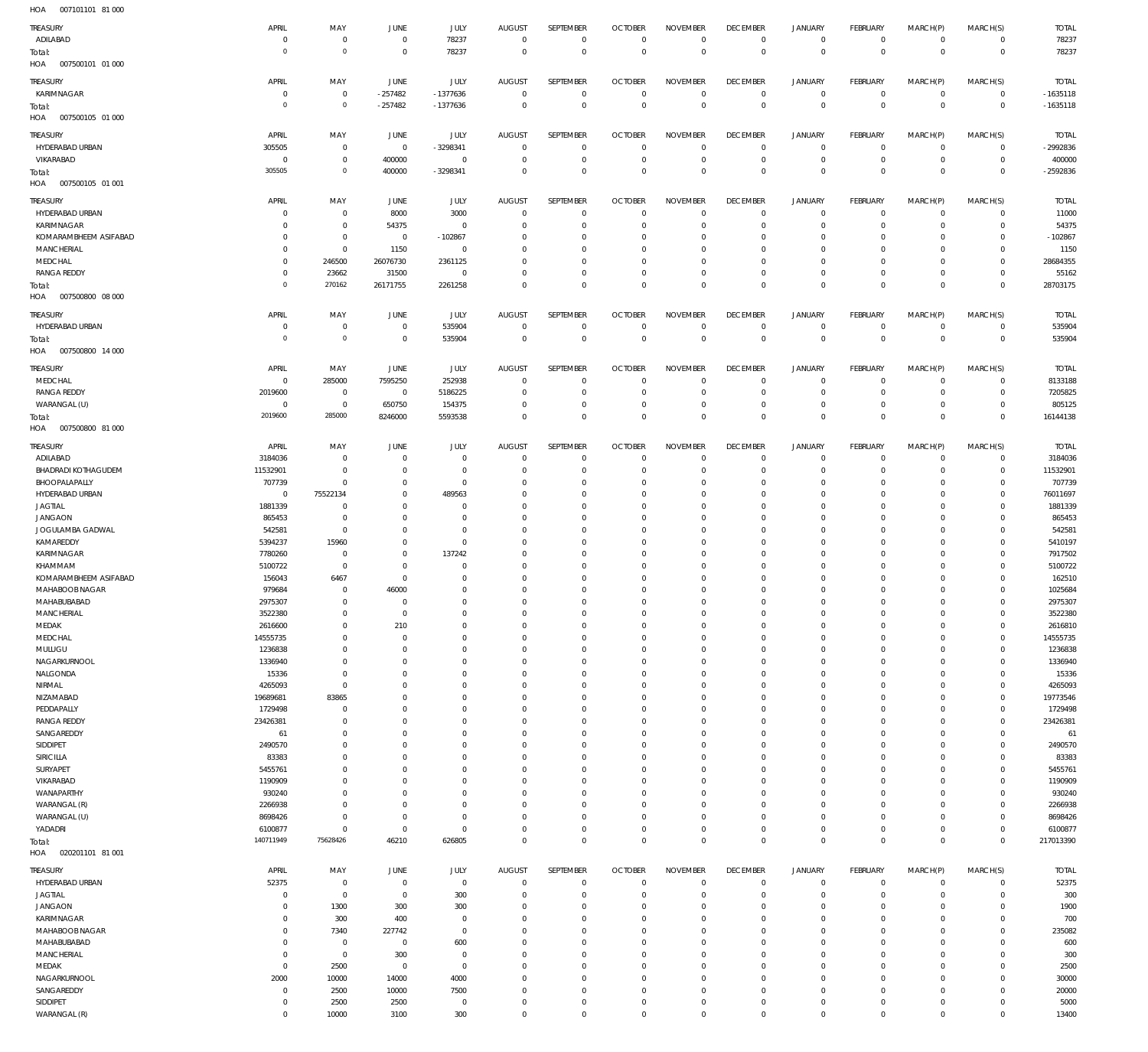HOA 007101101 81 000

| TREASURY | APRIL | MAY | JUNE | JULY | AUGUST | SEPTEMBER | OCTOBER | NOVEMBER | DECEMBER | JANUARY | FEBRUARY | MARCH(P) | MARCH(S) | TOTAL |
|---|---|---|---|---|---|---|---|---|---|---|---|---|---|---|
| ADILABAD | 0 | 0 | 0 | 78237 | 0 | 0 | 0 | 0 | 0 | 0 | 0 | 0 | 0 | 78237 |
| Total: | 0 | 0 | 0 | 78237 | 0 | 0 | 0 | 0 | 0 | 0 | 0 | 0 | 0 | 78237 |

HOA 007500101 01 000

| TREASURY | APRIL | MAY | JUNE | JULY | AUGUST | SEPTEMBER | OCTOBER | NOVEMBER | DECEMBER | JANUARY | FEBRUARY | MARCH(P) | MARCH(S) | TOTAL |
|---|---|---|---|---|---|---|---|---|---|---|---|---|---|---|
| KARIMNAGAR | 0 | 0 | -257482 | -1377636 | 0 | 0 | 0 | 0 | 0 | 0 | 0 | 0 | 0 | -1635118 |
| Total: | 0 | 0 | -257482 | -1377636 | 0 | 0 | 0 | 0 | 0 | 0 | 0 | 0 | 0 | -1635118 |

HOA 007500105 01 000

| TREASURY | APRIL | MAY | JUNE | JULY | AUGUST | SEPTEMBER | OCTOBER | NOVEMBER | DECEMBER | JANUARY | FEBRUARY | MARCH(P) | MARCH(S) | TOTAL |
|---|---|---|---|---|---|---|---|---|---|---|---|---|---|---|
| HYDERABAD URBAN | 305505 | 0 | 0 | -3298341 | 0 | 0 | 0 | 0 | 0 | 0 | 0 | 0 | 0 | -2992836 |
| VIKARABAD | 0 | 0 | 400000 | 0 | 0 | 0 | 0 | 0 | 0 | 0 | 0 | 0 | 0 | 400000 |
| Total: | 305505 | 0 | 400000 | -3298341 | 0 | 0 | 0 | 0 | 0 | 0 | 0 | 0 | 0 | -2592836 |

HOA 007500105 01 001

| TREASURY | APRIL | MAY | JUNE | JULY | AUGUST | SEPTEMBER | OCTOBER | NOVEMBER | DECEMBER | JANUARY | FEBRUARY | MARCH(P) | MARCH(S) | TOTAL |
|---|---|---|---|---|---|---|---|---|---|---|---|---|---|---|
| HYDERABAD URBAN | 0 | 0 | 8000 | 3000 | 0 | 0 | 0 | 0 | 0 | 0 | 0 | 0 | 0 | 11000 |
| KARIMNAGAR | 0 | 0 | 54375 | 0 | 0 | 0 | 0 | 0 | 0 | 0 | 0 | 0 | 0 | 54375 |
| KOMARAMBHEEM ASIFABAD | 0 | 0 | 0 | -102867 | 0 | 0 | 0 | 0 | 0 | 0 | 0 | 0 | 0 | -102867 |
| MANCHERIAL | 0 | 0 | 1150 | 0 | 0 | 0 | 0 | 0 | 0 | 0 | 0 | 0 | 0 | 1150 |
| MEDCHAL | 0 | 246500 | 26076730 | 2361125 | 0 | 0 | 0 | 0 | 0 | 0 | 0 | 0 | 0 | 28684355 |
| RANGA REDDY | 0 | 23662 | 31500 | 0 | 0 | 0 | 0 | 0 | 0 | 0 | 0 | 0 | 0 | 55162 |
| Total: | 0 | 270162 | 26171755 | 2261258 | 0 | 0 | 0 | 0 | 0 | 0 | 0 | 0 | 0 | 28703175 |

HOA 007500800 08 000

| TREASURY | APRIL | MAY | JUNE | JULY | AUGUST | SEPTEMBER | OCTOBER | NOVEMBER | DECEMBER | JANUARY | FEBRUARY | MARCH(P) | MARCH(S) | TOTAL |
|---|---|---|---|---|---|---|---|---|---|---|---|---|---|---|
| HYDERABAD URBAN | 0 | 0 | 0 | 535904 | 0 | 0 | 0 | 0 | 0 | 0 | 0 | 0 | 0 | 535904 |
| Total: | 0 | 0 | 0 | 535904 | 0 | 0 | 0 | 0 | 0 | 0 | 0 | 0 | 0 | 535904 |

HOA 007500800 14 000

| TREASURY | APRIL | MAY | JUNE | JULY | AUGUST | SEPTEMBER | OCTOBER | NOVEMBER | DECEMBER | JANUARY | FEBRUARY | MARCH(P) | MARCH(S) | TOTAL |
|---|---|---|---|---|---|---|---|---|---|---|---|---|---|---|
| MEDCHAL | 0 | 285000 | 7595250 | 252938 | 0 | 0 | 0 | 0 | 0 | 0 | 0 | 0 | 0 | 8133188 |
| RANGA REDDY | 2019600 | 0 | 0 | 5186225 | 0 | 0 | 0 | 0 | 0 | 0 | 0 | 0 | 0 | 7205825 |
| WARANGAL (U) | 0 | 0 | 650750 | 154375 | 0 | 0 | 0 | 0 | 0 | 0 | 0 | 0 | 0 | 805125 |
| Total: | 2019600 | 285000 | 8246000 | 5593538 | 0 | 0 | 0 | 0 | 0 | 0 | 0 | 0 | 0 | 16144138 |

HOA 007500800 81 000

| TREASURY | APRIL | MAY | JUNE | JULY | AUGUST | SEPTEMBER | OCTOBER | NOVEMBER | DECEMBER | JANUARY | FEBRUARY | MARCH(P) | MARCH(S) | TOTAL |
|---|---|---|---|---|---|---|---|---|---|---|---|---|---|---|
| ADILABAD | 3184036 | 0 | 0 | 0 | 0 | 0 | 0 | 0 | 0 | 0 | 0 | 0 | 0 | 3184036 |
| BHADRADI KOTHAGUDEM | 11532901 | 0 | 0 | 0 | 0 | 0 | 0 | 0 | 0 | 0 | 0 | 0 | 0 | 11532901 |
| BHOOPALAPALLY | 707739 | 0 | 0 | 0 | 0 | 0 | 0 | 0 | 0 | 0 | 0 | 0 | 0 | 707739 |
| HYDERABAD URBAN | 0 | 75522134 | 0 | 489563 | 0 | 0 | 0 | 0 | 0 | 0 | 0 | 0 | 0 | 76011697 |
| JAGTIAL | 1881339 | 0 | 0 | 0 | 0 | 0 | 0 | 0 | 0 | 0 | 0 | 0 | 0 | 1881339 |
| JANGAON | 865453 | 0 | 0 | 0 | 0 | 0 | 0 | 0 | 0 | 0 | 0 | 0 | 0 | 865453 |
| JOGULAMBA GADWAL | 542581 | 0 | 0 | 0 | 0 | 0 | 0 | 0 | 0 | 0 | 0 | 0 | 0 | 542581 |
| KAMAREDDY | 5394237 | 15960 | 0 | 0 | 0 | 0 | 0 | 0 | 0 | 0 | 0 | 0 | 0 | 5410197 |
| KARIMNAGAR | 7780260 | 0 | 0 | 137242 | 0 | 0 | 0 | 0 | 0 | 0 | 0 | 0 | 0 | 7917502 |
| KHAMMAM | 5100722 | 0 | 0 | 0 | 0 | 0 | 0 | 0 | 0 | 0 | 0 | 0 | 0 | 5100722 |
| KOMARAMBHEEM ASIFABAD | 156043 | 6467 | 0 | 0 | 0 | 0 | 0 | 0 | 0 | 0 | 0 | 0 | 0 | 162510 |
| MAHABOOB NAGAR | 979684 | 0 | 46000 | 0 | 0 | 0 | 0 | 0 | 0 | 0 | 0 | 0 | 0 | 1025684 |
| MAHABUBABAD | 2975307 | 0 | 0 | 0 | 0 | 0 | 0 | 0 | 0 | 0 | 0 | 0 | 0 | 2975307 |
| MANCHERIAL | 3522380 | 0 | 0 | 0 | 0 | 0 | 0 | 0 | 0 | 0 | 0 | 0 | 0 | 3522380 |
| MEDAK | 2616600 | 0 | 210 | 0 | 0 | 0 | 0 | 0 | 0 | 0 | 0 | 0 | 0 | 2616810 |
| MEDCHAL | 14555735 | 0 | 0 | 0 | 0 | 0 | 0 | 0 | 0 | 0 | 0 | 0 | 0 | 14555735 |
| MULUGU | 1236838 | 0 | 0 | 0 | 0 | 0 | 0 | 0 | 0 | 0 | 0 | 0 | 0 | 1236838 |
| NAGARKURNOOL | 1336940 | 0 | 0 | 0 | 0 | 0 | 0 | 0 | 0 | 0 | 0 | 0 | 0 | 1336940 |
| NALGONDA | 15336 | 0 | 0 | 0 | 0 | 0 | 0 | 0 | 0 | 0 | 0 | 0 | 0 | 15336 |
| NIRMAL | 4265093 | 0 | 0 | 0 | 0 | 0 | 0 | 0 | 0 | 0 | 0 | 0 | 0 | 4265093 |
| NIZAMABAD | 19689681 | 83865 | 0 | 0 | 0 | 0 | 0 | 0 | 0 | 0 | 0 | 0 | 0 | 19773546 |
| PEDDAPALLY | 1729498 | 0 | 0 | 0 | 0 | 0 | 0 | 0 | 0 | 0 | 0 | 0 | 0 | 1729498 |
| RANGA REDDY | 23426381 | 0 | 0 | 0 | 0 | 0 | 0 | 0 | 0 | 0 | 0 | 0 | 0 | 23426381 |
| SANGAREDDY | 61 | 0 | 0 | 0 | 0 | 0 | 0 | 0 | 0 | 0 | 0 | 0 | 0 | 61 |
| SIDDIPET | 2490570 | 0 | 0 | 0 | 0 | 0 | 0 | 0 | 0 | 0 | 0 | 0 | 0 | 2490570 |
| SIRICILLA | 83383 | 0 | 0 | 0 | 0 | 0 | 0 | 0 | 0 | 0 | 0 | 0 | 0 | 83383 |
| SURYAPET | 5455761 | 0 | 0 | 0 | 0 | 0 | 0 | 0 | 0 | 0 | 0 | 0 | 0 | 5455761 |
| VIKARABAD | 1190909 | 0 | 0 | 0 | 0 | 0 | 0 | 0 | 0 | 0 | 0 | 0 | 0 | 1190909 |
| WANAPARTHY | 930240 | 0 | 0 | 0 | 0 | 0 | 0 | 0 | 0 | 0 | 0 | 0 | 0 | 930240 |
| WARANGAL (R) | 2266938 | 0 | 0 | 0 | 0 | 0 | 0 | 0 | 0 | 0 | 0 | 0 | 0 | 2266938 |
| WARANGAL (U) | 8698426 | 0 | 0 | 0 | 0 | 0 | 0 | 0 | 0 | 0 | 0 | 0 | 0 | 8698426 |
| YADADRI | 6100877 | 0 | 0 | 0 | 0 | 0 | 0 | 0 | 0 | 0 | 0 | 0 | 0 | 6100877 |
| Total: | 140711949 | 75628426 | 46210 | 626805 | 0 | 0 | 0 | 0 | 0 | 0 | 0 | 0 | 0 | 217013390 |

HOA 020201101 81 001

| TREASURY | APRIL | MAY | JUNE | JULY | AUGUST | SEPTEMBER | OCTOBER | NOVEMBER | DECEMBER | JANUARY | FEBRUARY | MARCH(P) | MARCH(S) | TOTAL |
|---|---|---|---|---|---|---|---|---|---|---|---|---|---|---|
| HYDERABAD URBAN | 52375 | 0 | 0 | 0 | 0 | 0 | 0 | 0 | 0 | 0 | 0 | 0 | 0 | 52375 |
| JAGTIAL | 0 | 0 | 0 | 300 | 0 | 0 | 0 | 0 | 0 | 0 | 0 | 0 | 0 | 300 |
| JANGAON | 0 | 1300 | 300 | 300 | 0 | 0 | 0 | 0 | 0 | 0 | 0 | 0 | 0 | 1900 |
| KARIMNAGAR | 0 | 300 | 400 | 0 | 0 | 0 | 0 | 0 | 0 | 0 | 0 | 0 | 0 | 700 |
| MAHABOOB NAGAR | 0 | 7340 | 227742 | 0 | 0 | 0 | 0 | 0 | 0 | 0 | 0 | 0 | 0 | 235082 |
| MAHABUBABAD | 0 | 0 | 0 | 600 | 0 | 0 | 0 | 0 | 0 | 0 | 0 | 0 | 0 | 600 |
| MANCHERIAL | 0 | 0 | 300 | 0 | 0 | 0 | 0 | 0 | 0 | 0 | 0 | 0 | 0 | 300 |
| MEDAK | 0 | 2500 | 0 | 0 | 0 | 0 | 0 | 0 | 0 | 0 | 0 | 0 | 0 | 2500 |
| NAGARKURNOOL | 2000 | 10000 | 14000 | 4000 | 0 | 0 | 0 | 0 | 0 | 0 | 0 | 0 | 0 | 30000 |
| SANGAREDDY | 0 | 2500 | 10000 | 7500 | 0 | 0 | 0 | 0 | 0 | 0 | 0 | 0 | 0 | 20000 |
| SIDDIPET | 0 | 2500 | 2500 | 0 | 0 | 0 | 0 | 0 | 0 | 0 | 0 | 0 | 0 | 5000 |
| WARANGAL (R) | 0 | 10000 | 3100 | 300 | 0 | 0 | 0 | 0 | 0 | 0 | 0 | 0 | 0 | 13400 |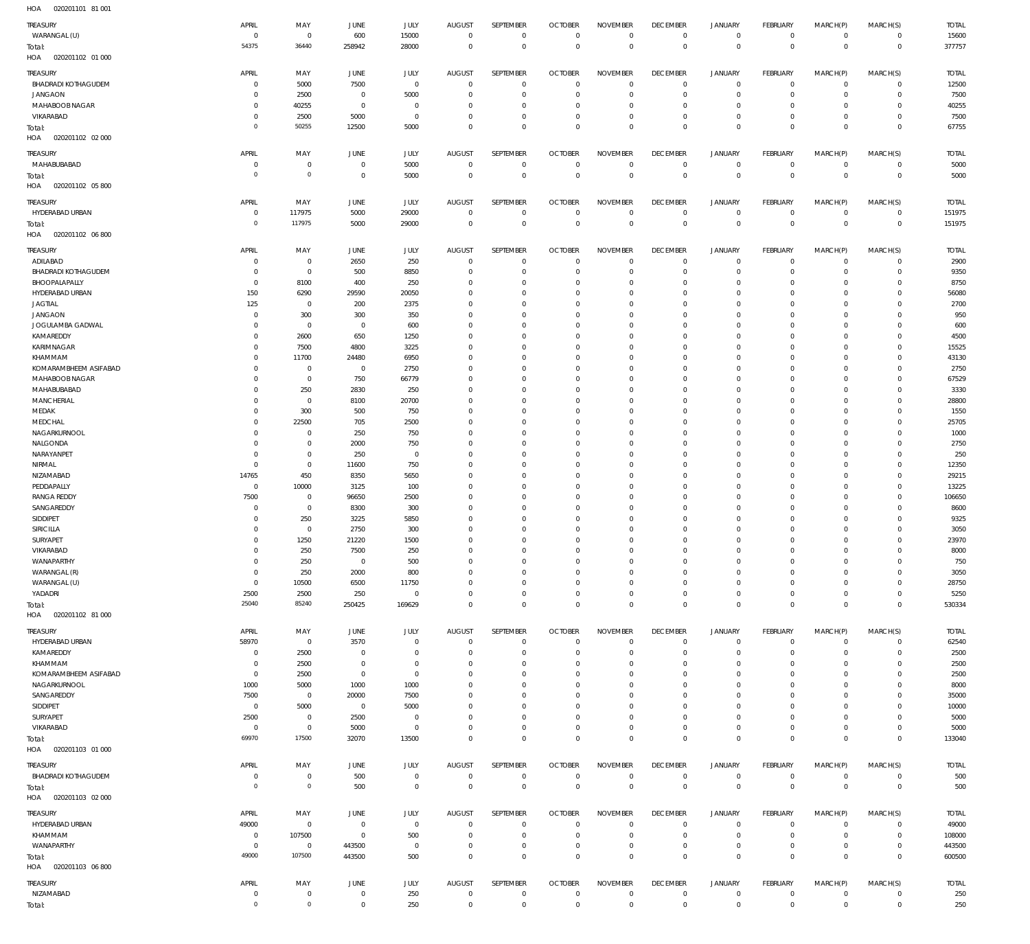HOA 020201101 81 001

| TREASURY | APRIL | MAY | JUNE | JULY | AUGUST | SEPTEMBER | OCTOBER | NOVEMBER | DECEMBER | JANUARY | FEBRUARY | MARCH(P) | MARCH(S) | TOTAL |
|---|---|---|---|---|---|---|---|---|---|---|---|---|---|---|
| WARANGAL (U) | 0 | 0 | 600 | 15000 | 0 | 0 | 0 | 0 | 0 | 0 | 0 | 0 | 0 | 15600 |
| Total: | 54375 | 36440 | 258942 | 28000 | 0 | 0 | 0 | 0 | 0 | 0 | 0 | 0 | 0 | 377757 |

HOA 020201102 01 000

| TREASURY | APRIL | MAY | JUNE | JULY | AUGUST | SEPTEMBER | OCTOBER | NOVEMBER | DECEMBER | JANUARY | FEBRUARY | MARCH(P) | MARCH(S) | TOTAL |
|---|---|---|---|---|---|---|---|---|---|---|---|---|---|---|
| BHADRADI KOTHAGUDEM | 0 | 5000 | 7500 | 0 | 0 | 0 | 0 | 0 | 0 | 0 | 0 | 0 | 0 | 12500 |
| JANGAON | 0 | 2500 | 0 | 5000 | 0 | 0 | 0 | 0 | 0 | 0 | 0 | 0 | 0 | 7500 |
| MAHABOOB NAGAR | 0 | 40255 | 0 | 0 | 0 | 0 | 0 | 0 | 0 | 0 | 0 | 0 | 0 | 40255 |
| VIKARABAD | 0 | 2500 | 5000 | 0 | 0 | 0 | 0 | 0 | 0 | 0 | 0 | 0 | 0 | 7500 |
| Total: | 0 | 50255 | 12500 | 5000 | 0 | 0 | 0 | 0 | 0 | 0 | 0 | 0 | 0 | 67755 |

HOA 020201102 02 000

| TREASURY | APRIL | MAY | JUNE | JULY | AUGUST | SEPTEMBER | OCTOBER | NOVEMBER | DECEMBER | JANUARY | FEBRUARY | MARCH(P) | MARCH(S) | TOTAL |
|---|---|---|---|---|---|---|---|---|---|---|---|---|---|---|
| MAHABUBABAD | 0 | 0 | 0 | 5000 | 0 | 0 | 0 | 0 | 0 | 0 | 0 | 0 | 0 | 5000 |
| Total: | 0 | 0 | 0 | 5000 | 0 | 0 | 0 | 0 | 0 | 0 | 0 | 0 | 0 | 5000 |

HOA 020201102 05 800

| TREASURY | APRIL | MAY | JUNE | JULY | AUGUST | SEPTEMBER | OCTOBER | NOVEMBER | DECEMBER | JANUARY | FEBRUARY | MARCH(P) | MARCH(S) | TOTAL |
|---|---|---|---|---|---|---|---|---|---|---|---|---|---|---|
| HYDERABAD URBAN | 0 | 117975 | 5000 | 29000 | 0 | 0 | 0 | 0 | 0 | 0 | 0 | 0 | 0 | 151975 |
| Total: | 0 | 117975 | 5000 | 29000 | 0 | 0 | 0 | 0 | 0 | 0 | 0 | 0 | 0 | 151975 |

HOA 020201102 06 800

| TREASURY | APRIL | MAY | JUNE | JULY | AUGUST | SEPTEMBER | OCTOBER | NOVEMBER | DECEMBER | JANUARY | FEBRUARY | MARCH(P) | MARCH(S) | TOTAL |
|---|---|---|---|---|---|---|---|---|---|---|---|---|---|---|
| ADILABAD | 0 | 0 | 2650 | 250 | 0 | 0 | 0 | 0 | 0 | 0 | 0 | 0 | 0 | 2900 |
| BHADRADI KOTHAGUDEM | 0 | 0 | 500 | 8850 | 0 | 0 | 0 | 0 | 0 | 0 | 0 | 0 | 0 | 9350 |
| BHOOPALAPALLY | 0 | 8100 | 400 | 250 | 0 | 0 | 0 | 0 | 0 | 0 | 0 | 0 | 0 | 8750 |
| HYDERABAD URBAN | 150 | 6290 | 29590 | 20050 | 0 | 0 | 0 | 0 | 0 | 0 | 0 | 0 | 0 | 56080 |
| JAGTIAL | 125 | 0 | 200 | 2375 | 0 | 0 | 0 | 0 | 0 | 0 | 0 | 0 | 0 | 2700 |
| JANGAON | 0 | 300 | 300 | 350 | 0 | 0 | 0 | 0 | 0 | 0 | 0 | 0 | 0 | 950 |
| JOGULAMBA GADWAL | 0 | 0 | 0 | 600 | 0 | 0 | 0 | 0 | 0 | 0 | 0 | 0 | 0 | 600 |
| KAMAREDDY | 0 | 2600 | 650 | 1250 | 0 | 0 | 0 | 0 | 0 | 0 | 0 | 0 | 0 | 4500 |
| KARIMNAGAR | 0 | 7500 | 4800 | 3225 | 0 | 0 | 0 | 0 | 0 | 0 | 0 | 0 | 0 | 15525 |
| KHAMMAM | 0 | 11700 | 24480 | 6950 | 0 | 0 | 0 | 0 | 0 | 0 | 0 | 0 | 0 | 43130 |
| KOMARAMBHEEM ASIFABAD | 0 | 0 | 0 | 2750 | 0 | 0 | 0 | 0 | 0 | 0 | 0 | 0 | 0 | 2750 |
| MAHABOOB NAGAR | 0 | 0 | 750 | 66779 | 0 | 0 | 0 | 0 | 0 | 0 | 0 | 0 | 0 | 67529 |
| MAHABUBABAD | 0 | 250 | 2830 | 250 | 0 | 0 | 0 | 0 | 0 | 0 | 0 | 0 | 0 | 3330 |
| MANCHERIAL | 0 | 0 | 8100 | 20700 | 0 | 0 | 0 | 0 | 0 | 0 | 0 | 0 | 0 | 28800 |
| MEDAK | 0 | 300 | 500 | 750 | 0 | 0 | 0 | 0 | 0 | 0 | 0 | 0 | 0 | 1550 |
| MEDCHAL | 0 | 22500 | 705 | 2500 | 0 | 0 | 0 | 0 | 0 | 0 | 0 | 0 | 0 | 25705 |
| NAGARKURNOOL | 0 | 0 | 250 | 750 | 0 | 0 | 0 | 0 | 0 | 0 | 0 | 0 | 0 | 1000 |
| NALGONDA | 0 | 0 | 2000 | 750 | 0 | 0 | 0 | 0 | 0 | 0 | 0 | 0 | 0 | 2750 |
| NARAYANPET | 0 | 0 | 250 | 0 | 0 | 0 | 0 | 0 | 0 | 0 | 0 | 0 | 0 | 250 |
| NIRMAL | 0 | 0 | 11600 | 750 | 0 | 0 | 0 | 0 | 0 | 0 | 0 | 0 | 0 | 12350 |
| NIZAMABAD | 14765 | 450 | 8350 | 5650 | 0 | 0 | 0 | 0 | 0 | 0 | 0 | 0 | 0 | 29215 |
| PEDDAPALLY | 0 | 10000 | 3125 | 100 | 0 | 0 | 0 | 0 | 0 | 0 | 0 | 0 | 0 | 13225 |
| RANGA REDDY | 7500 | 0 | 96650 | 2500 | 0 | 0 | 0 | 0 | 0 | 0 | 0 | 0 | 0 | 106650 |
| SANGAREDDY | 0 | 0 | 8300 | 300 | 0 | 0 | 0 | 0 | 0 | 0 | 0 | 0 | 0 | 8600 |
| SIDDIPET | 0 | 250 | 3225 | 5850 | 0 | 0 | 0 | 0 | 0 | 0 | 0 | 0 | 0 | 9325 |
| SIRICILLA | 0 | 0 | 2750 | 300 | 0 | 0 | 0 | 0 | 0 | 0 | 0 | 0 | 0 | 3050 |
| SURYAPET | 0 | 1250 | 21220 | 1500 | 0 | 0 | 0 | 0 | 0 | 0 | 0 | 0 | 0 | 23970 |
| VIKARABAD | 0 | 250 | 7500 | 250 | 0 | 0 | 0 | 0 | 0 | 0 | 0 | 0 | 0 | 8000 |
| WANAPARTHY | 0 | 250 | 0 | 500 | 0 | 0 | 0 | 0 | 0 | 0 | 0 | 0 | 0 | 750 |
| WARANGAL (R) | 0 | 250 | 2000 | 800 | 0 | 0 | 0 | 0 | 0 | 0 | 0 | 0 | 0 | 3050 |
| WARANGAL (U) | 0 | 10500 | 6500 | 11750 | 0 | 0 | 0 | 0 | 0 | 0 | 0 | 0 | 0 | 28750 |
| YADADRI | 2500 | 2500 | 250 | 0 | 0 | 0 | 0 | 0 | 0 | 0 | 0 | 0 | 0 | 5250 |
| Total: | 25040 | 85240 | 250425 | 169629 | 0 | 0 | 0 | 0 | 0 | 0 | 0 | 0 | 0 | 530334 |

HOA 020201102 81 000

| TREASURY | APRIL | MAY | JUNE | JULY | AUGUST | SEPTEMBER | OCTOBER | NOVEMBER | DECEMBER | JANUARY | FEBRUARY | MARCH(P) | MARCH(S) | TOTAL |
|---|---|---|---|---|---|---|---|---|---|---|---|---|---|---|
| HYDERABAD URBAN | 58970 | 0 | 3570 | 0 | 0 | 0 | 0 | 0 | 0 | 0 | 0 | 0 | 0 | 62540 |
| KAMAREDDY | 0 | 2500 | 0 | 0 | 0 | 0 | 0 | 0 | 0 | 0 | 0 | 0 | 0 | 2500 |
| KHAMMAM | 0 | 2500 | 0 | 0 | 0 | 0 | 0 | 0 | 0 | 0 | 0 | 0 | 0 | 2500 |
| KOMARAMBHEEM ASIFABAD | 0 | 2500 | 0 | 0 | 0 | 0 | 0 | 0 | 0 | 0 | 0 | 0 | 0 | 2500 |
| NAGARKURNOOL | 1000 | 5000 | 1000 | 1000 | 0 | 0 | 0 | 0 | 0 | 0 | 0 | 0 | 0 | 8000 |
| SANGAREDDY | 7500 | 0 | 20000 | 7500 | 0 | 0 | 0 | 0 | 0 | 0 | 0 | 0 | 0 | 35000 |
| SIDDIPET | 0 | 5000 | 0 | 5000 | 0 | 0 | 0 | 0 | 0 | 0 | 0 | 0 | 0 | 10000 |
| SURYAPET | 2500 | 0 | 2500 | 0 | 0 | 0 | 0 | 0 | 0 | 0 | 0 | 0 | 0 | 5000 |
| VIKARABAD | 0 | 0 | 5000 | 0 | 0 | 0 | 0 | 0 | 0 | 0 | 0 | 0 | 0 | 5000 |
| Total: | 69970 | 17500 | 32070 | 13500 | 0 | 0 | 0 | 0 | 0 | 0 | 0 | 0 | 0 | 133040 |

HOA 020201103 01 000

| TREASURY | APRIL | MAY | JUNE | JULY | AUGUST | SEPTEMBER | OCTOBER | NOVEMBER | DECEMBER | JANUARY | FEBRUARY | MARCH(P) | MARCH(S) | TOTAL |
|---|---|---|---|---|---|---|---|---|---|---|---|---|---|---|
| BHADRADI KOTHAGUDEM | 0 | 0 | 500 | 0 | 0 | 0 | 0 | 0 | 0 | 0 | 0 | 0 | 0 | 500 |
| Total: | 0 | 0 | 500 | 0 | 0 | 0 | 0 | 0 | 0 | 0 | 0 | 0 | 0 | 500 |

HOA 020201103 02 000

| TREASURY | APRIL | MAY | JUNE | JULY | AUGUST | SEPTEMBER | OCTOBER | NOVEMBER | DECEMBER | JANUARY | FEBRUARY | MARCH(P) | MARCH(S) | TOTAL |
|---|---|---|---|---|---|---|---|---|---|---|---|---|---|---|
| HYDERABAD URBAN | 49000 | 0 | 0 | 0 | 0 | 0 | 0 | 0 | 0 | 0 | 0 | 0 | 0 | 49000 |
| KHAMMAM | 0 | 107500 | 0 | 500 | 0 | 0 | 0 | 0 | 0 | 0 | 0 | 0 | 0 | 108000 |
| WANAPARTHY | 0 | 0 | 443500 | 0 | 0 | 0 | 0 | 0 | 0 | 0 | 0 | 0 | 0 | 443500 |
| Total: | 49000 | 107500 | 443500 | 500 | 0 | 0 | 0 | 0 | 0 | 0 | 0 | 0 | 0 | 600500 |

HOA 020201103 06 800

| TREASURY | APRIL | MAY | JUNE | JULY | AUGUST | SEPTEMBER | OCTOBER | NOVEMBER | DECEMBER | JANUARY | FEBRUARY | MARCH(P) | MARCH(S) | TOTAL |
|---|---|---|---|---|---|---|---|---|---|---|---|---|---|---|
| NIZAMABAD | 0 | 0 | 0 | 250 | 0 | 0 | 0 | 0 | 0 | 0 | 0 | 0 | 0 | 250 |
| Total: | 0 | 0 | 0 | 250 | 0 | 0 | 0 | 0 | 0 | 0 | 0 | 0 | 0 | 250 |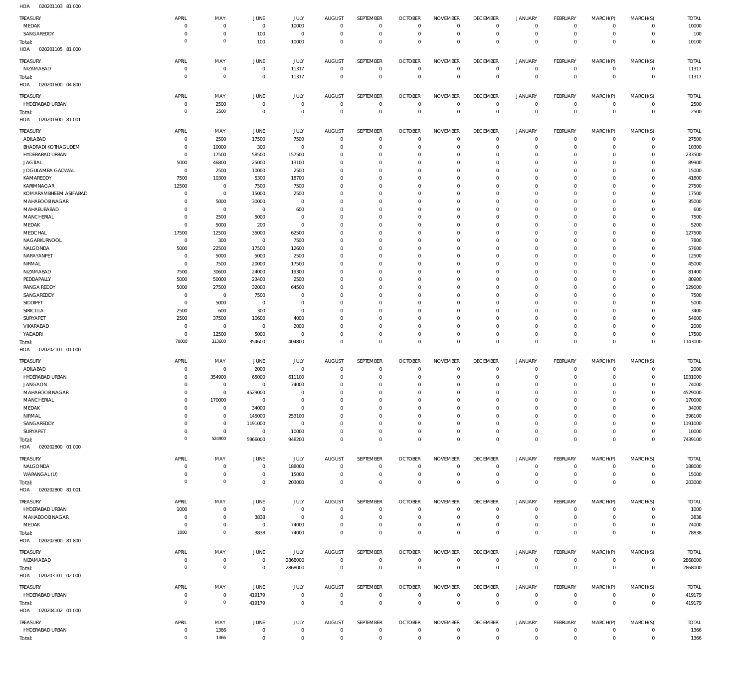HOA 020201103 81 000

| TREASURY | APRIL | MAY | JUNE | JULY | AUGUST | SEPTEMBER | OCTOBER | NOVEMBER | DECEMBER | JANUARY | FEBRUARY | MARCH(P) | MARCH(S) | TOTAL |
|---|---|---|---|---|---|---|---|---|---|---|---|---|---|---|
| MEDAK | 0 | 0 | 0 | 10000 | 0 | 0 | 0 | 0 | 0 | 0 | 0 | 0 | 0 | 10000 |
| SANGAREDDY | 0 | 0 | 100 | 0 | 0 | 0 | 0 | 0 | 0 | 0 | 0 | 0 | 0 | 100 |
| Total: | 0 | 0 | 100 | 10000 | 0 | 0 | 0 | 0 | 0 | 0 | 0 | 0 | 0 | 10100 |

HOA 020201105 81 000

| TREASURY | APRIL | MAY | JUNE | JULY | AUGUST | SEPTEMBER | OCTOBER | NOVEMBER | DECEMBER | JANUARY | FEBRUARY | MARCH(P) | MARCH(S) | TOTAL |
|---|---|---|---|---|---|---|---|---|---|---|---|---|---|---|
| NIZAMABAD | 0 | 0 | 0 | 11317 | 0 | 0 | 0 | 0 | 0 | 0 | 0 | 0 | 0 | 11317 |
| Total: | 0 | 0 | 0 | 11317 | 0 | 0 | 0 | 0 | 0 | 0 | 0 | 0 | 0 | 11317 |

HOA 020201600 04 800

| TREASURY | APRIL | MAY | JUNE | JULY | AUGUST | SEPTEMBER | OCTOBER | NOVEMBER | DECEMBER | JANUARY | FEBRUARY | MARCH(P) | MARCH(S) | TOTAL |
|---|---|---|---|---|---|---|---|---|---|---|---|---|---|---|
| HYDERABAD URBAN | 0 | 2500 | 0 | 0 | 0 | 0 | 0 | 0 | 0 | 0 | 0 | 0 | 0 | 2500 |
| Total: | 0 | 2500 | 0 | 0 | 0 | 0 | 0 | 0 | 0 | 0 | 0 | 0 | 0 | 2500 |

HOA 020201600 81 001

| TREASURY | APRIL | MAY | JUNE | JULY | AUGUST | SEPTEMBER | OCTOBER | NOVEMBER | DECEMBER | JANUARY | FEBRUARY | MARCH(P) | MARCH(S) | TOTAL |
|---|---|---|---|---|---|---|---|---|---|---|---|---|---|---|
| ADILABAD | 0 | 2500 | 17500 | 7500 | 0 | 0 | 0 | 0 | 0 | 0 | 0 | 0 | 0 | 27500 |
| BHADRADI KOTHAGUDEM | 0 | 10000 | 300 | 0 | 0 | 0 | 0 | 0 | 0 | 0 | 0 | 0 | 0 | 10300 |
| HYDERABAD URBAN | 0 | 17500 | 58500 | 157500 | 0 | 0 | 0 | 0 | 0 | 0 | 0 | 0 | 0 | 233500 |
| JAGTIAL | 5000 | 46800 | 25000 | 13100 | 0 | 0 | 0 | 0 | 0 | 0 | 0 | 0 | 0 | 89900 |
| JOGULAMBA GADWAL | 0 | 2500 | 10000 | 2500 | 0 | 0 | 0 | 0 | 0 | 0 | 0 | 0 | 0 | 15000 |
| KAMAREDDY | 7500 | 10300 | 5300 | 18700 | 0 | 0 | 0 | 0 | 0 | 0 | 0 | 0 | 0 | 41800 |
| KARIMNAGAR | 12500 | 0 | 7500 | 7500 | 0 | 0 | 0 | 0 | 0 | 0 | 0 | 0 | 0 | 27500 |
| KOMARAMBHEEM ASIFABAD | 0 | 0 | 15000 | 2500 | 0 | 0 | 0 | 0 | 0 | 0 | 0 | 0 | 0 | 17500 |
| MAHABOOB NAGAR | 0 | 5000 | 30000 | 0 | 0 | 0 | 0 | 0 | 0 | 0 | 0 | 0 | 0 | 35000 |
| MAHABUBABAD | 0 | 0 | 0 | 600 | 0 | 0 | 0 | 0 | 0 | 0 | 0 | 0 | 0 | 600 |
| MANCHERIAL | 0 | 2500 | 5000 | 0 | 0 | 0 | 0 | 0 | 0 | 0 | 0 | 0 | 0 | 7500 |
| MEDAK | 0 | 5000 | 200 | 0 | 0 | 0 | 0 | 0 | 0 | 0 | 0 | 0 | 0 | 5200 |
| MEDCHAL | 17500 | 12500 | 35000 | 62500 | 0 | 0 | 0 | 0 | 0 | 0 | 0 | 0 | 0 | 127500 |
| NAGARKURNOOL | 0 | 300 | 0 | 7500 | 0 | 0 | 0 | 0 | 0 | 0 | 0 | 0 | 0 | 7800 |
| NALGONDA | 5000 | 22500 | 17500 | 12600 | 0 | 0 | 0 | 0 | 0 | 0 | 0 | 0 | 0 | 57600 |
| NARAYANPET | 0 | 5000 | 5000 | 2500 | 0 | 0 | 0 | 0 | 0 | 0 | 0 | 0 | 0 | 12500 |
| NIRMAL | 0 | 7500 | 20000 | 17500 | 0 | 0 | 0 | 0 | 0 | 0 | 0 | 0 | 0 | 45000 |
| NIZAMABAD | 7500 | 30600 | 24000 | 19300 | 0 | 0 | 0 | 0 | 0 | 0 | 0 | 0 | 0 | 81400 |
| PEDDAPALLY | 5000 | 50000 | 23400 | 2500 | 0 | 0 | 0 | 0 | 0 | 0 | 0 | 0 | 0 | 80900 |
| RANGA REDDY | 5000 | 27500 | 32000 | 64500 | 0 | 0 | 0 | 0 | 0 | 0 | 0 | 0 | 0 | 129000 |
| SANGAREDDY | 0 | 0 | 7500 | 0 | 0 | 0 | 0 | 0 | 0 | 0 | 0 | 0 | 0 | 7500 |
| SIDDIPET | 0 | 5000 | 0 | 0 | 0 | 0 | 0 | 0 | 0 | 0 | 0 | 0 | 0 | 5000 |
| SIRICILLA | 2500 | 600 | 300 | 0 | 0 | 0 | 0 | 0 | 0 | 0 | 0 | 0 | 0 | 3400 |
| SURYAPET | 2500 | 37500 | 10600 | 4000 | 0 | 0 | 0 | 0 | 0 | 0 | 0 | 0 | 0 | 54600 |
| VIKARABAD | 0 | 0 | 0 | 2000 | 0 | 0 | 0 | 0 | 0 | 0 | 0 | 0 | 0 | 2000 |
| YADADRI | 0 | 12500 | 5000 | 0 | 0 | 0 | 0 | 0 | 0 | 0 | 0 | 0 | 0 | 17500 |
| Total: | 70000 | 313600 | 354600 | 404800 | 0 | 0 | 0 | 0 | 0 | 0 | 0 | 0 | 0 | 1143000 |

HOA 020202101 01 000

| TREASURY | APRIL | MAY | JUNE | JULY | AUGUST | SEPTEMBER | OCTOBER | NOVEMBER | DECEMBER | JANUARY | FEBRUARY | MARCH(P) | MARCH(S) | TOTAL |
|---|---|---|---|---|---|---|---|---|---|---|---|---|---|---|
| ADILABAD | 0 | 0 | 2000 | 0 | 0 | 0 | 0 | 0 | 0 | 0 | 0 | 0 | 0 | 2000 |
| HYDERABAD URBAN | 0 | 354900 | 65000 | 611100 | 0 | 0 | 0 | 0 | 0 | 0 | 0 | 0 | 0 | 1031000 |
| JANGAON | 0 | 0 | 0 | 74000 | 0 | 0 | 0 | 0 | 0 | 0 | 0 | 0 | 0 | 74000 |
| MAHABOOB NAGAR | 0 | 0 | 4529000 | 0 | 0 | 0 | 0 | 0 | 0 | 0 | 0 | 0 | 0 | 4529000 |
| MANCHERIAL | 0 | 170000 | 0 | 0 | 0 | 0 | 0 | 0 | 0 | 0 | 0 | 0 | 0 | 170000 |
| MEDAK | 0 | 0 | 34000 | 0 | 0 | 0 | 0 | 0 | 0 | 0 | 0 | 0 | 0 | 34000 |
| NIRMAL | 0 | 0 | 145000 | 253100 | 0 | 0 | 0 | 0 | 0 | 0 | 0 | 0 | 0 | 398100 |
| SANGAREDDY | 0 | 0 | 1191000 | 0 | 0 | 0 | 0 | 0 | 0 | 0 | 0 | 0 | 0 | 1191000 |
| SURYAPET | 0 | 0 | 0 | 10000 | 0 | 0 | 0 | 0 | 0 | 0 | 0 | 0 | 0 | 10000 |
| Total: | 0 | 524900 | 5966000 | 948200 | 0 | 0 | 0 | 0 | 0 | 0 | 0 | 0 | 0 | 7439100 |

HOA 020202800 01 000

| TREASURY | APRIL | MAY | JUNE | JULY | AUGUST | SEPTEMBER | OCTOBER | NOVEMBER | DECEMBER | JANUARY | FEBRUARY | MARCH(P) | MARCH(S) | TOTAL |
|---|---|---|---|---|---|---|---|---|---|---|---|---|---|---|
| NALGONDA | 0 | 0 | 0 | 188000 | 0 | 0 | 0 | 0 | 0 | 0 | 0 | 0 | 0 | 188000 |
| WARANGAL (U) | 0 | 0 | 0 | 15000 | 0 | 0 | 0 | 0 | 0 | 0 | 0 | 0 | 0 | 15000 |
| Total: | 0 | 0 | 0 | 203000 | 0 | 0 | 0 | 0 | 0 | 0 | 0 | 0 | 0 | 203000 |

HOA 020202800 81 001

| TREASURY | APRIL | MAY | JUNE | JULY | AUGUST | SEPTEMBER | OCTOBER | NOVEMBER | DECEMBER | JANUARY | FEBRUARY | MARCH(P) | MARCH(S) | TOTAL |
|---|---|---|---|---|---|---|---|---|---|---|---|---|---|---|
| HYDERABAD URBAN | 1000 | 0 | 0 | 0 | 0 | 0 | 0 | 0 | 0 | 0 | 0 | 0 | 0 | 1000 |
| MAHABOOB NAGAR | 0 | 0 | 3838 | 0 | 0 | 0 | 0 | 0 | 0 | 0 | 0 | 0 | 0 | 3838 |
| MEDAK | 0 | 0 | 0 | 74000 | 0 | 0 | 0 | 0 | 0 | 0 | 0 | 0 | 0 | 74000 |
| Total: | 1000 | 0 | 3838 | 74000 | 0 | 0 | 0 | 0 | 0 | 0 | 0 | 0 | 0 | 78838 |

HOA 020202800 81 800

| TREASURY | APRIL | MAY | JUNE | JULY | AUGUST | SEPTEMBER | OCTOBER | NOVEMBER | DECEMBER | JANUARY | FEBRUARY | MARCH(P) | MARCH(S) | TOTAL |
|---|---|---|---|---|---|---|---|---|---|---|---|---|---|---|
| NIZAMABAD | 0 | 0 | 0 | 2868000 | 0 | 0 | 0 | 0 | 0 | 0 | 0 | 0 | 0 | 2868000 |
| Total: | 0 | 0 | 0 | 2868000 | 0 | 0 | 0 | 0 | 0 | 0 | 0 | 0 | 0 | 2868000 |

HOA 020203101 02 000

| TREASURY | APRIL | MAY | JUNE | JULY | AUGUST | SEPTEMBER | OCTOBER | NOVEMBER | DECEMBER | JANUARY | FEBRUARY | MARCH(P) | MARCH(S) | TOTAL |
|---|---|---|---|---|---|---|---|---|---|---|---|---|---|---|
| HYDERABAD URBAN | 0 | 0 | 419179 | 0 | 0 | 0 | 0 | 0 | 0 | 0 | 0 | 0 | 0 | 419179 |
| Total: | 0 | 0 | 419179 | 0 | 0 | 0 | 0 | 0 | 0 | 0 | 0 | 0 | 0 | 419179 |

HOA 020204102 01 000

| TREASURY | APRIL | MAY | JUNE | JULY | AUGUST | SEPTEMBER | OCTOBER | NOVEMBER | DECEMBER | JANUARY | FEBRUARY | MARCH(P) | MARCH(S) | TOTAL |
|---|---|---|---|---|---|---|---|---|---|---|---|---|---|---|
| HYDERABAD URBAN | 0 | 1366 | 0 | 0 | 0 | 0 | 0 | 0 | 0 | 0 | 0 | 0 | 0 | 1366 |
| Total: | 0 | 1366 | 0 | 0 | 0 | 0 | 0 | 0 | 0 | 0 | 0 | 0 | 0 | 1366 |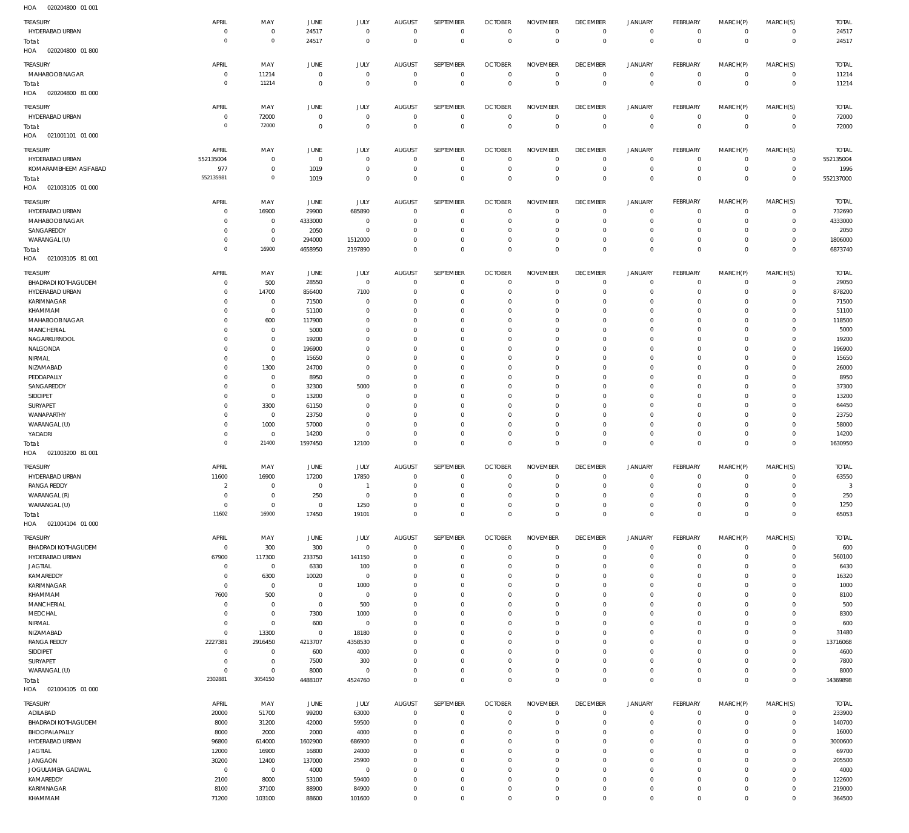HOA 020204800 01 001

| TREASURY | APRIL | MAY | JUNE | JULY | AUGUST | SEPTEMBER | OCTOBER | NOVEMBER | DECEMBER | JANUARY | FEBRUARY | MARCH(P) | MARCH(S) | TOTAL |
|---|---|---|---|---|---|---|---|---|---|---|---|---|---|---|
| HYDERABAD URBAN | 0 | 0 | 24517 | 0 | 0 | 0 | 0 | 0 | 0 | 0 | 0 | 0 | 0 | 24517 |
| Total: | 0 | 0 | 24517 | 0 | 0 | 0 | 0 | 0 | 0 | 0 | 0 | 0 | 0 | 24517 |

HOA 020204800 01 800

| TREASURY | APRIL | MAY | JUNE | JULY | AUGUST | SEPTEMBER | OCTOBER | NOVEMBER | DECEMBER | JANUARY | FEBRUARY | MARCH(P) | MARCH(S) | TOTAL |
|---|---|---|---|---|---|---|---|---|---|---|---|---|---|---|
| MAHABOOB NAGAR | 0 | 11214 | 0 | 0 | 0 | 0 | 0 | 0 | 0 | 0 | 0 | 0 | 0 | 11214 |
| Total: | 0 | 11214 | 0 | 0 | 0 | 0 | 0 | 0 | 0 | 0 | 0 | 0 | 0 | 11214 |

HOA 020204800 81 000

| TREASURY | APRIL | MAY | JUNE | JULY | AUGUST | SEPTEMBER | OCTOBER | NOVEMBER | DECEMBER | JANUARY | FEBRUARY | MARCH(P) | MARCH(S) | TOTAL |
|---|---|---|---|---|---|---|---|---|---|---|---|---|---|---|
| HYDERABAD URBAN | 0 | 72000 | 0 | 0 | 0 | 0 | 0 | 0 | 0 | 0 | 0 | 0 | 0 | 72000 |
| Total: | 0 | 72000 | 0 | 0 | 0 | 0 | 0 | 0 | 0 | 0 | 0 | 0 | 0 | 72000 |

HOA 021001101 01 000

| TREASURY | APRIL | MAY | JUNE | JULY | AUGUST | SEPTEMBER | OCTOBER | NOVEMBER | DECEMBER | JANUARY | FEBRUARY | MARCH(P) | MARCH(S) | TOTAL |
|---|---|---|---|---|---|---|---|---|---|---|---|---|---|---|
| HYDERABAD URBAN | 552135004 | 0 | 0 | 0 | 0 | 0 | 0 | 0 | 0 | 0 | 0 | 0 | 0 | 552135004 |
| KOMARAMBHEEM ASIFABAD | 977 | 0 | 1019 | 0 | 0 | 0 | 0 | 0 | 0 | 0 | 0 | 0 | 0 | 1996 |
| Total: | 552135981 | 0 | 1019 | 0 | 0 | 0 | 0 | 0 | 0 | 0 | 0 | 0 | 0 | 552137000 |

HOA 021003105 01 000

| TREASURY | APRIL | MAY | JUNE | JULY | AUGUST | SEPTEMBER | OCTOBER | NOVEMBER | DECEMBER | JANUARY | FEBRUARY | MARCH(P) | MARCH(S) | TOTAL |
|---|---|---|---|---|---|---|---|---|---|---|---|---|---|---|
| HYDERABAD URBAN | 0 | 16900 | 29900 | 685890 | 0 | 0 | 0 | 0 | 0 | 0 | 0 | 0 | 0 | 732690 |
| MAHABOOB NAGAR | 0 | 0 | 4333000 | 0 | 0 | 0 | 0 | 0 | 0 | 0 | 0 | 0 | 0 | 4333000 |
| SANGAREDDY | 0 | 0 | 2050 | 0 | 0 | 0 | 0 | 0 | 0 | 0 | 0 | 0 | 0 | 2050 |
| WARANGAL (U) | 0 | 0 | 294000 | 1512000 | 0 | 0 | 0 | 0 | 0 | 0 | 0 | 0 | 0 | 1806000 |
| Total: | 0 | 16900 | 4658950 | 2197890 | 0 | 0 | 0 | 0 | 0 | 0 | 0 | 0 | 0 | 6873740 |

HOA 021003105 81 001

| TREASURY | APRIL | MAY | JUNE | JULY | AUGUST | SEPTEMBER | OCTOBER | NOVEMBER | DECEMBER | JANUARY | FEBRUARY | MARCH(P) | MARCH(S) | TOTAL |
|---|---|---|---|---|---|---|---|---|---|---|---|---|---|---|
| BHADRADI KOTHAGUDEM | 0 | 500 | 28550 | 0 | 0 | 0 | 0 | 0 | 0 | 0 | 0 | 0 | 0 | 29050 |
| HYDERABAD URBAN | 0 | 14700 | 856400 | 7100 | 0 | 0 | 0 | 0 | 0 | 0 | 0 | 0 | 0 | 878200 |
| KARIMNAGAR | 0 | 0 | 71500 | 0 | 0 | 0 | 0 | 0 | 0 | 0 | 0 | 0 | 0 | 71500 |
| KHAMMAM | 0 | 0 | 51100 | 0 | 0 | 0 | 0 | 0 | 0 | 0 | 0 | 0 | 0 | 51100 |
| MAHABOOB NAGAR | 0 | 600 | 117900 | 0 | 0 | 0 | 0 | 0 | 0 | 0 | 0 | 0 | 0 | 118500 |
| MANCHERIAL | 0 | 0 | 5000 | 0 | 0 | 0 | 0 | 0 | 0 | 0 | 0 | 0 | 0 | 5000 |
| NAGARKURNOOL | 0 | 0 | 19200 | 0 | 0 | 0 | 0 | 0 | 0 | 0 | 0 | 0 | 0 | 19200 |
| NALGONDA | 0 | 0 | 196900 | 0 | 0 | 0 | 0 | 0 | 0 | 0 | 0 | 0 | 0 | 196900 |
| NIRMAL | 0 | 0 | 15650 | 0 | 0 | 0 | 0 | 0 | 0 | 0 | 0 | 0 | 0 | 15650 |
| NIZAMABAD | 0 | 1300 | 24700 | 0 | 0 | 0 | 0 | 0 | 0 | 0 | 0 | 0 | 0 | 26000 |
| PEDDAPALLY | 0 | 0 | 8950 | 0 | 0 | 0 | 0 | 0 | 0 | 0 | 0 | 0 | 0 | 8950 |
| SANGAREDDY | 0 | 0 | 32300 | 5000 | 0 | 0 | 0 | 0 | 0 | 0 | 0 | 0 | 0 | 37300 |
| SIDDIPET | 0 | 0 | 13200 | 0 | 0 | 0 | 0 | 0 | 0 | 0 | 0 | 0 | 0 | 13200 |
| SURYAPET | 0 | 3300 | 61150 | 0 | 0 | 0 | 0 | 0 | 0 | 0 | 0 | 0 | 0 | 64450 |
| WANAPARTHY | 0 | 0 | 23750 | 0 | 0 | 0 | 0 | 0 | 0 | 0 | 0 | 0 | 0 | 23750 |
| WARANGAL (U) | 0 | 1000 | 57000 | 0 | 0 | 0 | 0 | 0 | 0 | 0 | 0 | 0 | 0 | 58000 |
| YADADRI | 0 | 0 | 14200 | 0 | 0 | 0 | 0 | 0 | 0 | 0 | 0 | 0 | 0 | 14200 |
| Total: | 0 | 21400 | 1597450 | 12100 | 0 | 0 | 0 | 0 | 0 | 0 | 0 | 0 | 0 | 1630950 |

HOA 021003200 81 001

| TREASURY | APRIL | MAY | JUNE | JULY | AUGUST | SEPTEMBER | OCTOBER | NOVEMBER | DECEMBER | JANUARY | FEBRUARY | MARCH(P) | MARCH(S) | TOTAL |
|---|---|---|---|---|---|---|---|---|---|---|---|---|---|---|
| HYDERABAD URBAN | 11600 | 16900 | 17200 | 17850 | 0 | 0 | 0 | 0 | 0 | 0 | 0 | 0 | 0 | 63550 |
| RANGA REDDY | 2 | 0 | 0 | 1 | 0 | 0 | 0 | 0 | 0 | 0 | 0 | 0 | 0 | 3 |
| WARANGAL (R) | 0 | 0 | 250 | 0 | 0 | 0 | 0 | 0 | 0 | 0 | 0 | 0 | 0 | 250 |
| WARANGAL (U) | 0 | 0 | 0 | 1250 | 0 | 0 | 0 | 0 | 0 | 0 | 0 | 0 | 0 | 1250 |
| Total: | 11602 | 16900 | 17450 | 19101 | 0 | 0 | 0 | 0 | 0 | 0 | 0 | 0 | 0 | 65053 |

HOA 021004104 01 000

| TREASURY | APRIL | MAY | JUNE | JULY | AUGUST | SEPTEMBER | OCTOBER | NOVEMBER | DECEMBER | JANUARY | FEBRUARY | MARCH(P) | MARCH(S) | TOTAL |
|---|---|---|---|---|---|---|---|---|---|---|---|---|---|---|
| BHADRADI KOTHAGUDEM | 0 | 300 | 300 | 0 | 0 | 0 | 0 | 0 | 0 | 0 | 0 | 0 | 0 | 600 |
| HYDERABAD URBAN | 67900 | 117300 | 233750 | 141150 | 0 | 0 | 0 | 0 | 0 | 0 | 0 | 0 | 0 | 560100 |
| JAGTIAL | 0 | 0 | 6330 | 100 | 0 | 0 | 0 | 0 | 0 | 0 | 0 | 0 | 0 | 6430 |
| KAMAREDDY | 0 | 6300 | 10020 | 0 | 0 | 0 | 0 | 0 | 0 | 0 | 0 | 0 | 0 | 16320 |
| KARIMNAGAR | 0 | 0 | 0 | 1000 | 0 | 0 | 0 | 0 | 0 | 0 | 0 | 0 | 0 | 1000 |
| KHAMMAM | 7600 | 500 | 0 | 0 | 0 | 0 | 0 | 0 | 0 | 0 | 0 | 0 | 0 | 8100 |
| MANCHERIAL | 0 | 0 | 0 | 500 | 0 | 0 | 0 | 0 | 0 | 0 | 0 | 0 | 0 | 500 |
| MEDCHAL | 0 | 0 | 7300 | 1000 | 0 | 0 | 0 | 0 | 0 | 0 | 0 | 0 | 0 | 8300 |
| NIRMAL | 0 | 0 | 600 | 0 | 0 | 0 | 0 | 0 | 0 | 0 | 0 | 0 | 0 | 600 |
| NIZAMABAD | 0 | 13300 | 0 | 18180 | 0 | 0 | 0 | 0 | 0 | 0 | 0 | 0 | 0 | 31480 |
| RANGA REDDY | 2227381 | 2916450 | 4213707 | 4358530 | 0 | 0 | 0 | 0 | 0 | 0 | 0 | 0 | 0 | 13716068 |
| SIDDIPET | 0 | 0 | 600 | 4000 | 0 | 0 | 0 | 0 | 0 | 0 | 0 | 0 | 0 | 4600 |
| SURYAPET | 0 | 0 | 7500 | 300 | 0 | 0 | 0 | 0 | 0 | 0 | 0 | 0 | 0 | 7800 |
| WARANGAL (U) | 0 | 0 | 8000 | 0 | 0 | 0 | 0 | 0 | 0 | 0 | 0 | 0 | 0 | 8000 |
| Total: | 2302881 | 3054150 | 4488107 | 4524760 | 0 | 0 | 0 | 0 | 0 | 0 | 0 | 0 | 0 | 14369898 |

HOA 021004105 01 000

| TREASURY | APRIL | MAY | JUNE | JULY | AUGUST | SEPTEMBER | OCTOBER | NOVEMBER | DECEMBER | JANUARY | FEBRUARY | MARCH(P) | MARCH(S) | TOTAL |
|---|---|---|---|---|---|---|---|---|---|---|---|---|---|---|
| ADILABAD | 20000 | 51700 | 99200 | 63000 | 0 | 0 | 0 | 0 | 0 | 0 | 0 | 0 | 0 | 233900 |
| BHADRADI KOTHAGUDEM | 8000 | 31200 | 42000 | 59500 | 0 | 0 | 0 | 0 | 0 | 0 | 0 | 0 | 0 | 140700 |
| BHOOPALAPALLY | 8000 | 2000 | 2000 | 4000 | 0 | 0 | 0 | 0 | 0 | 0 | 0 | 0 | 0 | 16000 |
| HYDERABAD URBAN | 96800 | 614000 | 1602900 | 686900 | 0 | 0 | 0 | 0 | 0 | 0 | 0 | 0 | 0 | 3000600 |
| JAGTIAL | 12000 | 16900 | 16800 | 24000 | 0 | 0 | 0 | 0 | 0 | 0 | 0 | 0 | 0 | 69700 |
| JANGAON | 30200 | 12400 | 137000 | 25900 | 0 | 0 | 0 | 0 | 0 | 0 | 0 | 0 | 0 | 205500 |
| JOGULAMBA GADWAL | 0 | 0 | 4000 | 0 | 0 | 0 | 0 | 0 | 0 | 0 | 0 | 0 | 0 | 4000 |
| KAMAREDDY | 2100 | 8000 | 53100 | 59400 | 0 | 0 | 0 | 0 | 0 | 0 | 0 | 0 | 0 | 122600 |
| KARIMNAGAR | 8100 | 37100 | 88900 | 84900 | 0 | 0 | 0 | 0 | 0 | 0 | 0 | 0 | 0 | 219000 |
| KHAMMAM | 71200 | 103100 | 88600 | 101600 | 0 | 0 | 0 | 0 | 0 | 0 | 0 | 0 | 0 | 364500 |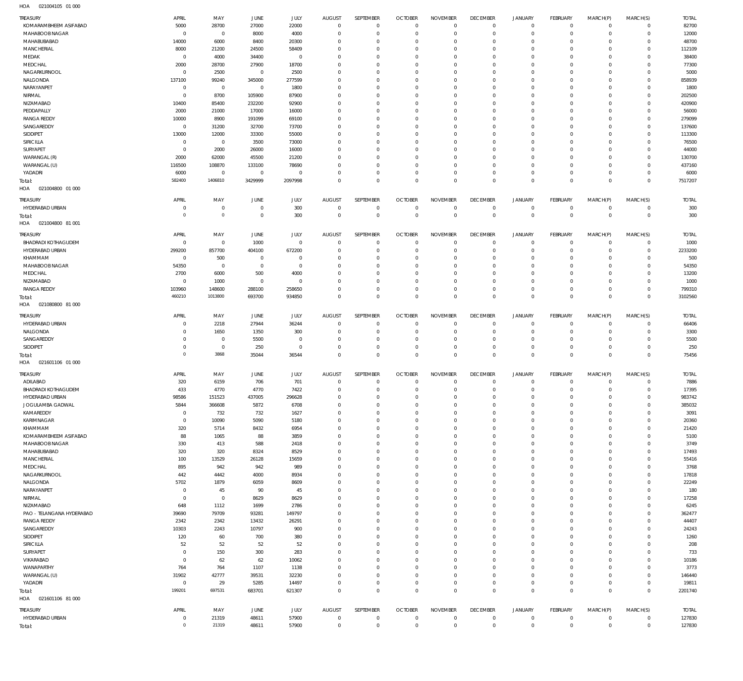HOA 021004105 01 000

| TREASURY | APRIL | MAY | JUNE | JULY | AUGUST | SEPTEMBER | OCTOBER | NOVEMBER | DECEMBER | JANUARY | FEBRUARY | MARCH(P) | MARCH(S) | TOTAL |
|---|---|---|---|---|---|---|---|---|---|---|---|---|---|---|
| KOMARAMBHEEM ASIFABAD | 5000 | 28700 | 27000 | 22000 | 0 | 0 | 0 | 0 | 0 | 0 | 0 | 0 | 0 | 82700 |
| MAHABOOBNAGAR | 0 | 0 | 8000 | 4000 | 0 | 0 | 0 | 0 | 0 | 0 | 0 | 0 | 0 | 12000 |
| MAHABUBABAD | 14000 | 6000 | 8400 | 20300 | 0 | 0 | 0 | 0 | 0 | 0 | 0 | 0 | 0 | 48700 |
| MANCHERIAL | 8000 | 21200 | 24500 | 58409 | 0 | 0 | 0 | 0 | 0 | 0 | 0 | 0 | 0 | 112109 |
| MEDAK | 0 | 4000 | 34400 | 0 | 0 | 0 | 0 | 0 | 0 | 0 | 0 | 0 | 0 | 38400 |
| MEDCHAL | 2000 | 28700 | 27900 | 18700 | 0 | 0 | 0 | 0 | 0 | 0 | 0 | 0 | 0 | 77300 |
| NAGARKURNOOL | 0 | 2500 | 0 | 2500 | 0 | 0 | 0 | 0 | 0 | 0 | 0 | 0 | 0 | 5000 |
| NALGONDA | 137100 | 99240 | 345000 | 277599 | 0 | 0 | 0 | 0 | 0 | 0 | 0 | 0 | 0 | 858939 |
| NARAYANPET | 0 | 0 | 0 | 1800 | 0 | 0 | 0 | 0 | 0 | 0 | 0 | 0 | 0 | 1800 |
| NIRMAL | 0 | 8700 | 105900 | 87900 | 0 | 0 | 0 | 0 | 0 | 0 | 0 | 0 | 0 | 202500 |
| NIZAMABAD | 10400 | 85400 | 232200 | 92900 | 0 | 0 | 0 | 0 | 0 | 0 | 0 | 0 | 0 | 420900 |
| PEDDAPALLY | 2000 | 21000 | 17000 | 16000 | 0 | 0 | 0 | 0 | 0 | 0 | 0 | 0 | 0 | 56000 |
| RANGA REDDY | 10000 | 8900 | 191099 | 69100 | 0 | 0 | 0 | 0 | 0 | 0 | 0 | 0 | 0 | 279099 |
| SANGAREDDY | 0 | 31200 | 32700 | 73700 | 0 | 0 | 0 | 0 | 0 | 0 | 0 | 0 | 0 | 137600 |
| SIDDIPET | 13000 | 12000 | 33300 | 55000 | 0 | 0 | 0 | 0 | 0 | 0 | 0 | 0 | 0 | 113300 |
| SIRICILLA | 0 | 0 | 3500 | 73000 | 0 | 0 | 0 | 0 | 0 | 0 | 0 | 0 | 0 | 76500 |
| SURYAPET | 0 | 2000 | 26000 | 16000 | 0 | 0 | 0 | 0 | 0 | 0 | 0 | 0 | 0 | 44000 |
| WARANGAL (R) | 2000 | 62000 | 45500 | 21200 | 0 | 0 | 0 | 0 | 0 | 0 | 0 | 0 | 0 | 130700 |
| WARANGAL (U) | 116500 | 108870 | 133100 | 78690 | 0 | 0 | 0 | 0 | 0 | 0 | 0 | 0 | 0 | 437160 |
| YADADRI | 6000 | 0 | 0 | 0 | 0 | 0 | 0 | 0 | 0 | 0 | 0 | 0 | 0 | 6000 |
| Total: | 582400 | 1406810 | 3429999 | 2097998 | 0 | 0 | 0 | 0 | 0 | 0 | 0 | 0 | 0 | 7517207 |

HOA 021004800 01 000

| TREASURY | APRIL | MAY | JUNE | JULY | AUGUST | SEPTEMBER | OCTOBER | NOVEMBER | DECEMBER | JANUARY | FEBRUARY | MARCH(P) | MARCH(S) | TOTAL |
|---|---|---|---|---|---|---|---|---|---|---|---|---|---|---|
| HYDERABAD URBAN | 0 | 0 | 0 | 300 | 0 | 0 | 0 | 0 | 0 | 0 | 0 | 0 | 0 | 300 |
| Total: | 0 | 0 | 0 | 300 | 0 | 0 | 0 | 0 | 0 | 0 | 0 | 0 | 0 | 300 |

HOA 021004800 81 001

| TREASURY | APRIL | MAY | JUNE | JULY | AUGUST | SEPTEMBER | OCTOBER | NOVEMBER | DECEMBER | JANUARY | FEBRUARY | MARCH(P) | MARCH(S) | TOTAL |
|---|---|---|---|---|---|---|---|---|---|---|---|---|---|---|
| BHADRADI KOTHAGUDEM | 0 | 0 | 1000 | 0 | 0 | 0 | 0 | 0 | 0 | 0 | 0 | 0 | 0 | 1000 |
| HYDERABAD URBAN | 299200 | 857700 | 404100 | 672200 | 0 | 0 | 0 | 0 | 0 | 0 | 0 | 0 | 0 | 2233200 |
| KHAMMAM | 0 | 500 | 0 | 0 | 0 | 0 | 0 | 0 | 0 | 0 | 0 | 0 | 0 | 500 |
| MAHABOOBNAGAR | 54350 | 0 | 0 | 0 | 0 | 0 | 0 | 0 | 0 | 0 | 0 | 0 | 0 | 54350 |
| MEDCHAL | 2700 | 6000 | 500 | 4000 | 0 | 0 | 0 | 0 | 0 | 0 | 0 | 0 | 0 | 13200 |
| NIZAMABAD | 0 | 1000 | 0 | 0 | 0 | 0 | 0 | 0 | 0 | 0 | 0 | 0 | 0 | 1000 |
| RANGA REDDY | 103960 | 148600 | 288100 | 258650 | 0 | 0 | 0 | 0 | 0 | 0 | 0 | 0 | 0 | 799310 |
| Total: | 460210 | 1013800 | 693700 | 934850 | 0 | 0 | 0 | 0 | 0 | 0 | 0 | 0 | 0 | 3102560 |

HOA 021080800 81 000

| TREASURY | APRIL | MAY | JUNE | JULY | AUGUST | SEPTEMBER | OCTOBER | NOVEMBER | DECEMBER | JANUARY | FEBRUARY | MARCH(P) | MARCH(S) | TOTAL |
|---|---|---|---|---|---|---|---|---|---|---|---|---|---|---|
| HYDERABAD URBAN | 0 | 2218 | 27944 | 36244 | 0 | 0 | 0 | 0 | 0 | 0 | 0 | 0 | 0 | 66406 |
| NALGONDA | 0 | 1650 | 1350 | 300 | 0 | 0 | 0 | 0 | 0 | 0 | 0 | 0 | 0 | 3300 |
| SANGAREDDY | 0 | 0 | 5500 | 0 | 0 | 0 | 0 | 0 | 0 | 0 | 0 | 0 | 0 | 5500 |
| SIDDIPET | 0 | 0 | 250 | 0 | 0 | 0 | 0 | 0 | 0 | 0 | 0 | 0 | 0 | 250 |
| Total: | 0 | 3868 | 35044 | 36544 | 0 | 0 | 0 | 0 | 0 | 0 | 0 | 0 | 0 | 75456 |

HOA 021601106 01 000

| TREASURY | APRIL | MAY | JUNE | JULY | AUGUST | SEPTEMBER | OCTOBER | NOVEMBER | DECEMBER | JANUARY | FEBRUARY | MARCH(P) | MARCH(S) | TOTAL |
|---|---|---|---|---|---|---|---|---|---|---|---|---|---|---|
| ADILABAD | 320 | 6159 | 706 | 701 | 0 | 0 | 0 | 0 | 0 | 0 | 0 | 0 | 0 | 7886 |
| BHADRADI KOTHAGUDEM | 433 | 4770 | 4770 | 7422 | 0 | 0 | 0 | 0 | 0 | 0 | 0 | 0 | 0 | 17395 |
| HYDERABAD URBAN | 98586 | 151523 | 437005 | 296628 | 0 | 0 | 0 | 0 | 0 | 0 | 0 | 0 | 0 | 983742 |
| JOGULAMBA GADWAL | 5844 | 366608 | 5872 | 6708 | 0 | 0 | 0 | 0 | 0 | 0 | 0 | 0 | 0 | 385032 |
| KAMAREDDY | 0 | 732 | 732 | 1627 | 0 | 0 | 0 | 0 | 0 | 0 | 0 | 0 | 0 | 3091 |
| KARIMNAGAR | 0 | 10090 | 5090 | 5180 | 0 | 0 | 0 | 0 | 0 | 0 | 0 | 0 | 0 | 20360 |
| KHAMMAM | 320 | 5714 | 8432 | 6954 | 0 | 0 | 0 | 0 | 0 | 0 | 0 | 0 | 0 | 21420 |
| KOMARAMBHEEM ASIFABAD | 88 | 1065 | 88 | 3859 | 0 | 0 | 0 | 0 | 0 | 0 | 0 | 0 | 0 | 5100 |
| MAHABOOBNAGAR | 330 | 413 | 588 | 2418 | 0 | 0 | 0 | 0 | 0 | 0 | 0 | 0 | 0 | 3749 |
| MAHABUBABAD | 320 | 320 | 8324 | 8529 | 0 | 0 | 0 | 0 | 0 | 0 | 0 | 0 | 0 | 17493 |
| MANCHERIAL | 100 | 13529 | 26128 | 15659 | 0 | 0 | 0 | 0 | 0 | 0 | 0 | 0 | 0 | 55416 |
| MEDCHAL | 895 | 942 | 942 | 989 | 0 | 0 | 0 | 0 | 0 | 0 | 0 | 0 | 0 | 3768 |
| NAGARKURNOOL | 442 | 4442 | 4000 | 8934 | 0 | 0 | 0 | 0 | 0 | 0 | 0 | 0 | 0 | 17818 |
| NALGONDA | 5702 | 1879 | 6059 | 8609 | 0 | 0 | 0 | 0 | 0 | 0 | 0 | 0 | 0 | 22249 |
| NARAYANPET | 0 | 45 | 90 | 45 | 0 | 0 | 0 | 0 | 0 | 0 | 0 | 0 | 0 | 180 |
| NIRMAL | 0 | 0 | 8629 | 8629 | 0 | 0 | 0 | 0 | 0 | 0 | 0 | 0 | 0 | 17258 |
| NIZAMABAD | 648 | 1112 | 1699 | 2786 | 0 | 0 | 0 | 0 | 0 | 0 | 0 | 0 | 0 | 6245 |
| PAO - TELANGANA HYDERABAD | 39690 | 79709 | 93281 | 149797 | 0 | 0 | 0 | 0 | 0 | 0 | 0 | 0 | 0 | 362477 |
| RANGA REDDY | 2342 | 2342 | 13432 | 26291 | 0 | 0 | 0 | 0 | 0 | 0 | 0 | 0 | 0 | 44407 |
| SANGAREDDY | 10303 | 2243 | 10797 | 900 | 0 | 0 | 0 | 0 | 0 | 0 | 0 | 0 | 0 | 24243 |
| SIDDIPET | 120 | 60 | 700 | 380 | 0 | 0 | 0 | 0 | 0 | 0 | 0 | 0 | 0 | 1260 |
| SIRICILLA | 52 | 52 | 52 | 52 | 0 | 0 | 0 | 0 | 0 | 0 | 0 | 0 | 0 | 208 |
| SURYAPET | 0 | 150 | 300 | 283 | 0 | 0 | 0 | 0 | 0 | 0 | 0 | 0 | 0 | 733 |
| VIKARABAD | 0 | 62 | 62 | 10062 | 0 | 0 | 0 | 0 | 0 | 0 | 0 | 0 | 0 | 10186 |
| WANAPARTHY | 764 | 764 | 1107 | 1138 | 0 | 0 | 0 | 0 | 0 | 0 | 0 | 0 | 0 | 3773 |
| WARANGAL (U) | 31902 | 42777 | 39531 | 32230 | 0 | 0 | 0 | 0 | 0 | 0 | 0 | 0 | 0 | 146440 |
| YADADRI | 0 | 29 | 5285 | 14497 | 0 | 0 | 0 | 0 | 0 | 0 | 0 | 0 | 0 | 19811 |
| Total: | 199201 | 697531 | 683701 | 621307 | 0 | 0 | 0 | 0 | 0 | 0 | 0 | 0 | 0 | 2201740 |

HOA 021601106 81 000

| TREASURY | APRIL | MAY | JUNE | JULY | AUGUST | SEPTEMBER | OCTOBER | NOVEMBER | DECEMBER | JANUARY | FEBRUARY | MARCH(P) | MARCH(S) | TOTAL |
|---|---|---|---|---|---|---|---|---|---|---|---|---|---|---|
| HYDERABAD URBAN | 0 | 21319 | 48611 | 57900 | 0 | 0 | 0 | 0 | 0 | 0 | 0 | 0 | 0 | 127830 |
| Total: | 0 | 21319 | 48611 | 57900 | 0 | 0 | 0 | 0 | 0 | 0 | 0 | 0 | 0 | 127830 |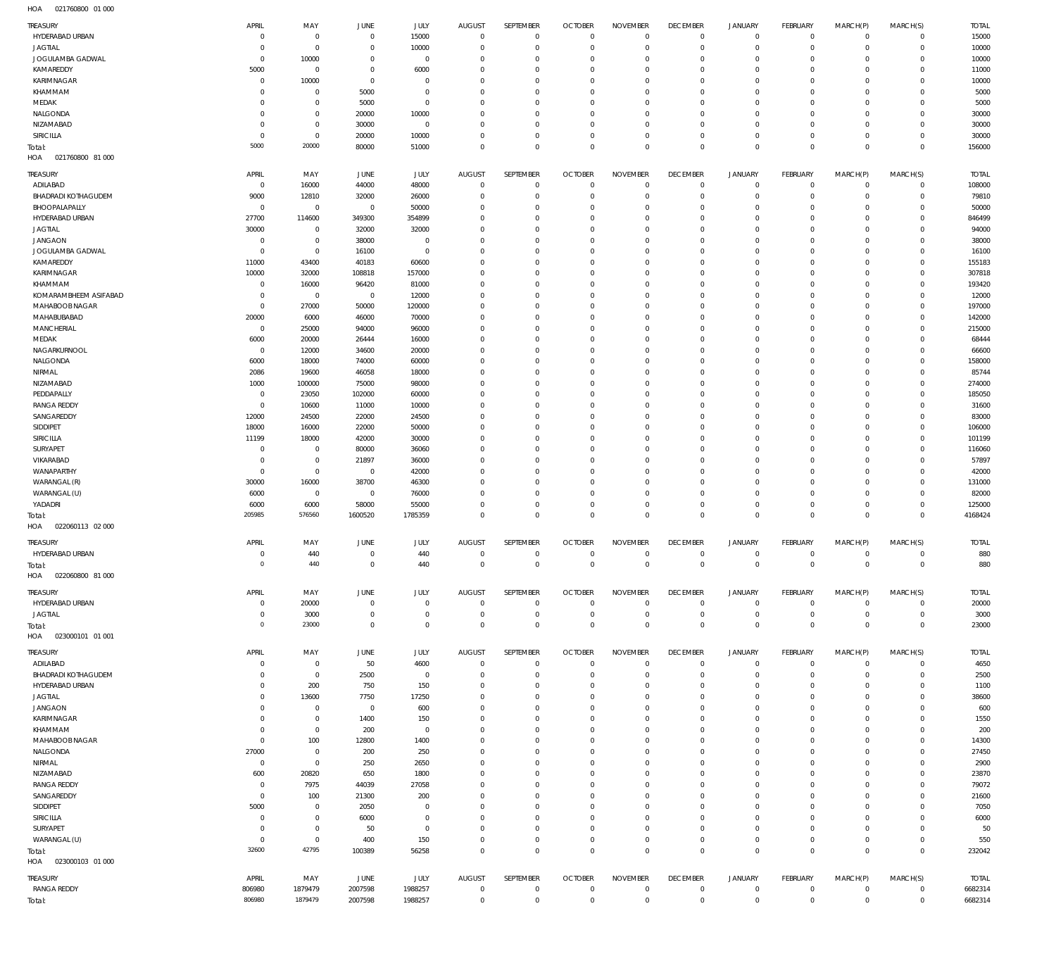HOA 021760800 01 000

| TREASURY | APRIL | MAY | JUNE | JULY | AUGUST | SEPTEMBER | OCTOBER | NOVEMBER | DECEMBER | JANUARY | FEBRUARY | MARCH(P) | MARCH(S) | TOTAL |
|---|---|---|---|---|---|---|---|---|---|---|---|---|---|---|
| HYDERABAD URBAN | 0 | 0 | 0 | 15000 | 0 | 0 | 0 | 0 | 0 | 0 | 0 | 0 | 0 | 15000 |
| JAGTIAL | 0 | 0 | 0 | 10000 | 0 | 0 | 0 | 0 | 0 | 0 | 0 | 0 | 0 | 10000 |
| JOGULAMBA GADWAL | 0 | 10000 | 0 | 0 | 0 | 0 | 0 | 0 | 0 | 0 | 0 | 0 | 0 | 10000 |
| KAMAREDDY | 5000 | 0 | 0 | 6000 | 0 | 0 | 0 | 0 | 0 | 0 | 0 | 0 | 0 | 11000 |
| KARIMNAGAR | 0 | 10000 | 0 | 0 | 0 | 0 | 0 | 0 | 0 | 0 | 0 | 0 | 0 | 10000 |
| KHAMMAM | 0 | 0 | 5000 | 0 | 0 | 0 | 0 | 0 | 0 | 0 | 0 | 0 | 0 | 5000 |
| MEDAK | 0 | 0 | 5000 | 0 | 0 | 0 | 0 | 0 | 0 | 0 | 0 | 0 | 0 | 5000 |
| NALGONDA | 0 | 0 | 20000 | 10000 | 0 | 0 | 0 | 0 | 0 | 0 | 0 | 0 | 0 | 30000 |
| NIZAMABAD | 0 | 0 | 30000 | 0 | 0 | 0 | 0 | 0 | 0 | 0 | 0 | 0 | 0 | 30000 |
| SIRICILLA | 0 | 0 | 20000 | 10000 | 0 | 0 | 0 | 0 | 0 | 0 | 0 | 0 | 0 | 30000 |
| Total: | 5000 | 20000 | 80000 | 51000 | 0 | 0 | 0 | 0 | 0 | 0 | 0 | 0 | 0 | 156000 |

HOA 021760800 81 000

| TREASURY | APRIL | MAY | JUNE | JULY | AUGUST | SEPTEMBER | OCTOBER | NOVEMBER | DECEMBER | JANUARY | FEBRUARY | MARCH(P) | MARCH(S) | TOTAL |
|---|---|---|---|---|---|---|---|---|---|---|---|---|---|---|
| ADILABAD | 0 | 16000 | 44000 | 48000 | 0 | 0 | 0 | 0 | 0 | 0 | 0 | 0 | 0 | 108000 |
| BHADRADI KOTHAGUDEM | 9000 | 12810 | 32000 | 26000 | 0 | 0 | 0 | 0 | 0 | 0 | 0 | 0 | 0 | 79810 |
| BHOOPALAPALLY | 0 | 0 | 0 | 50000 | 0 | 0 | 0 | 0 | 0 | 0 | 0 | 0 | 0 | 50000 |
| HYDERABAD URBAN | 27700 | 114600 | 349300 | 354899 | 0 | 0 | 0 | 0 | 0 | 0 | 0 | 0 | 0 | 846499 |
| JAGTIAL | 30000 | 0 | 32000 | 32000 | 0 | 0 | 0 | 0 | 0 | 0 | 0 | 0 | 0 | 94000 |
| JANGAON | 0 | 0 | 38000 | 0 | 0 | 0 | 0 | 0 | 0 | 0 | 0 | 0 | 0 | 38000 |
| JOGULAMBA GADWAL | 0 | 0 | 16100 | 0 | 0 | 0 | 0 | 0 | 0 | 0 | 0 | 0 | 0 | 16100 |
| KAMAREDDY | 11000 | 43400 | 40183 | 60600 | 0 | 0 | 0 | 0 | 0 | 0 | 0 | 0 | 0 | 155183 |
| KARIMNAGAR | 10000 | 32000 | 108818 | 157000 | 0 | 0 | 0 | 0 | 0 | 0 | 0 | 0 | 0 | 307818 |
| KHAMMAM | 0 | 16000 | 96420 | 81000 | 0 | 0 | 0 | 0 | 0 | 0 | 0 | 0 | 0 | 193420 |
| KOMARAMBHEEM ASIFABAD | 0 | 0 | 0 | 12000 | 0 | 0 | 0 | 0 | 0 | 0 | 0 | 0 | 0 | 12000 |
| MAHABOOB NAGAR | 0 | 27000 | 50000 | 120000 | 0 | 0 | 0 | 0 | 0 | 0 | 0 | 0 | 0 | 197000 |
| MAHABUBABAD | 20000 | 6000 | 46000 | 70000 | 0 | 0 | 0 | 0 | 0 | 0 | 0 | 0 | 0 | 142000 |
| MANCHERIAL | 0 | 25000 | 94000 | 96000 | 0 | 0 | 0 | 0 | 0 | 0 | 0 | 0 | 0 | 215000 |
| MEDAK | 6000 | 20000 | 26444 | 16000 | 0 | 0 | 0 | 0 | 0 | 0 | 0 | 0 | 0 | 68444 |
| NAGARKURNOOL | 0 | 12000 | 34600 | 20000 | 0 | 0 | 0 | 0 | 0 | 0 | 0 | 0 | 0 | 66600 |
| NALGONDA | 6000 | 18000 | 74000 | 60000 | 0 | 0 | 0 | 0 | 0 | 0 | 0 | 0 | 0 | 158000 |
| NIRMAL | 2086 | 19600 | 46058 | 18000 | 0 | 0 | 0 | 0 | 0 | 0 | 0 | 0 | 0 | 85744 |
| NIZAMABAD | 1000 | 100000 | 75000 | 98000 | 0 | 0 | 0 | 0 | 0 | 0 | 0 | 0 | 0 | 274000 |
| PEDDAPALLY | 0 | 23050 | 102000 | 60000 | 0 | 0 | 0 | 0 | 0 | 0 | 0 | 0 | 0 | 185050 |
| RANGA REDDY | 0 | 10600 | 11000 | 10000 | 0 | 0 | 0 | 0 | 0 | 0 | 0 | 0 | 0 | 31600 |
| SANGAREDDY | 12000 | 24500 | 22000 | 24500 | 0 | 0 | 0 | 0 | 0 | 0 | 0 | 0 | 0 | 83000 |
| SIDDIPET | 18000 | 16000 | 22000 | 50000 | 0 | 0 | 0 | 0 | 0 | 0 | 0 | 0 | 0 | 106000 |
| SIRICILLA | 11199 | 18000 | 42000 | 30000 | 0 | 0 | 0 | 0 | 0 | 0 | 0 | 0 | 0 | 101199 |
| SURYAPET | 0 | 0 | 80000 | 36060 | 0 | 0 | 0 | 0 | 0 | 0 | 0 | 0 | 0 | 116060 |
| VIKARABAD | 0 | 0 | 21897 | 36000 | 0 | 0 | 0 | 0 | 0 | 0 | 0 | 0 | 0 | 57897 |
| WANAPARTHY | 0 | 0 | 0 | 42000 | 0 | 0 | 0 | 0 | 0 | 0 | 0 | 0 | 0 | 42000 |
| WARANGAL (R) | 30000 | 16000 | 38700 | 46300 | 0 | 0 | 0 | 0 | 0 | 0 | 0 | 0 | 0 | 131000 |
| WARANGAL (U) | 6000 | 0 | 0 | 76000 | 0 | 0 | 0 | 0 | 0 | 0 | 0 | 0 | 0 | 82000 |
| YADADRI | 6000 | 6000 | 58000 | 55000 | 0 | 0 | 0 | 0 | 0 | 0 | 0 | 0 | 0 | 125000 |
| Total: | 205985 | 576560 | 1600520 | 1785359 | 0 | 0 | 0 | 0 | 0 | 0 | 0 | 0 | 0 | 4168424 |

HOA 022060113 02 000

| TREASURY | APRIL | MAY | JUNE | JULY | AUGUST | SEPTEMBER | OCTOBER | NOVEMBER | DECEMBER | JANUARY | FEBRUARY | MARCH(P) | MARCH(S) | TOTAL |
|---|---|---|---|---|---|---|---|---|---|---|---|---|---|---|
| HYDERABAD URBAN | 0 | 440 | 0 | 440 | 0 | 0 | 0 | 0 | 0 | 0 | 0 | 0 | 0 | 880 |
| Total: | 0 | 440 | 0 | 440 | 0 | 0 | 0 | 0 | 0 | 0 | 0 | 0 | 0 | 880 |

HOA 022060800 81 000

| TREASURY | APRIL | MAY | JUNE | JULY | AUGUST | SEPTEMBER | OCTOBER | NOVEMBER | DECEMBER | JANUARY | FEBRUARY | MARCH(P) | MARCH(S) | TOTAL |
|---|---|---|---|---|---|---|---|---|---|---|---|---|---|---|
| HYDERABAD URBAN | 0 | 20000 | 0 | 0 | 0 | 0 | 0 | 0 | 0 | 0 | 0 | 0 | 0 | 20000 |
| JAGTIAL | 0 | 3000 | 0 | 0 | 0 | 0 | 0 | 0 | 0 | 0 | 0 | 0 | 0 | 3000 |
| Total: | 0 | 23000 | 0 | 0 | 0 | 0 | 0 | 0 | 0 | 0 | 0 | 0 | 0 | 23000 |

HOA 023000101 01 001

| TREASURY | APRIL | MAY | JUNE | JULY | AUGUST | SEPTEMBER | OCTOBER | NOVEMBER | DECEMBER | JANUARY | FEBRUARY | MARCH(P) | MARCH(S) | TOTAL |
|---|---|---|---|---|---|---|---|---|---|---|---|---|---|---|
| ADILABAD | 0 | 0 | 50 | 4600 | 0 | 0 | 0 | 0 | 0 | 0 | 0 | 0 | 0 | 4650 |
| BHADRADI KOTHAGUDEM | 0 | 0 | 2500 | 0 | 0 | 0 | 0 | 0 | 0 | 0 | 0 | 0 | 0 | 2500 |
| HYDERABAD URBAN | 0 | 200 | 750 | 150 | 0 | 0 | 0 | 0 | 0 | 0 | 0 | 0 | 0 | 1100 |
| JAGTIAL | 0 | 13600 | 7750 | 17250 | 0 | 0 | 0 | 0 | 0 | 0 | 0 | 0 | 0 | 38600 |
| JANGAON | 0 | 0 | 0 | 600 | 0 | 0 | 0 | 0 | 0 | 0 | 0 | 0 | 0 | 600 |
| KARIMNAGAR | 0 | 0 | 1400 | 150 | 0 | 0 | 0 | 0 | 0 | 0 | 0 | 0 | 0 | 1550 |
| KHAMMAM | 0 | 0 | 200 | 0 | 0 | 0 | 0 | 0 | 0 | 0 | 0 | 0 | 0 | 200 |
| MAHABOOB NAGAR | 0 | 100 | 12800 | 1400 | 0 | 0 | 0 | 0 | 0 | 0 | 0 | 0 | 0 | 14300 |
| NALGONDA | 27000 | 0 | 200 | 250 | 0 | 0 | 0 | 0 | 0 | 0 | 0 | 0 | 0 | 27450 |
| NIRMAL | 0 | 0 | 250 | 2650 | 0 | 0 | 0 | 0 | 0 | 0 | 0 | 0 | 0 | 2900 |
| NIZAMABAD | 600 | 20820 | 650 | 1800 | 0 | 0 | 0 | 0 | 0 | 0 | 0 | 0 | 0 | 23870 |
| RANGA REDDY | 0 | 7975 | 44039 | 27058 | 0 | 0 | 0 | 0 | 0 | 0 | 0 | 0 | 0 | 79072 |
| SANGAREDDY | 0 | 100 | 21300 | 200 | 0 | 0 | 0 | 0 | 0 | 0 | 0 | 0 | 0 | 21600 |
| SIDDIPET | 5000 | 0 | 2050 | 0 | 0 | 0 | 0 | 0 | 0 | 0 | 0 | 0 | 0 | 7050 |
| SIRICILLA | 0 | 0 | 6000 | 0 | 0 | 0 | 0 | 0 | 0 | 0 | 0 | 0 | 0 | 6000 |
| SURYAPET | 0 | 0 | 50 | 0 | 0 | 0 | 0 | 0 | 0 | 0 | 0 | 0 | 0 | 50 |
| WARANGAL (U) | 0 | 0 | 400 | 150 | 0 | 0 | 0 | 0 | 0 | 0 | 0 | 0 | 0 | 550 |
| Total: | 32600 | 42795 | 100389 | 56258 | 0 | 0 | 0 | 0 | 0 | 0 | 0 | 0 | 0 | 232042 |

HOA 023000103 01 000

| TREASURY | APRIL | MAY | JUNE | JULY | AUGUST | SEPTEMBER | OCTOBER | NOVEMBER | DECEMBER | JANUARY | FEBRUARY | MARCH(P) | MARCH(S) | TOTAL |
|---|---|---|---|---|---|---|---|---|---|---|---|---|---|---|
| RANGA REDDY | 806980 | 1879479 | 2007598 | 1988257 | 0 | 0 | 0 | 0 | 0 | 0 | 0 | 0 | 0 | 6682314 |
| Total: | 806980 | 1879479 | 2007598 | 1988257 | 0 | 0 | 0 | 0 | 0 | 0 | 0 | 0 | 0 | 6682314 |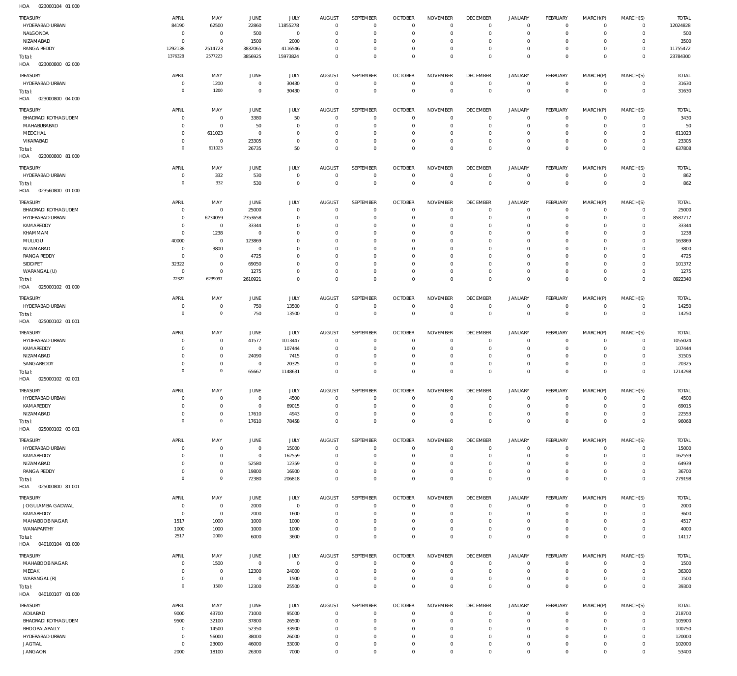HOA 023000104 01 000

| TREASURY | APRIL | MAY | JUNE | JULY | AUGUST | SEPTEMBER | OCTOBER | NOVEMBER | DECEMBER | JANUARY | FEBRUARY | MARCH(P) | MARCH(S) | TOTAL |
|---|---|---|---|---|---|---|---|---|---|---|---|---|---|---|
| HYDERABAD URBAN | 84190 | 62500 | 22860 | 11855278 | 0 | 0 | 0 | 0 | 0 | 0 | 0 | 0 | 0 | 12024828 |
| NALGONDA | 0 | 0 | 500 | 0 | 0 | 0 | 0 | 0 | 0 | 0 | 0 | 0 | 0 | 500 |
| NIZAMABAD | 0 | 0 | 1500 | 2000 | 0 | 0 | 0 | 0 | 0 | 0 | 0 | 0 | 0 | 3500 |
| RANGA REDDY | 1292138 | 2514723 | 3832065 | 4116546 | 0 | 0 | 0 | 0 | 0 | 0 | 0 | 0 | 0 | 11755472 |
| Total: | 1376328 | 2577223 | 3856925 | 15973824 | 0 | 0 | 0 | 0 | 0 | 0 | 0 | 0 | 0 | 23784300 |

HOA 023000800 02 000

| TREASURY | APRIL | MAY | JUNE | JULY | AUGUST | SEPTEMBER | OCTOBER | NOVEMBER | DECEMBER | JANUARY | FEBRUARY | MARCH(P) | MARCH(S) | TOTAL |
|---|---|---|---|---|---|---|---|---|---|---|---|---|---|---|
| HYDERABAD URBAN | 0 | 1200 | 0 | 30430 | 0 | 0 | 0 | 0 | 0 | 0 | 0 | 0 | 0 | 31630 |
| Total: | 0 | 1200 | 0 | 30430 | 0 | 0 | 0 | 0 | 0 | 0 | 0 | 0 | 0 | 31630 |

HOA 023000800 04 000

| TREASURY | APRIL | MAY | JUNE | JULY | AUGUST | SEPTEMBER | OCTOBER | NOVEMBER | DECEMBER | JANUARY | FEBRUARY | MARCH(P) | MARCH(S) | TOTAL |
|---|---|---|---|---|---|---|---|---|---|---|---|---|---|---|
| BHADRADI KOTHAGUDEM | 0 | 0 | 3380 | 50 | 0 | 0 | 0 | 0 | 0 | 0 | 0 | 0 | 0 | 3430 |
| MAHABUBABAD | 0 | 0 | 50 | 0 | 0 | 0 | 0 | 0 | 0 | 0 | 0 | 0 | 0 | 50 |
| MEDCHAL | 0 | 611023 | 0 | 0 | 0 | 0 | 0 | 0 | 0 | 0 | 0 | 0 | 0 | 611023 |
| VIKARABAD | 0 | 0 | 23305 | 0 | 0 | 0 | 0 | 0 | 0 | 0 | 0 | 0 | 0 | 23305 |
| Total: | 0 | 611023 | 26735 | 50 | 0 | 0 | 0 | 0 | 0 | 0 | 0 | 0 | 0 | 637808 |

HOA 023000800 81 000

| TREASURY | APRIL | MAY | JUNE | JULY | AUGUST | SEPTEMBER | OCTOBER | NOVEMBER | DECEMBER | JANUARY | FEBRUARY | MARCH(P) | MARCH(S) | TOTAL |
|---|---|---|---|---|---|---|---|---|---|---|---|---|---|---|
| HYDERABAD URBAN | 0 | 332 | 530 | 0 | 0 | 0 | 0 | 0 | 0 | 0 | 0 | 0 | 0 | 862 |
| Total: | 0 | 332 | 530 | 0 | 0 | 0 | 0 | 0 | 0 | 0 | 0 | 0 | 0 | 862 |

HOA 023560800 01 000

| TREASURY | APRIL | MAY | JUNE | JULY | AUGUST | SEPTEMBER | OCTOBER | NOVEMBER | DECEMBER | JANUARY | FEBRUARY | MARCH(P) | MARCH(S) | TOTAL |
|---|---|---|---|---|---|---|---|---|---|---|---|---|---|---|
| BHADRADI KOTHAGUDEM | 0 | 0 | 25000 | 0 | 0 | 0 | 0 | 0 | 0 | 0 | 0 | 0 | 0 | 25000 |
| HYDERABAD URBAN | 0 | 6234059 | 2353658 | 0 | 0 | 0 | 0 | 0 | 0 | 0 | 0 | 0 | 0 | 8587717 |
| KAMAREDDY | 0 | 0 | 33344 | 0 | 0 | 0 | 0 | 0 | 0 | 0 | 0 | 0 | 0 | 33344 |
| KHAMMAM | 0 | 1238 | 0 | 0 | 0 | 0 | 0 | 0 | 0 | 0 | 0 | 0 | 0 | 1238 |
| MULUGU | 40000 | 0 | 123869 | 0 | 0 | 0 | 0 | 0 | 0 | 0 | 0 | 0 | 0 | 163869 |
| NIZAMABAD | 0 | 3800 | 0 | 0 | 0 | 0 | 0 | 0 | 0 | 0 | 0 | 0 | 0 | 3800 |
| RANGA REDDY | 0 | 0 | 4725 | 0 | 0 | 0 | 0 | 0 | 0 | 0 | 0 | 0 | 0 | 4725 |
| SIDDIPET | 32322 | 0 | 69050 | 0 | 0 | 0 | 0 | 0 | 0 | 0 | 0 | 0 | 0 | 101372 |
| WARANGAL (U) | 0 | 0 | 1275 | 0 | 0 | 0 | 0 | 0 | 0 | 0 | 0 | 0 | 0 | 1275 |
| Total: | 72322 | 6239097 | 2610921 | 0 | 0 | 0 | 0 | 0 | 0 | 0 | 0 | 0 | 0 | 8922340 |

HOA 025000102 01 000

| TREASURY | APRIL | MAY | JUNE | JULY | AUGUST | SEPTEMBER | OCTOBER | NOVEMBER | DECEMBER | JANUARY | FEBRUARY | MARCH(P) | MARCH(S) | TOTAL |
|---|---|---|---|---|---|---|---|---|---|---|---|---|---|---|
| HYDERABAD URBAN | 0 | 0 | 750 | 13500 | 0 | 0 | 0 | 0 | 0 | 0 | 0 | 0 | 0 | 14250 |
| Total: | 0 | 0 | 750 | 13500 | 0 | 0 | 0 | 0 | 0 | 0 | 0 | 0 | 0 | 14250 |

HOA 025000102 01 001

| TREASURY | APRIL | MAY | JUNE | JULY | AUGUST | SEPTEMBER | OCTOBER | NOVEMBER | DECEMBER | JANUARY | FEBRUARY | MARCH(P) | MARCH(S) | TOTAL |
|---|---|---|---|---|---|---|---|---|---|---|---|---|---|---|
| HYDERABAD URBAN | 0 | 0 | 41577 | 1013447 | 0 | 0 | 0 | 0 | 0 | 0 | 0 | 0 | 0 | 1055024 |
| KAMAREDDY | 0 | 0 | 0 | 107444 | 0 | 0 | 0 | 0 | 0 | 0 | 0 | 0 | 0 | 107444 |
| NIZAMABAD | 0 | 0 | 24090 | 7415 | 0 | 0 | 0 | 0 | 0 | 0 | 0 | 0 | 0 | 31505 |
| SANGAREDDY | 0 | 0 | 0 | 20325 | 0 | 0 | 0 | 0 | 0 | 0 | 0 | 0 | 0 | 20325 |
| Total: | 0 | 0 | 65667 | 1148631 | 0 | 0 | 0 | 0 | 0 | 0 | 0 | 0 | 0 | 1214298 |

HOA 025000102 02 001

| TREASURY | APRIL | MAY | JUNE | JULY | AUGUST | SEPTEMBER | OCTOBER | NOVEMBER | DECEMBER | JANUARY | FEBRUARY | MARCH(P) | MARCH(S) | TOTAL |
|---|---|---|---|---|---|---|---|---|---|---|---|---|---|---|
| HYDERABAD URBAN | 0 | 0 | 0 | 4500 | 0 | 0 | 0 | 0 | 0 | 0 | 0 | 0 | 0 | 4500 |
| KAMAREDDY | 0 | 0 | 0 | 69015 | 0 | 0 | 0 | 0 | 0 | 0 | 0 | 0 | 0 | 69015 |
| NIZAMABAD | 0 | 0 | 17610 | 4943 | 0 | 0 | 0 | 0 | 0 | 0 | 0 | 0 | 0 | 22553 |
| Total: | 0 | 0 | 17610 | 78458 | 0 | 0 | 0 | 0 | 0 | 0 | 0 | 0 | 0 | 96068 |

HOA 025000102 03 001

| TREASURY | APRIL | MAY | JUNE | JULY | AUGUST | SEPTEMBER | OCTOBER | NOVEMBER | DECEMBER | JANUARY | FEBRUARY | MARCH(P) | MARCH(S) | TOTAL |
|---|---|---|---|---|---|---|---|---|---|---|---|---|---|---|
| HYDERABAD URBAN | 0 | 0 | 0 | 15000 | 0 | 0 | 0 | 0 | 0 | 0 | 0 | 0 | 0 | 15000 |
| KAMAREDDY | 0 | 0 | 0 | 162559 | 0 | 0 | 0 | 0 | 0 | 0 | 0 | 0 | 0 | 162559 |
| NIZAMABAD | 0 | 0 | 52580 | 12359 | 0 | 0 | 0 | 0 | 0 | 0 | 0 | 0 | 0 | 64939 |
| RANGA REDDY | 0 | 0 | 19800 | 16900 | 0 | 0 | 0 | 0 | 0 | 0 | 0 | 0 | 0 | 36700 |
| Total: | 0 | 0 | 72380 | 206818 | 0 | 0 | 0 | 0 | 0 | 0 | 0 | 0 | 0 | 279198 |

HOA 025000800 81 001

| TREASURY | APRIL | MAY | JUNE | JULY | AUGUST | SEPTEMBER | OCTOBER | NOVEMBER | DECEMBER | JANUARY | FEBRUARY | MARCH(P) | MARCH(S) | TOTAL |
|---|---|---|---|---|---|---|---|---|---|---|---|---|---|---|
| JOGULAMBA GADWAL | 0 | 0 | 2000 | 0 | 0 | 0 | 0 | 0 | 0 | 0 | 0 | 0 | 0 | 2000 |
| KAMAREDDY | 0 | 0 | 2000 | 1600 | 0 | 0 | 0 | 0 | 0 | 0 | 0 | 0 | 0 | 3600 |
| MAHABOOBNAGAR | 1517 | 1000 | 1000 | 1000 | 0 | 0 | 0 | 0 | 0 | 0 | 0 | 0 | 0 | 4517 |
| WANAPARTHY | 1000 | 1000 | 1000 | 1000 | 0 | 0 | 0 | 0 | 0 | 0 | 0 | 0 | 0 | 4000 |
| Total: | 2517 | 2000 | 6000 | 3600 | 0 | 0 | 0 | 0 | 0 | 0 | 0 | 0 | 0 | 14117 |

HOA 040100104 01 000

| TREASURY | APRIL | MAY | JUNE | JULY | AUGUST | SEPTEMBER | OCTOBER | NOVEMBER | DECEMBER | JANUARY | FEBRUARY | MARCH(P) | MARCH(S) | TOTAL |
|---|---|---|---|---|---|---|---|---|---|---|---|---|---|---|
| MAHABOOBNAGAR | 0 | 1500 | 0 | 0 | 0 | 0 | 0 | 0 | 0 | 0 | 0 | 0 | 0 | 1500 |
| MEDAK | 0 | 0 | 12300 | 24000 | 0 | 0 | 0 | 0 | 0 | 0 | 0 | 0 | 0 | 36300 |
| WARANGAL (R) | 0 | 0 | 0 | 1500 | 0 | 0 | 0 | 0 | 0 | 0 | 0 | 0 | 0 | 1500 |
| Total: | 0 | 1500 | 12300 | 25500 | 0 | 0 | 0 | 0 | 0 | 0 | 0 | 0 | 0 | 39300 |

HOA 040100107 01 000

| TREASURY | APRIL | MAY | JUNE | JULY | AUGUST | SEPTEMBER | OCTOBER | NOVEMBER | DECEMBER | JANUARY | FEBRUARY | MARCH(P) | MARCH(S) | TOTAL |
|---|---|---|---|---|---|---|---|---|---|---|---|---|---|---|
| ADILABAD | 9000 | 43700 | 71000 | 95000 | 0 | 0 | 0 | 0 | 0 | 0 | 0 | 0 | 0 | 218700 |
| BHADRADI KOTHAGUDEM | 9500 | 32100 | 37800 | 26500 | 0 | 0 | 0 | 0 | 0 | 0 | 0 | 0 | 0 | 105900 |
| BHOOPALAPALLY | 0 | 14500 | 52350 | 33900 | 0 | 0 | 0 | 0 | 0 | 0 | 0 | 0 | 0 | 100750 |
| HYDERABAD URBAN | 0 | 56000 | 38000 | 26000 | 0 | 0 | 0 | 0 | 0 | 0 | 0 | 0 | 0 | 120000 |
| JAGTIAL | 0 | 23000 | 46000 | 33000 | 0 | 0 | 0 | 0 | 0 | 0 | 0 | 0 | 0 | 102000 |
| JANGAON | 2000 | 18100 | 26300 | 7000 | 0 | 0 | 0 | 0 | 0 | 0 | 0 | 0 | 0 | 53400 |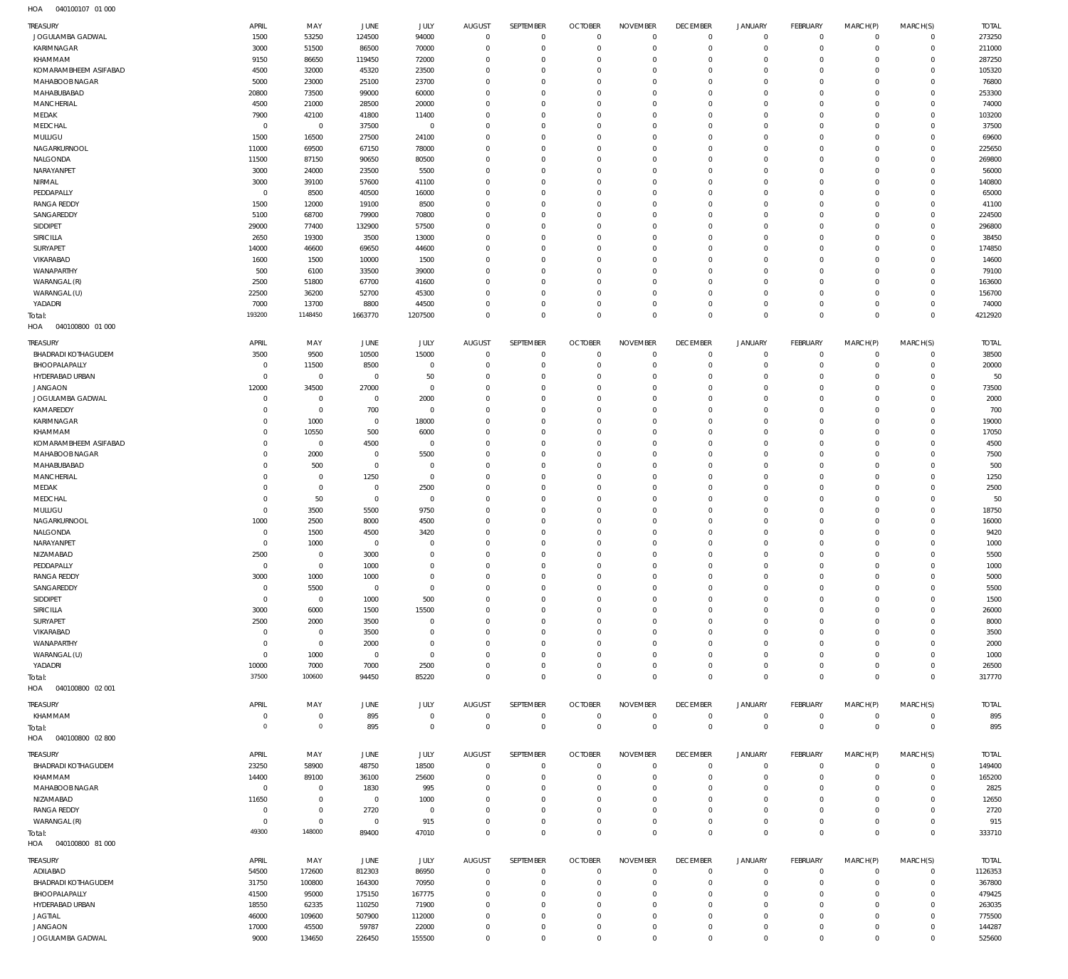HOA 040100107 01 000

| TREASURY | APRIL | MAY | JUNE | JULY | AUGUST | SEPTEMBER | OCTOBER | NOVEMBER | DECEMBER | JANUARY | FEBRUARY | MARCH(P) | MARCH(S) | TOTAL |
|---|---|---|---|---|---|---|---|---|---|---|---|---|---|---|
| JOGULAMBA GADWAL | 1500 | 53250 | 124500 | 94000 | 0 | 0 | 0 | 0 | 0 | 0 | 0 | 0 | 0 | 273250 |
| KARIMNAGAR | 3000 | 51500 | 86500 | 70000 | 0 | 0 | 0 | 0 | 0 | 0 | 0 | 0 | 0 | 211000 |
| KHAMMAM | 9150 | 86650 | 119450 | 72000 | 0 | 0 | 0 | 0 | 0 | 0 | 0 | 0 | 0 | 287250 |
| KOMARAMBHEEM ASIFABAD | 4500 | 32000 | 45320 | 23500 | 0 | 0 | 0 | 0 | 0 | 0 | 0 | 0 | 0 | 105320 |
| MAHABOOBNAGAR | 5000 | 23000 | 25100 | 23700 | 0 | 0 | 0 | 0 | 0 | 0 | 0 | 0 | 0 | 76800 |
| MAHABUBABAD | 20800 | 73500 | 99000 | 60000 | 0 | 0 | 0 | 0 | 0 | 0 | 0 | 0 | 0 | 253300 |
| MANCHERIAL | 4500 | 21000 | 28500 | 20000 | 0 | 0 | 0 | 0 | 0 | 0 | 0 | 0 | 0 | 74000 |
| MEDAK | 7900 | 42100 | 41800 | 11400 | 0 | 0 | 0 | 0 | 0 | 0 | 0 | 0 | 0 | 103200 |
| MEDCHAL | 0 | 0 | 37500 | 0 | 0 | 0 | 0 | 0 | 0 | 0 | 0 | 0 | 0 | 37500 |
| MULUGU | 1500 | 16500 | 27500 | 24100 | 0 | 0 | 0 | 0 | 0 | 0 | 0 | 0 | 0 | 69600 |
| NAGARKURNOOL | 11000 | 69500 | 67150 | 78000 | 0 | 0 | 0 | 0 | 0 | 0 | 0 | 0 | 0 | 225650 |
| NALGONDA | 11500 | 87150 | 90650 | 80500 | 0 | 0 | 0 | 0 | 0 | 0 | 0 | 0 | 0 | 269800 |
| NARAYANPET | 3000 | 24000 | 23500 | 5500 | 0 | 0 | 0 | 0 | 0 | 0 | 0 | 0 | 0 | 56000 |
| NIRMAL | 3000 | 39100 | 57600 | 41100 | 0 | 0 | 0 | 0 | 0 | 0 | 0 | 0 | 0 | 140800 |
| PEDDAPALLY | 0 | 8500 | 40500 | 16000 | 0 | 0 | 0 | 0 | 0 | 0 | 0 | 0 | 0 | 65000 |
| RANGA REDDY | 1500 | 12000 | 19100 | 8500 | 0 | 0 | 0 | 0 | 0 | 0 | 0 | 0 | 0 | 41100 |
| SANGAREDDY | 5100 | 68700 | 79900 | 70800 | 0 | 0 | 0 | 0 | 0 | 0 | 0 | 0 | 0 | 224500 |
| SIDDIPET | 29000 | 77400 | 132900 | 57500 | 0 | 0 | 0 | 0 | 0 | 0 | 0 | 0 | 0 | 296800 |
| SIRICILLA | 2650 | 19300 | 3500 | 13000 | 0 | 0 | 0 | 0 | 0 | 0 | 0 | 0 | 0 | 38450 |
| SURYAPET | 14000 | 46600 | 69650 | 44600 | 0 | 0 | 0 | 0 | 0 | 0 | 0 | 0 | 0 | 174850 |
| VIKARABAD | 1600 | 1500 | 10000 | 1500 | 0 | 0 | 0 | 0 | 0 | 0 | 0 | 0 | 0 | 14600 |
| WANAPARTHY | 500 | 6100 | 33500 | 39000 | 0 | 0 | 0 | 0 | 0 | 0 | 0 | 0 | 0 | 79100 |
| WARANGAL (R) | 2500 | 51800 | 67700 | 41600 | 0 | 0 | 0 | 0 | 0 | 0 | 0 | 0 | 0 | 163600 |
| WARANGAL (U) | 22500 | 36200 | 52700 | 45300 | 0 | 0 | 0 | 0 | 0 | 0 | 0 | 0 | 0 | 156700 |
| YADADRI | 7000 | 13700 | 8800 | 44500 | 0 | 0 | 0 | 0 | 0 | 0 | 0 | 0 | 0 | 74000 |
| Total: | 193200 | 1148450 | 1663770 | 1207500 | 0 | 0 | 0 | 0 | 0 | 0 | 0 | 0 | 0 | 4212920 |

HOA 040100800 01 000

| TREASURY | APRIL | MAY | JUNE | JULY | AUGUST | SEPTEMBER | OCTOBER | NOVEMBER | DECEMBER | JANUARY | FEBRUARY | MARCH(P) | MARCH(S) | TOTAL |
|---|---|---|---|---|---|---|---|---|---|---|---|---|---|---|
| BHADRADI KOTHAGUDEM | 3500 | 9500 | 10500 | 15000 | 0 | 0 | 0 | 0 | 0 | 0 | 0 | 0 | 0 | 38500 |
| BHOOPALAPALLY | 0 | 11500 | 8500 | 0 | 0 | 0 | 0 | 0 | 0 | 0 | 0 | 0 | 0 | 20000 |
| HYDERABAD URBAN | 0 | 0 | 0 | 50 | 0 | 0 | 0 | 0 | 0 | 0 | 0 | 0 | 0 | 50 |
| JANGAON | 12000 | 34500 | 27000 | 0 | 0 | 0 | 0 | 0 | 0 | 0 | 0 | 0 | 0 | 73500 |
| JOGULAMBA GADWAL | 0 | 0 | 0 | 2000 | 0 | 0 | 0 | 0 | 0 | 0 | 0 | 0 | 0 | 2000 |
| KAMAREDDY | 0 | 0 | 700 | 0 | 0 | 0 | 0 | 0 | 0 | 0 | 0 | 0 | 0 | 700 |
| KARIMNAGAR | 0 | 1000 | 0 | 18000 | 0 | 0 | 0 | 0 | 0 | 0 | 0 | 0 | 0 | 19000 |
| KHAMMAM | 0 | 10550 | 500 | 6000 | 0 | 0 | 0 | 0 | 0 | 0 | 0 | 0 | 0 | 17050 |
| KOMARAMBHEEM ASIFABAD | 0 | 0 | 4500 | 0 | 0 | 0 | 0 | 0 | 0 | 0 | 0 | 0 | 0 | 4500 |
| MAHABOOBNAGAR | 0 | 2000 | 0 | 5500 | 0 | 0 | 0 | 0 | 0 | 0 | 0 | 0 | 0 | 7500 |
| MAHABUBABAD | 0 | 500 | 0 | 0 | 0 | 0 | 0 | 0 | 0 | 0 | 0 | 0 | 0 | 500 |
| MANCHERIAL | 0 | 0 | 1250 | 0 | 0 | 0 | 0 | 0 | 0 | 0 | 0 | 0 | 0 | 1250 |
| MEDAK | 0 | 0 | 0 | 2500 | 0 | 0 | 0 | 0 | 0 | 0 | 0 | 0 | 0 | 2500 |
| MEDCHAL | 0 | 50 | 0 | 0 | 0 | 0 | 0 | 0 | 0 | 0 | 0 | 0 | 0 | 50 |
| MULUGU | 0 | 3500 | 5500 | 9750 | 0 | 0 | 0 | 0 | 0 | 0 | 0 | 0 | 0 | 18750 |
| NAGARKURNOOL | 1000 | 2500 | 8000 | 4500 | 0 | 0 | 0 | 0 | 0 | 0 | 0 | 0 | 0 | 16000 |
| NALGONDA | 0 | 1500 | 4500 | 3420 | 0 | 0 | 0 | 0 | 0 | 0 | 0 | 0 | 0 | 9420 |
| NARAYANPET | 0 | 1000 | 0 | 0 | 0 | 0 | 0 | 0 | 0 | 0 | 0 | 0 | 0 | 1000 |
| NIZAMABAD | 2500 | 0 | 3000 | 0 | 0 | 0 | 0 | 0 | 0 | 0 | 0 | 0 | 0 | 5500 |
| PEDDAPALLY | 0 | 0 | 1000 | 0 | 0 | 0 | 0 | 0 | 0 | 0 | 0 | 0 | 0 | 1000 |
| RANGA REDDY | 3000 | 1000 | 1000 | 0 | 0 | 0 | 0 | 0 | 0 | 0 | 0 | 0 | 0 | 5000 |
| SANGAREDDY | 0 | 5500 | 0 | 0 | 0 | 0 | 0 | 0 | 0 | 0 | 0 | 0 | 0 | 5500 |
| SIDDIPET | 0 | 0 | 1000 | 500 | 0 | 0 | 0 | 0 | 0 | 0 | 0 | 0 | 0 | 1500 |
| SIRICILLA | 3000 | 6000 | 1500 | 15500 | 0 | 0 | 0 | 0 | 0 | 0 | 0 | 0 | 0 | 26000 |
| SURYAPET | 2500 | 2000 | 3500 | 0 | 0 | 0 | 0 | 0 | 0 | 0 | 0 | 0 | 0 | 8000 |
| VIKARABAD | 0 | 0 | 3500 | 0 | 0 | 0 | 0 | 0 | 0 | 0 | 0 | 0 | 0 | 3500 |
| WANAPARTHY | 0 | 0 | 2000 | 0 | 0 | 0 | 0 | 0 | 0 | 0 | 0 | 0 | 0 | 2000 |
| WARANGAL (U) | 0 | 1000 | 0 | 0 | 0 | 0 | 0 | 0 | 0 | 0 | 0 | 0 | 0 | 1000 |
| YADADRI | 10000 | 7000 | 7000 | 2500 | 0 | 0 | 0 | 0 | 0 | 0 | 0 | 0 | 0 | 26500 |
| Total: | 37500 | 100600 | 94450 | 85220 | 0 | 0 | 0 | 0 | 0 | 0 | 0 | 0 | 0 | 317770 |

HOA 040100800 02 001

| TREASURY | APRIL | MAY | JUNE | JULY | AUGUST | SEPTEMBER | OCTOBER | NOVEMBER | DECEMBER | JANUARY | FEBRUARY | MARCH(P) | MARCH(S) | TOTAL |
|---|---|---|---|---|---|---|---|---|---|---|---|---|---|---|
| KHAMMAM | 0 | 0 | 895 | 0 | 0 | 0 | 0 | 0 | 0 | 0 | 0 | 0 | 0 | 895 |
| Total: | 0 | 0 | 895 | 0 | 0 | 0 | 0 | 0 | 0 | 0 | 0 | 0 | 0 | 895 |

HOA 040100800 02 800

| TREASURY | APRIL | MAY | JUNE | JULY | AUGUST | SEPTEMBER | OCTOBER | NOVEMBER | DECEMBER | JANUARY | FEBRUARY | MARCH(P) | MARCH(S) | TOTAL |
|---|---|---|---|---|---|---|---|---|---|---|---|---|---|---|
| BHADRADI KOTHAGUDEM | 23250 | 58900 | 48750 | 18500 | 0 | 0 | 0 | 0 | 0 | 0 | 0 | 0 | 0 | 149400 |
| KHAMMAM | 14400 | 89100 | 36100 | 25600 | 0 | 0 | 0 | 0 | 0 | 0 | 0 | 0 | 0 | 165200 |
| MAHABOOBNAGAR | 0 | 0 | 1830 | 995 | 0 | 0 | 0 | 0 | 0 | 0 | 0 | 0 | 0 | 2825 |
| NIZAMABAD | 11650 | 0 | 0 | 1000 | 0 | 0 | 0 | 0 | 0 | 0 | 0 | 0 | 0 | 12650 |
| RANGA REDDY | 0 | 0 | 2720 | 0 | 0 | 0 | 0 | 0 | 0 | 0 | 0 | 0 | 0 | 2720 |
| WARANGAL (R) | 0 | 0 | 0 | 915 | 0 | 0 | 0 | 0 | 0 | 0 | 0 | 0 | 0 | 915 |
| Total: | 49300 | 148000 | 89400 | 47010 | 0 | 0 | 0 | 0 | 0 | 0 | 0 | 0 | 0 | 333710 |

HOA 040100800 81 000

| TREASURY | APRIL | MAY | JUNE | JULY | AUGUST | SEPTEMBER | OCTOBER | NOVEMBER | DECEMBER | JANUARY | FEBRUARY | MARCH(P) | MARCH(S) | TOTAL |
|---|---|---|---|---|---|---|---|---|---|---|---|---|---|---|
| ADILABAD | 54500 | 172600 | 812303 | 86950 | 0 | 0 | 0 | 0 | 0 | 0 | 0 | 0 | 0 | 1126353 |
| BHADRADI KOTHAGUDEM | 31750 | 100800 | 164300 | 70950 | 0 | 0 | 0 | 0 | 0 | 0 | 0 | 0 | 0 | 367800 |
| BHOOPALAPALLY | 41500 | 95000 | 175150 | 167775 | 0 | 0 | 0 | 0 | 0 | 0 | 0 | 0 | 0 | 479425 |
| HYDERABAD URBAN | 18550 | 62335 | 110250 | 71900 | 0 | 0 | 0 | 0 | 0 | 0 | 0 | 0 | 0 | 263035 |
| JAGTIAL | 46000 | 109600 | 507900 | 112000 | 0 | 0 | 0 | 0 | 0 | 0 | 0 | 0 | 0 | 775500 |
| JANGAON | 17000 | 45500 | 59787 | 22000 | 0 | 0 | 0 | 0 | 0 | 0 | 0 | 0 | 0 | 144287 |
| JOGULAMBA GADWAL | 9000 | 134650 | 226450 | 155500 | 0 | 0 | 0 | 0 | 0 | 0 | 0 | 0 | 0 | 525600 |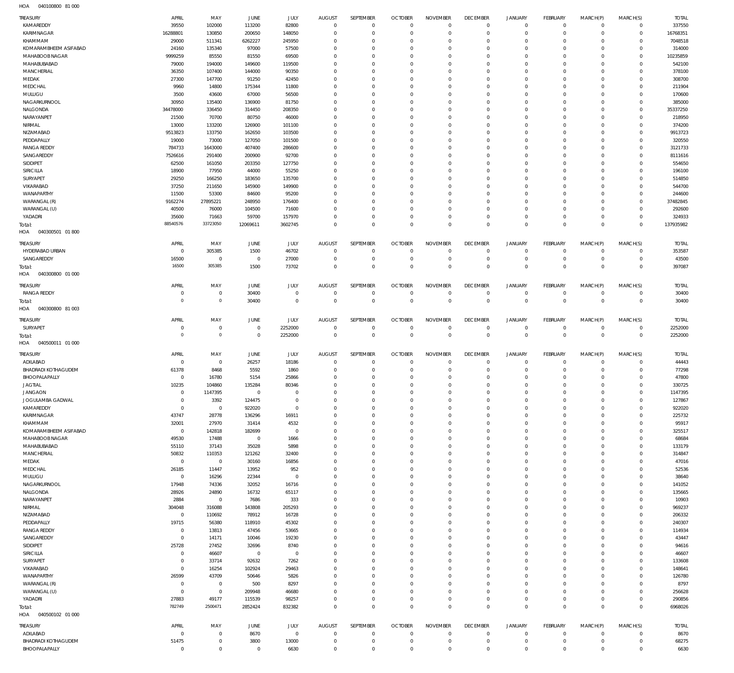HOA 040100800 81 000

| TREASURY | APRIL | MAY | JUNE | JULY | AUGUST | SEPTEMBER | OCTOBER | NOVEMBER | DECEMBER | JANUARY | FEBRUARY | MARCH(P) | MARCH(S) | TOTAL |
|---|---|---|---|---|---|---|---|---|---|---|---|---|---|---|
| KAMAREDDY | 39550 | 102000 | 113200 | 82800 | 0 | 0 | 0 | 0 | 0 | 0 | 0 | 0 | 0 | 337550 |
| KARIMNAGAR | 16288801 | 130850 | 200650 | 148050 | 0 | 0 | 0 | 0 | 0 | 0 | 0 | 0 | 0 | 16768351 |
| KHAMMAM | 29000 | 511341 | 6262227 | 245950 | 0 | 0 | 0 | 0 | 0 | 0 | 0 | 0 | 0 | 7048518 |
| KOMARAMBHEEM ASIFABAD | 24160 | 135340 | 97000 | 57500 | 0 | 0 | 0 | 0 | 0 | 0 | 0 | 0 | 0 | 314000 |
| MAHABOOB NAGAR | 9999259 | 85550 | 81550 | 69500 | 0 | 0 | 0 | 0 | 0 | 0 | 0 | 0 | 0 | 10235859 |
| MAHABUBABAD | 79000 | 194000 | 149600 | 119500 | 0 | 0 | 0 | 0 | 0 | 0 | 0 | 0 | 0 | 542100 |
| MANCHERIAL | 36350 | 107400 | 144000 | 90350 | 0 | 0 | 0 | 0 | 0 | 0 | 0 | 0 | 0 | 378100 |
| MEDAK | 27300 | 147700 | 91250 | 42450 | 0 | 0 | 0 | 0 | 0 | 0 | 0 | 0 | 0 | 308700 |
| MEDCHAL | 9960 | 14800 | 175344 | 11800 | 0 | 0 | 0 | 0 | 0 | 0 | 0 | 0 | 0 | 211904 |
| MULUGU | 3500 | 43600 | 67000 | 56500 | 0 | 0 | 0 | 0 | 0 | 0 | 0 | 0 | 0 | 170600 |
| NAGARKURNOOL | 30950 | 135400 | 136900 | 81750 | 0 | 0 | 0 | 0 | 0 | 0 | 0 | 0 | 0 | 385000 |
| NALGONDA | 34478000 | 336450 | 314450 | 208350 | 0 | 0 | 0 | 0 | 0 | 0 | 0 | 0 | 0 | 35337250 |
| NARAYANPET | 21500 | 70700 | 80750 | 46000 | 0 | 0 | 0 | 0 | 0 | 0 | 0 | 0 | 0 | 218950 |
| NIRMAL | 13000 | 133200 | 126900 | 101100 | 0 | 0 | 0 | 0 | 0 | 0 | 0 | 0 | 0 | 374200 |
| NIZAMABAD | 9513823 | 133750 | 162650 | 103500 | 0 | 0 | 0 | 0 | 0 | 0 | 0 | 0 | 0 | 9913723 |
| PEDDAPALLY | 19000 | 73000 | 127050 | 101500 | 0 | 0 | 0 | 0 | 0 | 0 | 0 | 0 | 0 | 320550 |
| RANGA REDDY | 784733 | 1643000 | 407400 | 286600 | 0 | 0 | 0 | 0 | 0 | 0 | 0 | 0 | 0 | 3121733 |
| SANGAREDDY | 7526616 | 291400 | 200900 | 92700 | 0 | 0 | 0 | 0 | 0 | 0 | 0 | 0 | 0 | 8111616 |
| SIDDIPET | 62500 | 161050 | 203350 | 127750 | 0 | 0 | 0 | 0 | 0 | 0 | 0 | 0 | 0 | 554650 |
| SIRICILLA | 18900 | 77950 | 44000 | 55250 | 0 | 0 | 0 | 0 | 0 | 0 | 0 | 0 | 0 | 196100 |
| SURYAPET | 29250 | 166250 | 183650 | 135700 | 0 | 0 | 0 | 0 | 0 | 0 | 0 | 0 | 0 | 514850 |
| VIKARABAD | 37250 | 211650 | 145900 | 149900 | 0 | 0 | 0 | 0 | 0 | 0 | 0 | 0 | 0 | 544700 |
| WANAPARTHY | 11500 | 53300 | 84600 | 95200 | 0 | 0 | 0 | 0 | 0 | 0 | 0 | 0 | 0 | 244600 |
| WARANGAL (R) | 9162274 | 27895221 | 248950 | 176400 | 0 | 0 | 0 | 0 | 0 | 0 | 0 | 0 | 0 | 37482845 |
| WARANGAL (U) | 40500 | 76000 | 104500 | 71600 | 0 | 0 | 0 | 0 | 0 | 0 | 0 | 0 | 0 | 292600 |
| YADADRI | 35600 | 71663 | 59700 | 157970 | 0 | 0 | 0 | 0 | 0 | 0 | 0 | 0 | 0 | 324933 |
| Total: | 88540576 | 33723050 | 12069611 | 3602745 | 0 | 0 | 0 | 0 | 0 | 0 | 0 | 0 | 0 | 137935982 |

HOA 040300501 01 800

| TREASURY | APRIL | MAY | JUNE | JULY | AUGUST | SEPTEMBER | OCTOBER | NOVEMBER | DECEMBER | JANUARY | FEBRUARY | MARCH(P) | MARCH(S) | TOTAL |
|---|---|---|---|---|---|---|---|---|---|---|---|---|---|---|
| HYDERABAD URBAN | 0 | 305385 | 1500 | 46702 | 0 | 0 | 0 | 0 | 0 | 0 | 0 | 0 | 0 | 353587 |
| SANGAREDDY | 16500 | 0 | 0 | 27000 | 0 | 0 | 0 | 0 | 0 | 0 | 0 | 0 | 0 | 43500 |
| Total: | 16500 | 305385 | 1500 | 73702 | 0 | 0 | 0 | 0 | 0 | 0 | 0 | 0 | 0 | 397087 |

HOA 040300800 01 000

| TREASURY | APRIL | MAY | JUNE | JULY | AUGUST | SEPTEMBER | OCTOBER | NOVEMBER | DECEMBER | JANUARY | FEBRUARY | MARCH(P) | MARCH(S) | TOTAL |
|---|---|---|---|---|---|---|---|---|---|---|---|---|---|---|
| RANGA REDDY | 0 | 0 | 30400 | 0 | 0 | 0 | 0 | 0 | 0 | 0 | 0 | 0 | 0 | 30400 |
| Total: | 0 | 0 | 30400 | 0 | 0 | 0 | 0 | 0 | 0 | 0 | 0 | 0 | 0 | 30400 |

HOA 040300800 81 003

| TREASURY | APRIL | MAY | JUNE | JULY | AUGUST | SEPTEMBER | OCTOBER | NOVEMBER | DECEMBER | JANUARY | FEBRUARY | MARCH(P) | MARCH(S) | TOTAL |
|---|---|---|---|---|---|---|---|---|---|---|---|---|---|---|
| SURYAPET | 0 | 0 | 0 | 2252000 | 0 | 0 | 0 | 0 | 0 | 0 | 0 | 0 | 0 | 2252000 |
| Total: | 0 | 0 | 0 | 2252000 | 0 | 0 | 0 | 0 | 0 | 0 | 0 | 0 | 0 | 2252000 |

HOA 040500011 01 000

| TREASURY | APRIL | MAY | JUNE | JULY | AUGUST | SEPTEMBER | OCTOBER | NOVEMBER | DECEMBER | JANUARY | FEBRUARY | MARCH(P) | MARCH(S) | TOTAL |
|---|---|---|---|---|---|---|---|---|---|---|---|---|---|---|
| ADILABAD | 0 | 0 | 26257 | 18186 | 0 | 0 | 0 | 0 | 0 | 0 | 0 | 0 | 0 | 44443 |
| BHADRADI KOTHAGUDEM | 61378 | 8468 | 5592 | 1860 | 0 | 0 | 0 | 0 | 0 | 0 | 0 | 0 | 0 | 77298 |
| BHOOPALAPALLY | 0 | 16780 | 5154 | 25866 | 0 | 0 | 0 | 0 | 0 | 0 | 0 | 0 | 0 | 47800 |
| JAGTIAL | 10235 | 104860 | 135284 | 80346 | 0 | 0 | 0 | 0 | 0 | 0 | 0 | 0 | 0 | 330725 |
| JANGAON | 0 | 1147395 | 0 | 0 | 0 | 0 | 0 | 0 | 0 | 0 | 0 | 0 | 0 | 1147395 |
| JOGULAMBA GADWAL | 0 | 3392 | 124475 | 0 | 0 | 0 | 0 | 0 | 0 | 0 | 0 | 0 | 0 | 127867 |
| KAMAREDDY | 0 | 0 | 922020 | 0 | 0 | 0 | 0 | 0 | 0 | 0 | 0 | 0 | 0 | 922020 |
| KARIMNAGAR | 43747 | 28778 | 136296 | 16911 | 0 | 0 | 0 | 0 | 0 | 0 | 0 | 0 | 0 | 225732 |
| KHAMMAM | 32001 | 27970 | 31414 | 4532 | 0 | 0 | 0 | 0 | 0 | 0 | 0 | 0 | 0 | 95917 |
| KOMARAMBHEEM ASIFABAD | 0 | 142818 | 182699 | 0 | 0 | 0 | 0 | 0 | 0 | 0 | 0 | 0 | 0 | 325517 |
| MAHABOOB NAGAR | 49530 | 17488 | 0 | 1666 | 0 | 0 | 0 | 0 | 0 | 0 | 0 | 0 | 0 | 68684 |
| MAHABUBABAD | 55110 | 37143 | 35028 | 5898 | 0 | 0 | 0 | 0 | 0 | 0 | 0 | 0 | 0 | 133179 |
| MANCHERIAL | 50832 | 110353 | 121262 | 32400 | 0 | 0 | 0 | 0 | 0 | 0 | 0 | 0 | 0 | 314847 |
| MEDAK | 0 | 0 | 30160 | 16856 | 0 | 0 | 0 | 0 | 0 | 0 | 0 | 0 | 0 | 47016 |
| MEDCHAL | 26185 | 11447 | 13952 | 952 | 0 | 0 | 0 | 0 | 0 | 0 | 0 | 0 | 0 | 52536 |
| MULUGU | 0 | 16296 | 22344 | 0 | 0 | 0 | 0 | 0 | 0 | 0 | 0 | 0 | 0 | 38640 |
| NAGARKURNOOL | 17948 | 74336 | 32052 | 16716 | 0 | 0 | 0 | 0 | 0 | 0 | 0 | 0 | 0 | 141052 |
| NALGONDA | 28926 | 24890 | 16732 | 65117 | 0 | 0 | 0 | 0 | 0 | 0 | 0 | 0 | 0 | 135665 |
| NARAYANPET | 2884 | 0 | 7686 | 333 | 0 | 0 | 0 | 0 | 0 | 0 | 0 | 0 | 0 | 10903 |
| NIRMAL | 304048 | 316088 | 143808 | 205293 | 0 | 0 | 0 | 0 | 0 | 0 | 0 | 0 | 0 | 969237 |
| NIZAMABAD | 0 | 110692 | 78912 | 16728 | 0 | 0 | 0 | 0 | 0 | 0 | 0 | 0 | 0 | 206332 |
| PEDDAPALLY | 19715 | 56380 | 118910 | 45302 | 0 | 0 | 0 | 0 | 0 | 0 | 0 | 0 | 0 | 240307 |
| RANGA REDDY | 0 | 13813 | 47456 | 53665 | 0 | 0 | 0 | 0 | 0 | 0 | 0 | 0 | 0 | 114934 |
| SANGAREDDY | 0 | 14171 | 10046 | 19230 | 0 | 0 | 0 | 0 | 0 | 0 | 0 | 0 | 0 | 43447 |
| SIDDIPET | 25728 | 27452 | 32696 | 8740 | 0 | 0 | 0 | 0 | 0 | 0 | 0 | 0 | 0 | 94616 |
| SIRICILLA | 0 | 46607 | 0 | 0 | 0 | 0 | 0 | 0 | 0 | 0 | 0 | 0 | 0 | 46607 |
| SURYAPET | 0 | 33714 | 92632 | 7262 | 0 | 0 | 0 | 0 | 0 | 0 | 0 | 0 | 0 | 133608 |
| VIKARABAD | 0 | 16254 | 102924 | 29463 | 0 | 0 | 0 | 0 | 0 | 0 | 0 | 0 | 0 | 148641 |
| WANAPARTHY | 26599 | 43709 | 50646 | 5826 | 0 | 0 | 0 | 0 | 0 | 0 | 0 | 0 | 0 | 126780 |
| WARANGAL (R) | 0 | 0 | 500 | 8297 | 0 | 0 | 0 | 0 | 0 | 0 | 0 | 0 | 0 | 8797 |
| WARANGAL (U) | 0 | 0 | 209948 | 46680 | 0 | 0 | 0 | 0 | 0 | 0 | 0 | 0 | 0 | 256628 |
| YADADRI | 27883 | 49177 | 115539 | 98257 | 0 | 0 | 0 | 0 | 0 | 0 | 0 | 0 | 0 | 290856 |
| Total: | 782749 | 2500471 | 2852424 | 832382 | 0 | 0 | 0 | 0 | 0 | 0 | 0 | 0 | 0 | 6968026 |

HOA 040500102 01 000

| TREASURY | APRIL | MAY | JUNE | JULY | AUGUST | SEPTEMBER | OCTOBER | NOVEMBER | DECEMBER | JANUARY | FEBRUARY | MARCH(P) | MARCH(S) | TOTAL |
|---|---|---|---|---|---|---|---|---|---|---|---|---|---|---|
| ADILABAD | 0 | 0 | 8670 | 0 | 0 | 0 | 0 | 0 | 0 | 0 | 0 | 0 | 0 | 8670 |
| BHADRADI KOTHAGUDEM | 51475 | 0 | 3800 | 13000 | 0 | 0 | 0 | 0 | 0 | 0 | 0 | 0 | 0 | 68275 |
| BHOOPALAPALLY | 0 | 0 | 0 | 6630 | 0 | 0 | 0 | 0 | 0 | 0 | 0 | 0 | 0 | 6630 |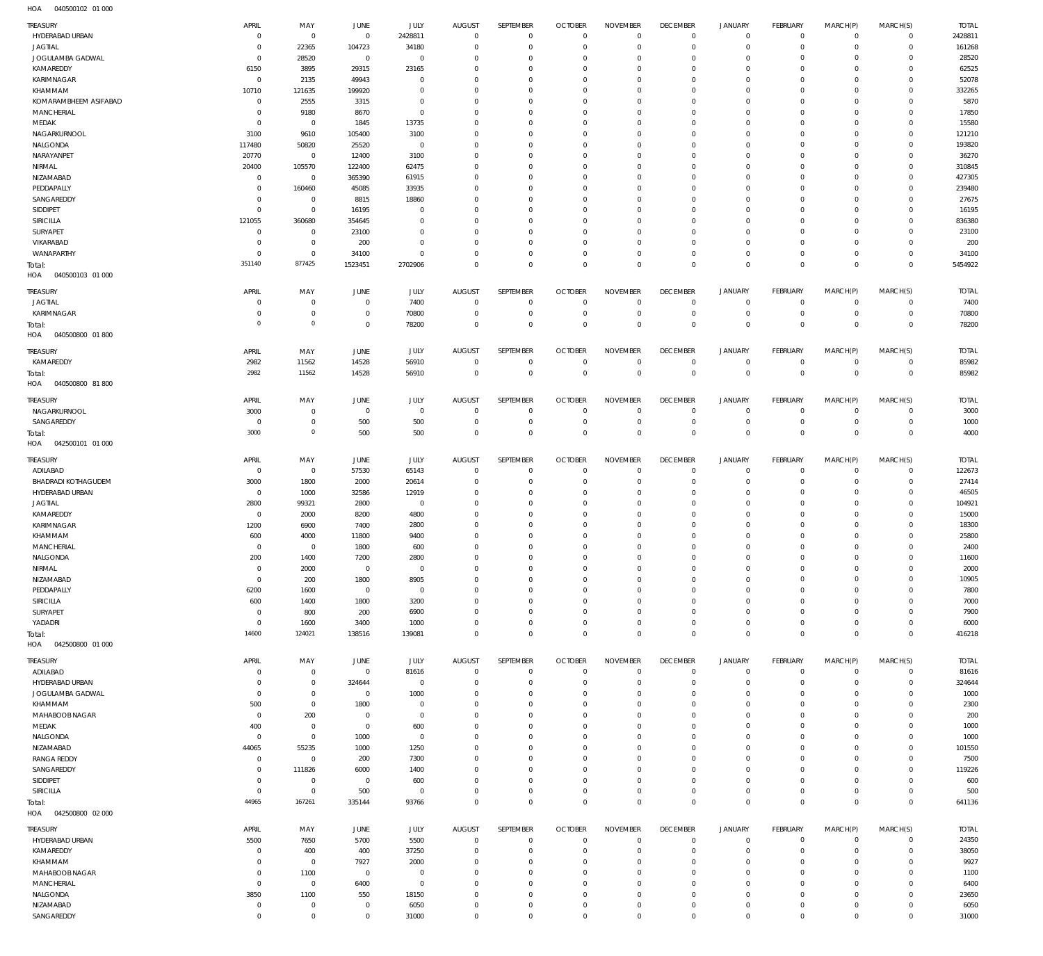HOA 040500102 01 000

| TREASURY | APRIL | MAY | JUNE | JULY | AUGUST | SEPTEMBER | OCTOBER | NOVEMBER | DECEMBER | JANUARY | FEBRUARY | MARCH(P) | MARCH(S) | TOTAL |
|---|---|---|---|---|---|---|---|---|---|---|---|---|---|---|
| HYDERABAD URBAN | 0 | 0 | 0 | 2428811 | 0 | 0 | 0 | 0 | 0 | 0 | 0 | 0 | 0 | 2428811 |
| JAGTIAL | 0 | 22365 | 104723 | 34180 | 0 | 0 | 0 | 0 | 0 | 0 | 0 | 0 | 0 | 161268 |
| JOGULAMBA GADWAL | 0 | 28520 | 0 | 0 | 0 | 0 | 0 | 0 | 0 | 0 | 0 | 0 | 0 | 28520 |
| KAMAREDDY | 6150 | 3895 | 29315 | 23165 | 0 | 0 | 0 | 0 | 0 | 0 | 0 | 0 | 0 | 62525 |
| KARIMNAGAR | 0 | 2135 | 49943 | 0 | 0 | 0 | 0 | 0 | 0 | 0 | 0 | 0 | 0 | 52078 |
| KHAMMAM | 10710 | 121635 | 199920 | 0 | 0 | 0 | 0 | 0 | 0 | 0 | 0 | 0 | 0 | 332265 |
| KOMARAMBHEEM ASIFABAD | 0 | 2555 | 3315 | 0 | 0 | 0 | 0 | 0 | 0 | 0 | 0 | 0 | 0 | 5870 |
| MANCHERIAL | 0 | 9180 | 8670 | 0 | 0 | 0 | 0 | 0 | 0 | 0 | 0 | 0 | 0 | 17850 |
| MEDAK | 0 | 0 | 1845 | 13735 | 0 | 0 | 0 | 0 | 0 | 0 | 0 | 0 | 0 | 15580 |
| NAGARKURNOOL | 3100 | 9610 | 105400 | 3100 | 0 | 0 | 0 | 0 | 0 | 0 | 0 | 0 | 0 | 121210 |
| NALGONDA | 117480 | 50820 | 25520 | 0 | 0 | 0 | 0 | 0 | 0 | 0 | 0 | 0 | 0 | 193820 |
| NARAYANPET | 20770 | 0 | 12400 | 3100 | 0 | 0 | 0 | 0 | 0 | 0 | 0 | 0 | 0 | 36270 |
| NIRMAL | 20400 | 105570 | 122400 | 62475 | 0 | 0 | 0 | 0 | 0 | 0 | 0 | 0 | 0 | 310845 |
| NIZAMABAD | 0 | 0 | 365390 | 61915 | 0 | 0 | 0 | 0 | 0 | 0 | 0 | 0 | 0 | 427305 |
| PEDDAPALLY | 0 | 160460 | 45085 | 33935 | 0 | 0 | 0 | 0 | 0 | 0 | 0 | 0 | 0 | 239480 |
| SANGAREDDY | 0 | 0 | 8815 | 18860 | 0 | 0 | 0 | 0 | 0 | 0 | 0 | 0 | 0 | 27675 |
| SIDDIPET | 0 | 0 | 16195 | 0 | 0 | 0 | 0 | 0 | 0 | 0 | 0 | 0 | 0 | 16195 |
| SIRICILLA | 121055 | 360680 | 354645 | 0 | 0 | 0 | 0 | 0 | 0 | 0 | 0 | 0 | 0 | 836380 |
| SURYAPET | 0 | 0 | 23100 | 0 | 0 | 0 | 0 | 0 | 0 | 0 | 0 | 0 | 0 | 23100 |
| VIKARABAD | 0 | 0 | 200 | 0 | 0 | 0 | 0 | 0 | 0 | 0 | 0 | 0 | 0 | 200 |
| WANAPARTHY | 0 | 0 | 34100 | 0 | 0 | 0 | 0 | 0 | 0 | 0 | 0 | 0 | 0 | 34100 |
| Total: | 351140 | 877425 | 1523451 | 2702906 | 0 | 0 | 0 | 0 | 0 | 0 | 0 | 0 | 0 | 5454922 |

HOA 040500103 01 000

| TREASURY | APRIL | MAY | JUNE | JULY | AUGUST | SEPTEMBER | OCTOBER | NOVEMBER | DECEMBER | JANUARY | FEBRUARY | MARCH(P) | MARCH(S) | TOTAL |
|---|---|---|---|---|---|---|---|---|---|---|---|---|---|---|
| JAGTIAL | 0 | 0 | 0 | 7400 | 0 | 0 | 0 | 0 | 0 | 0 | 0 | 0 | 0 | 7400 |
| KARIMNAGAR | 0 | 0 | 0 | 70800 | 0 | 0 | 0 | 0 | 0 | 0 | 0 | 0 | 0 | 70800 |
| Total: | 0 | 0 | 0 | 78200 | 0 | 0 | 0 | 0 | 0 | 0 | 0 | 0 | 0 | 78200 |

HOA 040500800 01 800

| TREASURY | APRIL | MAY | JUNE | JULY | AUGUST | SEPTEMBER | OCTOBER | NOVEMBER | DECEMBER | JANUARY | FEBRUARY | MARCH(P) | MARCH(S) | TOTAL |
|---|---|---|---|---|---|---|---|---|---|---|---|---|---|---|
| KAMAREDDY | 2982 | 11562 | 14528 | 56910 | 0 | 0 | 0 | 0 | 0 | 0 | 0 | 0 | 0 | 85982 |
| Total: | 2982 | 11562 | 14528 | 56910 | 0 | 0 | 0 | 0 | 0 | 0 | 0 | 0 | 0 | 85982 |

HOA 040500800 81 800

| TREASURY | APRIL | MAY | JUNE | JULY | AUGUST | SEPTEMBER | OCTOBER | NOVEMBER | DECEMBER | JANUARY | FEBRUARY | MARCH(P) | MARCH(S) | TOTAL |
|---|---|---|---|---|---|---|---|---|---|---|---|---|---|---|
| NAGARKURNOOL | 3000 | 0 | 0 | 0 | 0 | 0 | 0 | 0 | 0 | 0 | 0 | 0 | 0 | 3000 |
| SANGAREDDY | 0 | 0 | 500 | 500 | 0 | 0 | 0 | 0 | 0 | 0 | 0 | 0 | 0 | 1000 |
| Total: | 3000 | 0 | 500 | 500 | 0 | 0 | 0 | 0 | 0 | 0 | 0 | 0 | 0 | 4000 |

HOA 042500101 01 000

| TREASURY | APRIL | MAY | JUNE | JULY | AUGUST | SEPTEMBER | OCTOBER | NOVEMBER | DECEMBER | JANUARY | FEBRUARY | MARCH(P) | MARCH(S) | TOTAL |
|---|---|---|---|---|---|---|---|---|---|---|---|---|---|---|
| ADILABAD | 0 | 0 | 57530 | 65143 | 0 | 0 | 0 | 0 | 0 | 0 | 0 | 0 | 0 | 122673 |
| BHADRADI KOTHAGUDEM | 3000 | 1800 | 2000 | 20614 | 0 | 0 | 0 | 0 | 0 | 0 | 0 | 0 | 0 | 27414 |
| HYDERABAD URBAN | 0 | 1000 | 32586 | 12919 | 0 | 0 | 0 | 0 | 0 | 0 | 0 | 0 | 0 | 46505 |
| JAGTIAL | 2800 | 99321 | 2800 | 0 | 0 | 0 | 0 | 0 | 0 | 0 | 0 | 0 | 0 | 104921 |
| KAMAREDDY | 0 | 2000 | 8200 | 4800 | 0 | 0 | 0 | 0 | 0 | 0 | 0 | 0 | 0 | 15000 |
| KARIMNAGAR | 1200 | 6900 | 7400 | 2800 | 0 | 0 | 0 | 0 | 0 | 0 | 0 | 0 | 0 | 18300 |
| KHAMMAM | 600 | 4000 | 11800 | 9400 | 0 | 0 | 0 | 0 | 0 | 0 | 0 | 0 | 0 | 25800 |
| MANCHERIAL | 0 | 0 | 1800 | 600 | 0 | 0 | 0 | 0 | 0 | 0 | 0 | 0 | 0 | 2400 |
| NALGONDA | 200 | 1400 | 7200 | 2800 | 0 | 0 | 0 | 0 | 0 | 0 | 0 | 0 | 0 | 11600 |
| NIRMAL | 0 | 2000 | 0 | 0 | 0 | 0 | 0 | 0 | 0 | 0 | 0 | 0 | 0 | 2000 |
| NIZAMABAD | 0 | 200 | 1800 | 8905 | 0 | 0 | 0 | 0 | 0 | 0 | 0 | 0 | 0 | 10905 |
| PEDDAPALLY | 6200 | 1600 | 0 | 0 | 0 | 0 | 0 | 0 | 0 | 0 | 0 | 0 | 0 | 7800 |
| SIRICILLA | 600 | 1400 | 1800 | 3200 | 0 | 0 | 0 | 0 | 0 | 0 | 0 | 0 | 0 | 7000 |
| SURYAPET | 0 | 800 | 200 | 6900 | 0 | 0 | 0 | 0 | 0 | 0 | 0 | 0 | 0 | 7900 |
| YADADRI | 0 | 1600 | 3400 | 1000 | 0 | 0 | 0 | 0 | 0 | 0 | 0 | 0 | 0 | 6000 |
| Total: | 14600 | 124021 | 138516 | 139081 | 0 | 0 | 0 | 0 | 0 | 0 | 0 | 0 | 0 | 416218 |

HOA 042500800 01 000

| TREASURY | APRIL | MAY | JUNE | JULY | AUGUST | SEPTEMBER | OCTOBER | NOVEMBER | DECEMBER | JANUARY | FEBRUARY | MARCH(P) | MARCH(S) | TOTAL |
|---|---|---|---|---|---|---|---|---|---|---|---|---|---|---|
| ADILABAD | 0 | 0 | 0 | 81616 | 0 | 0 | 0 | 0 | 0 | 0 | 0 | 0 | 0 | 81616 |
| HYDERABAD URBAN | 0 | 0 | 324644 | 0 | 0 | 0 | 0 | 0 | 0 | 0 | 0 | 0 | 0 | 324644 |
| JOGULAMBA GADWAL | 0 | 0 | 0 | 1000 | 0 | 0 | 0 | 0 | 0 | 0 | 0 | 0 | 0 | 1000 |
| KHAMMAM | 500 | 0 | 1800 | 0 | 0 | 0 | 0 | 0 | 0 | 0 | 0 | 0 | 0 | 2300 |
| MAHABOOBNAGAR | 0 | 200 | 0 | 0 | 0 | 0 | 0 | 0 | 0 | 0 | 0 | 0 | 0 | 200 |
| MEDAK | 400 | 0 | 0 | 600 | 0 | 0 | 0 | 0 | 0 | 0 | 0 | 0 | 0 | 1000 |
| NALGONDA | 0 | 0 | 1000 | 0 | 0 | 0 | 0 | 0 | 0 | 0 | 0 | 0 | 0 | 1000 |
| NIZAMABAD | 44065 | 55235 | 1000 | 1250 | 0 | 0 | 0 | 0 | 0 | 0 | 0 | 0 | 0 | 101550 |
| RANGA REDDY | 0 | 0 | 200 | 7300 | 0 | 0 | 0 | 0 | 0 | 0 | 0 | 0 | 0 | 7500 |
| SANGAREDDY | 0 | 111826 | 6000 | 1400 | 0 | 0 | 0 | 0 | 0 | 0 | 0 | 0 | 0 | 119226 |
| SIDDIPET | 0 | 0 | 0 | 600 | 0 | 0 | 0 | 0 | 0 | 0 | 0 | 0 | 0 | 600 |
| SIRICILLA | 0 | 0 | 500 | 0 | 0 | 0 | 0 | 0 | 0 | 0 | 0 | 0 | 0 | 500 |
| Total: | 44965 | 167261 | 335144 | 93766 | 0 | 0 | 0 | 0 | 0 | 0 | 0 | 0 | 0 | 641136 |

HOA 042500800 02 000

| TREASURY | APRIL | MAY | JUNE | JULY | AUGUST | SEPTEMBER | OCTOBER | NOVEMBER | DECEMBER | JANUARY | FEBRUARY | MARCH(P) | MARCH(S) | TOTAL |
|---|---|---|---|---|---|---|---|---|---|---|---|---|---|---|
| HYDERABAD URBAN | 5500 | 7650 | 5700 | 5500 | 0 | 0 | 0 | 0 | 0 | 0 | 0 | 0 | 0 | 24350 |
| KAMAREDDY | 0 | 400 | 400 | 37250 | 0 | 0 | 0 | 0 | 0 | 0 | 0 | 0 | 0 | 38050 |
| KHAMMAM | 0 | 0 | 7927 | 2000 | 0 | 0 | 0 | 0 | 0 | 0 | 0 | 0 | 0 | 9927 |
| MAHABOOBNAGAR | 0 | 1100 | 0 | 0 | 0 | 0 | 0 | 0 | 0 | 0 | 0 | 0 | 0 | 1100 |
| MANCHERIAL | 0 | 0 | 6400 | 0 | 0 | 0 | 0 | 0 | 0 | 0 | 0 | 0 | 0 | 6400 |
| NALGONDA | 3850 | 1100 | 550 | 18150 | 0 | 0 | 0 | 0 | 0 | 0 | 0 | 0 | 0 | 23650 |
| NIZAMABAD | 0 | 0 | 0 | 6050 | 0 | 0 | 0 | 0 | 0 | 0 | 0 | 0 | 0 | 6050 |
| SANGAREDDY | 0 | 0 | 0 | 31000 | 0 | 0 | 0 | 0 | 0 | 0 | 0 | 0 | 0 | 31000 |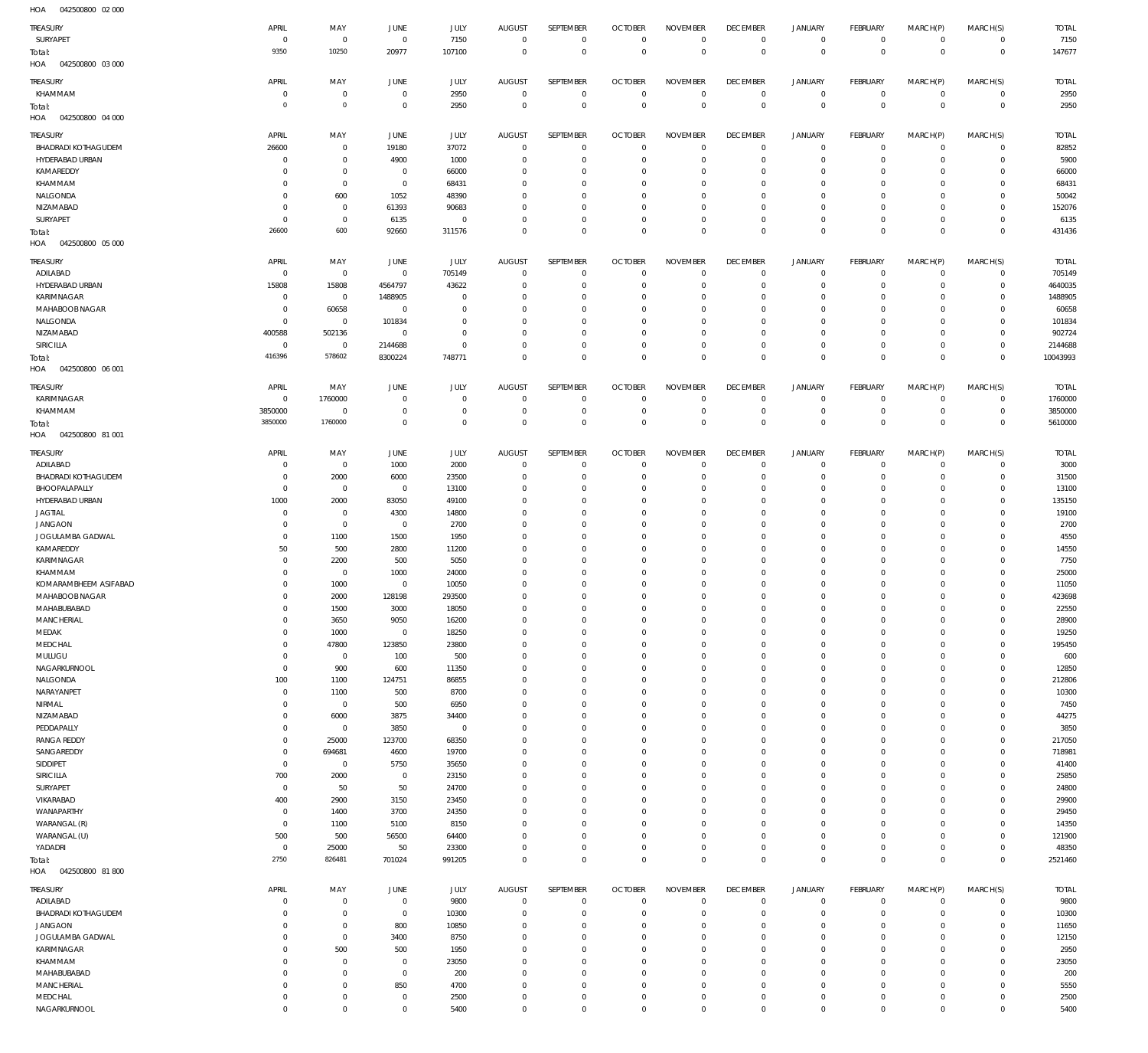HOA 042500800 02 000

| TREASURY | APRIL | MAY | JUNE | JULY | AUGUST | SEPTEMBER | OCTOBER | NOVEMBER | DECEMBER | JANUARY | FEBRUARY | MARCH(P) | MARCH(S) | TOTAL |
|---|---|---|---|---|---|---|---|---|---|---|---|---|---|---|
| SURYAPET | 0 | 0 | 0 | 7150 | 0 | 0 | 0 | 0 | 0 | 0 | 0 | 0 | 0 | 7150 |
| Total: | 9350 | 10250 | 20977 | 107100 | 0 | 0 | 0 | 0 | 0 | 0 | 0 | 0 | 0 | 147677 |

HOA 042500800 03 000

| TREASURY | APRIL | MAY | JUNE | JULY | AUGUST | SEPTEMBER | OCTOBER | NOVEMBER | DECEMBER | JANUARY | FEBRUARY | MARCH(P) | MARCH(S) | TOTAL |
|---|---|---|---|---|---|---|---|---|---|---|---|---|---|---|
| KHAMMAM | 0 | 0 | 0 | 2950 | 0 | 0 | 0 | 0 | 0 | 0 | 0 | 0 | 0 | 2950 |
| Total: | 0 | 0 | 0 | 2950 | 0 | 0 | 0 | 0 | 0 | 0 | 0 | 0 | 0 | 2950 |

HOA 042500800 04 000

| TREASURY | APRIL | MAY | JUNE | JULY | AUGUST | SEPTEMBER | OCTOBER | NOVEMBER | DECEMBER | JANUARY | FEBRUARY | MARCH(P) | MARCH(S) | TOTAL |
|---|---|---|---|---|---|---|---|---|---|---|---|---|---|---|
| BHADRADI KOTHAGUDEM | 26600 | 0 | 19180 | 37072 | 0 | 0 | 0 | 0 | 0 | 0 | 0 | 0 | 0 | 82852 |
| HYDERABAD URBAN | 0 | 0 | 4900 | 1000 | 0 | 0 | 0 | 0 | 0 | 0 | 0 | 0 | 0 | 5900 |
| KAMAREDDY | 0 | 0 | 0 | 66000 | 0 | 0 | 0 | 0 | 0 | 0 | 0 | 0 | 0 | 66000 |
| KHAMMAM | 0 | 0 | 0 | 68431 | 0 | 0 | 0 | 0 | 0 | 0 | 0 | 0 | 0 | 68431 |
| NALGONDA | 0 | 600 | 1052 | 48390 | 0 | 0 | 0 | 0 | 0 | 0 | 0 | 0 | 0 | 50042 |
| NIZAMABAD | 0 | 0 | 61393 | 90683 | 0 | 0 | 0 | 0 | 0 | 0 | 0 | 0 | 0 | 152076 |
| SURYAPET | 0 | 0 | 6135 | 0 | 0 | 0 | 0 | 0 | 0 | 0 | 0 | 0 | 0 | 6135 |
| Total: | 26600 | 600 | 92660 | 311576 | 0 | 0 | 0 | 0 | 0 | 0 | 0 | 0 | 0 | 431436 |

HOA 042500800 05 000

| TREASURY | APRIL | MAY | JUNE | JULY | AUGUST | SEPTEMBER | OCTOBER | NOVEMBER | DECEMBER | JANUARY | FEBRUARY | MARCH(P) | MARCH(S) | TOTAL |
|---|---|---|---|---|---|---|---|---|---|---|---|---|---|---|
| ADILABAD | 0 | 0 | 0 | 705149 | 0 | 0 | 0 | 0 | 0 | 0 | 0 | 0 | 0 | 705149 |
| HYDERABAD URBAN | 15808 | 15808 | 4564797 | 43622 | 0 | 0 | 0 | 0 | 0 | 0 | 0 | 0 | 0 | 4640035 |
| KARIMNAGAR | 0 | 0 | 1488905 | 0 | 0 | 0 | 0 | 0 | 0 | 0 | 0 | 0 | 0 | 1488905 |
| MAHABOOB NAGAR | 0 | 60658 | 0 | 0 | 0 | 0 | 0 | 0 | 0 | 0 | 0 | 0 | 0 | 60658 |
| NALGONDA | 0 | 0 | 101834 | 0 | 0 | 0 | 0 | 0 | 0 | 0 | 0 | 0 | 0 | 101834 |
| NIZAMABAD | 400588 | 502136 | 0 | 0 | 0 | 0 | 0 | 0 | 0 | 0 | 0 | 0 | 0 | 902724 |
| SIRICILLA | 0 | 0 | 2144688 | 0 | 0 | 0 | 0 | 0 | 0 | 0 | 0 | 0 | 0 | 2144688 |
| Total: | 416396 | 578602 | 8300224 | 748771 | 0 | 0 | 0 | 0 | 0 | 0 | 0 | 0 | 0 | 10043993 |

HOA 042500800 06 001

| TREASURY | APRIL | MAY | JUNE | JULY | AUGUST | SEPTEMBER | OCTOBER | NOVEMBER | DECEMBER | JANUARY | FEBRUARY | MARCH(P) | MARCH(S) | TOTAL |
|---|---|---|---|---|---|---|---|---|---|---|---|---|---|---|
| KARIMNAGAR | 0 | 1760000 | 0 | 0 | 0 | 0 | 0 | 0 | 0 | 0 | 0 | 0 | 0 | 1760000 |
| KHAMMAM | 3850000 | 0 | 0 | 0 | 0 | 0 | 0 | 0 | 0 | 0 | 0 | 0 | 0 | 3850000 |
| Total: | 3850000 | 1760000 | 0 | 0 | 0 | 0 | 0 | 0 | 0 | 0 | 0 | 0 | 0 | 5610000 |

HOA 042500800 81 001

| TREASURY | APRIL | MAY | JUNE | JULY | AUGUST | SEPTEMBER | OCTOBER | NOVEMBER | DECEMBER | JANUARY | FEBRUARY | MARCH(P) | MARCH(S) | TOTAL |
|---|---|---|---|---|---|---|---|---|---|---|---|---|---|---|
| ADILABAD | 0 | 0 | 1000 | 2000 | 0 | 0 | 0 | 0 | 0 | 0 | 0 | 0 | 0 | 3000 |
| BHADRADI KOTHAGUDEM | 0 | 2000 | 6000 | 23500 | 0 | 0 | 0 | 0 | 0 | 0 | 0 | 0 | 0 | 31500 |
| BHOOPALAPALLY | 0 | 0 | 0 | 13100 | 0 | 0 | 0 | 0 | 0 | 0 | 0 | 0 | 0 | 13100 |
| HYDERABAD URBAN | 1000 | 2000 | 83050 | 49100 | 0 | 0 | 0 | 0 | 0 | 0 | 0 | 0 | 0 | 135150 |
| JAGTIAL | 0 | 0 | 4300 | 14800 | 0 | 0 | 0 | 0 | 0 | 0 | 0 | 0 | 0 | 19100 |
| JANGAON | 0 | 0 | 0 | 2700 | 0 | 0 | 0 | 0 | 0 | 0 | 0 | 0 | 0 | 2700 |
| JOGULAMBA GADWAL | 0 | 1100 | 1500 | 1950 | 0 | 0 | 0 | 0 | 0 | 0 | 0 | 0 | 0 | 4550 |
| KAMAREDDY | 50 | 500 | 2800 | 11200 | 0 | 0 | 0 | 0 | 0 | 0 | 0 | 0 | 0 | 14550 |
| KARIMNAGAR | 0 | 2200 | 500 | 5050 | 0 | 0 | 0 | 0 | 0 | 0 | 0 | 0 | 0 | 7750 |
| KHAMMAM | 0 | 0 | 1000 | 24000 | 0 | 0 | 0 | 0 | 0 | 0 | 0 | 0 | 0 | 25000 |
| KOMARAMBHEEM ASIFABAD | 0 | 1000 | 0 | 10050 | 0 | 0 | 0 | 0 | 0 | 0 | 0 | 0 | 0 | 11050 |
| MAHABOOB NAGAR | 0 | 2000 | 128198 | 293500 | 0 | 0 | 0 | 0 | 0 | 0 | 0 | 0 | 0 | 423698 |
| MAHABUBABAD | 0 | 1500 | 3000 | 18050 | 0 | 0 | 0 | 0 | 0 | 0 | 0 | 0 | 0 | 22550 |
| MANCHERIAL | 0 | 3650 | 9050 | 16200 | 0 | 0 | 0 | 0 | 0 | 0 | 0 | 0 | 0 | 28900 |
| MEDAK | 0 | 1000 | 0 | 18250 | 0 | 0 | 0 | 0 | 0 | 0 | 0 | 0 | 0 | 19250 |
| MEDCHAL | 0 | 47800 | 123850 | 23800 | 0 | 0 | 0 | 0 | 0 | 0 | 0 | 0 | 0 | 195450 |
| MULUGU | 0 | 0 | 100 | 500 | 0 | 0 | 0 | 0 | 0 | 0 | 0 | 0 | 0 | 600 |
| NAGARKURNOOL | 0 | 900 | 600 | 11350 | 0 | 0 | 0 | 0 | 0 | 0 | 0 | 0 | 0 | 12850 |
| NALGONDA | 100 | 1100 | 124751 | 86855 | 0 | 0 | 0 | 0 | 0 | 0 | 0 | 0 | 0 | 212806 |
| NARAYANPET | 0 | 1100 | 500 | 8700 | 0 | 0 | 0 | 0 | 0 | 0 | 0 | 0 | 0 | 10300 |
| NIRMAL | 0 | 0 | 500 | 6950 | 0 | 0 | 0 | 0 | 0 | 0 | 0 | 0 | 0 | 7450 |
| NIZAMABAD | 0 | 6000 | 3875 | 34400 | 0 | 0 | 0 | 0 | 0 | 0 | 0 | 0 | 0 | 44275 |
| PEDDAPALLY | 0 | 0 | 3850 | 0 | 0 | 0 | 0 | 0 | 0 | 0 | 0 | 0 | 0 | 3850 |
| RANGA REDDY | 0 | 25000 | 123700 | 68350 | 0 | 0 | 0 | 0 | 0 | 0 | 0 | 0 | 0 | 217050 |
| SANGAREDDY | 0 | 694681 | 4600 | 19700 | 0 | 0 | 0 | 0 | 0 | 0 | 0 | 0 | 0 | 718981 |
| SIDDIPET | 0 | 0 | 5750 | 35650 | 0 | 0 | 0 | 0 | 0 | 0 | 0 | 0 | 0 | 41400 |
| SIRICILLA | 700 | 2000 | 0 | 23150 | 0 | 0 | 0 | 0 | 0 | 0 | 0 | 0 | 0 | 25850 |
| SURYAPET | 0 | 50 | 50 | 24700 | 0 | 0 | 0 | 0 | 0 | 0 | 0 | 0 | 0 | 24800 |
| VIKARABAD | 400 | 2900 | 3150 | 23450 | 0 | 0 | 0 | 0 | 0 | 0 | 0 | 0 | 0 | 29900 |
| WANAPARTHY | 0 | 1400 | 3700 | 24350 | 0 | 0 | 0 | 0 | 0 | 0 | 0 | 0 | 0 | 29450 |
| WARANGAL (R) | 0 | 1100 | 5100 | 8150 | 0 | 0 | 0 | 0 | 0 | 0 | 0 | 0 | 0 | 14350 |
| WARANGAL (U) | 500 | 500 | 56500 | 64400 | 0 | 0 | 0 | 0 | 0 | 0 | 0 | 0 | 0 | 121900 |
| YADADRI | 0 | 25000 | 50 | 23300 | 0 | 0 | 0 | 0 | 0 | 0 | 0 | 0 | 0 | 48350 |
| Total: | 2750 | 826481 | 701024 | 991205 | 0 | 0 | 0 | 0 | 0 | 0 | 0 | 0 | 0 | 2521460 |

HOA 042500800 81 800

| TREASURY | APRIL | MAY | JUNE | JULY | AUGUST | SEPTEMBER | OCTOBER | NOVEMBER | DECEMBER | JANUARY | FEBRUARY | MARCH(P) | MARCH(S) | TOTAL |
|---|---|---|---|---|---|---|---|---|---|---|---|---|---|---|
| ADILABAD | 0 | 0 | 0 | 9800 | 0 | 0 | 0 | 0 | 0 | 0 | 0 | 0 | 0 | 9800 |
| BHADRADI KOTHAGUDEM | 0 | 0 | 0 | 10300 | 0 | 0 | 0 | 0 | 0 | 0 | 0 | 0 | 0 | 10300 |
| JANGAON | 0 | 0 | 800 | 10850 | 0 | 0 | 0 | 0 | 0 | 0 | 0 | 0 | 0 | 11650 |
| JOGULAMBA GADWAL | 0 | 0 | 3400 | 8750 | 0 | 0 | 0 | 0 | 0 | 0 | 0 | 0 | 0 | 12150 |
| KARIMNAGAR | 0 | 500 | 500 | 1950 | 0 | 0 | 0 | 0 | 0 | 0 | 0 | 0 | 0 | 2950 |
| KHAMMAM | 0 | 0 | 0 | 23050 | 0 | 0 | 0 | 0 | 0 | 0 | 0 | 0 | 0 | 23050 |
| MAHABUBABAD | 0 | 0 | 0 | 200 | 0 | 0 | 0 | 0 | 0 | 0 | 0 | 0 | 0 | 200 |
| MANCHERIAL | 0 | 0 | 850 | 4700 | 0 | 0 | 0 | 0 | 0 | 0 | 0 | 0 | 0 | 5550 |
| MEDCHAL | 0 | 0 | 0 | 2500 | 0 | 0 | 0 | 0 | 0 | 0 | 0 | 0 | 0 | 2500 |
| NAGARKURNOOL | 0 | 0 | 0 | 5400 | 0 | 0 | 0 | 0 | 0 | 0 | 0 | 0 | 0 | 5400 |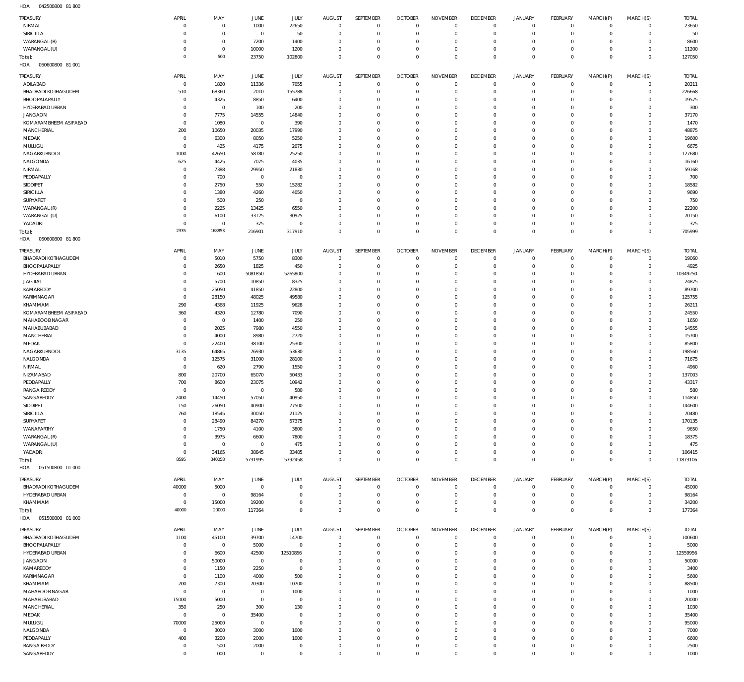HOA 042500800 81 800

| TREASURY | APRIL | MAY | JUNE | JULY | AUGUST | SEPTEMBER | OCTOBER | NOVEMBER | DECEMBER | JANUARY | FEBRUARY | MARCH(P) | MARCH(S) | TOTAL |
|---|---|---|---|---|---|---|---|---|---|---|---|---|---|---|
| NIRMAL | 0 | 0 | 1000 | 22650 | 0 | 0 | 0 | 0 | 0 | 0 | 0 | 0 | 0 | 23650 |
| SIRICILLA | 0 | 0 | 0 | 50 | 0 | 0 | 0 | 0 | 0 | 0 | 0 | 0 | 0 | 50 |
| WARANGAL (R) | 0 | 0 | 7200 | 1400 | 0 | 0 | 0 | 0 | 0 | 0 | 0 | 0 | 0 | 8600 |
| WARANGAL (U) | 0 | 0 | 10000 | 1200 | 0 | 0 | 0 | 0 | 0 | 0 | 0 | 0 | 0 | 11200 |
| Total: | 0 | 500 | 23750 | 102800 | 0 | 0 | 0 | 0 | 0 | 0 | 0 | 0 | 0 | 127050 |

HOA 050600800 81 001

| TREASURY | APRIL | MAY | JUNE | JULY | AUGUST | SEPTEMBER | OCTOBER | NOVEMBER | DECEMBER | JANUARY | FEBRUARY | MARCH(P) | MARCH(S) | TOTAL |
|---|---|---|---|---|---|---|---|---|---|---|---|---|---|---|
| ADILABAD | 0 | 1820 | 11336 | 7055 | 0 | 0 | 0 | 0 | 0 | 0 | 0 | 0 | 0 | 20211 |
| BHADRADI KOTHAGUDEM | 510 | 68360 | 2010 | 155788 | 0 | 0 | 0 | 0 | 0 | 0 | 0 | 0 | 0 | 226668 |
| BHOOPALAPALLY | 0 | 4325 | 8850 | 6400 | 0 | 0 | 0 | 0 | 0 | 0 | 0 | 0 | 0 | 19575 |
| HYDERABAD URBAN | 0 | 0 | 100 | 200 | 0 | 0 | 0 | 0 | 0 | 0 | 0 | 0 | 0 | 300 |
| JANGAON | 0 | 7775 | 14555 | 14840 | 0 | 0 | 0 | 0 | 0 | 0 | 0 | 0 | 0 | 37170 |
| KOMARAMBHEEM ASIFABAD | 0 | 1080 | 0 | 390 | 0 | 0 | 0 | 0 | 0 | 0 | 0 | 0 | 0 | 1470 |
| MANCHERIAL | 200 | 10650 | 20035 | 17990 | 0 | 0 | 0 | 0 | 0 | 0 | 0 | 0 | 0 | 48875 |
| MEDAK | 0 | 6300 | 8050 | 5250 | 0 | 0 | 0 | 0 | 0 | 0 | 0 | 0 | 0 | 19600 |
| MULUGU | 0 | 425 | 4175 | 2075 | 0 | 0 | 0 | 0 | 0 | 0 | 0 | 0 | 0 | 6675 |
| NAGARKURNOOL | 1000 | 42650 | 58780 | 25250 | 0 | 0 | 0 | 0 | 0 | 0 | 0 | 0 | 0 | 127680 |
| NALGONDA | 625 | 4425 | 7075 | 4035 | 0 | 0 | 0 | 0 | 0 | 0 | 0 | 0 | 0 | 16160 |
| NIRMAL | 0 | 7388 | 29950 | 21830 | 0 | 0 | 0 | 0 | 0 | 0 | 0 | 0 | 0 | 59168 |
| PEDDAPALLY | 0 | 700 | 0 | 0 | 0 | 0 | 0 | 0 | 0 | 0 | 0 | 0 | 0 | 700 |
| SIDDIPET | 0 | 2750 | 550 | 15282 | 0 | 0 | 0 | 0 | 0 | 0 | 0 | 0 | 0 | 18582 |
| SIRICILLA | 0 | 1380 | 4260 | 4050 | 0 | 0 | 0 | 0 | 0 | 0 | 0 | 0 | 0 | 9690 |
| SURYAPET | 0 | 500 | 250 | 0 | 0 | 0 | 0 | 0 | 0 | 0 | 0 | 0 | 0 | 750 |
| WARANGAL (R) | 0 | 2225 | 13425 | 6550 | 0 | 0 | 0 | 0 | 0 | 0 | 0 | 0 | 0 | 22200 |
| WARANGAL (U) | 0 | 6100 | 33125 | 30925 | 0 | 0 | 0 | 0 | 0 | 0 | 0 | 0 | 0 | 70150 |
| YADADRI | 0 | 0 | 375 | 0 | 0 | 0 | 0 | 0 | 0 | 0 | 0 | 0 | 0 | 375 |
| Total: | 2335 | 168853 | 216901 | 317910 | 0 | 0 | 0 | 0 | 0 | 0 | 0 | 0 | 0 | 705999 |

HOA 050600800 81 800

| TREASURY | APRIL | MAY | JUNE | JULY | AUGUST | SEPTEMBER | OCTOBER | NOVEMBER | DECEMBER | JANUARY | FEBRUARY | MARCH(P) | MARCH(S) | TOTAL |
|---|---|---|---|---|---|---|---|---|---|---|---|---|---|---|
| BHADRADI KOTHAGUDEM | 0 | 5010 | 5750 | 8300 | 0 | 0 | 0 | 0 | 0 | 0 | 0 | 0 | 0 | 19060 |
| BHOOPALAPALLY | 0 | 2650 | 1825 | 450 | 0 | 0 | 0 | 0 | 0 | 0 | 0 | 0 | 0 | 4925 |
| HYDERABAD URBAN | 0 | 1600 | 5081850 | 5265800 | 0 | 0 | 0 | 0 | 0 | 0 | 0 | 0 | 0 | 10349250 |
| JAGTIAL | 0 | 5700 | 10850 | 8325 | 0 | 0 | 0 | 0 | 0 | 0 | 0 | 0 | 0 | 24875 |
| KAMAREDDY | 0 | 25050 | 41850 | 22800 | 0 | 0 | 0 | 0 | 0 | 0 | 0 | 0 | 0 | 89700 |
| KARIMNAGAR | 0 | 28150 | 48025 | 49580 | 0 | 0 | 0 | 0 | 0 | 0 | 0 | 0 | 0 | 125755 |
| KHAMMAM | 290 | 4368 | 11925 | 9628 | 0 | 0 | 0 | 0 | 0 | 0 | 0 | 0 | 0 | 26211 |
| KOMARAMBHEEM ASIFABAD | 360 | 4320 | 12780 | 7090 | 0 | 0 | 0 | 0 | 0 | 0 | 0 | 0 | 0 | 24550 |
| MAHABOOBNAGAR | 0 | 0 | 1400 | 250 | 0 | 0 | 0 | 0 | 0 | 0 | 0 | 0 | 0 | 1650 |
| MAHABUBABAD | 0 | 2025 | 7980 | 4550 | 0 | 0 | 0 | 0 | 0 | 0 | 0 | 0 | 0 | 14555 |
| MANCHERIAL | 0 | 4000 | 8980 | 2720 | 0 | 0 | 0 | 0 | 0 | 0 | 0 | 0 | 0 | 15700 |
| MEDAK | 0 | 22400 | 38100 | 25300 | 0 | 0 | 0 | 0 | 0 | 0 | 0 | 0 | 0 | 85800 |
| NAGARKURNOOL | 3135 | 64865 | 76930 | 53630 | 0 | 0 | 0 | 0 | 0 | 0 | 0 | 0 | 0 | 198560 |
| NALGONDA | 0 | 12575 | 31000 | 28100 | 0 | 0 | 0 | 0 | 0 | 0 | 0 | 0 | 0 | 71675 |
| NIRMAL | 0 | 620 | 2790 | 1550 | 0 | 0 | 0 | 0 | 0 | 0 | 0 | 0 | 0 | 4960 |
| NIZAMABAD | 800 | 20700 | 65070 | 50433 | 0 | 0 | 0 | 0 | 0 | 0 | 0 | 0 | 0 | 137003 |
| PEDDAPALLY | 700 | 8600 | 23075 | 10942 | 0 | 0 | 0 | 0 | 0 | 0 | 0 | 0 | 0 | 43317 |
| RANGA REDDY | 0 | 0 | 0 | 580 | 0 | 0 | 0 | 0 | 0 | 0 | 0 | 0 | 0 | 580 |
| SANGAREDDY | 2400 | 14450 | 57050 | 40950 | 0 | 0 | 0 | 0 | 0 | 0 | 0 | 0 | 0 | 114850 |
| SIDDIPET | 150 | 26050 | 40900 | 77500 | 0 | 0 | 0 | 0 | 0 | 0 | 0 | 0 | 0 | 144600 |
| SIRICILLA | 760 | 18545 | 30050 | 21125 | 0 | 0 | 0 | 0 | 0 | 0 | 0 | 0 | 0 | 70480 |
| SURYAPET | 0 | 28490 | 84270 | 57375 | 0 | 0 | 0 | 0 | 0 | 0 | 0 | 0 | 0 | 170135 |
| WANAPARTHY | 0 | 1750 | 4100 | 3800 | 0 | 0 | 0 | 0 | 0 | 0 | 0 | 0 | 0 | 9650 |
| WARANGAL (R) | 0 | 3975 | 6600 | 7800 | 0 | 0 | 0 | 0 | 0 | 0 | 0 | 0 | 0 | 18375 |
| WARANGAL (U) | 0 | 0 | 0 | 475 | 0 | 0 | 0 | 0 | 0 | 0 | 0 | 0 | 0 | 475 |
| YADADRI | 0 | 34165 | 38845 | 33405 | 0 | 0 | 0 | 0 | 0 | 0 | 0 | 0 | 0 | 106415 |
| Total: | 8595 | 340058 | 5731995 | 5792458 | 0 | 0 | 0 | 0 | 0 | 0 | 0 | 0 | 0 | 11873106 |

HOA 051500800 01 000

| TREASURY | APRIL | MAY | JUNE | JULY | AUGUST | SEPTEMBER | OCTOBER | NOVEMBER | DECEMBER | JANUARY | FEBRUARY | MARCH(P) | MARCH(S) | TOTAL |
|---|---|---|---|---|---|---|---|---|---|---|---|---|---|---|
| BHADRADI KOTHAGUDEM | 40000 | 5000 | 0 | 0 | 0 | 0 | 0 | 0 | 0 | 0 | 0 | 0 | 0 | 45000 |
| HYDERABAD URBAN | 0 | 0 | 98164 | 0 | 0 | 0 | 0 | 0 | 0 | 0 | 0 | 0 | 0 | 98164 |
| KHAMMAM | 0 | 15000 | 19200 | 0 | 0 | 0 | 0 | 0 | 0 | 0 | 0 | 0 | 0 | 34200 |
| Total: | 40000 | 20000 | 117364 | 0 | 0 | 0 | 0 | 0 | 0 | 0 | 0 | 0 | 0 | 177364 |

HOA 051500800 81 000

| TREASURY | APRIL | MAY | JUNE | JULY | AUGUST | SEPTEMBER | OCTOBER | NOVEMBER | DECEMBER | JANUARY | FEBRUARY | MARCH(P) | MARCH(S) | TOTAL |
|---|---|---|---|---|---|---|---|---|---|---|---|---|---|---|
| BHADRADI KOTHAGUDEM | 1100 | 45100 | 39700 | 14700 | 0 | 0 | 0 | 0 | 0 | 0 | 0 | 0 | 0 | 100600 |
| BHOOPALAPALLY | 0 | 0 | 5000 | 0 | 0 | 0 | 0 | 0 | 0 | 0 | 0 | 0 | 0 | 5000 |
| HYDERABAD URBAN | 0 | 6600 | 42500 | 12510856 | 0 | 0 | 0 | 0 | 0 | 0 | 0 | 0 | 0 | 12559956 |
| JANGAON | 0 | 50000 | 0 | 0 | 0 | 0 | 0 | 0 | 0 | 0 | 0 | 0 | 0 | 50000 |
| KAMAREDDY | 0 | 1150 | 2250 | 0 | 0 | 0 | 0 | 0 | 0 | 0 | 0 | 0 | 0 | 3400 |
| KARIMNAGAR | 0 | 1100 | 4000 | 500 | 0 | 0 | 0 | 0 | 0 | 0 | 0 | 0 | 0 | 5600 |
| KHAMMAM | 200 | 7300 | 70300 | 10700 | 0 | 0 | 0 | 0 | 0 | 0 | 0 | 0 | 0 | 88500 |
| MAHABOOBNAGAR | 0 | 0 | 0 | 1000 | 0 | 0 | 0 | 0 | 0 | 0 | 0 | 0 | 0 | 1000 |
| MAHABUBABAD | 15000 | 5000 | 0 | 0 | 0 | 0 | 0 | 0 | 0 | 0 | 0 | 0 | 0 | 20000 |
| MANCHERIAL | 350 | 250 | 300 | 130 | 0 | 0 | 0 | 0 | 0 | 0 | 0 | 0 | 0 | 1030 |
| MEDAK | 0 | 0 | 35400 | 0 | 0 | 0 | 0 | 0 | 0 | 0 | 0 | 0 | 0 | 35400 |
| MULUGU | 70000 | 25000 | 0 | 0 | 0 | 0 | 0 | 0 | 0 | 0 | 0 | 0 | 0 | 95000 |
| NALGONDA | 0 | 3000 | 3000 | 1000 | 0 | 0 | 0 | 0 | 0 | 0 | 0 | 0 | 0 | 7000 |
| PEDDAPALLY | 400 | 3200 | 2000 | 1000 | 0 | 0 | 0 | 0 | 0 | 0 | 0 | 0 | 0 | 6600 |
| RANGA REDDY | 0 | 500 | 2000 | 0 | 0 | 0 | 0 | 0 | 0 | 0 | 0 | 0 | 0 | 2500 |
| SANGAREDDY | 0 | 1000 | 0 | 0 | 0 | 0 | 0 | 0 | 0 | 0 | 0 | 0 | 0 | 1000 |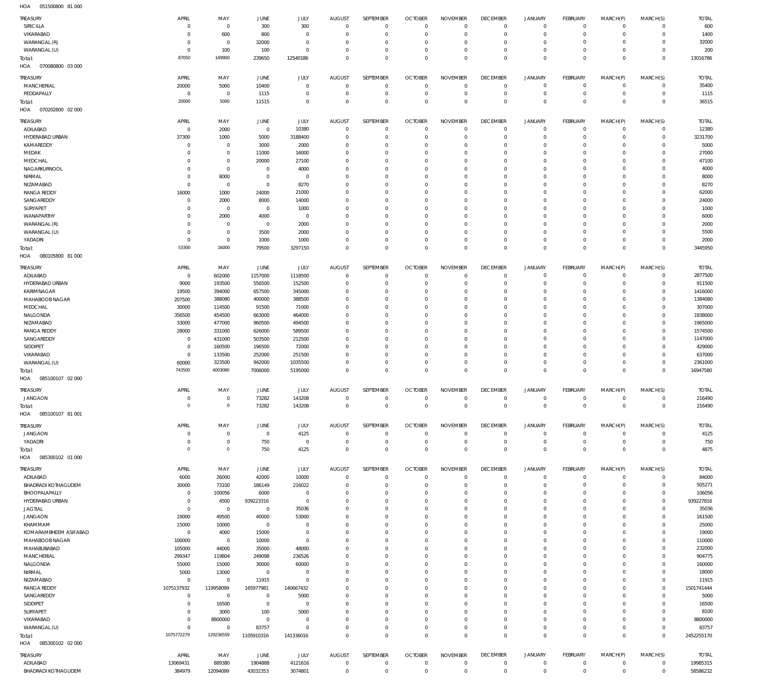HOA 051500800 81 000

| TREASURY | APRIL | MAY | JUNE | JULY | AUGUST | SEPTEMBER | OCTOBER | NOVEMBER | DECEMBER | JANUARY | FEBRUARY | MARCH(P) | MARCH(S) | TOTAL |
|---|---|---|---|---|---|---|---|---|---|---|---|---|---|---|
| SIRICILLA | 0 | 0 | 300 | 300 | 0 | 0 | 0 | 0 | 0 | 0 | 0 | 0 | 0 | 600 |
| VIKARABAD | 0 | 600 | 800 | 0 | 0 | 0 | 0 | 0 | 0 | 0 | 0 | 0 | 0 | 1400 |
| WARANGAL (R) | 0 | 0 | 32000 | 0 | 0 | 0 | 0 | 0 | 0 | 0 | 0 | 0 | 0 | 32000 |
| WARANGAL (U) | 0 | 100 | 100 | 0 | 0 | 0 | 0 | 0 | 0 | 0 | 0 | 0 | 0 | 200 |
| Total: | 87050 | 149900 | 239650 | 12540186 | 0 | 0 | 0 | 0 | 0 | 0 | 0 | 0 | 0 | 13016786 |

HOA 070080800 03 000

| TREASURY | APRIL | MAY | JUNE | JULY | AUGUST | SEPTEMBER | OCTOBER | NOVEMBER | DECEMBER | JANUARY | FEBRUARY | MARCH(P) | MARCH(S) | TOTAL |
|---|---|---|---|---|---|---|---|---|---|---|---|---|---|---|
| MANCHERIAL | 20000 | 5000 | 10400 | 0 | 0 | 0 | 0 | 0 | 0 | 0 | 0 | 0 | 0 | 35400 |
| PEDDAPALLY | 0 | 0 | 1115 | 0 | 0 | 0 | 0 | 0 | 0 | 0 | 0 | 0 | 0 | 1115 |
| Total: | 20000 | 5000 | 11515 | 0 | 0 | 0 | 0 | 0 | 0 | 0 | 0 | 0 | 0 | 36515 |

HOA 070202800 02 000

| TREASURY | APRIL | MAY | JUNE | JULY | AUGUST | SEPTEMBER | OCTOBER | NOVEMBER | DECEMBER | JANUARY | FEBRUARY | MARCH(P) | MARCH(S) | TOTAL |
|---|---|---|---|---|---|---|---|---|---|---|---|---|---|---|
| ADILABAD | 0 | 2000 | 0 | 10380 | 0 | 0 | 0 | 0 | 0 | 0 | 0 | 0 | 0 | 12380 |
| HYDERABAD URBAN | 37300 | 1000 | 5000 | 3188400 | 0 | 0 | 0 | 0 | 0 | 0 | 0 | 0 | 0 | 3231700 |
| KAMAREDDY | 0 | 0 | 3000 | 2000 | 0 | 0 | 0 | 0 | 0 | 0 | 0 | 0 | 0 | 5000 |
| MEDAK | 0 | 0 | 11000 | 16000 | 0 | 0 | 0 | 0 | 0 | 0 | 0 | 0 | 0 | 27000 |
| MEDCHAL | 0 | 0 | 20000 | 27100 | 0 | 0 | 0 | 0 | 0 | 0 | 0 | 0 | 0 | 47100 |
| NAGARKURNOOL | 0 | 0 | 0 | 4000 | 0 | 0 | 0 | 0 | 0 | 0 | 0 | 0 | 0 | 4000 |
| NIRMAL | 0 | 8000 | 0 | 0 | 0 | 0 | 0 | 0 | 0 | 0 | 0 | 0 | 0 | 8000 |
| NIZAMABAD | 0 | 0 | 0 | 8270 | 0 | 0 | 0 | 0 | 0 | 0 | 0 | 0 | 0 | 8270 |
| RANGA REDDY | 16000 | 1000 | 24000 | 21000 | 0 | 0 | 0 | 0 | 0 | 0 | 0 | 0 | 0 | 62000 |
| SANGAREDDY | 0 | 2000 | 8000 | 14000 | 0 | 0 | 0 | 0 | 0 | 0 | 0 | 0 | 0 | 24000 |
| SURYAPET | 0 | 0 | 0 | 1000 | 0 | 0 | 0 | 0 | 0 | 0 | 0 | 0 | 0 | 1000 |
| WANAPARTHY | 0 | 2000 | 4000 | 0 | 0 | 0 | 0 | 0 | 0 | 0 | 0 | 0 | 0 | 6000 |
| WARANGAL (R) | 0 | 0 | 0 | 2000 | 0 | 0 | 0 | 0 | 0 | 0 | 0 | 0 | 0 | 2000 |
| WARANGAL (U) | 0 | 0 | 3500 | 2000 | 0 | 0 | 0 | 0 | 0 | 0 | 0 | 0 | 0 | 5500 |
| YADADRI | 0 | 0 | 1000 | 1000 | 0 | 0 | 0 | 0 | 0 | 0 | 0 | 0 | 0 | 2000 |
| Total: | 53300 | 16000 | 79500 | 3297150 | 0 | 0 | 0 | 0 | 0 | 0 | 0 | 0 | 0 | 3445950 |

HOA 080105800 81 000

| TREASURY | APRIL | MAY | JUNE | JULY | AUGUST | SEPTEMBER | OCTOBER | NOVEMBER | DECEMBER | JANUARY | FEBRUARY | MARCH(P) | MARCH(S) | TOTAL |
|---|---|---|---|---|---|---|---|---|---|---|---|---|---|---|
| ADILABAD | 0 | 602000 | 1157000 | 1118500 | 0 | 0 | 0 | 0 | 0 | 0 | 0 | 0 | 0 | 2877500 |
| HYDERABAD URBAN | 9000 | 193500 | 556500 | 152500 | 0 | 0 | 0 | 0 | 0 | 0 | 0 | 0 | 0 | 911500 |
| KARIMNAGAR | 19500 | 394000 | 657500 | 345000 | 0 | 0 | 0 | 0 | 0 | 0 | 0 | 0 | 0 | 1416000 |
| MAHABOOBNAGAR | 207500 | 388080 | 400000 | 388500 | 0 | 0 | 0 | 0 | 0 | 0 | 0 | 0 | 0 | 1384080 |
| MEDCHAL | 30000 | 114500 | 91500 | 71000 | 0 | 0 | 0 | 0 | 0 | 0 | 0 | 0 | 0 | 307000 |
| NALGONDA | 356500 | 454500 | 663000 | 464000 | 0 | 0 | 0 | 0 | 0 | 0 | 0 | 0 | 0 | 1938000 |
| NIZAMABAD | 33000 | 477000 | 960500 | 494500 | 0 | 0 | 0 | 0 | 0 | 0 | 0 | 0 | 0 | 1965000 |
| RANGA REDDY | 28000 | 331000 | 626000 | 589500 | 0 | 0 | 0 | 0 | 0 | 0 | 0 | 0 | 0 | 1574500 |
| SANGAREDDY | 0 | 431000 | 503500 | 212500 | 0 | 0 | 0 | 0 | 0 | 0 | 0 | 0 | 0 | 1147000 |
| SIDDIPET | 0 | 160500 | 196500 | 72000 | 0 | 0 | 0 | 0 | 0 | 0 | 0 | 0 | 0 | 429000 |
| VIKARABAD | 0 | 133500 | 252000 | 251500 | 0 | 0 | 0 | 0 | 0 | 0 | 0 | 0 | 0 | 637000 |
| WARANGAL (U) | 60000 | 323500 | 942000 | 1035500 | 0 | 0 | 0 | 0 | 0 | 0 | 0 | 0 | 0 | 2361000 |
| Total: | 743500 | 4003080 | 7006000 | 5195000 | 0 | 0 | 0 | 0 | 0 | 0 | 0 | 0 | 0 | 16947580 |

HOA 085100107 02 000

| TREASURY | APRIL | MAY | JUNE | JULY | AUGUST | SEPTEMBER | OCTOBER | NOVEMBER | DECEMBER | JANUARY | FEBRUARY | MARCH(P) | MARCH(S) | TOTAL |
|---|---|---|---|---|---|---|---|---|---|---|---|---|---|---|
| JANGAON | 0 | 0 | 73282 | 143208 | 0 | 0 | 0 | 0 | 0 | 0 | 0 | 0 | 0 | 216490 |
| Total: | 0 | 0 | 73282 | 143208 | 0 | 0 | 0 | 0 | 0 | 0 | 0 | 0 | 0 | 216490 |

HOA 085100107 81 001

| TREASURY | APRIL | MAY | JUNE | JULY | AUGUST | SEPTEMBER | OCTOBER | NOVEMBER | DECEMBER | JANUARY | FEBRUARY | MARCH(P) | MARCH(S) | TOTAL |
|---|---|---|---|---|---|---|---|---|---|---|---|---|---|---|
| JANGAON | 0 | 0 | 0 | 4125 | 0 | 0 | 0 | 0 | 0 | 0 | 0 | 0 | 0 | 4125 |
| YADADRI | 0 | 0 | 750 | 0 | 0 | 0 | 0 | 0 | 0 | 0 | 0 | 0 | 0 | 750 |
| Total: | 0 | 0 | 750 | 4125 | 0 | 0 | 0 | 0 | 0 | 0 | 0 | 0 | 0 | 4875 |

HOA 085300102 01 000

| TREASURY | APRIL | MAY | JUNE | JULY | AUGUST | SEPTEMBER | OCTOBER | NOVEMBER | DECEMBER | JANUARY | FEBRUARY | MARCH(P) | MARCH(S) | TOTAL |
|---|---|---|---|---|---|---|---|---|---|---|---|---|---|---|
| ADILABAD | 6000 | 26000 | 42000 | 10000 | 0 | 0 | 0 | 0 | 0 | 0 | 0 | 0 | 0 | 84000 |
| BHADRADI KOTHAGUDEM | 30000 | 73100 | 186149 | 216022 | 0 | 0 | 0 | 0 | 0 | 0 | 0 | 0 | 0 | 505271 |
| BHOOPALAPALLY | 0 | 100056 | 6000 | 0 | 0 | 0 | 0 | 0 | 0 | 0 | 0 | 0 | 0 | 106056 |
| HYDERABAD URBAN | 0 | 4500 | 939223316 | 0 | 0 | 0 | 0 | 0 | 0 | 0 | 0 | 0 | 0 | 939227816 |
| JAGTIAL | 0 | 0 | 0 | 35036 | 0 | 0 | 0 | 0 | 0 | 0 | 0 | 0 | 0 | 35036 |
| JANGAON | 19000 | 49500 | 40000 | 53000 | 0 | 0 | 0 | 0 | 0 | 0 | 0 | 0 | 0 | 161500 |
| KHAMMAM | 15000 | 10000 | 0 | 0 | 0 | 0 | 0 | 0 | 0 | 0 | 0 | 0 | 0 | 25000 |
| KOMARAMBHEEM ASIFABAD | 0 | 4000 | 15000 | 0 | 0 | 0 | 0 | 0 | 0 | 0 | 0 | 0 | 0 | 19000 |
| MAHABOOBNAGAR | 100000 | 0 | 10000 | 0 | 0 | 0 | 0 | 0 | 0 | 0 | 0 | 0 | 0 | 110000 |
| MAHABUBABAD | 105000 | 44000 | 35000 | 48000 | 0 | 0 | 0 | 0 | 0 | 0 | 0 | 0 | 0 | 232000 |
| MANCHERIAL | 299347 | 119804 | 249098 | 236526 | 0 | 0 | 0 | 0 | 0 | 0 | 0 | 0 | 0 | 904775 |
| NALGONDA | 55000 | 15000 | 30000 | 60000 | 0 | 0 | 0 | 0 | 0 | 0 | 0 | 0 | 0 | 160000 |
| NIRMAL | 5000 | 13000 | 0 | 0 | 0 | 0 | 0 | 0 | 0 | 0 | 0 | 0 | 0 | 18000 |
| NIZAMABAD | 0 | 0 | 11915 | 0 | 0 | 0 | 0 | 0 | 0 | 0 | 0 | 0 | 0 | 11915 |
| RANGA REDDY | 1075137932 | 119958099 | 165977981 | 140667432 | 0 | 0 | 0 | 0 | 0 | 0 | 0 | 0 | 0 | 1501741444 |
| SANGAREDDY | 0 | 0 | 0 | 5000 | 0 | 0 | 0 | 0 | 0 | 0 | 0 | 0 | 0 | 5000 |
| SIDDIPET | 0 | 16500 | 0 | 0 | 0 | 0 | 0 | 0 | 0 | 0 | 0 | 0 | 0 | 16500 |
| SURYAPET | 0 | 3000 | 100 | 5000 | 0 | 0 | 0 | 0 | 0 | 0 | 0 | 0 | 0 | 8100 |
| VIKARABAD | 0 | 8800000 | 0 | 0 | 0 | 0 | 0 | 0 | 0 | 0 | 0 | 0 | 0 | 8800000 |
| WARANGAL (U) | 0 | 0 | 83757 | 0 | 0 | 0 | 0 | 0 | 0 | 0 | 0 | 0 | 0 | 83757 |
| Total: | 1075772279 | 129236559 | 1105910316 | 141336016 | 0 | 0 | 0 | 0 | 0 | 0 | 0 | 0 | 0 | 2452255170 |

HOA 085300102 02 000

| TREASURY | APRIL | MAY | JUNE | JULY | AUGUST | SEPTEMBER | OCTOBER | NOVEMBER | DECEMBER | JANUARY | FEBRUARY | MARCH(P) | MARCH(S) | TOTAL |
|---|---|---|---|---|---|---|---|---|---|---|---|---|---|---|
| ADILABAD | 13069431 | 889380 | 1904888 | 4121616 | 0 | 0 | 0 | 0 | 0 | 0 | 0 | 0 | 0 | 19985315 |
| BHADRADI KOTHAGUDEM | 384979 | 12094099 | 43032353 | 3074801 | 0 | 0 | 0 | 0 | 0 | 0 | 0 | 0 | 0 | 58586232 |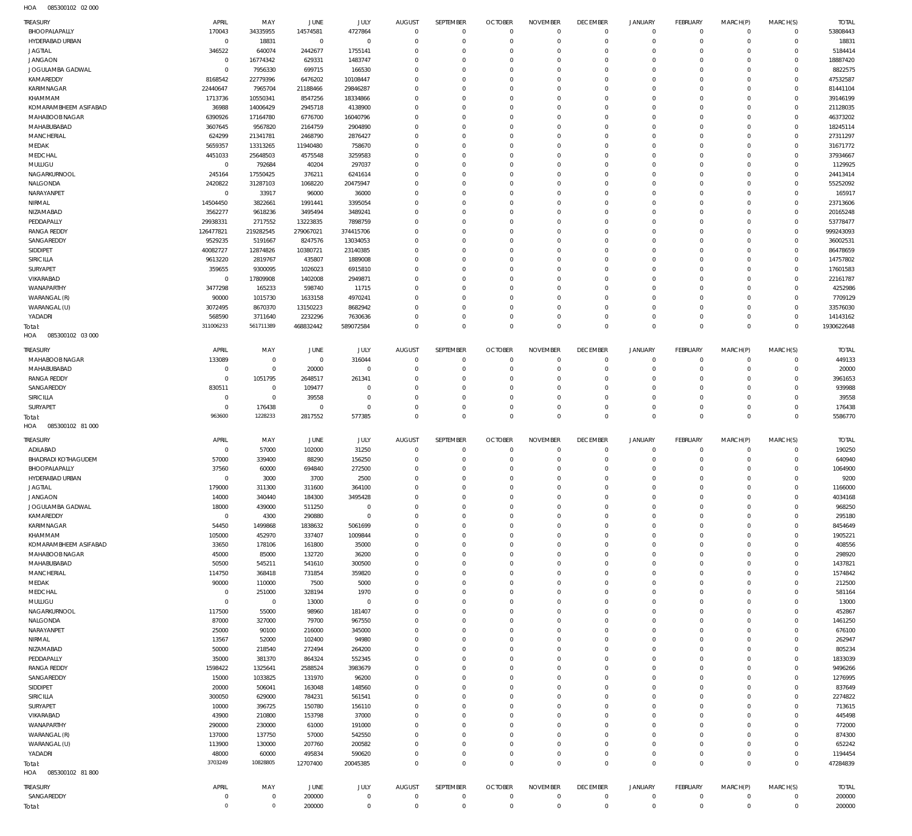HOA 085300102 02 000

| TREASURY | APRIL | MAY | JUNE | JULY | AUGUST | SEPTEMBER | OCTOBER | NOVEMBER | DECEMBER | JANUARY | FEBRUARY | MARCH(P) | MARCH(S) | TOTAL |
|---|---|---|---|---|---|---|---|---|---|---|---|---|---|---|
| BHOOPALAPALLY | 170043 | 34335955 | 14574581 | 4727864 | 0 | 0 | 0 | 0 | 0 | 0 | 0 | 0 | 0 | 53808443 |
| HYDERABAD URBAN | 0 | 18831 | 0 | 0 | 0 | 0 | 0 | 0 | 0 | 0 | 0 | 0 | 0 | 18831 |
| JAGTIAL | 346522 | 640074 | 2442677 | 1755141 | 0 | 0 | 0 | 0 | 0 | 0 | 0 | 0 | 0 | 5184414 |
| JANGAON | 0 | 16774342 | 629331 | 1483747 | 0 | 0 | 0 | 0 | 0 | 0 | 0 | 0 | 0 | 18887420 |
| JOGULAMBA GADWAL | 0 | 7956330 | 699715 | 166530 | 0 | 0 | 0 | 0 | 0 | 0 | 0 | 0 | 0 | 8822575 |
| KAMAREDDY | 8168542 | 22779396 | 6476202 | 10108447 | 0 | 0 | 0 | 0 | 0 | 0 | 0 | 0 | 0 | 47532587 |
| KARIMNAGAR | 22440647 | 7965704 | 21188466 | 29846287 | 0 | 0 | 0 | 0 | 0 | 0 | 0 | 0 | 0 | 81441104 |
| KHAMMAM | 1713736 | 10550341 | 8547256 | 18334866 | 0 | 0 | 0 | 0 | 0 | 0 | 0 | 0 | 0 | 39146199 |
| KOMARAMBHEEM ASIFABAD | 36988 | 14006429 | 2945718 | 4138900 | 0 | 0 | 0 | 0 | 0 | 0 | 0 | 0 | 0 | 21128035 |
| MAHABOOBNAGAR | 6390926 | 17164780 | 6776700 | 16040796 | 0 | 0 | 0 | 0 | 0 | 0 | 0 | 0 | 0 | 46373202 |
| MAHABUBABAD | 3607645 | 9567820 | 2164759 | 2904890 | 0 | 0 | 0 | 0 | 0 | 0 | 0 | 0 | 0 | 18245114 |
| MANCHERIAL | 624299 | 21341781 | 2468790 | 2876427 | 0 | 0 | 0 | 0 | 0 | 0 | 0 | 0 | 0 | 27311297 |
| MEDAK | 5659357 | 13313265 | 11940480 | 758670 | 0 | 0 | 0 | 0 | 0 | 0 | 0 | 0 | 0 | 31671772 |
| MEDCHAL | 4451033 | 25648503 | 4575548 | 3259583 | 0 | 0 | 0 | 0 | 0 | 0 | 0 | 0 | 0 | 37934667 |
| MULUGU | 0 | 792684 | 40204 | 297037 | 0 | 0 | 0 | 0 | 0 | 0 | 0 | 0 | 0 | 1129925 |
| NAGARKURNOOL | 245164 | 17550425 | 376211 | 6241614 | 0 | 0 | 0 | 0 | 0 | 0 | 0 | 0 | 0 | 24413414 |
| NALGONDA | 2420822 | 31287103 | 1068220 | 20475947 | 0 | 0 | 0 | 0 | 0 | 0 | 0 | 0 | 0 | 55252092 |
| NARAYANPET | 0 | 33917 | 96000 | 36000 | 0 | 0 | 0 | 0 | 0 | 0 | 0 | 0 | 0 | 165917 |
| NIRMAL | 14504450 | 3822661 | 1991441 | 3395054 | 0 | 0 | 0 | 0 | 0 | 0 | 0 | 0 | 0 | 23713606 |
| NIZAMABAD | 3562277 | 9618236 | 3495494 | 3489241 | 0 | 0 | 0 | 0 | 0 | 0 | 0 | 0 | 0 | 20165248 |
| PEDDAPALLY | 29938331 | 2717552 | 13223835 | 7898759 | 0 | 0 | 0 | 0 | 0 | 0 | 0 | 0 | 0 | 53778477 |
| RANGA REDDY | 126477821 | 219282545 | 279067021 | 374415706 | 0 | 0 | 0 | 0 | 0 | 0 | 0 | 0 | 0 | 999243093 |
| SANGAREDDY | 9529235 | 5191667 | 8247576 | 13034053 | 0 | 0 | 0 | 0 | 0 | 0 | 0 | 0 | 0 | 36002531 |
| SIDDIPET | 40082727 | 12874826 | 10380721 | 23140385 | 0 | 0 | 0 | 0 | 0 | 0 | 0 | 0 | 0 | 86478659 |
| SIRICILLA | 9613220 | 2819767 | 435807 | 1889008 | 0 | 0 | 0 | 0 | 0 | 0 | 0 | 0 | 0 | 14757802 |
| SURYAPET | 359655 | 9300095 | 1026023 | 6915810 | 0 | 0 | 0 | 0 | 0 | 0 | 0 | 0 | 0 | 17601583 |
| VIKARABAD | 0 | 17809908 | 1402008 | 2949871 | 0 | 0 | 0 | 0 | 0 | 0 | 0 | 0 | 0 | 22161787 |
| WANAPARTHY | 3477298 | 165233 | 598740 | 11715 | 0 | 0 | 0 | 0 | 0 | 0 | 0 | 0 | 0 | 4252986 |
| WARANGAL (R) | 90000 | 1015730 | 1633158 | 4970241 | 0 | 0 | 0 | 0 | 0 | 0 | 0 | 0 | 0 | 7709129 |
| WARANGAL (U) | 3072495 | 8670370 | 13150223 | 8682942 | 0 | 0 | 0 | 0 | 0 | 0 | 0 | 0 | 0 | 33576030 |
| YADADRI | 568590 | 3711640 | 2232296 | 7630636 | 0 | 0 | 0 | 0 | 0 | 0 | 0 | 0 | 0 | 14143162 |
| Total: | 311006233 | 561711389 | 468832442 | 589072584 | 0 | 0 | 0 | 0 | 0 | 0 | 0 | 0 | 0 | 1930622648 |

HOA 085300102 03 000

| TREASURY | APRIL | MAY | JUNE | JULY | AUGUST | SEPTEMBER | OCTOBER | NOVEMBER | DECEMBER | JANUARY | FEBRUARY | MARCH(P) | MARCH(S) | TOTAL |
|---|---|---|---|---|---|---|---|---|---|---|---|---|---|---|
| MAHABOOBNAGAR | 133089 | 0 | 0 | 316044 | 0 | 0 | 0 | 0 | 0 | 0 | 0 | 0 | 0 | 449133 |
| MAHABUBABAD | 0 | 0 | 20000 | 0 | 0 | 0 | 0 | 0 | 0 | 0 | 0 | 0 | 0 | 20000 |
| RANGA REDDY | 0 | 1051795 | 2648517 | 261341 | 0 | 0 | 0 | 0 | 0 | 0 | 0 | 0 | 0 | 3961653 |
| SANGAREDDY | 830511 | 0 | 109477 | 0 | 0 | 0 | 0 | 0 | 0 | 0 | 0 | 0 | 0 | 939988 |
| SIRICILLA | 0 | 0 | 39558 | 0 | 0 | 0 | 0 | 0 | 0 | 0 | 0 | 0 | 0 | 39558 |
| SURYAPET | 0 | 176438 | 0 | 0 | 0 | 0 | 0 | 0 | 0 | 0 | 0 | 0 | 0 | 176438 |
| Total: | 963600 | 1228233 | 2817552 | 577385 | 0 | 0 | 0 | 0 | 0 | 0 | 0 | 0 | 0 | 5586770 |

HOA 085300102 81 000

| TREASURY | APRIL | MAY | JUNE | JULY | AUGUST | SEPTEMBER | OCTOBER | NOVEMBER | DECEMBER | JANUARY | FEBRUARY | MARCH(P) | MARCH(S) | TOTAL |
|---|---|---|---|---|---|---|---|---|---|---|---|---|---|---|
| ADILABAD | 0 | 57000 | 102000 | 31250 | 0 | 0 | 0 | 0 | 0 | 0 | 0 | 0 | 0 | 190250 |
| BHADRADI KOTHAGUDEM | 57000 | 339400 | 88290 | 156250 | 0 | 0 | 0 | 0 | 0 | 0 | 0 | 0 | 0 | 640940 |
| BHOOPALAPALLY | 37560 | 60000 | 694840 | 272500 | 0 | 0 | 0 | 0 | 0 | 0 | 0 | 0 | 0 | 1064900 |
| HYDERABAD URBAN | 0 | 3000 | 3700 | 2500 | 0 | 0 | 0 | 0 | 0 | 0 | 0 | 0 | 0 | 9200 |
| JAGTIAL | 179000 | 311300 | 311600 | 364100 | 0 | 0 | 0 | 0 | 0 | 0 | 0 | 0 | 0 | 1166000 |
| JANGAON | 14000 | 340440 | 184300 | 3495428 | 0 | 0 | 0 | 0 | 0 | 0 | 0 | 0 | 0 | 4034168 |
| JOGULAMBA GADWAL | 18000 | 439000 | 511250 | 0 | 0 | 0 | 0 | 0 | 0 | 0 | 0 | 0 | 0 | 968250 |
| KAMAREDDY | 0 | 4300 | 290880 | 0 | 0 | 0 | 0 | 0 | 0 | 0 | 0 | 0 | 0 | 295180 |
| KARIMNAGAR | 54450 | 1499868 | 1838632 | 5061699 | 0 | 0 | 0 | 0 | 0 | 0 | 0 | 0 | 0 | 8454649 |
| KHAMMAM | 105000 | 452970 | 337407 | 1009844 | 0 | 0 | 0 | 0 | 0 | 0 | 0 | 0 | 0 | 1905221 |
| KOMARAMBHEEM ASIFABAD | 33650 | 178106 | 161800 | 35000 | 0 | 0 | 0 | 0 | 0 | 0 | 0 | 0 | 0 | 408556 |
| MAHABOOBNAGAR | 45000 | 85000 | 132720 | 36200 | 0 | 0 | 0 | 0 | 0 | 0 | 0 | 0 | 0 | 298920 |
| MAHABUBABAD | 50500 | 545211 | 541610 | 300500 | 0 | 0 | 0 | 0 | 0 | 0 | 0 | 0 | 0 | 1437821 |
| MANCHERIAL | 114750 | 368418 | 731854 | 359820 | 0 | 0 | 0 | 0 | 0 | 0 | 0 | 0 | 0 | 1574842 |
| MEDAK | 90000 | 110000 | 7500 | 5000 | 0 | 0 | 0 | 0 | 0 | 0 | 0 | 0 | 0 | 212500 |
| MEDCHAL | 0 | 251000 | 328194 | 1970 | 0 | 0 | 0 | 0 | 0 | 0 | 0 | 0 | 0 | 581164 |
| MULUGU | 0 | 0 | 13000 | 0 | 0 | 0 | 0 | 0 | 0 | 0 | 0 | 0 | 0 | 13000 |
| NAGARKURNOOL | 117500 | 55000 | 98960 | 181407 | 0 | 0 | 0 | 0 | 0 | 0 | 0 | 0 | 0 | 452867 |
| NALGONDA | 87000 | 327000 | 79700 | 967550 | 0 | 0 | 0 | 0 | 0 | 0 | 0 | 0 | 0 | 1461250 |
| NARAYANPET | 25000 | 90100 | 216000 | 345000 | 0 | 0 | 0 | 0 | 0 | 0 | 0 | 0 | 0 | 676100 |
| NIRMAL | 13567 | 52000 | 102400 | 94980 | 0 | 0 | 0 | 0 | 0 | 0 | 0 | 0 | 0 | 262947 |
| NIZAMABAD | 50000 | 218540 | 272494 | 264200 | 0 | 0 | 0 | 0 | 0 | 0 | 0 | 0 | 0 | 805234 |
| PEDDAPALLY | 35000 | 381370 | 864324 | 552345 | 0 | 0 | 0 | 0 | 0 | 0 | 0 | 0 | 0 | 1833039 |
| RANGA REDDY | 1598422 | 1325641 | 2588524 | 3983679 | 0 | 0 | 0 | 0 | 0 | 0 | 0 | 0 | 0 | 9496266 |
| SANGAREDDY | 15000 | 1033825 | 131970 | 96200 | 0 | 0 | 0 | 0 | 0 | 0 | 0 | 0 | 0 | 1276995 |
| SIDDIPET | 20000 | 506041 | 163048 | 148560 | 0 | 0 | 0 | 0 | 0 | 0 | 0 | 0 | 0 | 837649 |
| SIRICILLA | 300050 | 629000 | 784231 | 561541 | 0 | 0 | 0 | 0 | 0 | 0 | 0 | 0 | 0 | 2274822 |
| SURYAPET | 10000 | 396725 | 150780 | 156110 | 0 | 0 | 0 | 0 | 0 | 0 | 0 | 0 | 0 | 713615 |
| VIKARABAD | 43900 | 210800 | 153798 | 37000 | 0 | 0 | 0 | 0 | 0 | 0 | 0 | 0 | 0 | 445498 |
| WANAPARTHY | 290000 | 230000 | 61000 | 191000 | 0 | 0 | 0 | 0 | 0 | 0 | 0 | 0 | 0 | 772000 |
| WARANGAL (R) | 137000 | 137750 | 57000 | 542550 | 0 | 0 | 0 | 0 | 0 | 0 | 0 | 0 | 0 | 874300 |
| WARANGAL (U) | 113900 | 130000 | 207760 | 200582 | 0 | 0 | 0 | 0 | 0 | 0 | 0 | 0 | 0 | 652242 |
| YADADRI | 48000 | 60000 | 495834 | 590620 | 0 | 0 | 0 | 0 | 0 | 0 | 0 | 0 | 0 | 1194454 |
| Total: | 3703249 | 10828805 | 12707400 | 20045385 | 0 | 0 | 0 | 0 | 0 | 0 | 0 | 0 | 0 | 47284839 |

HOA 085300102 81 800

| TREASURY | APRIL | MAY | JUNE | JULY | AUGUST | SEPTEMBER | OCTOBER | NOVEMBER | DECEMBER | JANUARY | FEBRUARY | MARCH(P) | MARCH(S) | TOTAL |
|---|---|---|---|---|---|---|---|---|---|---|---|---|---|---|
| SANGAREDDY | 0 | 0 | 200000 | 0 | 0 | 0 | 0 | 0 | 0 | 0 | 0 | 0 | 0 | 200000 |
| Total: | 0 | 0 | 200000 | 0 | 0 | 0 | 0 | 0 | 0 | 0 | 0 | 0 | 0 | 200000 |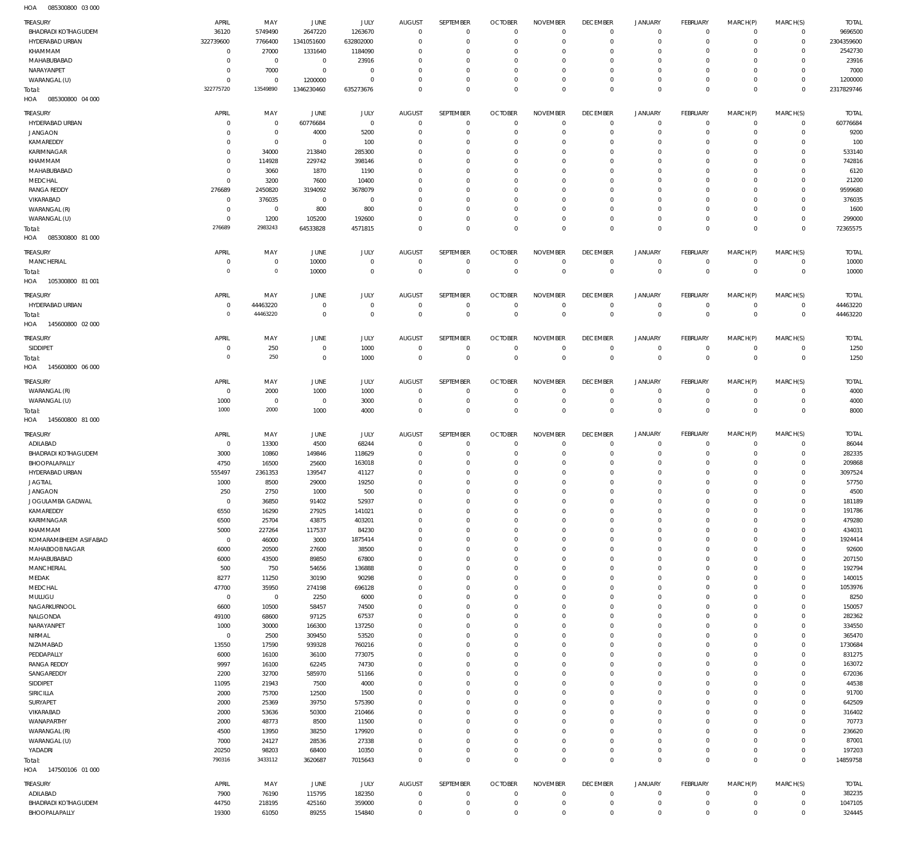HOA 085300800 03 000

| TREASURY | APRIL | MAY | JUNE | JULY | AUGUST | SEPTEMBER | OCTOBER | NOVEMBER | DECEMBER | JANUARY | FEBRUARY | MARCH(P) | MARCH(S) | TOTAL |
|---|---|---|---|---|---|---|---|---|---|---|---|---|---|---|
| BHADRADI KOTHAGUDEM | 36120 | 5749490 | 2647220 | 1263670 | 0 | 0 | 0 | 0 | 0 | 0 | 0 | 0 | 0 | 9696500 |
| HYDERABAD URBAN | 322739600 | 7766400 | 1341051600 | 632802000 | 0 | 0 | 0 | 0 | 0 | 0 | 0 | 0 | 0 | 2304359600 |
| KHAMMAM | 0 | 27000 | 1331640 | 1184090 | 0 | 0 | 0 | 0 | 0 | 0 | 0 | 0 | 0 | 2542730 |
| MAHABUBABAD | 0 | 0 | 0 | 23916 | 0 | 0 | 0 | 0 | 0 | 0 | 0 | 0 | 0 | 23916 |
| NARAYANPET | 0 | 7000 | 0 | 0 | 0 | 0 | 0 | 0 | 0 | 0 | 0 | 0 | 0 | 7000 |
| WARANGAL (U) | 0 | 0 | 1200000 | 0 | 0 | 0 | 0 | 0 | 0 | 0 | 0 | 0 | 0 | 1200000 |
| Total: | 322775720 | 13549890 | 1346230460 | 635273676 | 0 | 0 | 0 | 0 | 0 | 0 | 0 | 0 | 0 | 2317829746 |

HOA 085300800 04 000

| TREASURY | APRIL | MAY | JUNE | JULY | AUGUST | SEPTEMBER | OCTOBER | NOVEMBER | DECEMBER | JANUARY | FEBRUARY | MARCH(P) | MARCH(S) | TOTAL |
|---|---|---|---|---|---|---|---|---|---|---|---|---|---|---|
| HYDERABAD URBAN | 0 | 0 | 60776684 | 0 | 0 | 0 | 0 | 0 | 0 | 0 | 0 | 0 | 0 | 60776684 |
| JANGAON | 0 | 0 | 4000 | 5200 | 0 | 0 | 0 | 0 | 0 | 0 | 0 | 0 | 0 | 9200 |
| KAMAREDDY | 0 | 0 | 0 | 100 | 0 | 0 | 0 | 0 | 0 | 0 | 0 | 0 | 0 | 100 |
| KARIMNAGAR | 0 | 34000 | 213840 | 285300 | 0 | 0 | 0 | 0 | 0 | 0 | 0 | 0 | 0 | 533140 |
| KHAMMAM | 0 | 114928 | 229742 | 398146 | 0 | 0 | 0 | 0 | 0 | 0 | 0 | 0 | 0 | 742816 |
| MAHABUBABAD | 0 | 3060 | 1870 | 1190 | 0 | 0 | 0 | 0 | 0 | 0 | 0 | 0 | 0 | 6120 |
| MEDCHAL | 0 | 3200 | 7600 | 10400 | 0 | 0 | 0 | 0 | 0 | 0 | 0 | 0 | 0 | 21200 |
| RANGA REDDY | 276689 | 2450820 | 3194092 | 3678079 | 0 | 0 | 0 | 0 | 0 | 0 | 0 | 0 | 0 | 9599680 |
| VIKARABAD | 0 | 376035 | 0 | 0 | 0 | 0 | 0 | 0 | 0 | 0 | 0 | 0 | 0 | 376035 |
| WARANGAL (R) | 0 | 0 | 800 | 800 | 0 | 0 | 0 | 0 | 0 | 0 | 0 | 0 | 0 | 1600 |
| WARANGAL (U) | 0 | 1200 | 105200 | 192600 | 0 | 0 | 0 | 0 | 0 | 0 | 0 | 0 | 0 | 299000 |
| Total: | 276689 | 2983243 | 64533828 | 4571815 | 0 | 0 | 0 | 0 | 0 | 0 | 0 | 0 | 0 | 72365575 |

HOA 085300800 81 000

| TREASURY | APRIL | MAY | JUNE | JULY | AUGUST | SEPTEMBER | OCTOBER | NOVEMBER | DECEMBER | JANUARY | FEBRUARY | MARCH(P) | MARCH(S) | TOTAL |
|---|---|---|---|---|---|---|---|---|---|---|---|---|---|---|
| MANCHERIAL | 0 | 0 | 10000 | 0 | 0 | 0 | 0 | 0 | 0 | 0 | 0 | 0 | 0 | 10000 |
| Total: | 0 | 0 | 10000 | 0 | 0 | 0 | 0 | 0 | 0 | 0 | 0 | 0 | 0 | 10000 |

HOA 105300800 81 001

| TREASURY | APRIL | MAY | JUNE | JULY | AUGUST | SEPTEMBER | OCTOBER | NOVEMBER | DECEMBER | JANUARY | FEBRUARY | MARCH(P) | MARCH(S) | TOTAL |
|---|---|---|---|---|---|---|---|---|---|---|---|---|---|---|
| HYDERABAD URBAN | 0 | 44463220 | 0 | 0 | 0 | 0 | 0 | 0 | 0 | 0 | 0 | 0 | 0 | 44463220 |
| Total: | 0 | 44463220 | 0 | 0 | 0 | 0 | 0 | 0 | 0 | 0 | 0 | 0 | 0 | 44463220 |

HOA 145600800 02 000

| TREASURY | APRIL | MAY | JUNE | JULY | AUGUST | SEPTEMBER | OCTOBER | NOVEMBER | DECEMBER | JANUARY | FEBRUARY | MARCH(P) | MARCH(S) | TOTAL |
|---|---|---|---|---|---|---|---|---|---|---|---|---|---|---|
| SIDDIPET | 0 | 250 | 0 | 1000 | 0 | 0 | 0 | 0 | 0 | 0 | 0 | 0 | 0 | 1250 |
| Total: | 0 | 250 | 0 | 1000 | 0 | 0 | 0 | 0 | 0 | 0 | 0 | 0 | 0 | 1250 |

HOA 145600800 06 000

| TREASURY | APRIL | MAY | JUNE | JULY | AUGUST | SEPTEMBER | OCTOBER | NOVEMBER | DECEMBER | JANUARY | FEBRUARY | MARCH(P) | MARCH(S) | TOTAL |
|---|---|---|---|---|---|---|---|---|---|---|---|---|---|---|
| WARANGAL (R) | 0 | 2000 | 1000 | 1000 | 0 | 0 | 0 | 0 | 0 | 0 | 0 | 0 | 0 | 4000 |
| WARANGAL (U) | 1000 | 0 | 0 | 3000 | 0 | 0 | 0 | 0 | 0 | 0 | 0 | 0 | 0 | 4000 |
| Total: | 1000 | 2000 | 1000 | 4000 | 0 | 0 | 0 | 0 | 0 | 0 | 0 | 0 | 0 | 8000 |

HOA 145600800 81 000

| TREASURY | APRIL | MAY | JUNE | JULY | AUGUST | SEPTEMBER | OCTOBER | NOVEMBER | DECEMBER | JANUARY | FEBRUARY | MARCH(P) | MARCH(S) | TOTAL |
|---|---|---|---|---|---|---|---|---|---|---|---|---|---|---|
| ADILABAD | 0 | 13300 | 4500 | 68244 | 0 | 0 | 0 | 0 | 0 | 0 | 0 | 0 | 0 | 86044 |
| BHADRADI KOTHAGUDEM | 3000 | 10860 | 149846 | 118629 | 0 | 0 | 0 | 0 | 0 | 0 | 0 | 0 | 0 | 282335 |
| BHOOPALAPALLY | 4750 | 16500 | 25600 | 163018 | 0 | 0 | 0 | 0 | 0 | 0 | 0 | 0 | 0 | 209868 |
| HYDERABAD URBAN | 555497 | 2361353 | 139547 | 41127 | 0 | 0 | 0 | 0 | 0 | 0 | 0 | 0 | 0 | 3097524 |
| JAGTIAL | 1000 | 8500 | 29000 | 19250 | 0 | 0 | 0 | 0 | 0 | 0 | 0 | 0 | 0 | 57750 |
| JANGAON | 250 | 2750 | 1000 | 500 | 0 | 0 | 0 | 0 | 0 | 0 | 0 | 0 | 0 | 4500 |
| JOGULAMBA GADWAL | 0 | 36850 | 91402 | 52937 | 0 | 0 | 0 | 0 | 0 | 0 | 0 | 0 | 0 | 181189 |
| KAMAREDDY | 6550 | 16290 | 27925 | 141021 | 0 | 0 | 0 | 0 | 0 | 0 | 0 | 0 | 0 | 191786 |
| KARIMNAGAR | 6500 | 25704 | 43875 | 403201 | 0 | 0 | 0 | 0 | 0 | 0 | 0 | 0 | 0 | 479280 |
| KHAMMAM | 5000 | 227264 | 117537 | 84230 | 0 | 0 | 0 | 0 | 0 | 0 | 0 | 0 | 0 | 434031 |
| KOMARAMBHEEM ASIFABAD | 0 | 46000 | 3000 | 1875414 | 0 | 0 | 0 | 0 | 0 | 0 | 0 | 0 | 0 | 1924414 |
| MAHABOOB NAGAR | 6000 | 20500 | 27600 | 38500 | 0 | 0 | 0 | 0 | 0 | 0 | 0 | 0 | 0 | 92600 |
| MAHABUBABAD | 6000 | 43500 | 89850 | 67800 | 0 | 0 | 0 | 0 | 0 | 0 | 0 | 0 | 0 | 207150 |
| MANCHERIAL | 500 | 750 | 54656 | 136888 | 0 | 0 | 0 | 0 | 0 | 0 | 0 | 0 | 0 | 192794 |
| MEDAK | 8277 | 11250 | 30190 | 90298 | 0 | 0 | 0 | 0 | 0 | 0 | 0 | 0 | 0 | 140015 |
| MEDCHAL | 47700 | 35950 | 274198 | 696128 | 0 | 0 | 0 | 0 | 0 | 0 | 0 | 0 | 0 | 1053976 |
| MULUGU | 0 | 0 | 2250 | 6000 | 0 | 0 | 0 | 0 | 0 | 0 | 0 | 0 | 0 | 8250 |
| NAGARKURNOOL | 6600 | 10500 | 58457 | 74500 | 0 | 0 | 0 | 0 | 0 | 0 | 0 | 0 | 0 | 150057 |
| NALGONDA | 49100 | 68600 | 97125 | 67537 | 0 | 0 | 0 | 0 | 0 | 0 | 0 | 0 | 0 | 282362 |
| NARAYANPET | 1000 | 30000 | 166300 | 137250 | 0 | 0 | 0 | 0 | 0 | 0 | 0 | 0 | 0 | 334550 |
| NIRMAL | 0 | 2500 | 309450 | 53520 | 0 | 0 | 0 | 0 | 0 | 0 | 0 | 0 | 0 | 365470 |
| NIZAMABAD | 13550 | 17590 | 939328 | 760216 | 0 | 0 | 0 | 0 | 0 | 0 | 0 | 0 | 0 | 1730684 |
| PEDDAPALLY | 6000 | 16100 | 36100 | 773075 | 0 | 0 | 0 | 0 | 0 | 0 | 0 | 0 | 0 | 831275 |
| RANGA REDDY | 9997 | 16100 | 62245 | 74730 | 0 | 0 | 0 | 0 | 0 | 0 | 0 | 0 | 0 | 163072 |
| SANGAREDDY | 2200 | 32700 | 585970 | 51166 | 0 | 0 | 0 | 0 | 0 | 0 | 0 | 0 | 0 | 672036 |
| SIDDIPET | 11095 | 21943 | 7500 | 4000 | 0 | 0 | 0 | 0 | 0 | 0 | 0 | 0 | 0 | 44538 |
| SIRICILLA | 2000 | 75700 | 12500 | 1500 | 0 | 0 | 0 | 0 | 0 | 0 | 0 | 0 | 0 | 91700 |
| SURYAPET | 2000 | 25369 | 39750 | 575390 | 0 | 0 | 0 | 0 | 0 | 0 | 0 | 0 | 0 | 642509 |
| VIKARABAD | 2000 | 53636 | 50300 | 210466 | 0 | 0 | 0 | 0 | 0 | 0 | 0 | 0 | 0 | 316402 |
| WANAPARTHY | 2000 | 48773 | 8500 | 11500 | 0 | 0 | 0 | 0 | 0 | 0 | 0 | 0 | 0 | 70773 |
| WARANGAL (R) | 4500 | 13950 | 38250 | 179920 | 0 | 0 | 0 | 0 | 0 | 0 | 0 | 0 | 0 | 236620 |
| WARANGAL (U) | 7000 | 24127 | 28536 | 27338 | 0 | 0 | 0 | 0 | 0 | 0 | 0 | 0 | 0 | 87001 |
| YADADRI | 20250 | 98203 | 68400 | 10350 | 0 | 0 | 0 | 0 | 0 | 0 | 0 | 0 | 0 | 197203 |
| Total: | 790316 | 3433112 | 3620687 | 7015643 | 0 | 0 | 0 | 0 | 0 | 0 | 0 | 0 | 0 | 14859758 |

HOA 147500106 01 000

| TREASURY | APRIL | MAY | JUNE | JULY | AUGUST | SEPTEMBER | OCTOBER | NOVEMBER | DECEMBER | JANUARY | FEBRUARY | MARCH(P) | MARCH(S) | TOTAL |
|---|---|---|---|---|---|---|---|---|---|---|---|---|---|---|
| ADILABAD | 7900 | 76190 | 115795 | 182350 | 0 | 0 | 0 | 0 | 0 | 0 | 0 | 0 | 0 | 382235 |
| BHADRADI KOTHAGUDEM | 44750 | 218195 | 425160 | 359000 | 0 | 0 | 0 | 0 | 0 | 0 | 0 | 0 | 0 | 1047105 |
| BHOOPALAPALLY | 19300 | 61050 | 89255 | 154840 | 0 | 0 | 0 | 0 | 0 | 0 | 0 | 0 | 0 | 324445 |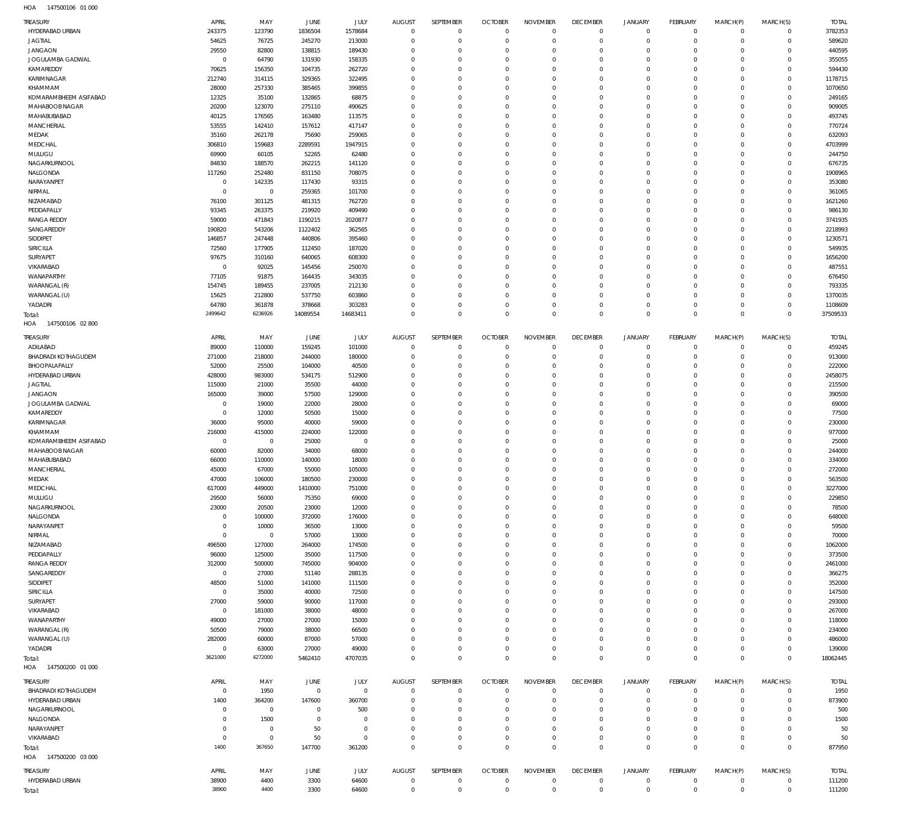HOA 147500106 01 000

| TREASURY | APRIL | MAY | JUNE | JULY | AUGUST | SEPTEMBER | OCTOBER | NOVEMBER | DECEMBER | JANUARY | FEBRUARY | MARCH(P) | MARCH(S) | TOTAL |
|---|---|---|---|---|---|---|---|---|---|---|---|---|---|---|
| HYDERABAD URBAN | 243375 | 123790 | 1836504 | 1578684 | 0 | 0 | 0 | 0 | 0 | 0 | 0 | 0 | 0 | 3782353 |
| JAGTIAL | 54625 | 76725 | 245270 | 213000 | 0 | 0 | 0 | 0 | 0 | 0 | 0 | 0 | 0 | 589620 |
| JANGAON | 29550 | 82800 | 138815 | 189430 | 0 | 0 | 0 | 0 | 0 | 0 | 0 | 0 | 0 | 440595 |
| JOGULAMBA GADWAL | 0 | 64790 | 131930 | 158335 | 0 | 0 | 0 | 0 | 0 | 0 | 0 | 0 | 0 | 355055 |
| KAMAREDDY | 70625 | 156350 | 104735 | 262720 | 0 | 0 | 0 | 0 | 0 | 0 | 0 | 0 | 0 | 594430 |
| KARIMNAGAR | 212740 | 314115 | 329365 | 322495 | 0 | 0 | 0 | 0 | 0 | 0 | 0 | 0 | 0 | 1178715 |
| KHAMMAM | 28000 | 257330 | 385465 | 399855 | 0 | 0 | 0 | 0 | 0 | 0 | 0 | 0 | 0 | 1070650 |
| KOMARAMBHEEM ASIFABAD | 12325 | 35100 | 132865 | 68875 | 0 | 0 | 0 | 0 | 0 | 0 | 0 | 0 | 0 | 249165 |
| MAHABOOBNAGAR | 20200 | 123070 | 275110 | 490625 | 0 | 0 | 0 | 0 | 0 | 0 | 0 | 0 | 0 | 909005 |
| MAHABUBABAD | 40125 | 176565 | 163480 | 113575 | 0 | 0 | 0 | 0 | 0 | 0 | 0 | 0 | 0 | 493745 |
| MANCHERIAL | 53555 | 142410 | 157612 | 417147 | 0 | 0 | 0 | 0 | 0 | 0 | 0 | 0 | 0 | 770724 |
| MEDAK | 35160 | 262178 | 75690 | 259065 | 0 | 0 | 0 | 0 | 0 | 0 | 0 | 0 | 0 | 632093 |
| MEDCHAL | 306810 | 159683 | 2289591 | 1947915 | 0 | 0 | 0 | 0 | 0 | 0 | 0 | 0 | 0 | 4703999 |
| MULUGU | 69900 | 60105 | 52265 | 62480 | 0 | 0 | 0 | 0 | 0 | 0 | 0 | 0 | 0 | 244750 |
| NAGARKURNOOL | 84830 | 188570 | 262215 | 141120 | 0 | 0 | 0 | 0 | 0 | 0 | 0 | 0 | 0 | 676735 |
| NALGONDA | 117260 | 252480 | 831150 | 708075 | 0 | 0 | 0 | 0 | 0 | 0 | 0 | 0 | 0 | 1908965 |
| NARAYANPET | 0 | 142335 | 117430 | 93315 | 0 | 0 | 0 | 0 | 0 | 0 | 0 | 0 | 0 | 353080 |
| NIRMAL | 0 | 0 | 259365 | 101700 | 0 | 0 | 0 | 0 | 0 | 0 | 0 | 0 | 0 | 361065 |
| NIZAMABAD | 76100 | 301125 | 481315 | 762720 | 0 | 0 | 0 | 0 | 0 | 0 | 0 | 0 | 0 | 1621260 |
| PEDDAPALLY | 93345 | 263375 | 219920 | 409490 | 0 | 0 | 0 | 0 | 0 | 0 | 0 | 0 | 0 | 986130 |
| RANGA REDDY | 59000 | 471843 | 1190215 | 2020877 | 0 | 0 | 0 | 0 | 0 | 0 | 0 | 0 | 0 | 3741935 |
| SANGAREDDY | 190820 | 543206 | 1122402 | 362565 | 0 | 0 | 0 | 0 | 0 | 0 | 0 | 0 | 0 | 2218993 |
| SIDDIPET | 146857 | 247448 | 440806 | 395460 | 0 | 0 | 0 | 0 | 0 | 0 | 0 | 0 | 0 | 1230571 |
| SIRICILLA | 72560 | 177905 | 112450 | 187020 | 0 | 0 | 0 | 0 | 0 | 0 | 0 | 0 | 0 | 549935 |
| SURYAPET | 97675 | 310160 | 640065 | 608300 | 0 | 0 | 0 | 0 | 0 | 0 | 0 | 0 | 0 | 1656200 |
| VIKARABAD | 0 | 92025 | 145456 | 250070 | 0 | 0 | 0 | 0 | 0 | 0 | 0 | 0 | 0 | 487551 |
| WANAPARTHY | 77105 | 91875 | 164435 | 343035 | 0 | 0 | 0 | 0 | 0 | 0 | 0 | 0 | 0 | 676450 |
| WARANGAL (R) | 154745 | 189455 | 237005 | 212130 | 0 | 0 | 0 | 0 | 0 | 0 | 0 | 0 | 0 | 793335 |
| WARANGAL (U) | 15625 | 212800 | 537750 | 603860 | 0 | 0 | 0 | 0 | 0 | 0 | 0 | 0 | 0 | 1370035 |
| YADADRI | 64780 | 361878 | 378668 | 303283 | 0 | 0 | 0 | 0 | 0 | 0 | 0 | 0 | 0 | 1108609 |
| Total: | 2499642 | 6236926 | 14089554 | 14683411 | 0 | 0 | 0 | 0 | 0 | 0 | 0 | 0 | 0 | 37509533 |

HOA 147500106 02 800

| TREASURY | APRIL | MAY | JUNE | JULY | AUGUST | SEPTEMBER | OCTOBER | NOVEMBER | DECEMBER | JANUARY | FEBRUARY | MARCH(P) | MARCH(S) | TOTAL |
|---|---|---|---|---|---|---|---|---|---|---|---|---|---|---|
| ADILABAD | 89000 | 110000 | 159245 | 101000 | 0 | 0 | 0 | 0 | 0 | 0 | 0 | 0 | 0 | 459245 |
| BHADRADI KOTHAGUDEM | 271000 | 218000 | 244000 | 180000 | 0 | 0 | 0 | 0 | 0 | 0 | 0 | 0 | 0 | 913000 |
| BHOOPALAPALLY | 52000 | 25500 | 104000 | 40500 | 0 | 0 | 0 | 0 | 0 | 0 | 0 | 0 | 0 | 222000 |
| HYDERABAD URBAN | 428000 | 983000 | 534175 | 512900 | 0 | 0 | 0 | 0 | 0 | 0 | 0 | 0 | 0 | 2458075 |
| JAGTIAL | 115000 | 21000 | 35500 | 44000 | 0 | 0 | 0 | 0 | 0 | 0 | 0 | 0 | 0 | 215500 |
| JANGAON | 165000 | 39000 | 57500 | 129000 | 0 | 0 | 0 | 0 | 0 | 0 | 0 | 0 | 0 | 390500 |
| JOGULAMBA GADWAL | 0 | 19000 | 22000 | 28000 | 0 | 0 | 0 | 0 | 0 | 0 | 0 | 0 | 0 | 69000 |
| KAMAREDDY | 0 | 12000 | 50500 | 15000 | 0 | 0 | 0 | 0 | 0 | 0 | 0 | 0 | 0 | 77500 |
| KARIMNAGAR | 36000 | 95000 | 40000 | 59000 | 0 | 0 | 0 | 0 | 0 | 0 | 0 | 0 | 0 | 230000 |
| KHAMMAM | 216000 | 415000 | 224000 | 122000 | 0 | 0 | 0 | 0 | 0 | 0 | 0 | 0 | 0 | 977000 |
| KOMARAMBHEEM ASIFABAD | 0 | 0 | 25000 | 0 | 0 | 0 | 0 | 0 | 0 | 0 | 0 | 0 | 0 | 25000 |
| MAHABOOBNAGAR | 60000 | 82000 | 34000 | 68000 | 0 | 0 | 0 | 0 | 0 | 0 | 0 | 0 | 0 | 244000 |
| MAHABUBABAD | 66000 | 110000 | 140000 | 18000 | 0 | 0 | 0 | 0 | 0 | 0 | 0 | 0 | 0 | 334000 |
| MANCHERIAL | 45000 | 67000 | 55000 | 105000 | 0 | 0 | 0 | 0 | 0 | 0 | 0 | 0 | 0 | 272000 |
| MEDAK | 47000 | 106000 | 180500 | 230000 | 0 | 0 | 0 | 0 | 0 | 0 | 0 | 0 | 0 | 563500 |
| MEDCHAL | 617000 | 449000 | 1410000 | 751000 | 0 | 0 | 0 | 0 | 0 | 0 | 0 | 0 | 0 | 3227000 |
| MULUGU | 29500 | 56000 | 75350 | 69000 | 0 | 0 | 0 | 0 | 0 | 0 | 0 | 0 | 0 | 229850 |
| NAGARKURNOOL | 23000 | 20500 | 23000 | 12000 | 0 | 0 | 0 | 0 | 0 | 0 | 0 | 0 | 0 | 78500 |
| NALGONDA | 0 | 100000 | 372000 | 176000 | 0 | 0 | 0 | 0 | 0 | 0 | 0 | 0 | 0 | 648000 |
| NARAYANPET | 0 | 10000 | 36500 | 13000 | 0 | 0 | 0 | 0 | 0 | 0 | 0 | 0 | 0 | 59500 |
| NIRMAL | 0 | 0 | 57000 | 13000 | 0 | 0 | 0 | 0 | 0 | 0 | 0 | 0 | 0 | 70000 |
| NIZAMABAD | 496500 | 127000 | 264000 | 174500 | 0 | 0 | 0 | 0 | 0 | 0 | 0 | 0 | 0 | 1062000 |
| PEDDAPALLY | 96000 | 125000 | 35000 | 117500 | 0 | 0 | 0 | 0 | 0 | 0 | 0 | 0 | 0 | 373500 |
| RANGA REDDY | 312000 | 500000 | 745000 | 904000 | 0 | 0 | 0 | 0 | 0 | 0 | 0 | 0 | 0 | 2461000 |
| SANGAREDDY | 0 | 27000 | 51140 | 288135 | 0 | 0 | 0 | 0 | 0 | 0 | 0 | 0 | 0 | 366275 |
| SIDDIPET | 48500 | 51000 | 141000 | 111500 | 0 | 0 | 0 | 0 | 0 | 0 | 0 | 0 | 0 | 352000 |
| SIRICILLA | 0 | 35000 | 40000 | 72500 | 0 | 0 | 0 | 0 | 0 | 0 | 0 | 0 | 0 | 147500 |
| SURYAPET | 27000 | 59000 | 90000 | 117000 | 0 | 0 | 0 | 0 | 0 | 0 | 0 | 0 | 0 | 293000 |
| VIKARABAD | 0 | 181000 | 38000 | 48000 | 0 | 0 | 0 | 0 | 0 | 0 | 0 | 0 | 0 | 267000 |
| WANAPARTHY | 49000 | 27000 | 27000 | 15000 | 0 | 0 | 0 | 0 | 0 | 0 | 0 | 0 | 0 | 118000 |
| WARANGAL (R) | 50500 | 79000 | 38000 | 66500 | 0 | 0 | 0 | 0 | 0 | 0 | 0 | 0 | 0 | 234000 |
| WARANGAL (U) | 282000 | 60000 | 87000 | 57000 | 0 | 0 | 0 | 0 | 0 | 0 | 0 | 0 | 0 | 486000 |
| YADADRI | 0 | 63000 | 27000 | 49000 | 0 | 0 | 0 | 0 | 0 | 0 | 0 | 0 | 0 | 139000 |
| Total: | 3621000 | 4272000 | 5462410 | 4707035 | 0 | 0 | 0 | 0 | 0 | 0 | 0 | 0 | 0 | 18062445 |

HOA 147500200 01 000

| TREASURY | APRIL | MAY | JUNE | JULY | AUGUST | SEPTEMBER | OCTOBER | NOVEMBER | DECEMBER | JANUARY | FEBRUARY | MARCH(P) | MARCH(S) | TOTAL |
|---|---|---|---|---|---|---|---|---|---|---|---|---|---|---|
| BHADRADI KOTHAGUDEM | 0 | 1950 | 0 | 0 | 0 | 0 | 0 | 0 | 0 | 0 | 0 | 0 | 0 | 1950 |
| HYDERABAD URBAN | 1400 | 364200 | 147600 | 360700 | 0 | 0 | 0 | 0 | 0 | 0 | 0 | 0 | 0 | 873900 |
| NAGARKURNOOL | 0 | 0 | 0 | 500 | 0 | 0 | 0 | 0 | 0 | 0 | 0 | 0 | 0 | 500 |
| NALGONDA | 0 | 1500 | 0 | 0 | 0 | 0 | 0 | 0 | 0 | 0 | 0 | 0 | 0 | 1500 |
| NARAYANPET | 0 | 0 | 50 | 0 | 0 | 0 | 0 | 0 | 0 | 0 | 0 | 0 | 0 | 50 |
| VIKARABAD | 0 | 0 | 50 | 0 | 0 | 0 | 0 | 0 | 0 | 0 | 0 | 0 | 0 | 50 |
| Total: | 1400 | 367650 | 147700 | 361200 | 0 | 0 | 0 | 0 | 0 | 0 | 0 | 0 | 0 | 877950 |

HOA 147500200 03 000

| TREASURY | APRIL | MAY | JUNE | JULY | AUGUST | SEPTEMBER | OCTOBER | NOVEMBER | DECEMBER | JANUARY | FEBRUARY | MARCH(P) | MARCH(S) | TOTAL |
|---|---|---|---|---|---|---|---|---|---|---|---|---|---|---|
| HYDERABAD URBAN | 38900 | 4400 | 3300 | 64600 | 0 | 0 | 0 | 0 | 0 | 0 | 0 | 0 | 0 | 111200 |
| Total: | 38900 | 4400 | 3300 | 64600 | 0 | 0 | 0 | 0 | 0 | 0 | 0 | 0 | 0 | 111200 |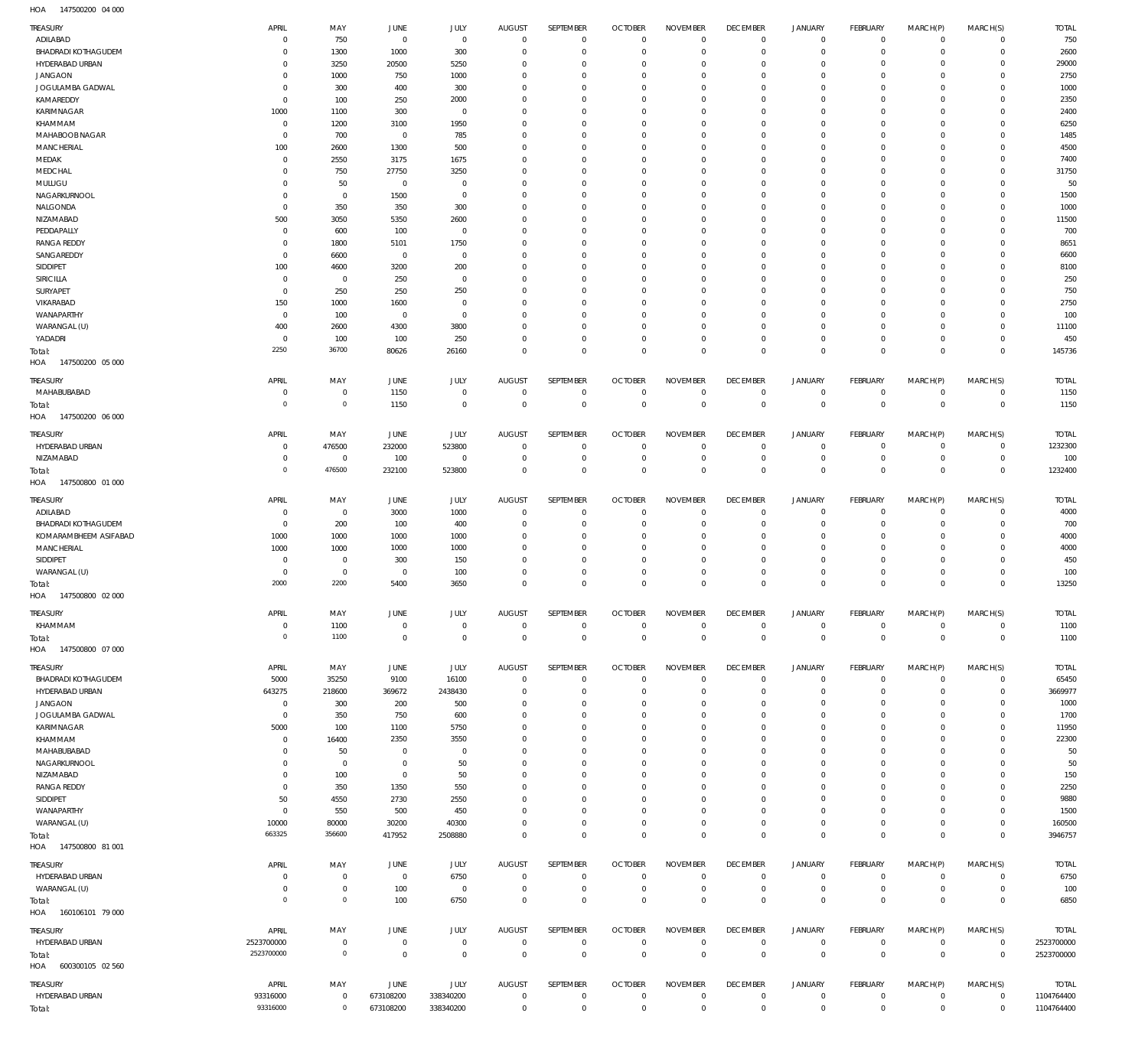HOA 147500200 04 000

| TREASURY | APRIL | MAY | JUNE | JULY | AUGUST | SEPTEMBER | OCTOBER | NOVEMBER | DECEMBER | JANUARY | FEBRUARY | MARCH(P) | MARCH(S) | TOTAL |
|---|---|---|---|---|---|---|---|---|---|---|---|---|---|---|
| ADILABAD | 0 | 750 | 0 | 0 | 0 | 0 | 0 | 0 | 0 | 0 | 0 | 0 | 0 | 750 |
| BHADRADI KOTHAGUDEM | 0 | 1300 | 1000 | 300 | 0 | 0 | 0 | 0 | 0 | 0 | 0 | 0 | 0 | 2600 |
| HYDERABAD URBAN | 0 | 3250 | 20500 | 5250 | 0 | 0 | 0 | 0 | 0 | 0 | 0 | 0 | 0 | 29000 |
| JANGAON | 0 | 1000 | 750 | 1000 | 0 | 0 | 0 | 0 | 0 | 0 | 0 | 0 | 0 | 2750 |
| JOGULAMBA GADWAL | 0 | 300 | 400 | 300 | 0 | 0 | 0 | 0 | 0 | 0 | 0 | 0 | 0 | 1000 |
| KAMAREDDY | 0 | 100 | 250 | 2000 | 0 | 0 | 0 | 0 | 0 | 0 | 0 | 0 | 0 | 2350 |
| KARIMNAGAR | 1000 | 1100 | 300 | 0 | 0 | 0 | 0 | 0 | 0 | 0 | 0 | 0 | 0 | 2400 |
| KHAMMAM | 0 | 1200 | 3100 | 1950 | 0 | 0 | 0 | 0 | 0 | 0 | 0 | 0 | 0 | 6250 |
| MAHABOOB NAGAR | 0 | 700 | 0 | 785 | 0 | 0 | 0 | 0 | 0 | 0 | 0 | 0 | 0 | 1485 |
| MANCHERIAL | 100 | 2600 | 1300 | 500 | 0 | 0 | 0 | 0 | 0 | 0 | 0 | 0 | 0 | 4500 |
| MEDAK | 0 | 2550 | 3175 | 1675 | 0 | 0 | 0 | 0 | 0 | 0 | 0 | 0 | 0 | 7400 |
| MEDCHAL | 0 | 750 | 27750 | 3250 | 0 | 0 | 0 | 0 | 0 | 0 | 0 | 0 | 0 | 31750 |
| MULUGU | 0 | 50 | 0 | 0 | 0 | 0 | 0 | 0 | 0 | 0 | 0 | 0 | 0 | 50 |
| NAGARKURNOOL | 0 | 0 | 1500 | 0 | 0 | 0 | 0 | 0 | 0 | 0 | 0 | 0 | 0 | 1500 |
| NALGONDA | 0 | 350 | 350 | 300 | 0 | 0 | 0 | 0 | 0 | 0 | 0 | 0 | 0 | 1000 |
| NIZAMABAD | 500 | 3050 | 5350 | 2600 | 0 | 0 | 0 | 0 | 0 | 0 | 0 | 0 | 0 | 11500 |
| PEDDAPALLY | 0 | 600 | 100 | 0 | 0 | 0 | 0 | 0 | 0 | 0 | 0 | 0 | 0 | 700 |
| RANGA REDDY | 0 | 1800 | 5101 | 1750 | 0 | 0 | 0 | 0 | 0 | 0 | 0 | 0 | 0 | 8651 |
| SANGAREDDY | 0 | 6600 | 0 | 0 | 0 | 0 | 0 | 0 | 0 | 0 | 0 | 0 | 0 | 6600 |
| SIDDIPET | 100 | 4600 | 3200 | 200 | 0 | 0 | 0 | 0 | 0 | 0 | 0 | 0 | 0 | 8100 |
| SIRICILLA | 0 | 0 | 250 | 0 | 0 | 0 | 0 | 0 | 0 | 0 | 0 | 0 | 0 | 250 |
| SURYAPET | 0 | 250 | 250 | 250 | 0 | 0 | 0 | 0 | 0 | 0 | 0 | 0 | 0 | 750 |
| VIKARABAD | 150 | 1000 | 1600 | 0 | 0 | 0 | 0 | 0 | 0 | 0 | 0 | 0 | 0 | 2750 |
| WANAPARTHY | 0 | 100 | 0 | 0 | 0 | 0 | 0 | 0 | 0 | 0 | 0 | 0 | 0 | 100 |
| WARANGAL (U) | 400 | 2600 | 4300 | 3800 | 0 | 0 | 0 | 0 | 0 | 0 | 0 | 0 | 0 | 11100 |
| YADADRI | 0 | 100 | 100 | 250 | 0 | 0 | 0 | 0 | 0 | 0 | 0 | 0 | 0 | 450 |
| Total: | 2250 | 36700 | 80626 | 26160 | 0 | 0 | 0 | 0 | 0 | 0 | 0 | 0 | 0 | 145736 |

HOA 147500200 05 000

| TREASURY | APRIL | MAY | JUNE | JULY | AUGUST | SEPTEMBER | OCTOBER | NOVEMBER | DECEMBER | JANUARY | FEBRUARY | MARCH(P) | MARCH(S) | TOTAL |
|---|---|---|---|---|---|---|---|---|---|---|---|---|---|---|
| MAHABUBABAD | 0 | 0 | 1150 | 0 | 0 | 0 | 0 | 0 | 0 | 0 | 0 | 0 | 0 | 1150 |
| Total: | 0 | 0 | 1150 | 0 | 0 | 0 | 0 | 0 | 0 | 0 | 0 | 0 | 0 | 1150 |

HOA 147500200 06 000

| TREASURY | APRIL | MAY | JUNE | JULY | AUGUST | SEPTEMBER | OCTOBER | NOVEMBER | DECEMBER | JANUARY | FEBRUARY | MARCH(P) | MARCH(S) | TOTAL |
|---|---|---|---|---|---|---|---|---|---|---|---|---|---|---|
| HYDERABAD URBAN | 0 | 476500 | 232000 | 523800 | 0 | 0 | 0 | 0 | 0 | 0 | 0 | 0 | 0 | 1232300 |
| NIZAMABAD | 0 | 0 | 100 | 0 | 0 | 0 | 0 | 0 | 0 | 0 | 0 | 0 | 0 | 100 |
| Total: | 0 | 476500 | 232100 | 523800 | 0 | 0 | 0 | 0 | 0 | 0 | 0 | 0 | 0 | 1232400 |

HOA 147500800 01 000

| TREASURY | APRIL | MAY | JUNE | JULY | AUGUST | SEPTEMBER | OCTOBER | NOVEMBER | DECEMBER | JANUARY | FEBRUARY | MARCH(P) | MARCH(S) | TOTAL |
|---|---|---|---|---|---|---|---|---|---|---|---|---|---|---|
| ADILABAD | 0 | 0 | 3000 | 1000 | 0 | 0 | 0 | 0 | 0 | 0 | 0 | 0 | 0 | 4000 |
| BHADRADI KOTHAGUDEM | 0 | 200 | 100 | 400 | 0 | 0 | 0 | 0 | 0 | 0 | 0 | 0 | 0 | 700 |
| KOMARAMBHEEM ASIFABAD | 1000 | 1000 | 1000 | 1000 | 0 | 0 | 0 | 0 | 0 | 0 | 0 | 0 | 0 | 4000 |
| MANCHERIAL | 1000 | 1000 | 1000 | 1000 | 0 | 0 | 0 | 0 | 0 | 0 | 0 | 0 | 0 | 4000 |
| SIDDIPET | 0 | 0 | 300 | 150 | 0 | 0 | 0 | 0 | 0 | 0 | 0 | 0 | 0 | 450 |
| WARANGAL (U) | 0 | 0 | 0 | 100 | 0 | 0 | 0 | 0 | 0 | 0 | 0 | 0 | 0 | 100 |
| Total: | 2000 | 2200 | 5400 | 3650 | 0 | 0 | 0 | 0 | 0 | 0 | 0 | 0 | 0 | 13250 |

HOA 147500800 02 000

| TREASURY | APRIL | MAY | JUNE | JULY | AUGUST | SEPTEMBER | OCTOBER | NOVEMBER | DECEMBER | JANUARY | FEBRUARY | MARCH(P) | MARCH(S) | TOTAL |
|---|---|---|---|---|---|---|---|---|---|---|---|---|---|---|
| KHAMMAM | 0 | 1100 | 0 | 0 | 0 | 0 | 0 | 0 | 0 | 0 | 0 | 0 | 0 | 1100 |
| Total: | 0 | 1100 | 0 | 0 | 0 | 0 | 0 | 0 | 0 | 0 | 0 | 0 | 0 | 1100 |

HOA 147500800 07 000

| TREASURY | APRIL | MAY | JUNE | JULY | AUGUST | SEPTEMBER | OCTOBER | NOVEMBER | DECEMBER | JANUARY | FEBRUARY | MARCH(P) | MARCH(S) | TOTAL |
|---|---|---|---|---|---|---|---|---|---|---|---|---|---|---|
| BHADRADI KOTHAGUDEM | 5000 | 35250 | 9100 | 16100 | 0 | 0 | 0 | 0 | 0 | 0 | 0 | 0 | 0 | 65450 |
| HYDERABAD URBAN | 643275 | 218600 | 369672 | 2438430 | 0 | 0 | 0 | 0 | 0 | 0 | 0 | 0 | 0 | 3669977 |
| JANGAON | 0 | 300 | 200 | 500 | 0 | 0 | 0 | 0 | 0 | 0 | 0 | 0 | 0 | 1000 |
| JOGULAMBA GADWAL | 0 | 350 | 750 | 600 | 0 | 0 | 0 | 0 | 0 | 0 | 0 | 0 | 0 | 1700 |
| KARIMNAGAR | 5000 | 100 | 1100 | 5750 | 0 | 0 | 0 | 0 | 0 | 0 | 0 | 0 | 0 | 11950 |
| KHAMMAM | 0 | 16400 | 2350 | 3550 | 0 | 0 | 0 | 0 | 0 | 0 | 0 | 0 | 0 | 22300 |
| MAHABUBABAD | 0 | 50 | 0 | 0 | 0 | 0 | 0 | 0 | 0 | 0 | 0 | 0 | 0 | 50 |
| NAGARKURNOOL | 0 | 0 | 0 | 50 | 0 | 0 | 0 | 0 | 0 | 0 | 0 | 0 | 0 | 50 |
| NIZAMABAD | 0 | 100 | 0 | 50 | 0 | 0 | 0 | 0 | 0 | 0 | 0 | 0 | 0 | 150 |
| RANGA REDDY | 0 | 350 | 1350 | 550 | 0 | 0 | 0 | 0 | 0 | 0 | 0 | 0 | 0 | 2250 |
| SIDDIPET | 50 | 4550 | 2730 | 2550 | 0 | 0 | 0 | 0 | 0 | 0 | 0 | 0 | 0 | 9880 |
| WANAPARTHY | 0 | 550 | 500 | 450 | 0 | 0 | 0 | 0 | 0 | 0 | 0 | 0 | 0 | 1500 |
| WARANGAL (U) | 10000 | 80000 | 30200 | 40300 | 0 | 0 | 0 | 0 | 0 | 0 | 0 | 0 | 0 | 160500 |
| Total: | 663325 | 356600 | 417952 | 2508880 | 0 | 0 | 0 | 0 | 0 | 0 | 0 | 0 | 0 | 3946757 |

HOA 147500800 81 001

| TREASURY | APRIL | MAY | JUNE | JULY | AUGUST | SEPTEMBER | OCTOBER | NOVEMBER | DECEMBER | JANUARY | FEBRUARY | MARCH(P) | MARCH(S) | TOTAL |
|---|---|---|---|---|---|---|---|---|---|---|---|---|---|---|
| HYDERABAD URBAN | 0 | 0 | 0 | 6750 | 0 | 0 | 0 | 0 | 0 | 0 | 0 | 0 | 0 | 6750 |
| WARANGAL (U) | 0 | 0 | 100 | 0 | 0 | 0 | 0 | 0 | 0 | 0 | 0 | 0 | 0 | 100 |
| Total: | 0 | 0 | 100 | 6750 | 0 | 0 | 0 | 0 | 0 | 0 | 0 | 0 | 0 | 6850 |

HOA 160106101 79 000

| TREASURY | APRIL | MAY | JUNE | JULY | AUGUST | SEPTEMBER | OCTOBER | NOVEMBER | DECEMBER | JANUARY | FEBRUARY | MARCH(P) | MARCH(S) | TOTAL |
|---|---|---|---|---|---|---|---|---|---|---|---|---|---|---|
| HYDERABAD URBAN | 2523700000 | 0 | 0 | 0 | 0 | 0 | 0 | 0 | 0 | 0 | 0 | 0 | 0 | 2523700000 |
| Total: | 2523700000 | 0 | 0 | 0 | 0 | 0 | 0 | 0 | 0 | 0 | 0 | 0 | 0 | 2523700000 |

HOA 600300105 02 560

| TREASURY | APRIL | MAY | JUNE | JULY | AUGUST | SEPTEMBER | OCTOBER | NOVEMBER | DECEMBER | JANUARY | FEBRUARY | MARCH(P) | MARCH(S) | TOTAL |
|---|---|---|---|---|---|---|---|---|---|---|---|---|---|---|
| HYDERABAD URBAN | 93316000 | 0 | 673108200 | 338340200 | 0 | 0 | 0 | 0 | 0 | 0 | 0 | 0 | 0 | 1104764400 |
| Total: | 93316000 | 0 | 673108200 | 338340200 | 0 | 0 | 0 | 0 | 0 | 0 | 0 | 0 | 0 | 1104764400 |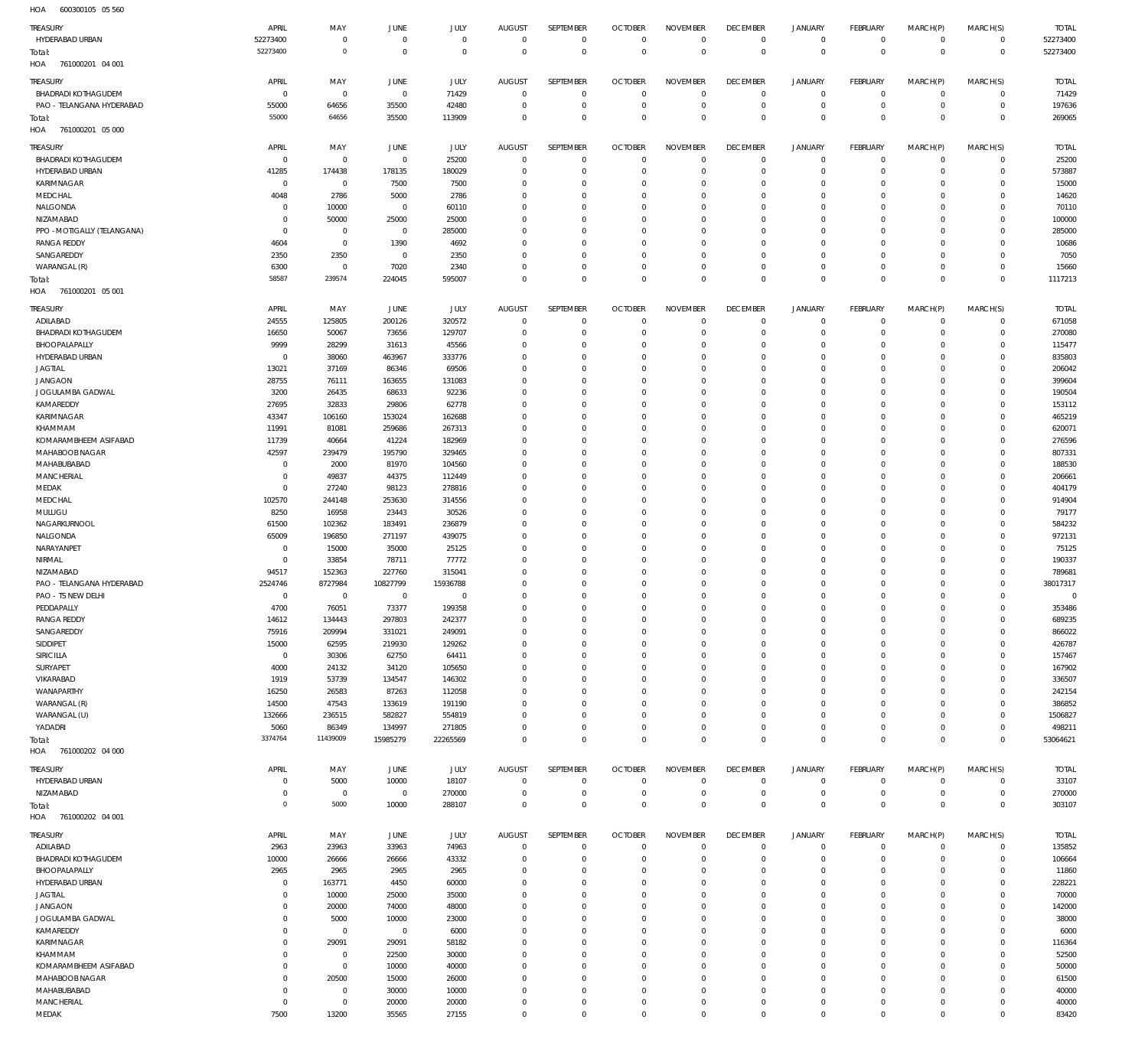HOA 600300105 05 560

| TREASURY | APRIL | MAY | JUNE | JULY | AUGUST | SEPTEMBER | OCTOBER | NOVEMBER | DECEMBER | JANUARY | FEBRUARY | MARCH(P) | MARCH(S) | TOTAL |
|---|---|---|---|---|---|---|---|---|---|---|---|---|---|---|
| HYDERABAD URBAN | 52273400 | 0 | 0 | 0 | 0 | 0 | 0 | 0 | 0 | 0 | 0 | 0 | 0 | 52273400 |
| Total: | 52273400 | 0 | 0 | 0 | 0 | 0 | 0 | 0 | 0 | 0 | 0 | 0 | 0 | 52273400 |

HOA 761000201 04 001

| TREASURY | APRIL | MAY | JUNE | JULY | AUGUST | SEPTEMBER | OCTOBER | NOVEMBER | DECEMBER | JANUARY | FEBRUARY | MARCH(P) | MARCH(S) | TOTAL |
|---|---|---|---|---|---|---|---|---|---|---|---|---|---|---|
| BHADRADI KOTHAGUDEM | 0 | 0 | 0 | 71429 | 0 | 0 | 0 | 0 | 0 | 0 | 0 | 0 | 0 | 71429 |
| PAO - TELANGANA HYDERABAD | 55000 | 64656 | 35500 | 42480 | 0 | 0 | 0 | 0 | 0 | 0 | 0 | 0 | 0 | 197636 |
| Total: | 55000 | 64656 | 35500 | 113909 | 0 | 0 | 0 | 0 | 0 | 0 | 0 | 0 | 0 | 269065 |

HOA 761000201 05 000

| TREASURY | APRIL | MAY | JUNE | JULY | AUGUST | SEPTEMBER | OCTOBER | NOVEMBER | DECEMBER | JANUARY | FEBRUARY | MARCH(P) | MARCH(S) | TOTAL |
|---|---|---|---|---|---|---|---|---|---|---|---|---|---|---|
| BHADRADI KOTHAGUDEM | 0 | 0 | 0 | 25200 | 0 | 0 | 0 | 0 | 0 | 0 | 0 | 0 | 0 | 25200 |
| HYDERABAD URBAN | 41285 | 174438 | 178135 | 180029 | 0 | 0 | 0 | 0 | 0 | 0 | 0 | 0 | 0 | 573887 |
| KARIMNAGAR | 0 | 0 | 7500 | 7500 | 0 | 0 | 0 | 0 | 0 | 0 | 0 | 0 | 0 | 15000 |
| MEDCHAL | 4048 | 2786 | 5000 | 2786 | 0 | 0 | 0 | 0 | 0 | 0 | 0 | 0 | 0 | 14620 |
| NALGONDA | 0 | 10000 | 0 | 60110 | 0 | 0 | 0 | 0 | 0 | 0 | 0 | 0 | 0 | 70110 |
| NIZAMABAD | 0 | 50000 | 25000 | 25000 | 0 | 0 | 0 | 0 | 0 | 0 | 0 | 0 | 0 | 100000 |
| PPO - MOTIGALLY (TELANGANA) | 0 | 0 | 0 | 285000 | 0 | 0 | 0 | 0 | 0 | 0 | 0 | 0 | 0 | 285000 |
| RANGA REDDY | 4604 | 0 | 1390 | 4692 | 0 | 0 | 0 | 0 | 0 | 0 | 0 | 0 | 0 | 10686 |
| SANGAREDDY | 2350 | 2350 | 0 | 2350 | 0 | 0 | 0 | 0 | 0 | 0 | 0 | 0 | 0 | 7050 |
| WARANGAL (R) | 6300 | 0 | 7020 | 2340 | 0 | 0 | 0 | 0 | 0 | 0 | 0 | 0 | 0 | 15660 |
| Total: | 58587 | 239574 | 224045 | 595007 | 0 | 0 | 0 | 0 | 0 | 0 | 0 | 0 | 0 | 1117213 |

HOA 761000201 05 001

| TREASURY | APRIL | MAY | JUNE | JULY | AUGUST | SEPTEMBER | OCTOBER | NOVEMBER | DECEMBER | JANUARY | FEBRUARY | MARCH(P) | MARCH(S) | TOTAL |
|---|---|---|---|---|---|---|---|---|---|---|---|---|---|---|
| ADILABAD | 24555 | 125805 | 200126 | 320572 | 0 | 0 | 0 | 0 | 0 | 0 | 0 | 0 | 0 | 671058 |
| BHADRADI KOTHAGUDEM | 16650 | 50067 | 73656 | 129707 | 0 | 0 | 0 | 0 | 0 | 0 | 0 | 0 | 0 | 270080 |
| BHOOPALAPALLY | 9999 | 28299 | 31613 | 45566 | 0 | 0 | 0 | 0 | 0 | 0 | 0 | 0 | 0 | 115477 |
| HYDERABAD URBAN | 0 | 38060 | 463967 | 333776 | 0 | 0 | 0 | 0 | 0 | 0 | 0 | 0 | 0 | 835803 |
| JAGTIAL | 13021 | 37169 | 86346 | 69506 | 0 | 0 | 0 | 0 | 0 | 0 | 0 | 0 | 0 | 206042 |
| JANGAON | 28755 | 76111 | 163655 | 131083 | 0 | 0 | 0 | 0 | 0 | 0 | 0 | 0 | 0 | 399604 |
| JOGULAMBA GADWAL | 3200 | 26435 | 68633 | 92236 | 0 | 0 | 0 | 0 | 0 | 0 | 0 | 0 | 0 | 190504 |
| KAMAREDDY | 27695 | 32833 | 29806 | 62778 | 0 | 0 | 0 | 0 | 0 | 0 | 0 | 0 | 0 | 153112 |
| KARIMNAGAR | 43347 | 106160 | 153024 | 162688 | 0 | 0 | 0 | 0 | 0 | 0 | 0 | 0 | 0 | 465219 |
| KHAMMAM | 11991 | 81081 | 259686 | 267313 | 0 | 0 | 0 | 0 | 0 | 0 | 0 | 0 | 0 | 620071 |
| KOMARAMBHEEM ASIFABAD | 11739 | 40664 | 41224 | 182969 | 0 | 0 | 0 | 0 | 0 | 0 | 0 | 0 | 0 | 276596 |
| MAHABOOBNAGAR | 42597 | 239479 | 195790 | 329465 | 0 | 0 | 0 | 0 | 0 | 0 | 0 | 0 | 0 | 807331 |
| MAHABUBABAD | 0 | 2000 | 81970 | 104560 | 0 | 0 | 0 | 0 | 0 | 0 | 0 | 0 | 0 | 188530 |
| MANCHERIAL | 0 | 49837 | 44375 | 112449 | 0 | 0 | 0 | 0 | 0 | 0 | 0 | 0 | 0 | 206661 |
| MEDAK | 0 | 27240 | 98123 | 278816 | 0 | 0 | 0 | 0 | 0 | 0 | 0 | 0 | 0 | 404179 |
| MEDCHAL | 102570 | 244148 | 253630 | 314556 | 0 | 0 | 0 | 0 | 0 | 0 | 0 | 0 | 0 | 914904 |
| MULUGU | 8250 | 16958 | 23443 | 30526 | 0 | 0 | 0 | 0 | 0 | 0 | 0 | 0 | 0 | 79177 |
| NAGARKURNOOL | 61500 | 102362 | 183491 | 236879 | 0 | 0 | 0 | 0 | 0 | 0 | 0 | 0 | 0 | 584232 |
| NALGONDA | 65009 | 196850 | 271197 | 439075 | 0 | 0 | 0 | 0 | 0 | 0 | 0 | 0 | 0 | 972131 |
| NARAYANPET | 0 | 15000 | 35000 | 25125 | 0 | 0 | 0 | 0 | 0 | 0 | 0 | 0 | 0 | 75125 |
| NIRMAL | 0 | 33854 | 78711 | 77772 | 0 | 0 | 0 | 0 | 0 | 0 | 0 | 0 | 0 | 190337 |
| NIZAMABAD | 94517 | 152363 | 227760 | 315041 | 0 | 0 | 0 | 0 | 0 | 0 | 0 | 0 | 0 | 789681 |
| PAO - TELANGANA HYDERABAD | 2524746 | 8727984 | 10827799 | 15936788 | 0 | 0 | 0 | 0 | 0 | 0 | 0 | 0 | 0 | 38017317 |
| PAO - TS NEW DELHI | 0 | 0 | 0 | 0 | 0 | 0 | 0 | 0 | 0 | 0 | 0 | 0 | 0 | 0 |
| PEDDAPALLY | 4700 | 76051 | 73377 | 199358 | 0 | 0 | 0 | 0 | 0 | 0 | 0 | 0 | 0 | 353486 |
| RANGA REDDY | 14612 | 134443 | 297803 | 242377 | 0 | 0 | 0 | 0 | 0 | 0 | 0 | 0 | 0 | 689235 |
| SANGAREDDY | 75916 | 209994 | 331021 | 249091 | 0 | 0 | 0 | 0 | 0 | 0 | 0 | 0 | 0 | 866022 |
| SIDDIPET | 15000 | 62595 | 219930 | 129262 | 0 | 0 | 0 | 0 | 0 | 0 | 0 | 0 | 0 | 426787 |
| SIRICILLA | 0 | 30306 | 62750 | 64411 | 0 | 0 | 0 | 0 | 0 | 0 | 0 | 0 | 0 | 157467 |
| SURYAPET | 4000 | 24132 | 34120 | 105650 | 0 | 0 | 0 | 0 | 0 | 0 | 0 | 0 | 0 | 167902 |
| VIKARABAD | 1919 | 53739 | 134547 | 146302 | 0 | 0 | 0 | 0 | 0 | 0 | 0 | 0 | 0 | 336507 |
| WANAPARTHY | 16250 | 26583 | 87263 | 112058 | 0 | 0 | 0 | 0 | 0 | 0 | 0 | 0 | 0 | 242154 |
| WARANGAL (R) | 14500 | 47543 | 133619 | 191190 | 0 | 0 | 0 | 0 | 0 | 0 | 0 | 0 | 0 | 386852 |
| WARANGAL (U) | 132666 | 236515 | 582827 | 554819 | 0 | 0 | 0 | 0 | 0 | 0 | 0 | 0 | 0 | 1506827 |
| YADADRI | 5060 | 86349 | 134997 | 271805 | 0 | 0 | 0 | 0 | 0 | 0 | 0 | 0 | 0 | 498211 |
| Total: | 3374764 | 11439009 | 15985279 | 22265569 | 0 | 0 | 0 | 0 | 0 | 0 | 0 | 0 | 0 | 53064621 |

HOA 761000202 04 000

| TREASURY | APRIL | MAY | JUNE | JULY | AUGUST | SEPTEMBER | OCTOBER | NOVEMBER | DECEMBER | JANUARY | FEBRUARY | MARCH(P) | MARCH(S) | TOTAL |
|---|---|---|---|---|---|---|---|---|---|---|---|---|---|---|
| HYDERABAD URBAN | 0 | 5000 | 10000 | 18107 | 0 | 0 | 0 | 0 | 0 | 0 | 0 | 0 | 0 | 33107 |
| NIZAMABAD | 0 | 0 | 0 | 270000 | 0 | 0 | 0 | 0 | 0 | 0 | 0 | 0 | 0 | 270000 |
| Total: | 0 | 5000 | 10000 | 288107 | 0 | 0 | 0 | 0 | 0 | 0 | 0 | 0 | 0 | 303107 |

HOA 761000202 04 001

| TREASURY | APRIL | MAY | JUNE | JULY | AUGUST | SEPTEMBER | OCTOBER | NOVEMBER | DECEMBER | JANUARY | FEBRUARY | MARCH(P) | MARCH(S) | TOTAL |
|---|---|---|---|---|---|---|---|---|---|---|---|---|---|---|
| ADILABAD | 2963 | 23963 | 33963 | 74963 | 0 | 0 | 0 | 0 | 0 | 0 | 0 | 0 | 0 | 135852 |
| BHADRADI KOTHAGUDEM | 10000 | 26666 | 26666 | 43332 | 0 | 0 | 0 | 0 | 0 | 0 | 0 | 0 | 0 | 106664 |
| BHOOPALAPALLY | 2965 | 2965 | 2965 | 2965 | 0 | 0 | 0 | 0 | 0 | 0 | 0 | 0 | 0 | 11860 |
| HYDERABAD URBAN | 0 | 163771 | 4450 | 60000 | 0 | 0 | 0 | 0 | 0 | 0 | 0 | 0 | 0 | 228221 |
| JAGTIAL | 0 | 10000 | 25000 | 35000 | 0 | 0 | 0 | 0 | 0 | 0 | 0 | 0 | 0 | 70000 |
| JANGAON | 0 | 20000 | 74000 | 48000 | 0 | 0 | 0 | 0 | 0 | 0 | 0 | 0 | 0 | 142000 |
| JOGULAMBA GADWAL | 0 | 5000 | 10000 | 23000 | 0 | 0 | 0 | 0 | 0 | 0 | 0 | 0 | 0 | 38000 |
| KAMAREDDY | 0 | 0 | 0 | 6000 | 0 | 0 | 0 | 0 | 0 | 0 | 0 | 0 | 0 | 6000 |
| KARIMNAGAR | 0 | 29091 | 29091 | 58182 | 0 | 0 | 0 | 0 | 0 | 0 | 0 | 0 | 0 | 116364 |
| KHAMMAM | 0 | 0 | 22500 | 30000 | 0 | 0 | 0 | 0 | 0 | 0 | 0 | 0 | 0 | 52500 |
| KOMARAMBHEEM ASIFABAD | 0 | 0 | 10000 | 40000 | 0 | 0 | 0 | 0 | 0 | 0 | 0 | 0 | 0 | 50000 |
| MAHABOOBNAGAR | 0 | 20500 | 15000 | 26000 | 0 | 0 | 0 | 0 | 0 | 0 | 0 | 0 | 0 | 61500 |
| MAHABUBABAD | 0 | 0 | 30000 | 10000 | 0 | 0 | 0 | 0 | 0 | 0 | 0 | 0 | 0 | 40000 |
| MANCHERIAL | 0 | 0 | 20000 | 20000 | 0 | 0 | 0 | 0 | 0 | 0 | 0 | 0 | 0 | 40000 |
| MEDAK | 7500 | 13200 | 35565 | 27155 | 0 | 0 | 0 | 0 | 0 | 0 | 0 | 0 | 0 | 83420 |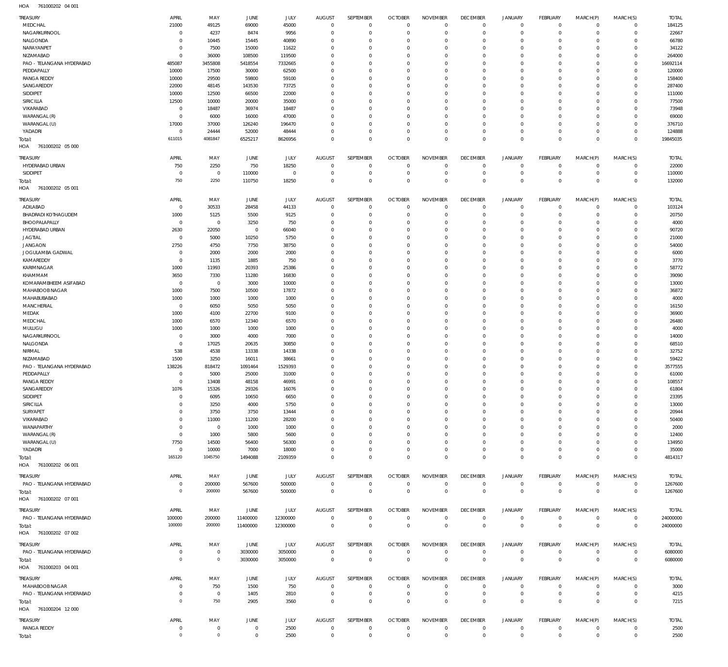HOA 761000202 04 001

| TREASURY | APRIL | MAY | JUNE | JULY | AUGUST | SEPTEMBER | OCTOBER | NOVEMBER | DECEMBER | JANUARY | FEBRUARY | MARCH(P) | MARCH(S) | TOTAL |
|---|---|---|---|---|---|---|---|---|---|---|---|---|---|---|
| MEDCHAL | 21000 | 49125 | 69000 | 45000 | 0 | 0 | 0 | 0 | 0 | 0 | 0 | 0 | 0 | 184125 |
| NAGARKURNOOL | 0 | 4237 | 8474 | 9956 | 0 | 0 | 0 | 0 | 0 | 0 | 0 | 0 | 0 | 22667 |
| NALGONDA | 0 | 10445 | 15445 | 40890 | 0 | 0 | 0 | 0 | 0 | 0 | 0 | 0 | 0 | 66780 |
| NARAYANPET | 0 | 7500 | 15000 | 11622 | 0 | 0 | 0 | 0 | 0 | 0 | 0 | 0 | 0 | 34122 |
| NIZAMABAD | 0 | 36000 | 108500 | 119500 | 0 | 0 | 0 | 0 | 0 | 0 | 0 | 0 | 0 | 264000 |
| PAO - TELANGANA HYDERABAD | 485087 | 3455808 | 5418554 | 7332665 | 0 | 0 | 0 | 0 | 0 | 0 | 0 | 0 | 0 | 16692114 |
| PEDDAPALLY | 10000 | 17500 | 30000 | 62500 | 0 | 0 | 0 | 0 | 0 | 0 | 0 | 0 | 0 | 120000 |
| RANGA REDDY | 10000 | 29500 | 59800 | 59100 | 0 | 0 | 0 | 0 | 0 | 0 | 0 | 0 | 0 | 158400 |
| SANGAREDDY | 22000 | 48145 | 143530 | 73725 | 0 | 0 | 0 | 0 | 0 | 0 | 0 | 0 | 0 | 287400 |
| SIDDIPET | 10000 | 12500 | 66500 | 22000 | 0 | 0 | 0 | 0 | 0 | 0 | 0 | 0 | 0 | 111000 |
| SIRICILLA | 12500 | 10000 | 20000 | 35000 | 0 | 0 | 0 | 0 | 0 | 0 | 0 | 0 | 0 | 77500 |
| VIKARABAD | 0 | 18487 | 36974 | 18487 | 0 | 0 | 0 | 0 | 0 | 0 | 0 | 0 | 0 | 73948 |
| WARANGAL (R) | 0 | 6000 | 16000 | 47000 | 0 | 0 | 0 | 0 | 0 | 0 | 0 | 0 | 0 | 69000 |
| WARANGAL (U) | 17000 | 37000 | 126240 | 196470 | 0 | 0 | 0 | 0 | 0 | 0 | 0 | 0 | 0 | 376710 |
| YADADRI | 0 | 24444 | 52000 | 48444 | 0 | 0 | 0 | 0 | 0 | 0 | 0 | 0 | 0 | 124888 |
| Total: | 611015 | 4081847 | 6525217 | 8626956 | 0 | 0 | 0 | 0 | 0 | 0 | 0 | 0 | 0 | 19845035 |

HOA 761000202 05 000

| TREASURY | APRIL | MAY | JUNE | JULY | AUGUST | SEPTEMBER | OCTOBER | NOVEMBER | DECEMBER | JANUARY | FEBRUARY | MARCH(P) | MARCH(S) | TOTAL |
|---|---|---|---|---|---|---|---|---|---|---|---|---|---|---|
| HYDERABAD URBAN | 750 | 2250 | 750 | 18250 | 0 | 0 | 0 | 0 | 0 | 0 | 0 | 0 | 0 | 22000 |
| SIDDIPET | 0 | 0 | 110000 | 0 | 0 | 0 | 0 | 0 | 0 | 0 | 0 | 0 | 0 | 110000 |
| Total: | 750 | 2250 | 110750 | 18250 | 0 | 0 | 0 | 0 | 0 | 0 | 0 | 0 | 0 | 132000 |

HOA 761000202 05 001

| TREASURY | APRIL | MAY | JUNE | JULY | AUGUST | SEPTEMBER | OCTOBER | NOVEMBER | DECEMBER | JANUARY | FEBRUARY | MARCH(P) | MARCH(S) | TOTAL |
|---|---|---|---|---|---|---|---|---|---|---|---|---|---|---|
| ADILABAD | 0 | 30533 | 28458 | 44133 | 0 | 0 | 0 | 0 | 0 | 0 | 0 | 0 | 0 | 103124 |
| BHADRADI KOTHAGUDEM | 1000 | 5125 | 5500 | 9125 | 0 | 0 | 0 | 0 | 0 | 0 | 0 | 0 | 0 | 20750 |
| BHOOPALAPALLY | 0 | 0 | 3250 | 750 | 0 | 0 | 0 | 0 | 0 | 0 | 0 | 0 | 0 | 4000 |
| HYDERABAD URBAN | 2630 | 22050 | 0 | 66040 | 0 | 0 | 0 | 0 | 0 | 0 | 0 | 0 | 0 | 90720 |
| JAGTIAL | 0 | 5000 | 10250 | 5750 | 0 | 0 | 0 | 0 | 0 | 0 | 0 | 0 | 0 | 21000 |
| JANGAON | 2750 | 4750 | 7750 | 38750 | 0 | 0 | 0 | 0 | 0 | 0 | 0 | 0 | 0 | 54000 |
| JOGULAMBA GADWAL | 0 | 2000 | 2000 | 2000 | 0 | 0 | 0 | 0 | 0 | 0 | 0 | 0 | 0 | 6000 |
| KAMAREDDY | 0 | 1135 | 1885 | 750 | 0 | 0 | 0 | 0 | 0 | 0 | 0 | 0 | 0 | 3770 |
| KARIMNAGAR | 1000 | 11993 | 20393 | 25386 | 0 | 0 | 0 | 0 | 0 | 0 | 0 | 0 | 0 | 58772 |
| KHAMMAM | 3650 | 7330 | 11280 | 16830 | 0 | 0 | 0 | 0 | 0 | 0 | 0 | 0 | 0 | 39090 |
| KOMARAMBHEEM ASIFABAD | 0 | 0 | 3000 | 10000 | 0 | 0 | 0 | 0 | 0 | 0 | 0 | 0 | 0 | 13000 |
| MAHABOOBNAGAR | 1000 | 7500 | 10500 | 17872 | 0 | 0 | 0 | 0 | 0 | 0 | 0 | 0 | 0 | 36872 |
| MAHABUBABAD | 1000 | 1000 | 1000 | 1000 | 0 | 0 | 0 | 0 | 0 | 0 | 0 | 0 | 0 | 4000 |
| MANCHERIAL | 0 | 6050 | 5050 | 5050 | 0 | 0 | 0 | 0 | 0 | 0 | 0 | 0 | 0 | 16150 |
| MEDAK | 1000 | 4100 | 22700 | 9100 | 0 | 0 | 0 | 0 | 0 | 0 | 0 | 0 | 0 | 36900 |
| MEDCHAL | 1000 | 6570 | 12340 | 6570 | 0 | 0 | 0 | 0 | 0 | 0 | 0 | 0 | 0 | 26480 |
| MULUGU | 1000 | 1000 | 1000 | 1000 | 0 | 0 | 0 | 0 | 0 | 0 | 0 | 0 | 0 | 4000 |
| NAGARKURNOOL | 0 | 3000 | 4000 | 7000 | 0 | 0 | 0 | 0 | 0 | 0 | 0 | 0 | 0 | 14000 |
| NALGONDA | 0 | 17025 | 20635 | 30850 | 0 | 0 | 0 | 0 | 0 | 0 | 0 | 0 | 0 | 68510 |
| NIRMAL | 538 | 4538 | 13338 | 14338 | 0 | 0 | 0 | 0 | 0 | 0 | 0 | 0 | 0 | 32752 |
| NIZAMABAD | 1500 | 3250 | 16011 | 38661 | 0 | 0 | 0 | 0 | 0 | 0 | 0 | 0 | 0 | 59422 |
| PAO - TELANGANA HYDERABAD | 138226 | 818472 | 1091464 | 1529393 | 0 | 0 | 0 | 0 | 0 | 0 | 0 | 0 | 0 | 3577555 |
| PEDDAPALLY | 0 | 5000 | 25000 | 31000 | 0 | 0 | 0 | 0 | 0 | 0 | 0 | 0 | 0 | 61000 |
| RANGA REDDY | 0 | 13408 | 48158 | 46991 | 0 | 0 | 0 | 0 | 0 | 0 | 0 | 0 | 0 | 108557 |
| SANGAREDDY | 1076 | 15326 | 29326 | 16076 | 0 | 0 | 0 | 0 | 0 | 0 | 0 | 0 | 0 | 61804 |
| SIDDIPET | 0 | 6095 | 10650 | 6650 | 0 | 0 | 0 | 0 | 0 | 0 | 0 | 0 | 0 | 23395 |
| SIRICILLA | 0 | 3250 | 4000 | 5750 | 0 | 0 | 0 | 0 | 0 | 0 | 0 | 0 | 0 | 13000 |
| SURYAPET | 0 | 3750 | 3750 | 13444 | 0 | 0 | 0 | 0 | 0 | 0 | 0 | 0 | 0 | 20944 |
| VIKARABAD | 0 | 11000 | 11200 | 28200 | 0 | 0 | 0 | 0 | 0 | 0 | 0 | 0 | 0 | 50400 |
| WANAPARTHY | 0 | 0 | 1000 | 1000 | 0 | 0 | 0 | 0 | 0 | 0 | 0 | 0 | 0 | 2000 |
| WARANGAL (R) | 0 | 1000 | 5800 | 5600 | 0 | 0 | 0 | 0 | 0 | 0 | 0 | 0 | 0 | 12400 |
| WARANGAL (U) | 7750 | 14500 | 56400 | 56300 | 0 | 0 | 0 | 0 | 0 | 0 | 0 | 0 | 0 | 134950 |
| YADADRI | 0 | 10000 | 7000 | 18000 | 0 | 0 | 0 | 0 | 0 | 0 | 0 | 0 | 0 | 35000 |
| Total: | 165120 | 1045750 | 1494088 | 2109359 | 0 | 0 | 0 | 0 | 0 | 0 | 0 | 0 | 0 | 4814317 |

HOA 761000202 06 001

| TREASURY | APRIL | MAY | JUNE | JULY | AUGUST | SEPTEMBER | OCTOBER | NOVEMBER | DECEMBER | JANUARY | FEBRUARY | MARCH(P) | MARCH(S) | TOTAL |
|---|---|---|---|---|---|---|---|---|---|---|---|---|---|---|
| PAO - TELANGANA HYDERABAD | 0 | 200000 | 567600 | 500000 | 0 | 0 | 0 | 0 | 0 | 0 | 0 | 0 | 0 | 1267600 |
| Total: | 0 | 200000 | 567600 | 500000 | 0 | 0 | 0 | 0 | 0 | 0 | 0 | 0 | 0 | 1267600 |

HOA 761000202 07 001

| TREASURY | APRIL | MAY | JUNE | JULY | AUGUST | SEPTEMBER | OCTOBER | NOVEMBER | DECEMBER | JANUARY | FEBRUARY | MARCH(P) | MARCH(S) | TOTAL |
|---|---|---|---|---|---|---|---|---|---|---|---|---|---|---|
| PAO - TELANGANA HYDERABAD | 100000 | 200000 | 11400000 | 12300000 | 0 | 0 | 0 | 0 | 0 | 0 | 0 | 0 | 0 | 24000000 |
| Total: | 100000 | 200000 | 11400000 | 12300000 | 0 | 0 | 0 | 0 | 0 | 0 | 0 | 0 | 0 | 24000000 |

HOA 761000202 07 002

| TREASURY | APRIL | MAY | JUNE | JULY | AUGUST | SEPTEMBER | OCTOBER | NOVEMBER | DECEMBER | JANUARY | FEBRUARY | MARCH(P) | MARCH(S) | TOTAL |
|---|---|---|---|---|---|---|---|---|---|---|---|---|---|---|
| PAO - TELANGANA HYDERABAD | 0 | 0 | 3030000 | 3050000 | 0 | 0 | 0 | 0 | 0 | 0 | 0 | 0 | 0 | 6080000 |
| Total: | 0 | 0 | 3030000 | 3050000 | 0 | 0 | 0 | 0 | 0 | 0 | 0 | 0 | 0 | 6080000 |

HOA 761000203 04 001

| TREASURY | APRIL | MAY | JUNE | JULY | AUGUST | SEPTEMBER | OCTOBER | NOVEMBER | DECEMBER | JANUARY | FEBRUARY | MARCH(P) | MARCH(S) | TOTAL |
|---|---|---|---|---|---|---|---|---|---|---|---|---|---|---|
| MAHABOOBNAGAR | 0 | 750 | 1500 | 750 | 0 | 0 | 0 | 0 | 0 | 0 | 0 | 0 | 0 | 3000 |
| PAO - TELANGANA HYDERABAD | 0 | 0 | 1405 | 2810 | 0 | 0 | 0 | 0 | 0 | 0 | 0 | 0 | 0 | 4215 |
| Total: | 0 | 750 | 2905 | 3560 | 0 | 0 | 0 | 0 | 0 | 0 | 0 | 0 | 0 | 7215 |

HOA 761000204 12 000

| TREASURY | APRIL | MAY | JUNE | JULY | AUGUST | SEPTEMBER | OCTOBER | NOVEMBER | DECEMBER | JANUARY | FEBRUARY | MARCH(P) | MARCH(S) | TOTAL |
|---|---|---|---|---|---|---|---|---|---|---|---|---|---|---|
| RANGA REDDY | 0 | 0 | 0 | 2500 | 0 | 0 | 0 | 0 | 0 | 0 | 0 | 0 | 0 | 2500 |
| Total: | 0 | 0 | 0 | 2500 | 0 | 0 | 0 | 0 | 0 | 0 | 0 | 0 | 0 | 2500 |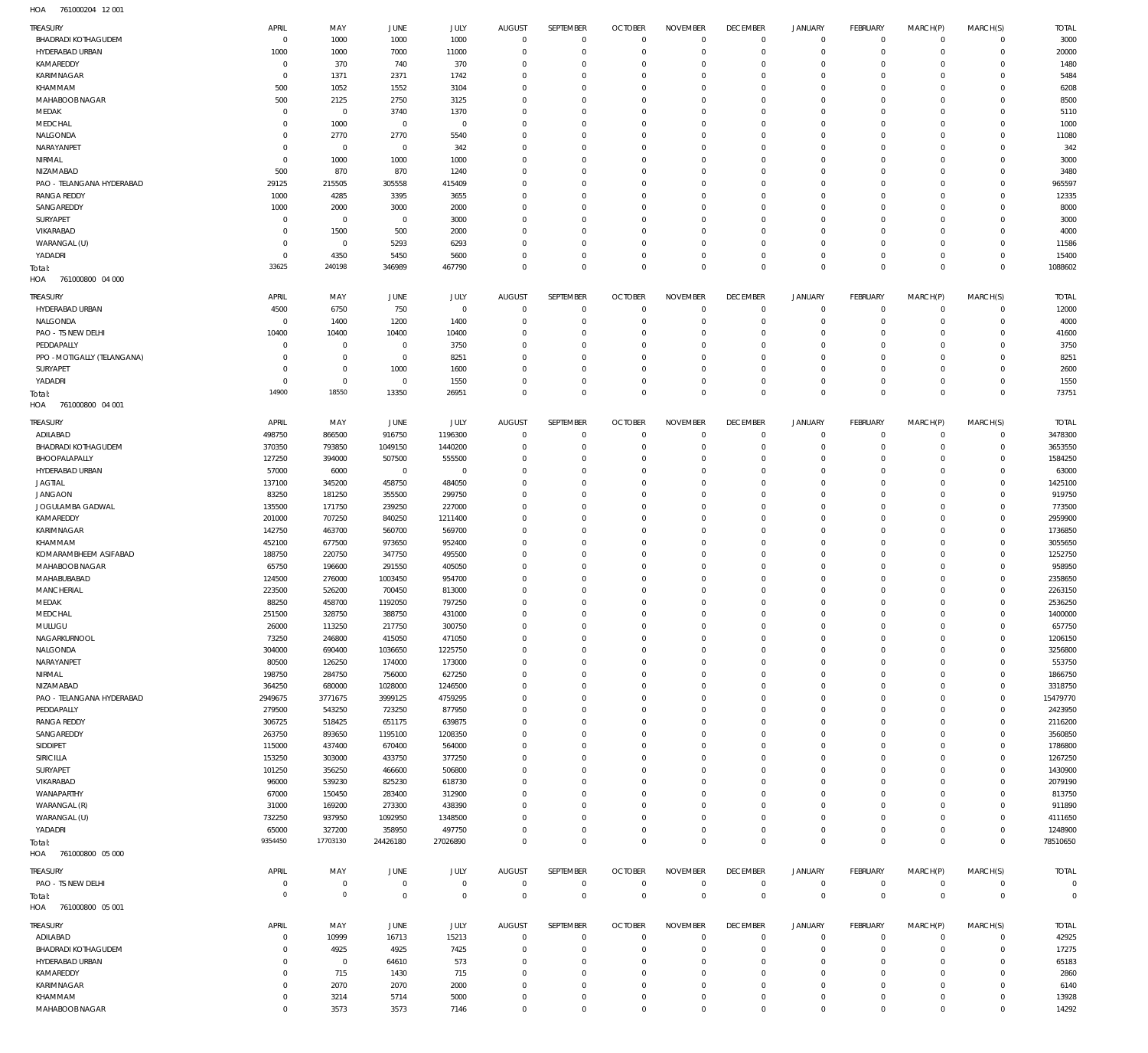HOA 761000204 12 001

| TREASURY | APRIL | MAY | JUNE | JULY | AUGUST | SEPTEMBER | OCTOBER | NOVEMBER | DECEMBER | JANUARY | FEBRUARY | MARCH(P) | MARCH(S) | TOTAL |
|---|---|---|---|---|---|---|---|---|---|---|---|---|---|---|
| BHADRADI KOTHAGUDEM | 0 | 1000 | 1000 | 1000 | 0 | 0 | 0 | 0 | 0 | 0 | 0 | 0 | 0 | 3000 |
| HYDERABAD URBAN | 1000 | 1000 | 7000 | 11000 | 0 | 0 | 0 | 0 | 0 | 0 | 0 | 0 | 0 | 20000 |
| KAMAREDDY | 0 | 370 | 740 | 370 | 0 | 0 | 0 | 0 | 0 | 0 | 0 | 0 | 0 | 1480 |
| KARIMNAGAR | 0 | 1371 | 2371 | 1742 | 0 | 0 | 0 | 0 | 0 | 0 | 0 | 0 | 0 | 5484 |
| KHAMMAM | 500 | 1052 | 1552 | 3104 | 0 | 0 | 0 | 0 | 0 | 0 | 0 | 0 | 0 | 6208 |
| MAHABOOBNAGAR | 500 | 2125 | 2750 | 3125 | 0 | 0 | 0 | 0 | 0 | 0 | 0 | 0 | 0 | 8500 |
| MEDAK | 0 | 0 | 3740 | 1370 | 0 | 0 | 0 | 0 | 0 | 0 | 0 | 0 | 0 | 5110 |
| MEDCHAL | 0 | 1000 | 0 | 0 | 0 | 0 | 0 | 0 | 0 | 0 | 0 | 0 | 0 | 1000 |
| NALGONDA | 0 | 2770 | 2770 | 5540 | 0 | 0 | 0 | 0 | 0 | 0 | 0 | 0 | 0 | 11080 |
| NARAYANPET | 0 | 0 | 0 | 342 | 0 | 0 | 0 | 0 | 0 | 0 | 0 | 0 | 0 | 342 |
| NIRMAL | 0 | 1000 | 1000 | 1000 | 0 | 0 | 0 | 0 | 0 | 0 | 0 | 0 | 0 | 3000 |
| NIZAMABAD | 500 | 870 | 870 | 1240 | 0 | 0 | 0 | 0 | 0 | 0 | 0 | 0 | 0 | 3480 |
| PAO - TELANGANA HYDERABAD | 29125 | 215505 | 305558 | 415409 | 0 | 0 | 0 | 0 | 0 | 0 | 0 | 0 | 0 | 965597 |
| RANGA REDDY | 1000 | 4285 | 3395 | 3655 | 0 | 0 | 0 | 0 | 0 | 0 | 0 | 0 | 0 | 12335 |
| SANGAREDDY | 1000 | 2000 | 3000 | 2000 | 0 | 0 | 0 | 0 | 0 | 0 | 0 | 0 | 0 | 8000 |
| SURYAPET | 0 | 0 | 0 | 3000 | 0 | 0 | 0 | 0 | 0 | 0 | 0 | 0 | 0 | 3000 |
| VIKARABAD | 0 | 1500 | 500 | 2000 | 0 | 0 | 0 | 0 | 0 | 0 | 0 | 0 | 0 | 4000 |
| WARANGAL (U) | 0 | 0 | 5293 | 6293 | 0 | 0 | 0 | 0 | 0 | 0 | 0 | 0 | 0 | 11586 |
| YADADRI | 0 | 4350 | 5450 | 5600 | 0 | 0 | 0 | 0 | 0 | 0 | 0 | 0 | 0 | 15400 |
| Total: | 33625 | 240198 | 346989 | 467790 | 0 | 0 | 0 | 0 | 0 | 0 | 0 | 0 | 0 | 1088602 |

HOA 761000800 04 000

| TREASURY | APRIL | MAY | JUNE | JULY | AUGUST | SEPTEMBER | OCTOBER | NOVEMBER | DECEMBER | JANUARY | FEBRUARY | MARCH(P) | MARCH(S) | TOTAL |
|---|---|---|---|---|---|---|---|---|---|---|---|---|---|---|
| HYDERABAD URBAN | 4500 | 6750 | 750 | 0 | 0 | 0 | 0 | 0 | 0 | 0 | 0 | 0 | 0 | 12000 |
| NALGONDA | 0 | 1400 | 1200 | 1400 | 0 | 0 | 0 | 0 | 0 | 0 | 0 | 0 | 0 | 4000 |
| PAO - TS NEW DELHI | 10400 | 10400 | 10400 | 10400 | 0 | 0 | 0 | 0 | 0 | 0 | 0 | 0 | 0 | 41600 |
| PEDDAPALLY | 0 | 0 | 0 | 3750 | 0 | 0 | 0 | 0 | 0 | 0 | 0 | 0 | 0 | 3750 |
| PPO - MOTIGALLY (TELANGANA) | 0 | 0 | 0 | 8251 | 0 | 0 | 0 | 0 | 0 | 0 | 0 | 0 | 0 | 8251 |
| SURYAPET | 0 | 0 | 1000 | 1600 | 0 | 0 | 0 | 0 | 0 | 0 | 0 | 0 | 0 | 2600 |
| YADADRI | 0 | 0 | 0 | 1550 | 0 | 0 | 0 | 0 | 0 | 0 | 0 | 0 | 0 | 1550 |
| Total: | 14900 | 18550 | 13350 | 26951 | 0 | 0 | 0 | 0 | 0 | 0 | 0 | 0 | 0 | 73751 |

HOA 761000800 04 001

| TREASURY | APRIL | MAY | JUNE | JULY | AUGUST | SEPTEMBER | OCTOBER | NOVEMBER | DECEMBER | JANUARY | FEBRUARY | MARCH(P) | MARCH(S) | TOTAL |
|---|---|---|---|---|---|---|---|---|---|---|---|---|---|---|
| ADILABAD | 498750 | 866500 | 916750 | 1196300 | 0 | 0 | 0 | 0 | 0 | 0 | 0 | 0 | 0 | 3478300 |
| BHADRADI KOTHAGUDEM | 370350 | 793850 | 1049150 | 1440200 | 0 | 0 | 0 | 0 | 0 | 0 | 0 | 0 | 0 | 3653550 |
| BHOOPALAPALLY | 127250 | 394000 | 507500 | 555500 | 0 | 0 | 0 | 0 | 0 | 0 | 0 | 0 | 0 | 1584250 |
| HYDERABAD URBAN | 57000 | 6000 | 0 | 0 | 0 | 0 | 0 | 0 | 0 | 0 | 0 | 0 | 0 | 63000 |
| JAGTIAL | 137100 | 345200 | 458750 | 484050 | 0 | 0 | 0 | 0 | 0 | 0 | 0 | 0 | 0 | 1425100 |
| JANGAON | 83250 | 181250 | 355500 | 299750 | 0 | 0 | 0 | 0 | 0 | 0 | 0 | 0 | 0 | 919750 |
| JOGULAMBA GADWAL | 135500 | 171750 | 239250 | 227000 | 0 | 0 | 0 | 0 | 0 | 0 | 0 | 0 | 0 | 773500 |
| KAMAREDDY | 201000 | 707250 | 840250 | 1211400 | 0 | 0 | 0 | 0 | 0 | 0 | 0 | 0 | 0 | 2959900 |
| KARIMNAGAR | 142750 | 463700 | 560700 | 569700 | 0 | 0 | 0 | 0 | 0 | 0 | 0 | 0 | 0 | 1736850 |
| KHAMMAM | 452100 | 677500 | 973650 | 952400 | 0 | 0 | 0 | 0 | 0 | 0 | 0 | 0 | 0 | 3055650 |
| KOMARAMBHEEM ASIFABAD | 188750 | 220750 | 347750 | 495500 | 0 | 0 | 0 | 0 | 0 | 0 | 0 | 0 | 0 | 1252750 |
| MAHABOOBNAGAR | 65750 | 196600 | 291550 | 405050 | 0 | 0 | 0 | 0 | 0 | 0 | 0 | 0 | 0 | 958950 |
| MAHABUBABAD | 124500 | 276000 | 1003450 | 954700 | 0 | 0 | 0 | 0 | 0 | 0 | 0 | 0 | 0 | 2358650 |
| MANCHERIAL | 223500 | 526200 | 700450 | 813000 | 0 | 0 | 0 | 0 | 0 | 0 | 0 | 0 | 0 | 2263150 |
| MEDAK | 88250 | 458700 | 1192050 | 797250 | 0 | 0 | 0 | 0 | 0 | 0 | 0 | 0 | 0 | 2536250 |
| MEDCHAL | 251500 | 328750 | 388750 | 431000 | 0 | 0 | 0 | 0 | 0 | 0 | 0 | 0 | 0 | 1400000 |
| MULUGU | 26000 | 113250 | 217750 | 300750 | 0 | 0 | 0 | 0 | 0 | 0 | 0 | 0 | 0 | 657750 |
| NAGARKURNOOL | 73250 | 246800 | 415050 | 471050 | 0 | 0 | 0 | 0 | 0 | 0 | 0 | 0 | 0 | 1206150 |
| NALGONDA | 304000 | 690400 | 1036650 | 1225750 | 0 | 0 | 0 | 0 | 0 | 0 | 0 | 0 | 0 | 3256800 |
| NARAYANPET | 80500 | 126250 | 174000 | 173000 | 0 | 0 | 0 | 0 | 0 | 0 | 0 | 0 | 0 | 553750 |
| NIRMAL | 198750 | 284750 | 756000 | 627250 | 0 | 0 | 0 | 0 | 0 | 0 | 0 | 0 | 0 | 1866750 |
| NIZAMABAD | 364250 | 680000 | 1028000 | 1246500 | 0 | 0 | 0 | 0 | 0 | 0 | 0 | 0 | 0 | 3318750 |
| PAO - TELANGANA HYDERABAD | 2949675 | 3771675 | 3999125 | 4759295 | 0 | 0 | 0 | 0 | 0 | 0 | 0 | 0 | 0 | 15479770 |
| PEDDAPALLY | 279500 | 543250 | 723250 | 877950 | 0 | 0 | 0 | 0 | 0 | 0 | 0 | 0 | 0 | 2423950 |
| RANGA REDDY | 306725 | 518425 | 651175 | 639875 | 0 | 0 | 0 | 0 | 0 | 0 | 0 | 0 | 0 | 2116200 |
| SANGAREDDY | 263750 | 893650 | 1195100 | 1208350 | 0 | 0 | 0 | 0 | 0 | 0 | 0 | 0 | 0 | 3560850 |
| SIDDIPET | 115000 | 437400 | 670400 | 564000 | 0 | 0 | 0 | 0 | 0 | 0 | 0 | 0 | 0 | 1786800 |
| SIRICILLA | 153250 | 303000 | 433750 | 377250 | 0 | 0 | 0 | 0 | 0 | 0 | 0 | 0 | 0 | 1267250 |
| SURYAPET | 101250 | 356250 | 466600 | 506800 | 0 | 0 | 0 | 0 | 0 | 0 | 0 | 0 | 0 | 1430900 |
| VIKARABAD | 96000 | 539230 | 825230 | 618730 | 0 | 0 | 0 | 0 | 0 | 0 | 0 | 0 | 0 | 2079190 |
| WANAPARTHY | 67000 | 150450 | 283400 | 312900 | 0 | 0 | 0 | 0 | 0 | 0 | 0 | 0 | 0 | 813750 |
| WARANGAL (R) | 31000 | 169200 | 273300 | 438390 | 0 | 0 | 0 | 0 | 0 | 0 | 0 | 0 | 0 | 911890 |
| WARANGAL (U) | 732250 | 937950 | 1092950 | 1348500 | 0 | 0 | 0 | 0 | 0 | 0 | 0 | 0 | 0 | 4111650 |
| YADADRI | 65000 | 327200 | 358950 | 497750 | 0 | 0 | 0 | 0 | 0 | 0 | 0 | 0 | 0 | 1248900 |
| Total: | 9354450 | 17703130 | 24426180 | 27026890 | 0 | 0 | 0 | 0 | 0 | 0 | 0 | 0 | 0 | 78510650 |

HOA 761000800 05 000

| TREASURY | APRIL | MAY | JUNE | JULY | AUGUST | SEPTEMBER | OCTOBER | NOVEMBER | DECEMBER | JANUARY | FEBRUARY | MARCH(P) | MARCH(S) | TOTAL |
|---|---|---|---|---|---|---|---|---|---|---|---|---|---|---|
| PAO - TS NEW DELHI | 0 | 0 | 0 | 0 | 0 | 0 | 0 | 0 | 0 | 0 | 0 | 0 | 0 | 0 |
| Total: | 0 | 0 | 0 | 0 | 0 | 0 | 0 | 0 | 0 | 0 | 0 | 0 | 0 | 0 |

HOA 761000800 05 001

| TREASURY | APRIL | MAY | JUNE | JULY | AUGUST | SEPTEMBER | OCTOBER | NOVEMBER | DECEMBER | JANUARY | FEBRUARY | MARCH(P) | MARCH(S) | TOTAL |
|---|---|---|---|---|---|---|---|---|---|---|---|---|---|---|
| ADILABAD | 0 | 10999 | 16713 | 15213 | 0 | 0 | 0 | 0 | 0 | 0 | 0 | 0 | 0 | 42925 |
| BHADRADI KOTHAGUDEM | 0 | 4925 | 4925 | 7425 | 0 | 0 | 0 | 0 | 0 | 0 | 0 | 0 | 0 | 17275 |
| HYDERABAD URBAN | 0 | 0 | 64610 | 573 | 0 | 0 | 0 | 0 | 0 | 0 | 0 | 0 | 0 | 65183 |
| KAMAREDDY | 0 | 715 | 1430 | 715 | 0 | 0 | 0 | 0 | 0 | 0 | 0 | 0 | 0 | 2860 |
| KARIMNAGAR | 0 | 2070 | 2070 | 2000 | 0 | 0 | 0 | 0 | 0 | 0 | 0 | 0 | 0 | 6140 |
| KHAMMAM | 0 | 3214 | 5714 | 5000 | 0 | 0 | 0 | 0 | 0 | 0 | 0 | 0 | 0 | 13928 |
| MAHABOOBNAGAR | 0 | 3573 | 3573 | 7146 | 0 | 0 | 0 | 0 | 0 | 0 | 0 | 0 | 0 | 14292 |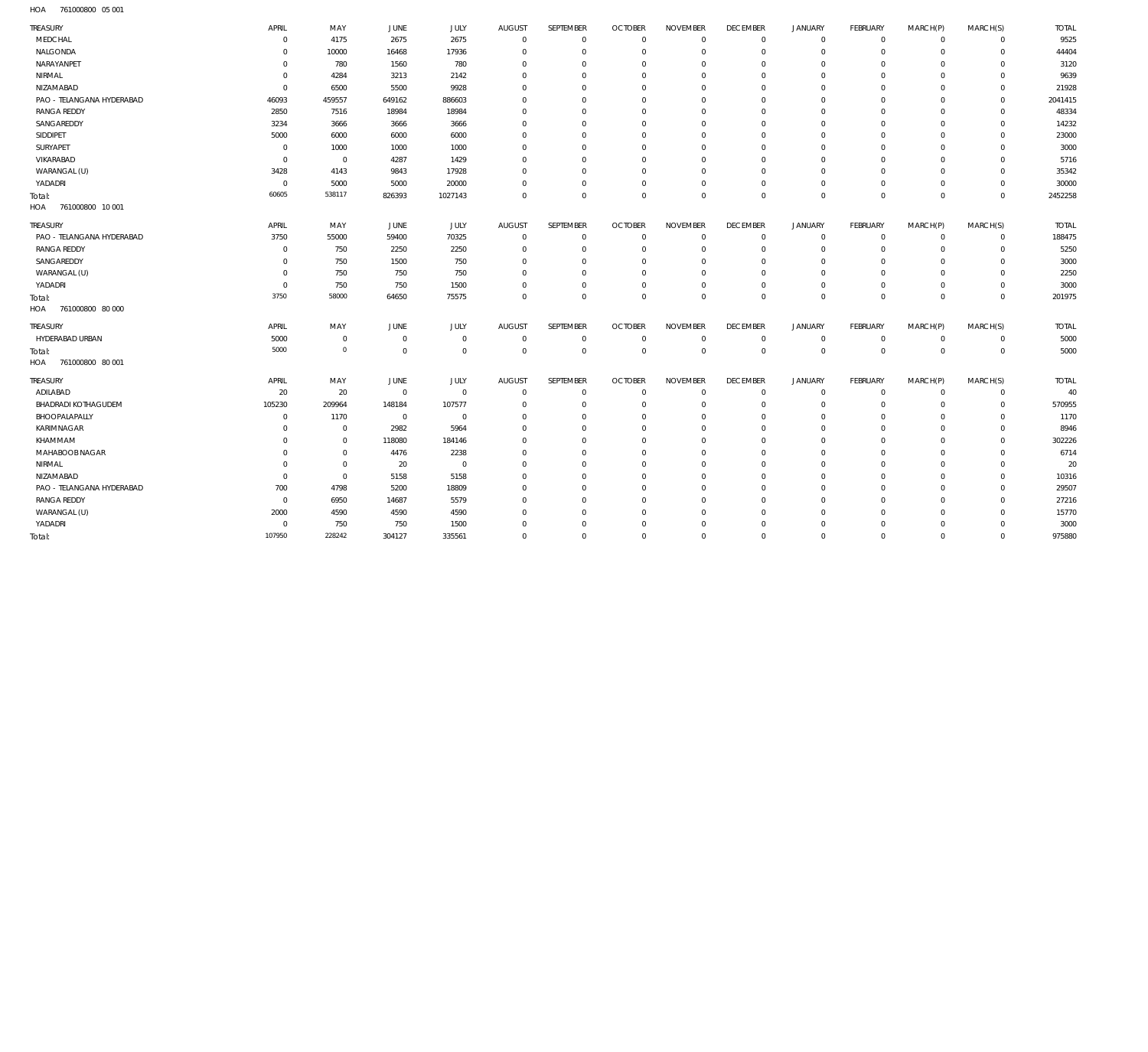HOA 761000800 05 001

| TREASURY | APRIL | MAY | JUNE | JULY | AUGUST | SEPTEMBER | OCTOBER | NOVEMBER | DECEMBER | JANUARY | FEBRUARY | MARCH(P) | MARCH(S) | TOTAL |
|---|---|---|---|---|---|---|---|---|---|---|---|---|---|---|
| MEDCHAL | 0 | 4175 | 2675 | 2675 | 0 | 0 | 0 | 0 | 0 | 0 | 0 | 0 | 0 | 9525 |
| NALGONDA | 0 | 10000 | 16468 | 17936 | 0 | 0 | 0 | 0 | 0 | 0 | 0 | 0 | 0 | 44404 |
| NARAYANPET | 0 | 780 | 1560 | 780 | 0 | 0 | 0 | 0 | 0 | 0 | 0 | 0 | 0 | 3120 |
| NIRMAL | 0 | 4284 | 3213 | 2142 | 0 | 0 | 0 | 0 | 0 | 0 | 0 | 0 | 0 | 9639 |
| NIZAMABAD | 0 | 6500 | 5500 | 9928 | 0 | 0 | 0 | 0 | 0 | 0 | 0 | 0 | 0 | 21928 |
| PAO - TELANGANA HYDERABAD | 46093 | 459557 | 649162 | 886603 | 0 | 0 | 0 | 0 | 0 | 0 | 0 | 0 | 0 | 2041415 |
| RANGA REDDY | 2850 | 7516 | 18984 | 18984 | 0 | 0 | 0 | 0 | 0 | 0 | 0 | 0 | 0 | 48334 |
| SANGAREDDY | 3234 | 3666 | 3666 | 3666 | 0 | 0 | 0 | 0 | 0 | 0 | 0 | 0 | 0 | 14232 |
| SIDDIPET | 5000 | 6000 | 6000 | 6000 | 0 | 0 | 0 | 0 | 0 | 0 | 0 | 0 | 0 | 23000 |
| SURYAPET | 0 | 1000 | 1000 | 1000 | 0 | 0 | 0 | 0 | 0 | 0 | 0 | 0 | 0 | 3000 |
| VIKARABAD | 0 | 0 | 4287 | 1429 | 0 | 0 | 0 | 0 | 0 | 0 | 0 | 0 | 0 | 5716 |
| WARANGAL (U) | 3428 | 4143 | 9843 | 17928 | 0 | 0 | 0 | 0 | 0 | 0 | 0 | 0 | 0 | 35342 |
| YADADRI | 0 | 5000 | 5000 | 20000 | 0 | 0 | 0 | 0 | 0 | 0 | 0 | 0 | 0 | 30000 |
| Total: | 60605 | 538117 | 826393 | 1027143 | 0 | 0 | 0 | 0 | 0 | 0 | 0 | 0 | 0 | 2452258 |

HOA 761000800 10 001

| TREASURY | APRIL | MAY | JUNE | JULY | AUGUST | SEPTEMBER | OCTOBER | NOVEMBER | DECEMBER | JANUARY | FEBRUARY | MARCH(P) | MARCH(S) | TOTAL |
|---|---|---|---|---|---|---|---|---|---|---|---|---|---|---|
| PAO - TELANGANA HYDERABAD | 3750 | 55000 | 59400 | 70325 | 0 | 0 | 0 | 0 | 0 | 0 | 0 | 0 | 0 | 188475 |
| RANGA REDDY | 0 | 750 | 2250 | 2250 | 0 | 0 | 0 | 0 | 0 | 0 | 0 | 0 | 0 | 5250 |
| SANGAREDDY | 0 | 750 | 1500 | 750 | 0 | 0 | 0 | 0 | 0 | 0 | 0 | 0 | 0 | 3000 |
| WARANGAL (U) | 0 | 750 | 750 | 750 | 0 | 0 | 0 | 0 | 0 | 0 | 0 | 0 | 0 | 2250 |
| YADADRI | 0 | 750 | 750 | 1500 | 0 | 0 | 0 | 0 | 0 | 0 | 0 | 0 | 0 | 3000 |
| Total: | 3750 | 58000 | 64650 | 75575 | 0 | 0 | 0 | 0 | 0 | 0 | 0 | 0 | 0 | 201975 |

HOA 761000800 80 000

| TREASURY | APRIL | MAY | JUNE | JULY | AUGUST | SEPTEMBER | OCTOBER | NOVEMBER | DECEMBER | JANUARY | FEBRUARY | MARCH(P) | MARCH(S) | TOTAL |
|---|---|---|---|---|---|---|---|---|---|---|---|---|---|---|
| HYDERABAD URBAN | 5000 | 0 | 0 | 0 | 0 | 0 | 0 | 0 | 0 | 0 | 0 | 0 | 0 | 5000 |
| Total: | 5000 | 0 | 0 | 0 | 0 | 0 | 0 | 0 | 0 | 0 | 0 | 0 | 0 | 5000 |

HOA 761000800 80 001

| TREASURY | APRIL | MAY | JUNE | JULY | AUGUST | SEPTEMBER | OCTOBER | NOVEMBER | DECEMBER | JANUARY | FEBRUARY | MARCH(P) | MARCH(S) | TOTAL |
|---|---|---|---|---|---|---|---|---|---|---|---|---|---|---|
| ADILABAD | 20 | 20 | 0 | 0 | 0 | 0 | 0 | 0 | 0 | 0 | 0 | 0 | 0 | 40 |
| BHADRADI KOTHAGUDEM | 105230 | 209964 | 148184 | 107577 | 0 | 0 | 0 | 0 | 0 | 0 | 0 | 0 | 0 | 570955 |
| BHOOPALAPALLY | 0 | 1170 | 0 | 0 | 0 | 0 | 0 | 0 | 0 | 0 | 0 | 0 | 0 | 1170 |
| KARIMNAGAR | 0 | 0 | 2982 | 5964 | 0 | 0 | 0 | 0 | 0 | 0 | 0 | 0 | 0 | 8946 |
| KHAMMAM | 0 | 0 | 118080 | 184146 | 0 | 0 | 0 | 0 | 0 | 0 | 0 | 0 | 0 | 302226 |
| MAHABOOB NAGAR | 0 | 0 | 4476 | 2238 | 0 | 0 | 0 | 0 | 0 | 0 | 0 | 0 | 0 | 6714 |
| NIRMAL | 0 | 0 | 20 | 0 | 0 | 0 | 0 | 0 | 0 | 0 | 0 | 0 | 0 | 20 |
| NIZAMABAD | 0 | 0 | 5158 | 5158 | 0 | 0 | 0 | 0 | 0 | 0 | 0 | 0 | 0 | 10316 |
| PAO - TELANGANA HYDERABAD | 700 | 4798 | 5200 | 18809 | 0 | 0 | 0 | 0 | 0 | 0 | 0 | 0 | 0 | 29507 |
| RANGA REDDY | 0 | 6950 | 14687 | 5579 | 0 | 0 | 0 | 0 | 0 | 0 | 0 | 0 | 0 | 27216 |
| WARANGAL (U) | 2000 | 4590 | 4590 | 4590 | 0 | 0 | 0 | 0 | 0 | 0 | 0 | 0 | 0 | 15770 |
| YADADRI | 0 | 750 | 750 | 1500 | 0 | 0 | 0 | 0 | 0 | 0 | 0 | 0 | 0 | 3000 |
| Total: | 107950 | 228242 | 304127 | 335561 | 0 | 0 | 0 | 0 | 0 | 0 | 0 | 0 | 0 | 975880 |